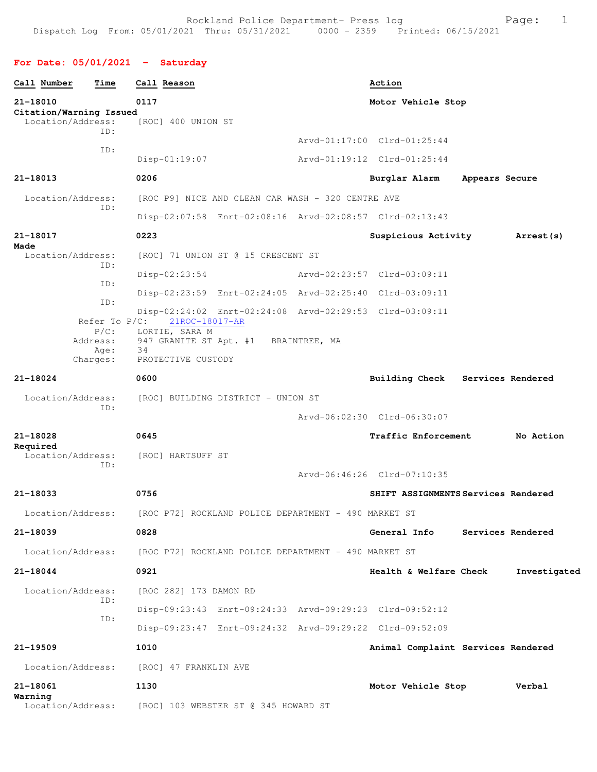Rockland Police Department- Press log
Dispatch Log From: 05/01/2021 Thru: 05/31/2021 0000 - 2359 Printed: 06/15/2021

## For Date: 05/01/2021 - Saturday

| Call Number | Time | Call Reason | Action |
|---|---|---|---|

**21-18010** 0117 **Motor Vehicle Stop** **Citation/Warning Issued**
Location/Address: [ROC] 400 UNION ST
ID: Arvd-01:17:00 Clrd-01:25:44
ID: Disp-01:19:07 Arvd-01:19:12 Clrd-01:25:44

**21-18013** 0206 **Burglar Alarm** **Appears Secure**
Location/Address: [ROC P9] NICE AND CLEAN CAR WASH - 320 CENTRE AVE
ID: Disp-02:07:58 Enrt-02:08:16 Arvd-02:08:57 Clrd-02:13:43

**21-18017** 0223 **Suspicious Activity** **Arrest(s) Made**
Location/Address: [ROC] 71 UNION ST @ 15 CRESCENT ST
ID: Disp-02:23:54 Arvd-02:23:57 Clrd-03:09:11
ID: Disp-02:23:59 Enrt-02:24:05 Arvd-02:25:40 Clrd-03:09:11
ID: Disp-02:24:02 Enrt-02:24:08 Arvd-02:29:53 Clrd-03:09:11
Refer To P/C: 21ROC-18017-AR
P/C: LORTIE, SARA M
Address: 947 GRANITE ST Apt. #1 BRAINTREE, MA
Age: 34
Charges: PROTECTIVE CUSTODY

**21-18024** 0600 **Building Check** **Services Rendered**
Location/Address: [ROC] BUILDING DISTRICT - UNION ST
ID: Arvd-06:02:30 Clrd-06:30:07

**21-18028** 0645 **Traffic Enforcement** **No Action Required**
Location/Address: [ROC] HARTSUFF ST
ID: Arvd-06:46:26 Clrd-07:10:35

**21-18033** 0756 **SHIFT ASSIGNMENTS** **Services Rendered**
Location/Address: [ROC P72] ROCKLAND POLICE DEPARTMENT - 490 MARKET ST

**21-18039** 0828 **General Info** **Services Rendered**
Location/Address: [ROC P72] ROCKLAND POLICE DEPARTMENT - 490 MARKET ST

**21-18044** 0921 **Health & Welfare Check** **Investigated**
Location/Address: [ROC 282] 173 DAMON RD
ID: Disp-09:23:43 Enrt-09:24:33 Arvd-09:29:23 Clrd-09:52:12
ID: Disp-09:23:47 Enrt-09:24:32 Arvd-09:29:22 Clrd-09:52:09

**21-19509** 1010 **Animal Complaint** **Services Rendered**
Location/Address: [ROC] 47 FRANKLIN AVE

**21-18061** 1130 **Motor Vehicle Stop** **Verbal Warning**
Location/Address: [ROC] 103 WEBSTER ST @ 345 HOWARD ST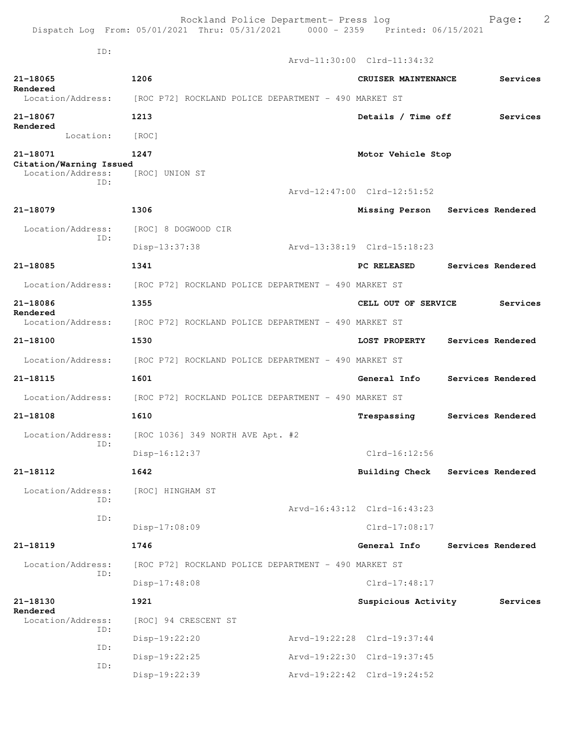```
            ID:
                                                  Arvd-11:30:00  Clrd-11:34:32

21-18065             1206                                    CRUISER MAINTENANCE        Services
Rendered
  Location/Address:   [ROC P72] ROCKLAND POLICE DEPARTMENT - 490 MARKET ST

21-18067             1213                                    Details / Time off         Services
Rendered
         Location:    [ROC]

21-18071             1247                                    Motor Vehicle Stop
Citation/Warning Issued
  Location/Address:   [ROC] UNION ST
            ID:
                                                  Arvd-12:47:00  Clrd-12:51:52

21-18079             1306                                    Missing Person    Services Rendered

  Location/Address:   [ROC] 8 DOGWOOD CIR
            ID:
                      Disp-13:37:38               Arvd-13:38:19  Clrd-15:18:23

21-18085             1341                                    PC RELEASED       Services Rendered

  Location/Address:   [ROC P72] ROCKLAND POLICE DEPARTMENT - 490 MARKET ST

21-18086             1355                                    CELL OUT OF SERVICE        Services
Rendered
  Location/Address:   [ROC P72] ROCKLAND POLICE DEPARTMENT - 490 MARKET ST

21-18100             1530                                    LOST PROPERTY     Services Rendered

  Location/Address:   [ROC P72] ROCKLAND POLICE DEPARTMENT - 490 MARKET ST

21-18115             1601                                    General Info      Services Rendered

  Location/Address:   [ROC P72] ROCKLAND POLICE DEPARTMENT - 490 MARKET ST

21-18108             1610                                    Trespassing       Services Rendered

  Location/Address:   [ROC 1036] 349 NORTH AVE Apt. #2
            ID:
                      Disp-16:12:37                              Clrd-16:12:56

21-18112             1642                                    Building Check    Services Rendered

  Location/Address:   [ROC] HINGHAM ST
            ID:
                                                  Arvd-16:43:12  Clrd-16:43:23
            ID:
                      Disp-17:08:09                              Clrd-17:08:17

21-18119             1746                                    General Info      Services Rendered

  Location/Address:   [ROC P72] ROCKLAND POLICE DEPARTMENT - 490 MARKET ST
            ID:
                      Disp-17:48:08                              Clrd-17:48:17

21-18130             1921                                    Suspicious Activity        Services
Rendered
  Location/Address:   [ROC] 94 CRESCENT ST
            ID:
                      Disp-19:22:20               Arvd-19:22:28  Clrd-19:37:44
            ID:
                      Disp-19:22:25               Arvd-19:22:30  Clrd-19:37:45
            ID:
                      Disp-19:22:39               Arvd-19:22:42  Clrd-19:24:52
```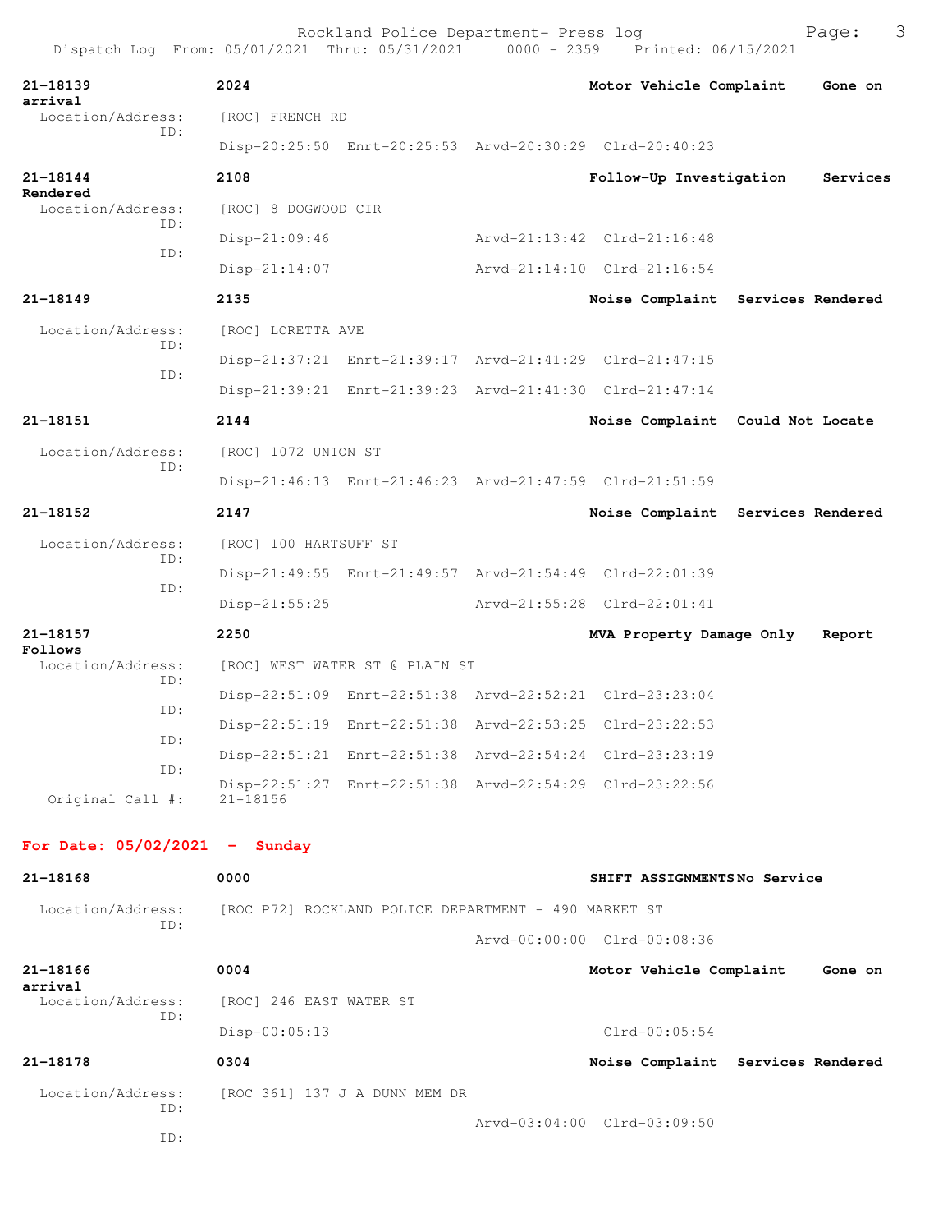**21-18139** 2024 **Motor Vehicle Complaint Gone on arrival**

Location/Address: [ROC] FRENCH RD

ID:

Disp-20:25:50 Enrt-20:25:53 Arvd-20:30:29 Clrd-20:40:23

**21-18144** 2108 **Follow-Up Investigation Services Rendered**

Location/Address: [ROC] 8 DOGWOOD CIR

ID:

Disp-21:09:46 Arvd-21:13:42 Clrd-21:16:48

ID:

Disp-21:14:07 Arvd-21:14:10 Clrd-21:16:54

**21-18149** 2135 **Noise Complaint Services Rendered**

Location/Address: [ROC] LORETTA AVE

ID:

Disp-21:37:21 Enrt-21:39:17 Arvd-21:41:29 Clrd-21:47:15

ID:

Disp-21:39:21 Enrt-21:39:23 Arvd-21:41:30 Clrd-21:47:14

**21-18151** 2144 **Noise Complaint Could Not Locate**

Location/Address: [ROC] 1072 UNION ST

ID:

Disp-21:46:13 Enrt-21:46:23 Arvd-21:47:59 Clrd-21:51:59

**21-18152** 2147 **Noise Complaint Services Rendered**

Location/Address: [ROC] 100 HARTSUFF ST

ID:

Disp-21:49:55 Enrt-21:49:57 Arvd-21:54:49 Clrd-22:01:39

ID:

Disp-21:55:25 Arvd-21:55:28 Clrd-22:01:41

**21-18157** 2250 **MVA Property Damage Only Report Follows**

Location/Address: [ROC] WEST WATER ST @ PLAIN ST

ID:

Disp-22:51:09 Enrt-22:51:38 Arvd-22:52:21 Clrd-23:23:04

ID:

Disp-22:51:19 Enrt-22:51:38 Arvd-22:53:25 Clrd-23:22:53

ID:

Disp-22:51:21 Enrt-22:51:38 Arvd-22:54:24 Clrd-23:23:19

ID:

Disp-22:51:27 Enrt-22:51:38 Arvd-22:54:29 Clrd-23:22:56

Original Call #: 21-18156

## For Date: 05/02/2021 - Sunday

**21-18168** 0000 **SHIFT ASSIGNMENTS No Service**

Location/Address: [ROC P72] ROCKLAND POLICE DEPARTMENT - 490 MARKET ST

ID:

Arvd-00:00:00 Clrd-00:08:36

**21-18166** 0004 **Motor Vehicle Complaint Gone on arrival**

Location/Address: [ROC] 246 EAST WATER ST

ID:

Disp-00:05:13 Clrd-00:05:54

**21-18178** 0304 **Noise Complaint Services Rendered**

Location/Address: [ROC 361] 137 J A DUNN MEM DR

ID:

Arvd-03:04:00 Clrd-03:09:50

ID: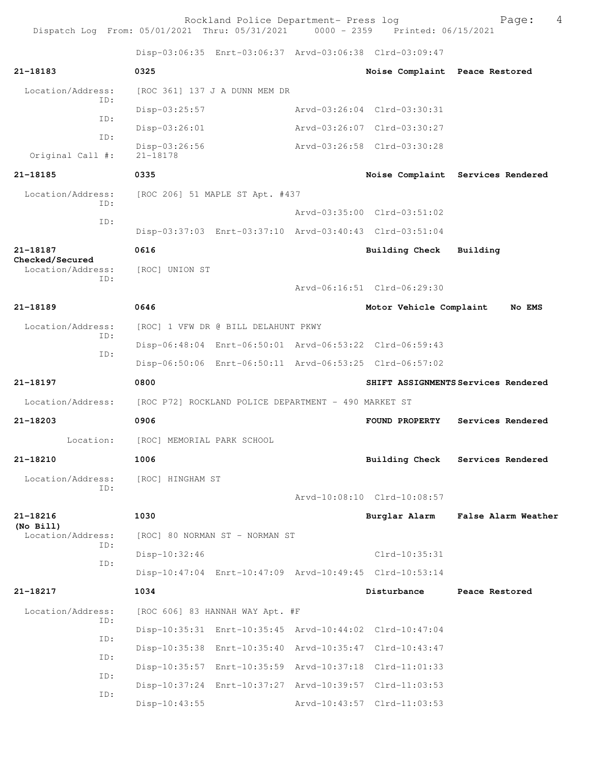Disp-03:06:35 Enrt-03:06:37 Arvd-03:06:38 Clrd-03:09:47

**21-18183** 0325 Noise Complaint Peace Restored

Location/Address: [ROC 361] 137 J A DUNN MEM DR
ID: Disp-03:25:57 Arvd-03:26:04 Clrd-03:30:31
ID: Disp-03:26:01 Arvd-03:26:07 Clrd-03:30:27
ID: Disp-03:26:56 Arvd-03:26:58 Clrd-03:30:28
Original Call #: 21-18178

**21-18185** 0335 Noise Complaint Services Rendered

Location/Address: [ROC 206] 51 MAPLE ST Apt. #437
ID: Arvd-03:35:00 Clrd-03:51:02
ID: Disp-03:37:03 Enrt-03:37:10 Arvd-03:40:43 Clrd-03:51:04

**21-18187** 0616 Building Check Building Checked/Secured

Location/Address: [ROC] UNION ST
ID: Arvd-06:16:51 Clrd-06:29:30

**21-18189** 0646 Motor Vehicle Complaint No EMS

Location/Address: [ROC] 1 VFW DR @ BILL DELAHUNT PKWY
ID: Disp-06:48:04 Enrt-06:50:01 Arvd-06:53:22 Clrd-06:59:43
ID: Disp-06:50:06 Enrt-06:50:11 Arvd-06:53:25 Clrd-06:57:02

**21-18197** 0800 SHIFT ASSIGNMENTS Services Rendered

Location/Address: [ROC P72] ROCKLAND POLICE DEPARTMENT - 490 MARKET ST

**21-18203** 0906 FOUND PROPERTY Services Rendered

Location: [ROC] MEMORIAL PARK SCHOOL

**21-18210** 1006 Building Check Services Rendered

Location/Address: [ROC] HINGHAM ST
ID: Arvd-10:08:10 Clrd-10:08:57

**21-18216** 1030 Burglar Alarm False Alarm Weather (No Bill)

Location/Address: [ROC] 80 NORMAN ST - NORMAN ST
ID: Disp-10:32:46 Clrd-10:35:31
ID: Disp-10:47:04 Enrt-10:47:09 Arvd-10:49:45 Clrd-10:53:14

**21-18217** 1034 Disturbance Peace Restored

Location/Address: [ROC 606] 83 HANNAH WAY Apt. #F
ID: Disp-10:35:31 Enrt-10:35:45 Arvd-10:44:02 Clrd-10:47:04
ID: Disp-10:35:38 Enrt-10:35:40 Arvd-10:35:47 Clrd-10:43:47
ID: Disp-10:35:57 Enrt-10:35:59 Arvd-10:37:18 Clrd-11:01:33
ID: Disp-10:37:24 Enrt-10:37:27 Arvd-10:39:57 Clrd-11:03:53
ID: Disp-10:43:55 Arvd-10:43:57 Clrd-11:03:53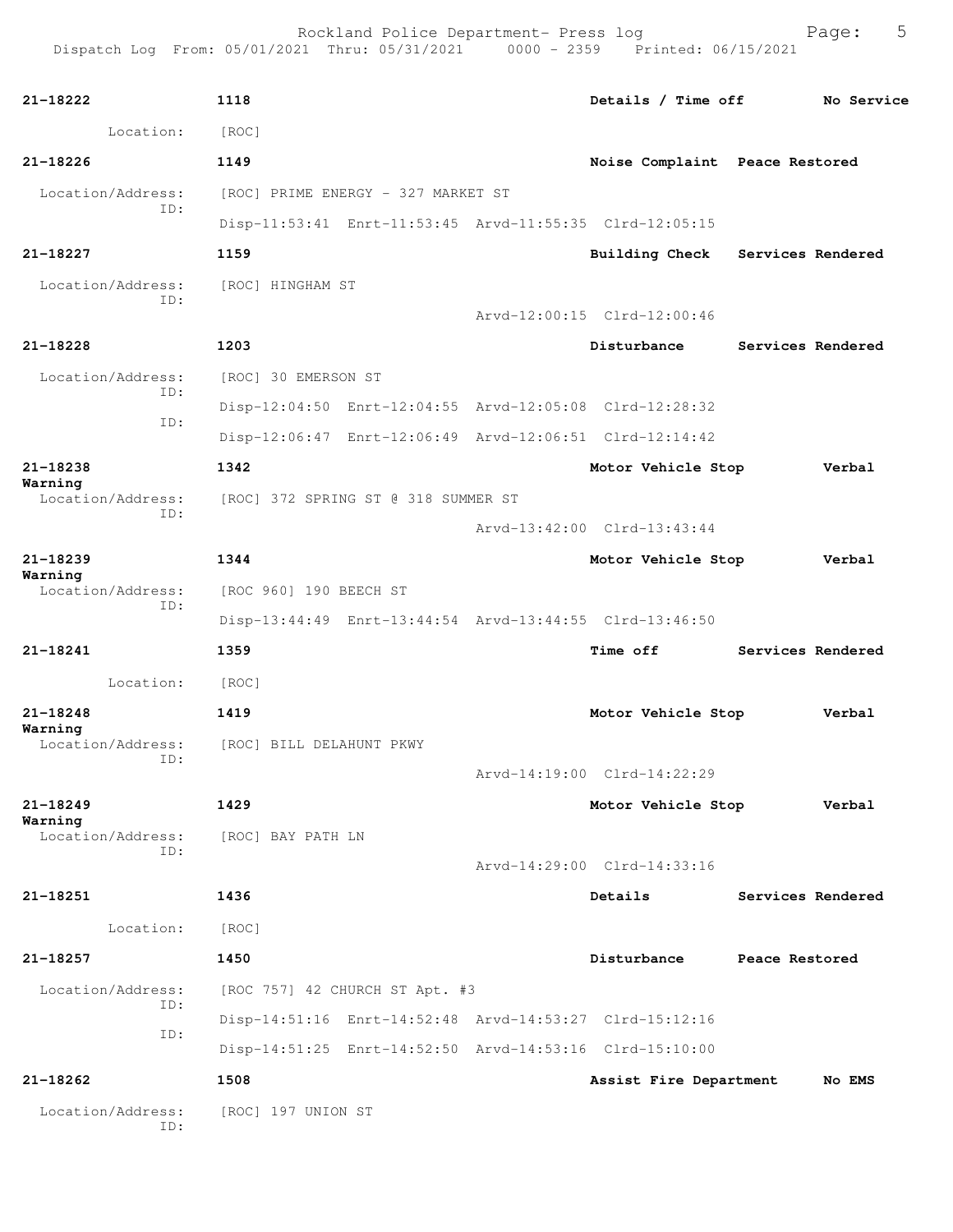21-18222 1118 Details / Time off No Service

Location: [ROC]

21-18226 1149 Noise Complaint Peace Restored

Location/Address: [ROC] PRIME ENERGY - 327 MARKET ST
ID:
Disp-11:53:41 Enrt-11:53:45 Arvd-11:55:35 Clrd-12:05:15

21-18227 1159 Building Check Services Rendered

Location/Address: [ROC] HINGHAM ST
ID:
Arvd-12:00:15 Clrd-12:00:46

21-18228 1203 Disturbance Services Rendered

Location/Address: [ROC] 30 EMERSON ST
ID:
Disp-12:04:50 Enrt-12:04:55 Arvd-12:05:08 Clrd-12:28:32
ID:
Disp-12:06:47 Enrt-12:06:49 Arvd-12:06:51 Clrd-12:14:42

21-18238 1342 Motor Vehicle Stop Verbal Warning

Location/Address: [ROC] 372 SPRING ST @ 318 SUMMER ST
ID:
Arvd-13:42:00 Clrd-13:43:44

21-18239 1344 Motor Vehicle Stop Verbal Warning

Location/Address: [ROC 960] 190 BEECH ST
ID:
Disp-13:44:49 Enrt-13:44:54 Arvd-13:44:55 Clrd-13:46:50

21-18241 1359 Time off Services Rendered

Location: [ROC]

21-18248 1419 Motor Vehicle Stop Verbal Warning

Location/Address: [ROC] BILL DELAHUNT PKWY
ID:
Arvd-14:19:00 Clrd-14:22:29

21-18249 1429 Motor Vehicle Stop Verbal Warning

Location/Address: [ROC] BAY PATH LN
ID:
Arvd-14:29:00 Clrd-14:33:16

21-18251 1436 Details Services Rendered

Location: [ROC]

21-18257 1450 Disturbance Peace Restored

Location/Address: [ROC 757] 42 CHURCH ST Apt. #3
ID:
Disp-14:51:16 Enrt-14:52:48 Arvd-14:53:27 Clrd-15:12:16
ID:
Disp-14:51:25 Enrt-14:52:50 Arvd-14:53:16 Clrd-15:10:00

21-18262 1508 Assist Fire Department No EMS

Location/Address: [ROC] 197 UNION ST
ID: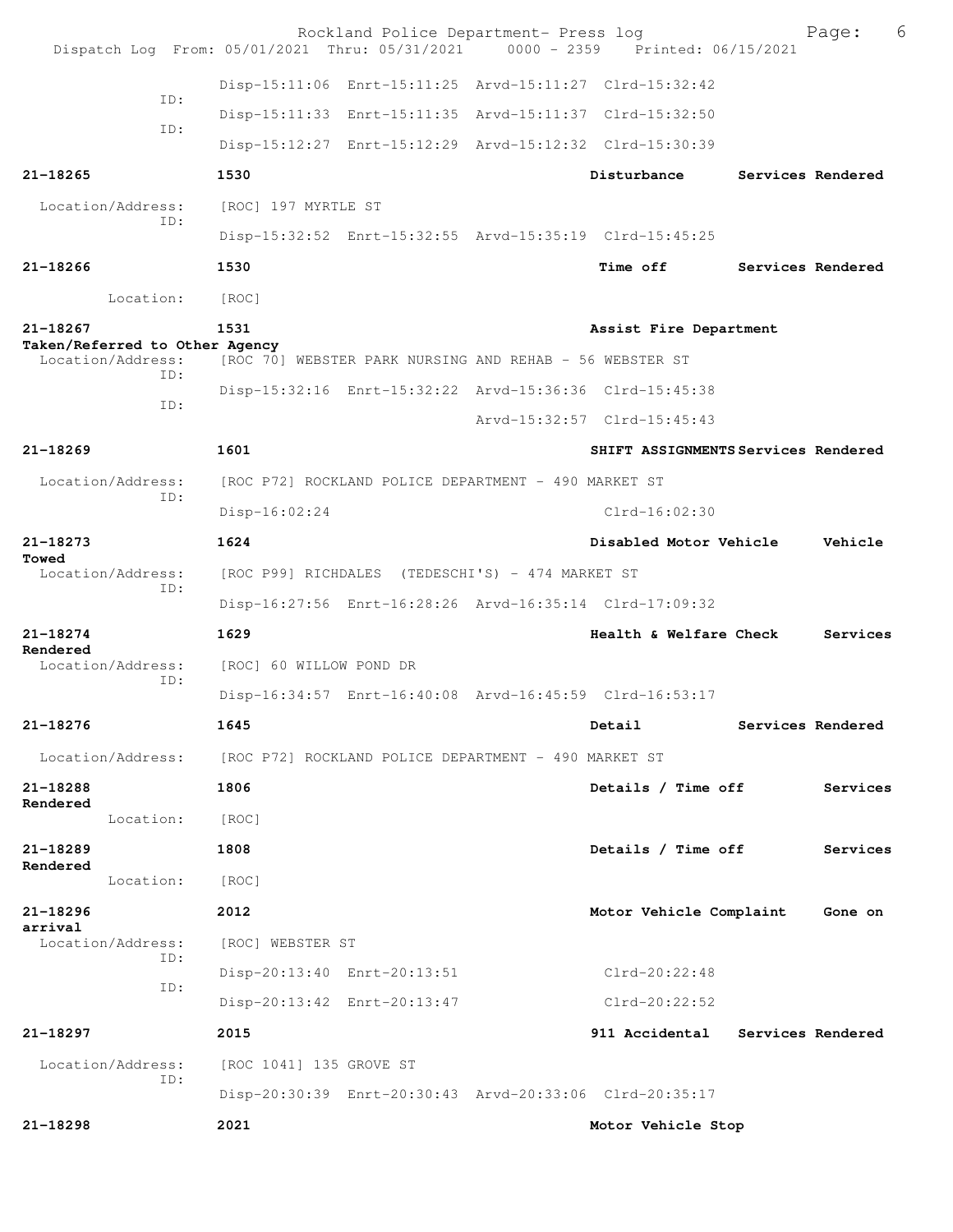Disp-15:11:06 Enrt-15:11:25 Arvd-15:11:27 Clrd-15:32:42

ID:

Disp-15:11:33 Enrt-15:11:35 Arvd-15:11:37 Clrd-15:32:50

ID:

Disp-15:12:27 Enrt-15:12:29 Arvd-15:12:32 Clrd-15:30:39

**21-18265** **1530** **Disturbance** **Services Rendered**

Location/Address: [ROC] 197 MYRTLE ST

ID:

Disp-15:32:52 Enrt-15:32:55 Arvd-15:35:19 Clrd-15:45:25

**21-18266** **1530** **Time off** **Services Rendered**

Location: [ROC]

**21-18267** **1531** **Assist Fire Department**
**Taken/Referred to Other Agency**

Location/Address: [ROC 70] WEBSTER PARK NURSING AND REHAB - 56 WEBSTER ST

ID:

Disp-15:32:16 Enrt-15:32:22 Arvd-15:36:36 Clrd-15:45:38

ID:

Arvd-15:32:57 Clrd-15:45:43

**21-18269** **1601** **SHIFT ASSIGNMENTS Services Rendered**

Location/Address: [ROC P72] ROCKLAND POLICE DEPARTMENT - 490 MARKET ST

ID:

Disp-16:02:24 Clrd-16:02:30

**21-18273** **1624** **Disabled Motor Vehicle** **Vehicle Towed**

Location/Address: [ROC P99] RICHDALES (TEDESCHI'S) - 474 MARKET ST

ID:

Disp-16:27:56 Enrt-16:28:26 Arvd-16:35:14 Clrd-17:09:32

**21-18274** **1629** **Health & Welfare Check** **Services Rendered**

Location/Address: [ROC] 60 WILLOW POND DR

ID:

Disp-16:34:57 Enrt-16:40:08 Arvd-16:45:59 Clrd-16:53:17

**21-18276** **1645** **Detail** **Services Rendered**

Location/Address: [ROC P72] ROCKLAND POLICE DEPARTMENT - 490 MARKET ST

**21-18288** **1806** **Details / Time off** **Services Rendered**

Location: [ROC]

**21-18289** **1808** **Details / Time off** **Services Rendered**

Location: [ROC]

**21-18296** **2012** **Motor Vehicle Complaint** **Gone on arrival**

Location/Address: [ROC] WEBSTER ST

ID:

Disp-20:13:40 Enrt-20:13:51 Clrd-20:22:48

ID:

Disp-20:13:42 Enrt-20:13:47 Clrd-20:22:52

**21-18297** **2015** **911 Accidental** **Services Rendered**

Location/Address: [ROC 1041] 135 GROVE ST

ID:

Disp-20:30:39 Enrt-20:30:43 Arvd-20:33:06 Clrd-20:35:17

**21-18298** **2021** **Motor Vehicle Stop**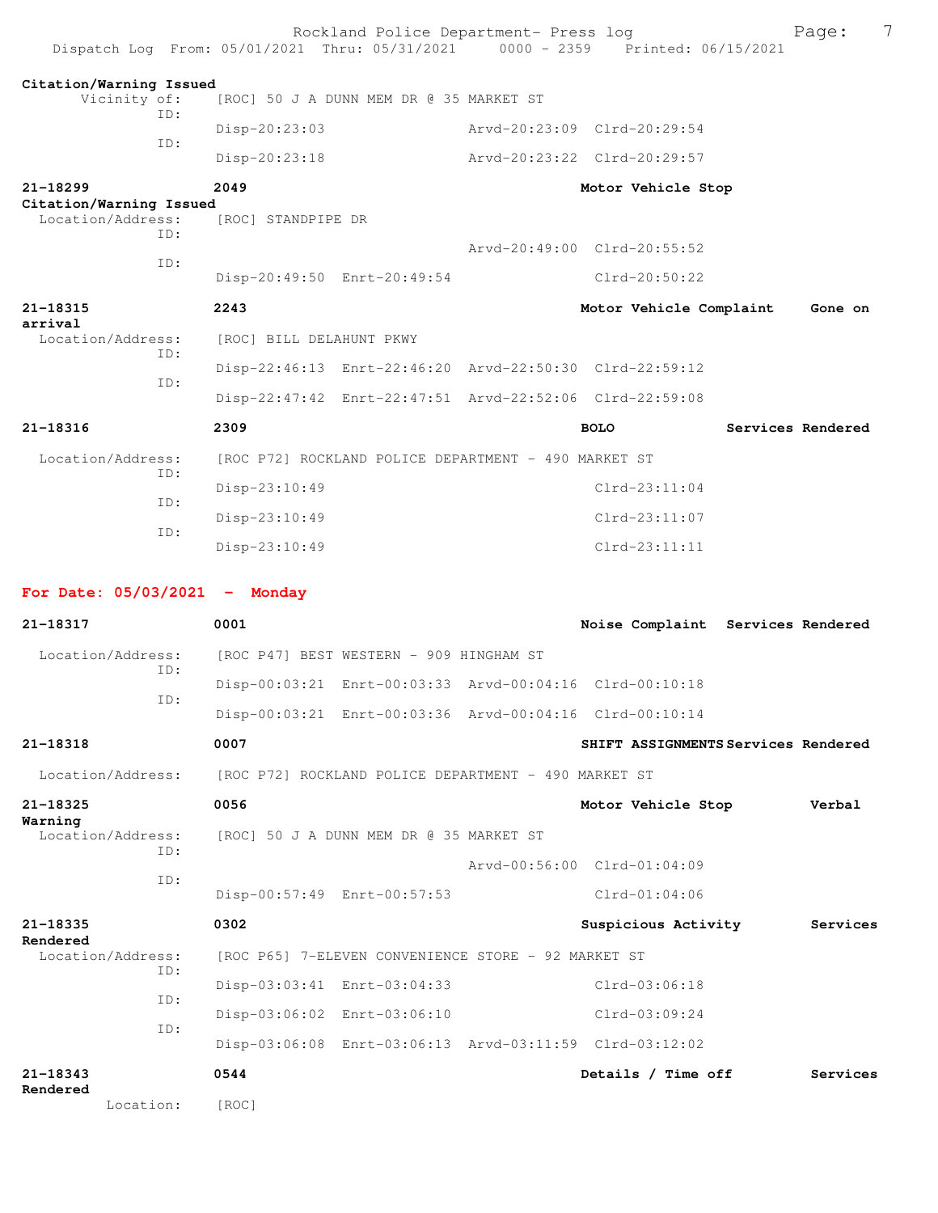**Citation/Warning Issued**

Vicinity of: [ROC] 50 J A DUNN MEM DR @ 35 MARKET ST

ID: Disp-20:23:03 Arvd-20:23:09 Clrd-20:29:54

ID: Disp-20:23:18 Arvd-20:23:22 Clrd-20:29:57

**21-18299 2049 Motor Vehicle Stop**

**Citation/Warning Issued**

Location/Address: [ROC] STANDPIPE DR

ID: Arvd-20:49:00 Clrd-20:55:52

ID: Disp-20:49:50 Enrt-20:49:54 Clrd-20:50:22

**21-18315 2243 Motor Vehicle Complaint Gone on arrival**

Location/Address: [ROC] BILL DELAHUNT PKWY

ID: Disp-22:46:13 Enrt-22:46:20 Arvd-22:50:30 Clrd-22:59:12

ID: Disp-22:47:42 Enrt-22:47:51 Arvd-22:52:06 Clrd-22:59:08

**21-18316 2309 BOLO Services Rendered**

Location/Address: [ROC P72] ROCKLAND POLICE DEPARTMENT - 490 MARKET ST

ID: Disp-23:10:49 Clrd-23:11:04

ID: Disp-23:10:49 Clrd-23:11:07

ID: Disp-23:10:49 Clrd-23:11:11

## For Date: 05/03/2021 - Monday

**21-18317 0001 Noise Complaint Services Rendered**

Location/Address: [ROC P47] BEST WESTERN - 909 HINGHAM ST

ID: Disp-00:03:21 Enrt-00:03:33 Arvd-00:04:16 Clrd-00:10:18

ID: Disp-00:03:21 Enrt-00:03:36 Arvd-00:04:16 Clrd-00:10:14

**21-18318 0007 SHIFT ASSIGNMENTS Services Rendered**

Location/Address: [ROC P72] ROCKLAND POLICE DEPARTMENT - 490 MARKET ST

**21-18325 0056 Motor Vehicle Stop Verbal Warning**

Location/Address: [ROC] 50 J A DUNN MEM DR @ 35 MARKET ST

ID: Arvd-00:56:00 Clrd-01:04:09

ID: Disp-00:57:49 Enrt-00:57:53 Clrd-01:04:06

**21-18335 0302 Suspicious Activity Services Rendered**

Location/Address: [ROC P65] 7-ELEVEN CONVENIENCE STORE - 92 MARKET ST

ID: Disp-03:03:41 Enrt-03:04:33 Clrd-03:06:18

ID: Disp-03:06:02 Enrt-03:06:10 Clrd-03:09:24

ID: Disp-03:06:08 Enrt-03:06:13 Arvd-03:11:59 Clrd-03:12:02

**21-18343 0544 Details / Time off Services Rendered**

Location: [ROC]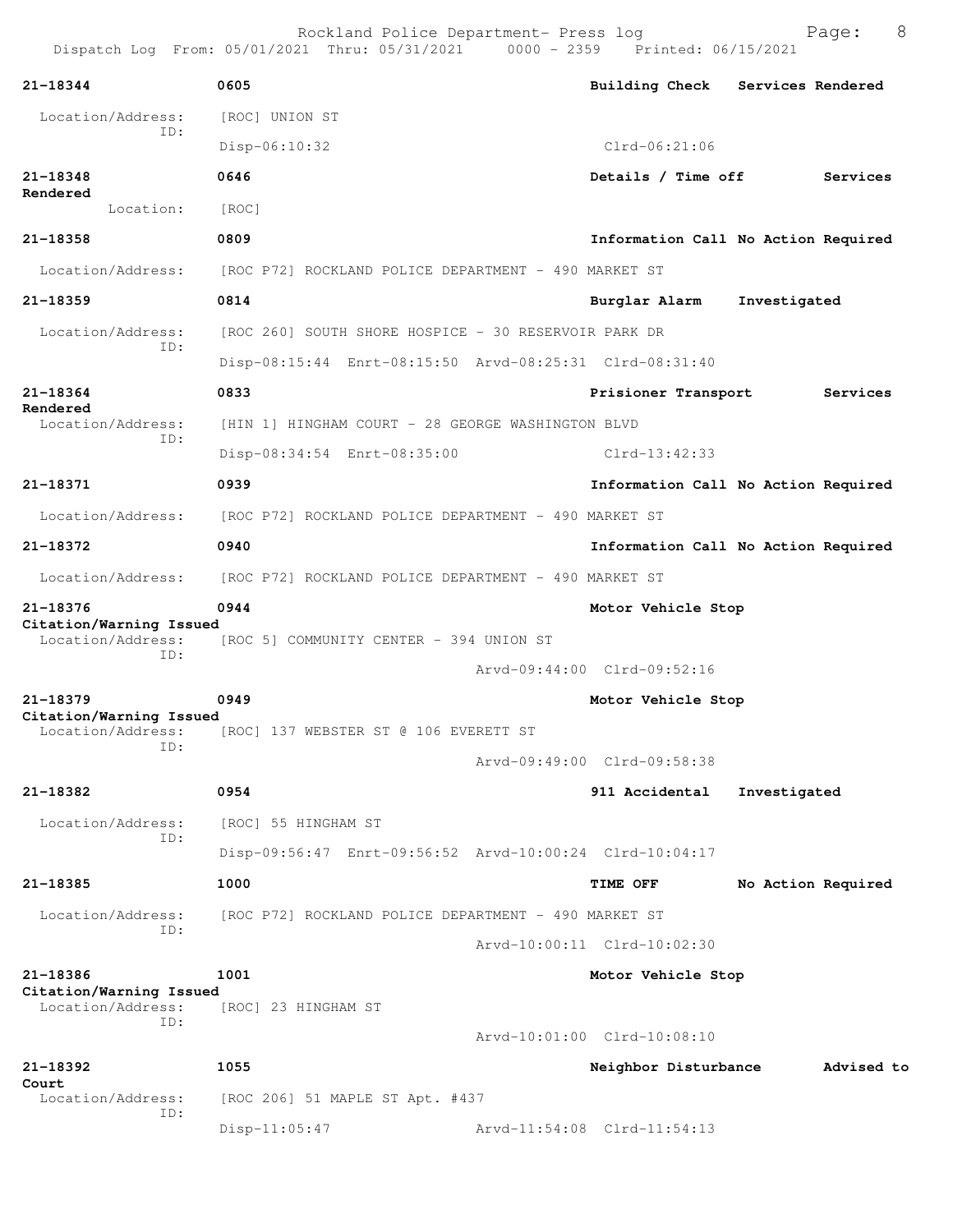| Call # | Time | Call Reason | Action |
|---|---|---|---|
| 21-18344 | 0605 | Building Check | Services Rendered |

Location/Address: [ROC] UNION ST
ID:
Disp-06:10:32 Clrd-06:21:06

| Call # | Time | Call Reason | Action |
|---|---|---|---|
| 21-18348 | 0646 | Details / Time off | Services Rendered |

Location: [ROC]

| Call # | Time | Call Reason | Action |
|---|---|---|---|
| 21-18358 | 0809 | Information Call | No Action Required |

Location/Address: [ROC P72] ROCKLAND POLICE DEPARTMENT - 490 MARKET ST

| Call # | Time | Call Reason | Action |
|---|---|---|---|
| 21-18359 | 0814 | Burglar Alarm | Investigated |

Location/Address: [ROC 260] SOUTH SHORE HOSPICE - 30 RESERVOIR PARK DR
ID:
Disp-08:15:44 Enrt-08:15:50 Arvd-08:25:31 Clrd-08:31:40

| Call # | Time | Call Reason | Action |
|---|---|---|---|
| 21-18364 | 0833 | Prisioner Transport | Services Rendered |

Location/Address: [HIN 1] HINGHAM COURT - 28 GEORGE WASHINGTON BLVD
ID:
Disp-08:34:54 Enrt-08:35:00 Clrd-13:42:33

| Call # | Time | Call Reason | Action |
|---|---|---|---|
| 21-18371 | 0939 | Information Call | No Action Required |

Location/Address: [ROC P72] ROCKLAND POLICE DEPARTMENT - 490 MARKET ST

| Call # | Time | Call Reason | Action |
|---|---|---|---|
| 21-18372 | 0940 | Information Call | No Action Required |

Location/Address: [ROC P72] ROCKLAND POLICE DEPARTMENT - 490 MARKET ST

| Call # | Time | Call Reason | Action |
|---|---|---|---|
| 21-18376 | 0944 | Motor Vehicle Stop | Citation/Warning Issued |

Location/Address: [ROC 5] COMMUNITY CENTER - 394 UNION ST
ID:
Arvd-09:44:00 Clrd-09:52:16

| Call # | Time | Call Reason | Action |
|---|---|---|---|
| 21-18379 | 0949 | Motor Vehicle Stop | Citation/Warning Issued |

Location/Address: [ROC] 137 WEBSTER ST @ 106 EVERETT ST
ID:
Arvd-09:49:00 Clrd-09:58:38

| Call # | Time | Call Reason | Action |
|---|---|---|---|
| 21-18382 | 0954 | 911 Accidental | Investigated |

Location/Address: [ROC] 55 HINGHAM ST
ID:
Disp-09:56:47 Enrt-09:56:52 Arvd-10:00:24 Clrd-10:04:17

| Call # | Time | Call Reason | Action |
|---|---|---|---|
| 21-18385 | 1000 | TIME OFF | No Action Required |

Location/Address: [ROC P72] ROCKLAND POLICE DEPARTMENT - 490 MARKET ST
ID:
Arvd-10:00:11 Clrd-10:02:30

| Call # | Time | Call Reason | Action |
|---|---|---|---|
| 21-18386 | 1001 | Motor Vehicle Stop | Citation/Warning Issued |

Location/Address: [ROC] 23 HINGHAM ST
ID:
Arvd-10:01:00 Clrd-10:08:10

| Call # | Time | Call Reason | Action |
|---|---|---|---|
| 21-18392 | 1055 | Neighbor Disturbance | Advised to Court |

Location/Address: [ROC 206] 51 MAPLE ST Apt. #437
ID:
Disp-11:05:47 Arvd-11:54:08 Clrd-11:54:13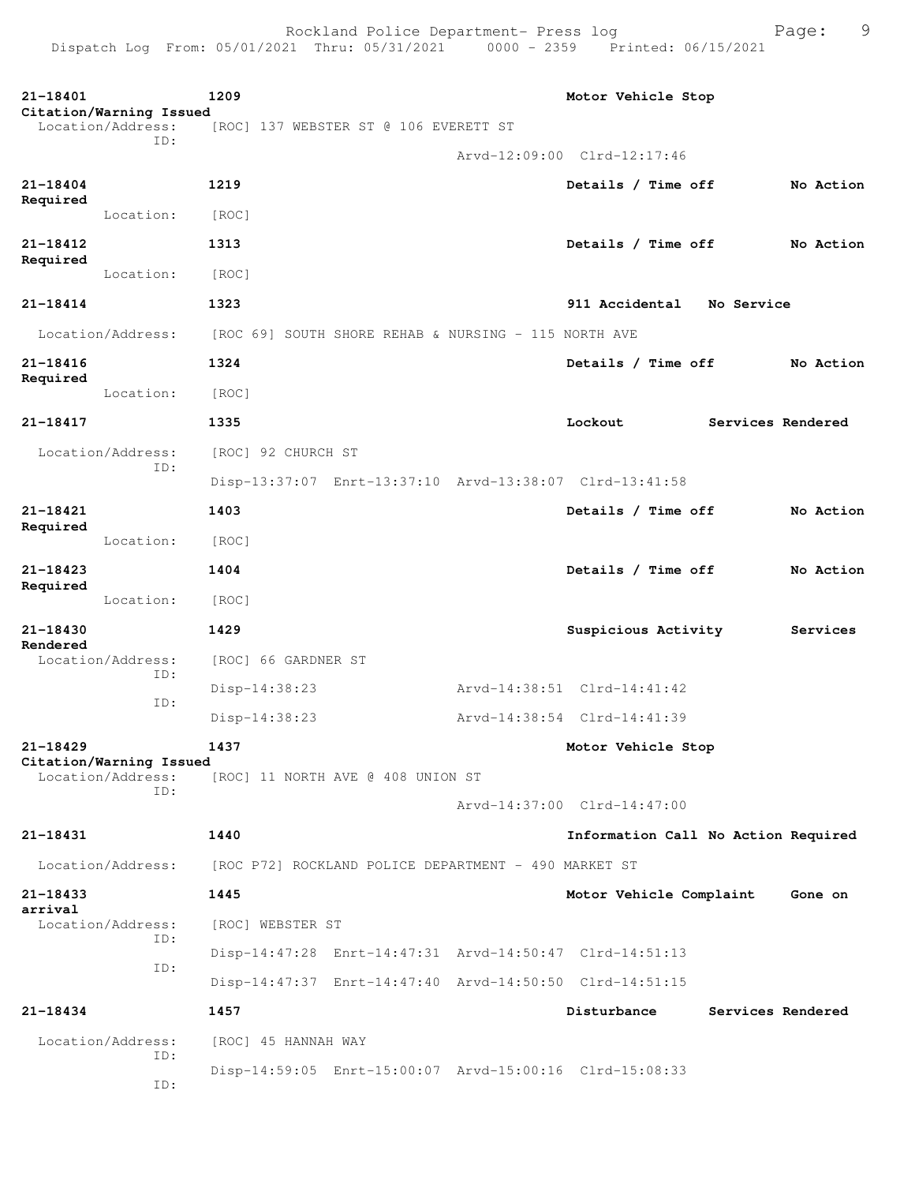**21-18401** 1209 Motor Vehicle Stop
**Citation/Warning Issued**
Location/Address: [ROC] 137 WEBSTER ST @ 106 EVERETT ST
ID:
Arvd-12:09:00 Clrd-12:17:46

**21-18404** 1219 Details / Time off No Action Required
Location: [ROC]

**21-18412** 1313 Details / Time off No Action Required
Location: [ROC]

**21-18414** 1323 911 Accidental No Service
Location/Address: [ROC 69] SOUTH SHORE REHAB & NURSING - 115 NORTH AVE

**21-18416** 1324 Details / Time off No Action Required
Location: [ROC]

**21-18417** 1335 Lockout Services Rendered
Location/Address: [ROC] 92 CHURCH ST
ID:
Disp-13:37:07 Enrt-13:37:10 Arvd-13:38:07 Clrd-13:41:58

**21-18421** 1403 Details / Time off No Action Required
Location: [ROC]

**21-18423** 1404 Details / Time off No Action Required
Location: [ROC]

**21-18430** 1429 Suspicious Activity Services Rendered
Location/Address: [ROC] 66 GARDNER ST
ID:
Disp-14:38:23 Arvd-14:38:51 Clrd-14:41:42
ID:
Disp-14:38:23 Arvd-14:38:54 Clrd-14:41:39

**21-18429** 1437 Motor Vehicle Stop
**Citation/Warning Issued**
Location/Address: [ROC] 11 NORTH AVE @ 408 UNION ST
ID:
Arvd-14:37:00 Clrd-14:47:00

**21-18431** 1440 Information Call No Action Required
Location/Address: [ROC P72] ROCKLAND POLICE DEPARTMENT - 490 MARKET ST

**21-18433** 1445 Motor Vehicle Complaint Gone on arrival
Location/Address: [ROC] WEBSTER ST
ID:
Disp-14:47:28 Enrt-14:47:31 Arvd-14:50:47 Clrd-14:51:13
ID:
Disp-14:47:37 Enrt-14:47:40 Arvd-14:50:50 Clrd-14:51:15

**21-18434** 1457 Disturbance Services Rendered
Location/Address: [ROC] 45 HANNAH WAY
ID:
Disp-14:59:05 Enrt-15:00:07 Arvd-15:00:16 Clrd-15:08:33
ID: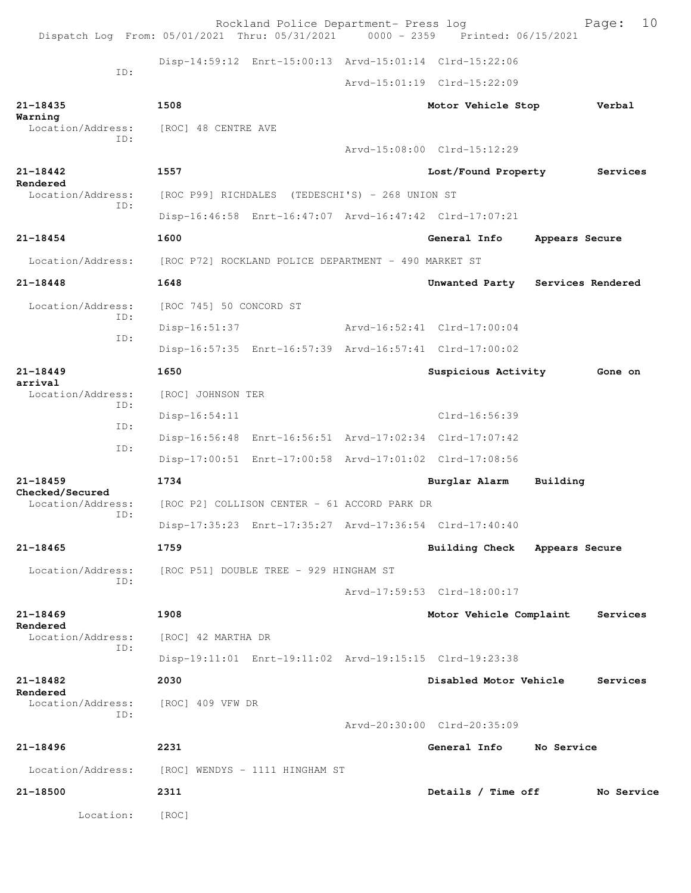Dispatch Log From: 05/01/2021 Thru: 05/31/2021 0000 - 2359 Printed: 06/15/2021

```
                    Disp-14:59:12  Enrt-15:00:13  Arvd-15:01:14  Clrd-15:22:06
           ID:
                                                  Arvd-15:01:19  Clrd-15:22:09

21-18435            1508                                  Motor Vehicle Stop        Verbal
Warning
  Location/Address:   [ROC] 48 CENTRE AVE
           ID:
                                                  Arvd-15:08:00  Clrd-15:12:29

21-18442            1557                                  Lost/Found Property       Services
Rendered
  Location/Address:   [ROC P99] RICHDALES  (TEDESCHI'S) - 268 UNION ST
           ID:
                    Disp-16:46:58  Enrt-16:47:07  Arvd-16:47:42  Clrd-17:07:21

21-18454            1600                                  General Info      Appears Secure

  Location/Address:   [ROC P72] ROCKLAND POLICE DEPARTMENT - 490 MARKET ST

21-18448            1648                                  Unwanted Party   Services Rendered

  Location/Address:   [ROC 745] 50 CONCORD ST
           ID:
                    Disp-16:51:37                 Arvd-16:52:41  Clrd-17:00:04
           ID:
                    Disp-16:57:35  Enrt-16:57:39  Arvd-16:57:41  Clrd-17:00:02

21-18449            1650                                  Suspicious Activity       Gone on
arrival
  Location/Address:   [ROC] JOHNSON TER
           ID:
                    Disp-16:54:11                                Clrd-16:56:39
           ID:
                    Disp-16:56:48  Enrt-16:56:51  Arvd-17:02:34  Clrd-17:07:42
           ID:
                    Disp-17:00:51  Enrt-17:00:58  Arvd-17:01:02  Clrd-17:08:56

21-18459            1734                                  Burglar Alarm     Building
Checked/Secured
  Location/Address:   [ROC P2] COLLISON CENTER - 61 ACCORD PARK DR
           ID:
                    Disp-17:35:23  Enrt-17:35:27  Arvd-17:36:54  Clrd-17:40:40

21-18465            1759                                  Building Check    Appears Secure

  Location/Address:   [ROC P51] DOUBLE TREE - 929 HINGHAM ST
           ID:
                                                  Arvd-17:59:53  Clrd-18:00:17

21-18469            1908                                  Motor Vehicle Complaint    Services
Rendered
  Location/Address:   [ROC] 42 MARTHA DR
           ID:
                    Disp-19:11:01  Enrt-19:11:02  Arvd-19:15:15  Clrd-19:23:38

21-18482            2030                                  Disabled Motor Vehicle     Services
Rendered
  Location/Address:   [ROC] 409 VFW DR
           ID:
                                                  Arvd-20:30:00  Clrd-20:35:09

21-18496            2231                                  General Info      No Service

  Location/Address:   [ROC] WENDYS - 1111 HINGHAM ST

21-18500            2311                                  Details / Time off        No Service

         Location:    [ROC]
```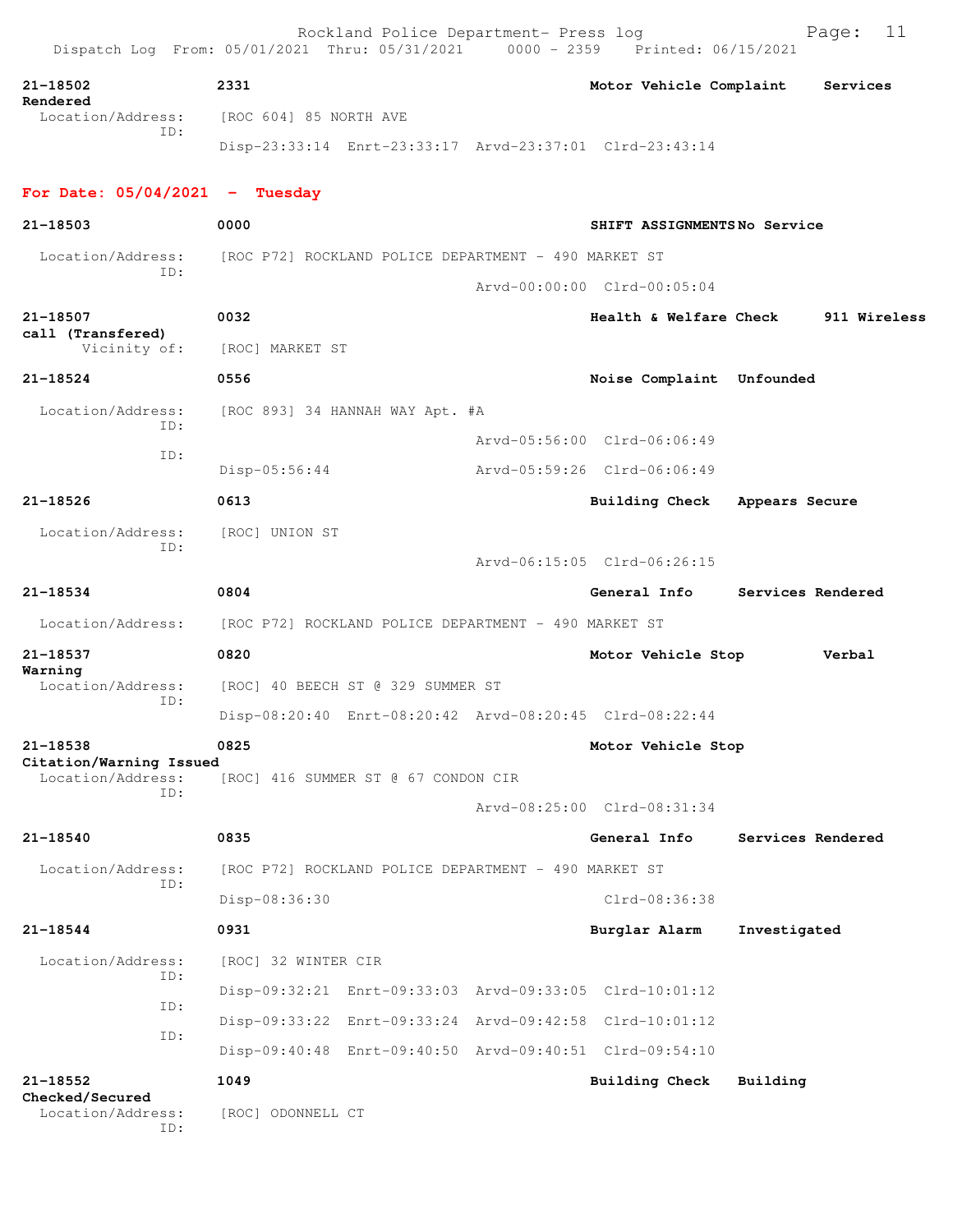**21-18502** **2331** **Motor Vehicle Complaint** **Services Rendered**
Location/Address: [ROC 604] 85 NORTH AVE
ID:
Disp-23:33:14 Enrt-23:33:17 Arvd-23:37:01 Clrd-23:43:14

## For Date: 05/04/2021 - Tuesday

**21-18503** **0000** **SHIFT ASSIGNMENTS** **No Service**
Location/Address: [ROC P72] ROCKLAND POLICE DEPARTMENT - 490 MARKET ST
ID:
Arvd-00:00:00 Clrd-00:05:04

**21-18507** **0032** **Health & Welfare Check** **911 Wireless call (Transfered)**
Vicinity of: [ROC] MARKET ST

**21-18524** **0556** **Noise Complaint** **Unfounded**
Location/Address: [ROC 893] 34 HANNAH WAY Apt. #A
ID:
Arvd-05:56:00 Clrd-06:06:49
ID:
Disp-05:56:44 Arvd-05:59:26 Clrd-06:06:49

**21-18526** **0613** **Building Check** **Appears Secure**
Location/Address: [ROC] UNION ST
ID:
Arvd-06:15:05 Clrd-06:26:15

**21-18534** **0804** **General Info** **Services Rendered**
Location/Address: [ROC P72] ROCKLAND POLICE DEPARTMENT - 490 MARKET ST

**21-18537** **0820** **Motor Vehicle Stop** **Verbal Warning**
Location/Address: [ROC] 40 BEECH ST @ 329 SUMMER ST
ID:
Disp-08:20:40 Enrt-08:20:42 Arvd-08:20:45 Clrd-08:22:44

**21-18538** **0825** **Motor Vehicle Stop** **Citation/Warning Issued**
Location/Address: [ROC] 416 SUMMER ST @ 67 CONDON CIR
ID:
Arvd-08:25:00 Clrd-08:31:34

**21-18540** **0835** **General Info** **Services Rendered**
Location/Address: [ROC P72] ROCKLAND POLICE DEPARTMENT - 490 MARKET ST
ID:
Disp-08:36:30 Clrd-08:36:38

**21-18544** **0931** **Burglar Alarm** **Investigated**
Location/Address: [ROC] 32 WINTER CIR
ID:
Disp-09:32:21 Enrt-09:33:03 Arvd-09:33:05 Clrd-10:01:12
ID:
Disp-09:33:22 Enrt-09:33:24 Arvd-09:42:58 Clrd-10:01:12
ID:
Disp-09:40:48 Enrt-09:40:50 Arvd-09:40:51 Clrd-09:54:10

**21-18552** **1049** **Building Check** **Building Checked/Secured**
Location/Address: [ROC] ODONNELL CT
ID: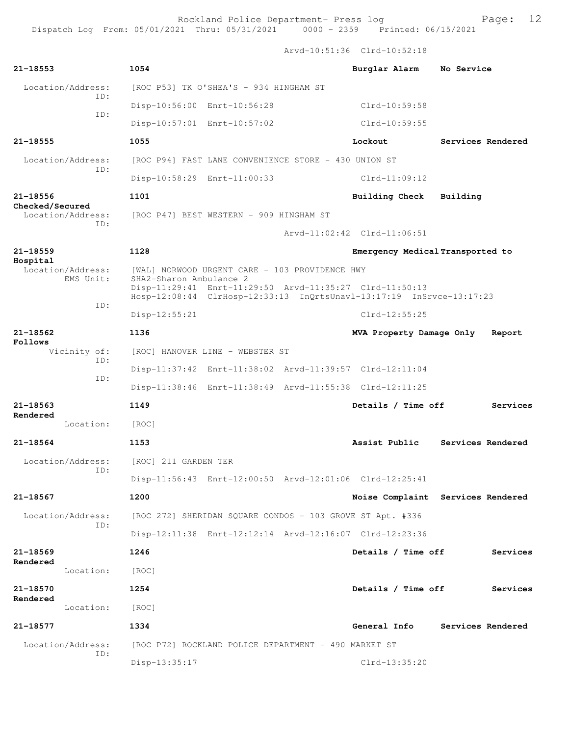Arvd-10:51:36 Clrd-10:52:18

**21-18553** **1054** **Burglar Alarm** **No Service**

Location/Address: [ROC P53] TK O'SHEA'S - 934 HINGHAM ST
ID:
Disp-10:56:00 Enrt-10:56:28 Clrd-10:59:58
ID:
Disp-10:57:01 Enrt-10:57:02 Clrd-10:59:55

**21-18555** **1055** **Lockout** **Services Rendered**

Location/Address: [ROC P94] FAST LANE CONVENIENCE STORE - 430 UNION ST
ID:
Disp-10:58:29 Enrt-11:00:33 Clrd-11:09:12

**21-18556** **1101** **Building Check** **Building Checked/Secured**

Location/Address: [ROC P47] BEST WESTERN - 909 HINGHAM ST
ID:
Arvd-11:02:42 Clrd-11:06:51

**21-18559** **1128** **Emergency Medical** **Transported to Hospital**

Location/Address: [WAL] NORWOOD URGENT CARE - 103 PROVIDENCE HWY
EMS Unit: SHA2-Sharon Ambulance 2
Disp-11:29:41 Enrt-11:29:50 Arvd-11:35:27 Clrd-11:50:13
Hosp-12:08:44 ClrHosp-12:33:13 InQrtsUnavl-13:17:19 InSrvce-13:17:23
ID:
Disp-12:55:21 Clrd-12:55:25

**21-18562** **1136** **MVA Property Damage Only** **Report Follows**

Vicinity of: [ROC] HANOVER LINE - WEBSTER ST
ID:
Disp-11:37:42 Enrt-11:38:02 Arvd-11:39:57 Clrd-12:11:04
ID:
Disp-11:38:46 Enrt-11:38:49 Arvd-11:55:38 Clrd-12:11:25

**21-18563** **1149** **Details / Time off** **Services Rendered**

Location: [ROC]

**21-18564** **1153** **Assist Public** **Services Rendered**

Location/Address: [ROC] 211 GARDEN TER
ID:
Disp-11:56:43 Enrt-12:00:50 Arvd-12:01:06 Clrd-12:25:41

**21-18567** **1200** **Noise Complaint** **Services Rendered**

Location/Address: [ROC 272] SHERIDAN SQUARE CONDOS - 103 GROVE ST Apt. #336
ID:
Disp-12:11:38 Enrt-12:12:14 Arvd-12:16:07 Clrd-12:23:36

**21-18569** **1246** **Details / Time off** **Services Rendered**

Location: [ROC]

**21-18570** **1254** **Details / Time off** **Services Rendered**

Location: [ROC]

**21-18577** **1334** **General Info** **Services Rendered**

Location/Address: [ROC P72] ROCKLAND POLICE DEPARTMENT - 490 MARKET ST
ID:
Disp-13:35:17 Clrd-13:35:20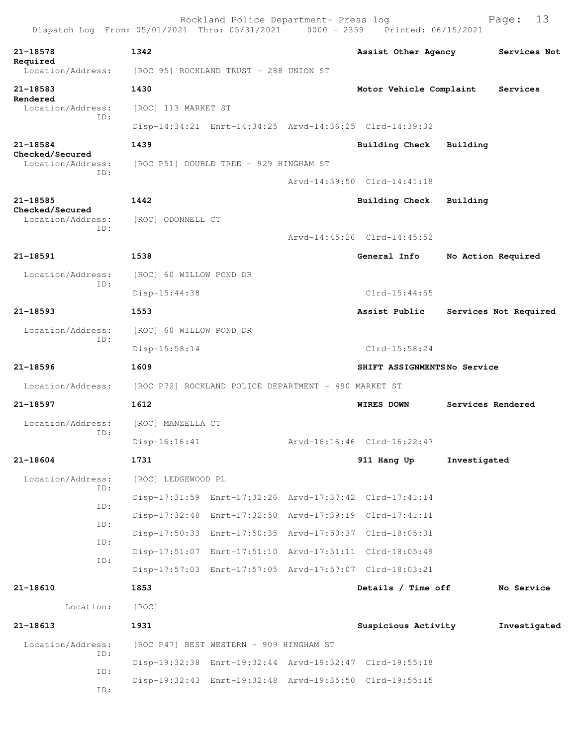**21-18578** 1342 **Assist Other Agency** **Services Not Required**
Location/Address: [ROC 95] ROCKLAND TRUST - 288 UNION ST

**21-18583** 1430 **Motor Vehicle Complaint** **Services Rendered**
Location/Address: [ROC] 113 MARKET ST
ID:
Disp-14:34:21 Enrt-14:34:25 Arvd-14:36:25 Clrd-14:39:32

**21-18584** 1439 **Building Check** **Building Checked/Secured**
Location/Address: [ROC P51] DOUBLE TREE - 929 HINGHAM ST
ID:
Arvd-14:39:50 Clrd-14:41:18

**21-18585** 1442 **Building Check** **Building Checked/Secured**
Location/Address: [ROC] ODONNELL CT
ID:
Arvd-14:45:26 Clrd-14:45:52

**21-18591** 1538 **General Info** **No Action Required**
Location/Address: [ROC] 60 WILLOW POND DR
ID:
Disp-15:44:38 Clrd-15:44:55

**21-18593** 1553 **Assist Public** **Services Not Required**
Location/Address: [ROC] 60 WILLOW POND DR
ID:
Disp-15:58:14 Clrd-15:58:24

**21-18596** 1609 **SHIFT ASSIGNMENTS** **No Service**
Location/Address: [ROC P72] ROCKLAND POLICE DEPARTMENT - 490 MARKET ST

**21-18597** 1612 **WIRES DOWN** **Services Rendered**
Location/Address: [ROC] MANZELLA CT
ID:
Disp-16:16:41 Arvd-16:16:46 Clrd-16:22:47

**21-18604** 1731 **911 Hang Up** **Investigated**
Location/Address: [ROC] LEDGEWOOD PL
ID:
Disp-17:31:59 Enrt-17:32:26 Arvd-17:37:42 Clrd-17:41:14
ID:
Disp-17:32:48 Enrt-17:32:50 Arvd-17:39:19 Clrd-17:41:11
ID:
Disp-17:50:33 Enrt-17:50:35 Arvd-17:50:37 Clrd-18:05:31
ID:
Disp-17:51:07 Enrt-17:51:10 Arvd-17:51:11 Clrd-18:05:49
ID:
Disp-17:57:03 Enrt-17:57:05 Arvd-17:57:07 Clrd-18:03:21

**21-18610** 1853 **Details / Time off** **No Service**
Location: [ROC]

**21-18613** 1931 **Suspicious Activity** **Investigated**
Location/Address: [ROC P47] BEST WESTERN - 909 HINGHAM ST
ID:
Disp-19:32:38 Enrt-19:32:44 Arvd-19:32:47 Clrd-19:55:18
ID:
Disp-19:32:43 Enrt-19:32:48 Arvd-19:35:50 Clrd-19:55:15
ID: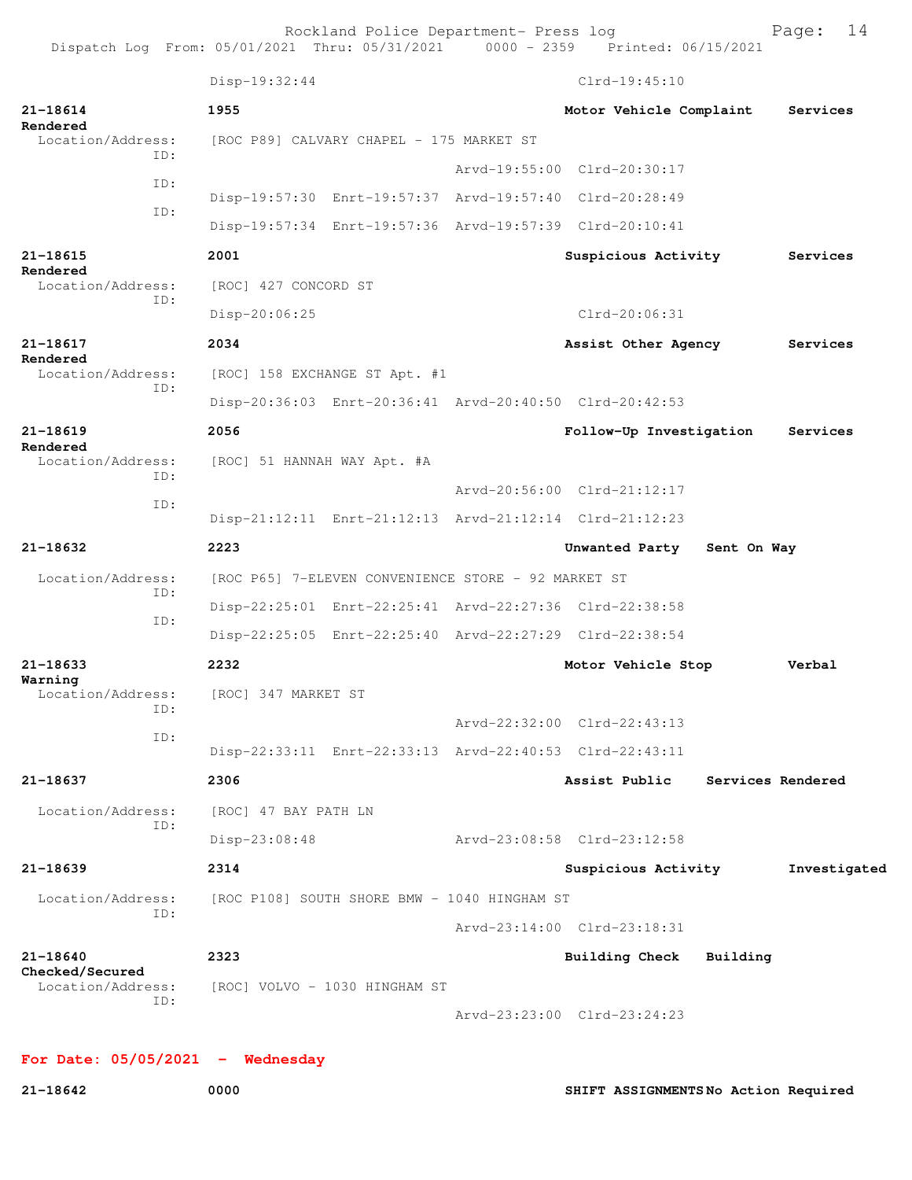Disp-19:32:44 Clrd-19:45:10

**21-18614** 1955 Motor Vehicle Complaint Services Rendered
Location/Address: [ROC P89] CALVARY CHAPEL - 175 MARKET ST
ID: Arvd-19:55:00 Clrd-20:30:17
ID: Disp-19:57:30 Enrt-19:57:37 Arvd-19:57:40 Clrd-20:28:49
ID: Disp-19:57:34 Enrt-19:57:36 Arvd-19:57:39 Clrd-20:10:41

**21-18615** 2001 Suspicious Activity Services Rendered
Location/Address: [ROC] 427 CONCORD ST
ID: Disp-20:06:25 Clrd-20:06:31

**21-18617** 2034 Assist Other Agency Services Rendered
Location/Address: [ROC] 158 EXCHANGE ST Apt. #1
ID: Disp-20:36:03 Enrt-20:36:41 Arvd-20:40:50 Clrd-20:42:53

**21-18619** 2056 Follow-Up Investigation Services Rendered
Location/Address: [ROC] 51 HANNAH WAY Apt. #A
ID: Arvd-20:56:00 Clrd-21:12:17
ID: Disp-21:12:11 Enrt-21:12:13 Arvd-21:12:14 Clrd-21:12:23

**21-18632** 2223 Unwanted Party Sent On Way
Location/Address: [ROC P65] 7-ELEVEN CONVENIENCE STORE - 92 MARKET ST
ID: Disp-22:25:01 Enrt-22:25:41 Arvd-22:27:36 Clrd-22:38:58
ID: Disp-22:25:05 Enrt-22:25:40 Arvd-22:27:29 Clrd-22:38:54

**21-18633** 2232 Motor Vehicle Stop Verbal Warning
Location/Address: [ROC] 347 MARKET ST
ID: Arvd-22:32:00 Clrd-22:43:13
ID: Disp-22:33:11 Enrt-22:33:13 Arvd-22:40:53 Clrd-22:43:11

**21-18637** 2306 Assist Public Services Rendered
Location/Address: [ROC] 47 BAY PATH LN
ID: Disp-23:08:48 Arvd-23:08:58 Clrd-23:12:58

**21-18639** 2314 Suspicious Activity Investigated
Location/Address: [ROC P108] SOUTH SHORE BMW - 1040 HINGHAM ST
ID: Arvd-23:14:00 Clrd-23:18:31

**21-18640** 2323 Building Check Building Checked/Secured
Location/Address: [ROC] VOLVO - 1030 HINGHAM ST
ID: Arvd-23:23:00 Clrd-23:24:23

## For Date: 05/05/2021 - Wednesday

**21-18642** 0000 SHIFT ASSIGNMENTS No Action Required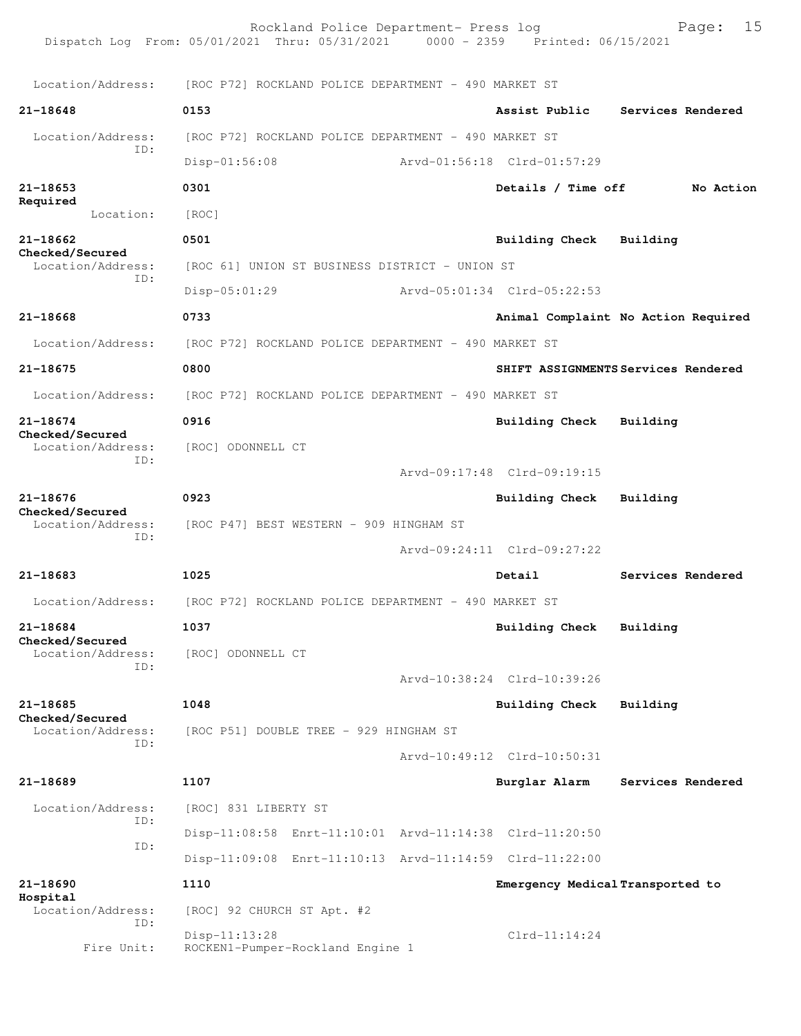Location/Address: [ROC P72] ROCKLAND POLICE DEPARTMENT - 490 MARKET ST

**21-18648** 0153 **Assist Public** **Services Rendered**
Location/Address: [ROC P72] ROCKLAND POLICE DEPARTMENT - 490 MARKET ST
ID: Disp-01:56:08 Arvd-01:56:18 Clrd-01:57:29

**21-18653** 0301 **Details / Time off** **No Action Required**
Location: [ROC]

**21-18662** 0501 **Building Check** **Building Checked/Secured**
Location/Address: [ROC 61] UNION ST BUSINESS DISTRICT - UNION ST
ID: Disp-05:01:29 Arvd-05:01:34 Clrd-05:22:53

**21-18668** 0733 **Animal Complaint** **No Action Required**
Location/Address: [ROC P72] ROCKLAND POLICE DEPARTMENT - 490 MARKET ST

**21-18675** 0800 **SHIFT ASSIGNMENTS** **Services Rendered**
Location/Address: [ROC P72] ROCKLAND POLICE DEPARTMENT - 490 MARKET ST

**21-18674** 0916 **Building Check** **Building Checked/Secured**
Location/Address: [ROC] ODONNELL CT
ID: Arvd-09:17:48 Clrd-09:19:15

**21-18676** 0923 **Building Check** **Building Checked/Secured**
Location/Address: [ROC P47] BEST WESTERN - 909 HINGHAM ST
ID: Arvd-09:24:11 Clrd-09:27:22

**21-18683** 1025 **Detail** **Services Rendered**
Location/Address: [ROC P72] ROCKLAND POLICE DEPARTMENT - 490 MARKET ST

**21-18684** 1037 **Building Check** **Building Checked/Secured**
Location/Address: [ROC] ODONNELL CT
ID: Arvd-10:38:24 Clrd-10:39:26

**21-18685** 1048 **Building Check** **Building Checked/Secured**
Location/Address: [ROC P51] DOUBLE TREE - 929 HINGHAM ST
ID: Arvd-10:49:12 Clrd-10:50:31

**21-18689** 1107 **Burglar Alarm** **Services Rendered**
Location/Address: [ROC] 831 LIBERTY ST
ID: Disp-11:08:58 Enrt-11:10:01 Arvd-11:14:38 Clrd-11:20:50
ID: Disp-11:09:08 Enrt-11:10:13 Arvd-11:14:59 Clrd-11:22:00

**21-18690** 1110 **Emergency Medical** **Transported to Hospital**
Location/Address: [ROC] 92 CHURCH ST Apt. #2
ID: Disp-11:13:28 Clrd-11:14:24
Fire Unit: ROCKEN1-Pumper-Rockland Engine 1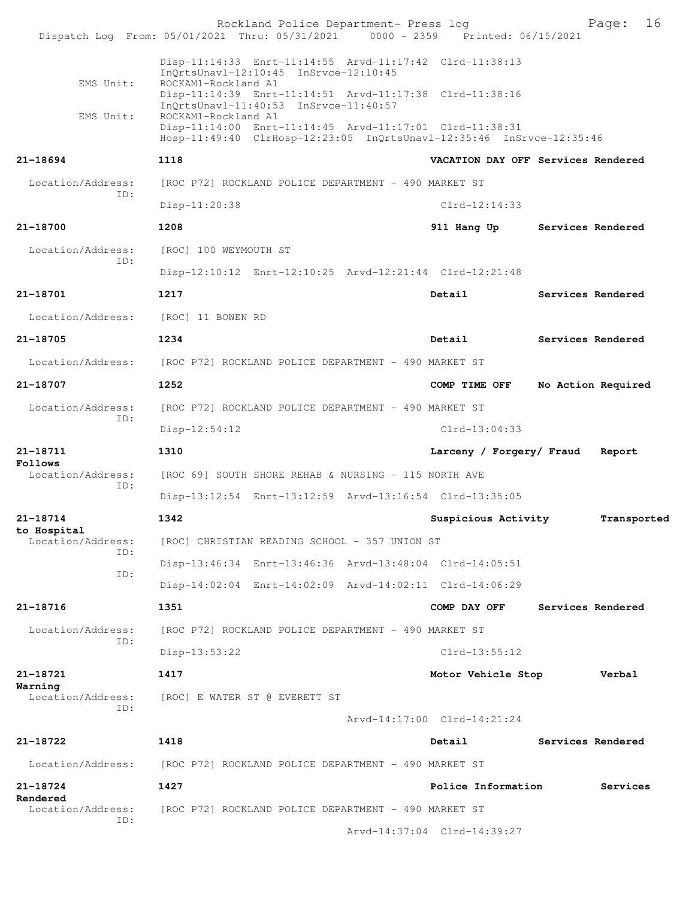Disp-11:14:33 Enrt-11:14:55 Arvd-11:17:42 Clrd-11:38:13
InQrtsUnavl-12:10:45 InSrvce-12:10:45

EMS Unit: ROCKAM1-Rockland A1
Disp-11:14:39 Enrt-11:14:51 Arvd-11:17:38 Clrd-11:38:16
InQrtsUnavl-11:40:53 InSrvce-11:40:57

EMS Unit: ROCKAM1-Rockland A1
Disp-11:14:00 Enrt-11:14:45 Arvd-11:17:01 Clrd-11:38:31
Hosp-11:49:40 ClrHosp-12:23:05 InQrtsUnavl-12:35:46 InSrvce-12:35:46

**21-18694** 1118 VACATION DAY OFF Services Rendered
Location/Address: [ROC P72] ROCKLAND POLICE DEPARTMENT - 490 MARKET ST
ID:
Disp-11:20:38 Clrd-12:14:33

**21-18700** 1208 911 Hang Up Services Rendered
Location/Address: [ROC] 100 WEYMOUTH ST
ID:
Disp-12:10:12 Enrt-12:10:25 Arvd-12:21:44 Clrd-12:21:48

**21-18701** 1217 Detail Services Rendered
Location/Address: [ROC] 11 BOWEN RD

**21-18705** 1234 Detail Services Rendered
Location/Address: [ROC P72] ROCKLAND POLICE DEPARTMENT - 490 MARKET ST

**21-18707** 1252 COMP TIME OFF No Action Required
Location/Address: [ROC P72] ROCKLAND POLICE DEPARTMENT - 490 MARKET ST
ID:
Disp-12:54:12 Clrd-13:04:33

**21-18711** 1310 Larceny / Forgery/ Fraud Report Follows
Location/Address: [ROC 69] SOUTH SHORE REHAB & NURSING - 115 NORTH AVE
ID:
Disp-13:12:54 Enrt-13:12:59 Arvd-13:16:54 Clrd-13:35:05

**21-18714** 1342 Suspicious Activity Transported to Hospital
Location/Address: [ROC] CHRISTIAN READING SCHOOL - 357 UNION ST
ID:
Disp-13:46:34 Enrt-13:46:36 Arvd-13:48:04 Clrd-14:05:51
ID:
Disp-14:02:04 Enrt-14:02:09 Arvd-14:02:11 Clrd-14:06:29

**21-18716** 1351 COMP DAY OFF Services Rendered
Location/Address: [ROC P72] ROCKLAND POLICE DEPARTMENT - 490 MARKET ST
ID:
Disp-13:53:22 Clrd-13:55:12

**21-18721** 1417 Motor Vehicle Stop Verbal Warning
Location/Address: [ROC] E WATER ST @ EVERETT ST
ID:
Arvd-14:17:00 Clrd-14:21:24

**21-18722** 1418 Detail Services Rendered
Location/Address: [ROC P72] ROCKLAND POLICE DEPARTMENT - 490 MARKET ST

**21-18724** 1427 Police Information Services Rendered
Location/Address: [ROC P72] ROCKLAND POLICE DEPARTMENT - 490 MARKET ST
ID:
Arvd-14:37:04 Clrd-14:39:27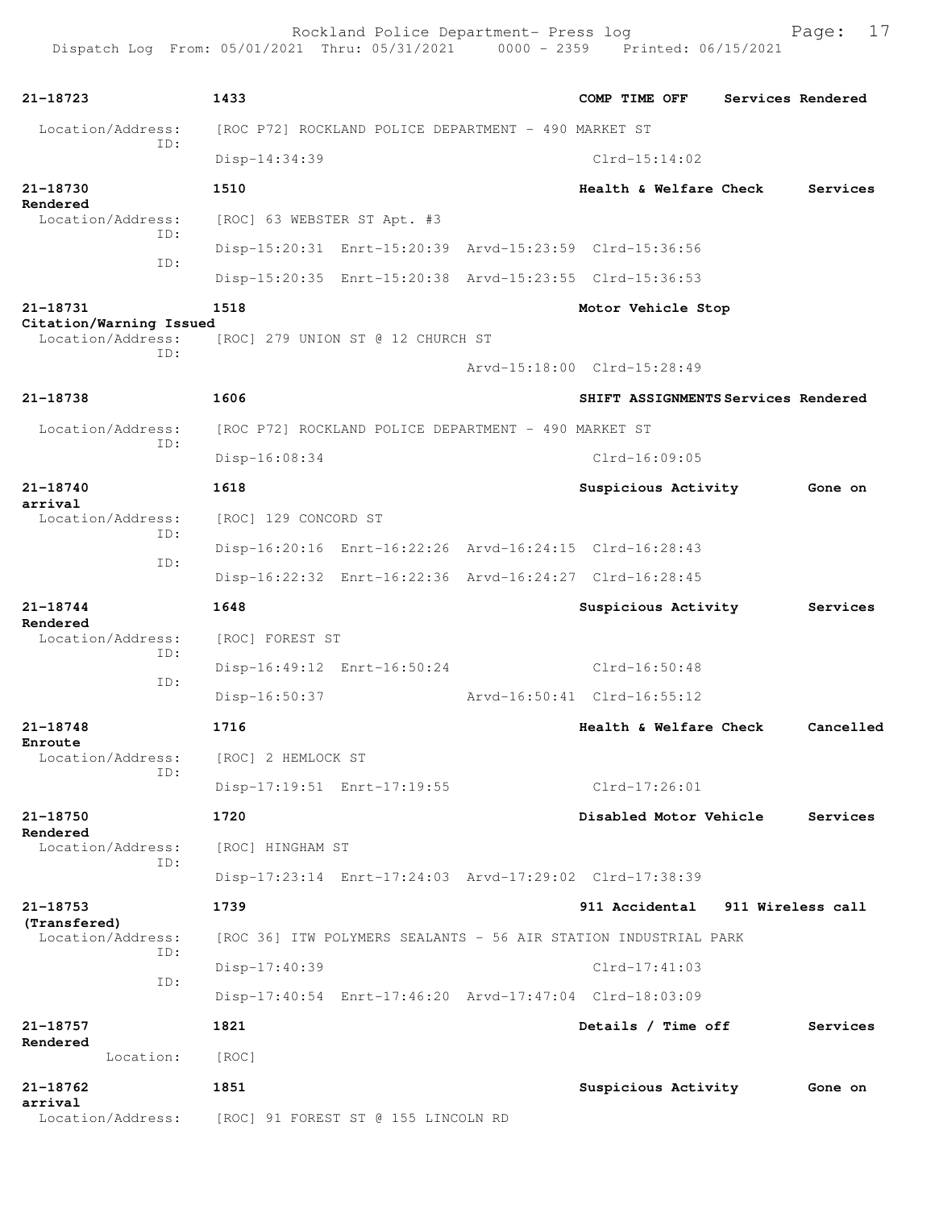| Call # | Time | Call Reason | Action |
|---|---|---|---|
| 21-18723 | 1433 | COMP TIME OFF | Services Rendered |

Location/Address: [ROC P72] ROCKLAND POLICE DEPARTMENT - 490 MARKET ST
ID: Disp-14:34:39 Clrd-15:14:02

| Call # | Time | Call Reason | Action |
|---|---|---|---|
| 21-18730 | 1510 | Health & Welfare Check | Services Rendered |

Location/Address: [ROC] 63 WEBSTER ST Apt. #3
ID: Disp-15:20:31 Enrt-15:20:39 Arvd-15:23:59 Clrd-15:36:56
ID: Disp-15:20:35 Enrt-15:20:38 Arvd-15:23:55 Clrd-15:36:53

| Call # | Time | Call Reason | Action |
|---|---|---|---|
| 21-18731 | 1518 | Motor Vehicle Stop | Citation/Warning Issued |

Location/Address: [ROC] 279 UNION ST @ 12 CHURCH ST
ID: Arvd-15:18:00 Clrd-15:28:49

| Call # | Time | Call Reason | Action |
|---|---|---|---|
| 21-18738 | 1606 | SHIFT ASSIGNMENTS | Services Rendered |

Location/Address: [ROC P72] ROCKLAND POLICE DEPARTMENT - 490 MARKET ST
ID: Disp-16:08:34 Clrd-16:09:05

| Call # | Time | Call Reason | Action |
|---|---|---|---|
| 21-18740 | 1618 | Suspicious Activity | Gone on arrival |

Location/Address: [ROC] 129 CONCORD ST
ID: Disp-16:20:16 Enrt-16:22:26 Arvd-16:24:15 Clrd-16:28:43
ID: Disp-16:22:32 Enrt-16:22:36 Arvd-16:24:27 Clrd-16:28:45

| Call # | Time | Call Reason | Action |
|---|---|---|---|
| 21-18744 | 1648 | Suspicious Activity | Services Rendered |

Location/Address: [ROC] FOREST ST
ID: Disp-16:49:12 Enrt-16:50:24 Clrd-16:50:48
ID: Disp-16:50:37 Arvd-16:50:41 Clrd-16:55:12

| Call # | Time | Call Reason | Action |
|---|---|---|---|
| 21-18748 | 1716 | Health & Welfare Check | Cancelled Enroute |

Location/Address: [ROC] 2 HEMLOCK ST
ID: Disp-17:19:51 Enrt-17:19:55 Clrd-17:26:01

| Call # | Time | Call Reason | Action |
|---|---|---|---|
| 21-18750 | 1720 | Disabled Motor Vehicle | Services Rendered |

Location/Address: [ROC] HINGHAM ST
ID: Disp-17:23:14 Enrt-17:24:03 Arvd-17:29:02 Clrd-17:38:39

| Call # | Time | Call Reason | Action |
|---|---|---|---|
| 21-18753 | 1739 | 911 Accidental | 911 Wireless call (Transfered) |

Location/Address: [ROC 36] ITW POLYMERS SEALANTS - 56 AIR STATION INDUSTRIAL PARK
ID: Disp-17:40:39 Clrd-17:41:03
ID: Disp-17:40:54 Enrt-17:46:20 Arvd-17:47:04 Clrd-18:03:09

| Call # | Time | Call Reason | Action |
|---|---|---|---|
| 21-18757 | 1821 | Details / Time off | Services Rendered |

Location: [ROC]

| Call # | Time | Call Reason | Action |
|---|---|---|---|
| 21-18762 | 1851 | Suspicious Activity | Gone on arrival |

Location/Address: [ROC] 91 FOREST ST @ 155 LINCOLN RD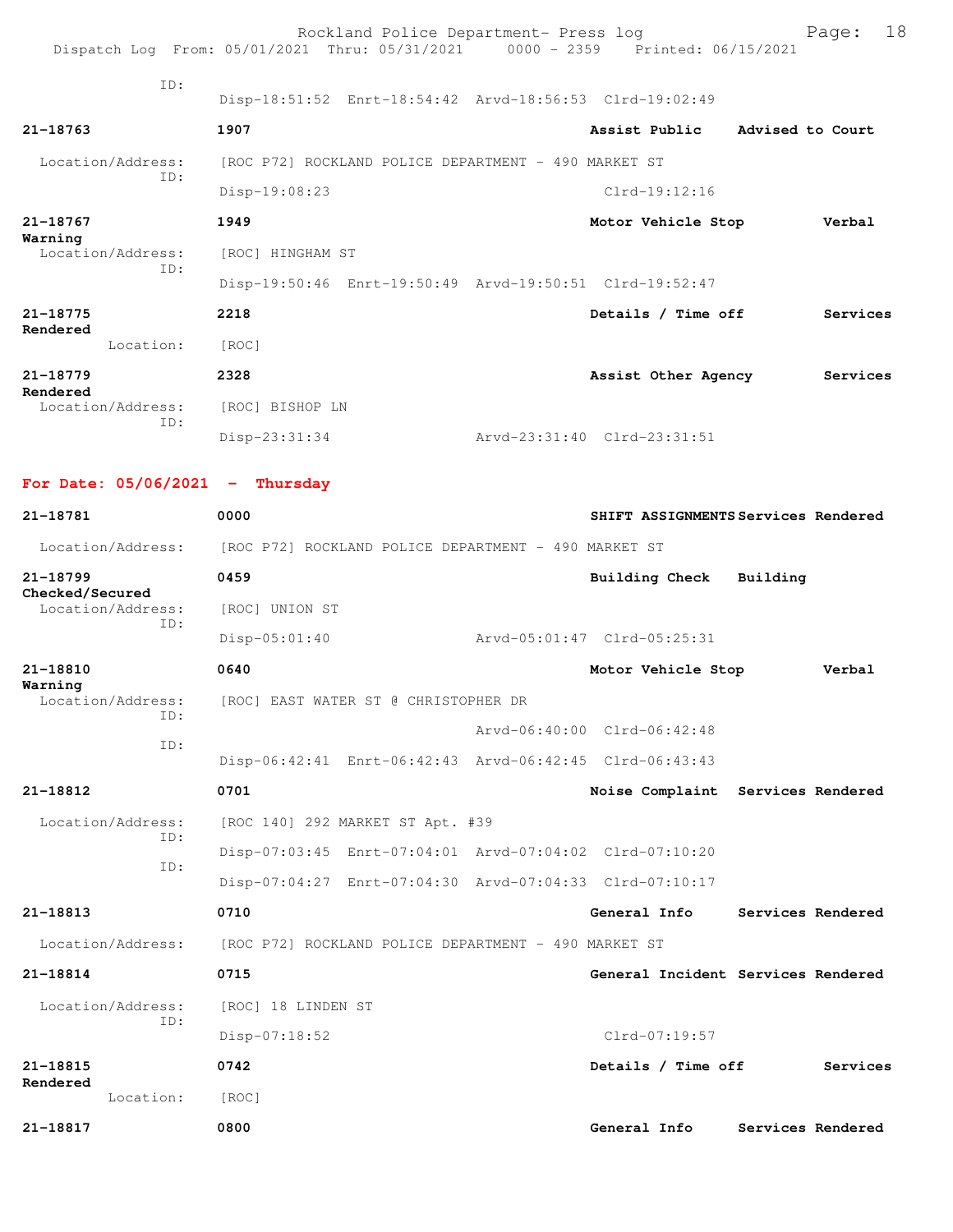ID:
Disp-18:51:52 Enrt-18:54:42 Arvd-18:56:53 Clrd-19:02:49

**21-18763** **1907** **Assist Public** **Advised to Court**

Location/Address: [ROC P72] ROCKLAND POLICE DEPARTMENT - 490 MARKET ST
ID:
Disp-19:08:23 Clrd-19:12:16

**21-18767** **1949** **Motor Vehicle Stop** **Verbal Warning**

Location/Address: [ROC] HINGHAM ST
ID:
Disp-19:50:46 Enrt-19:50:49 Arvd-19:50:51 Clrd-19:52:47

**21-18775** **2218** **Details / Time off** **Services Rendered**

Location: [ROC]

**21-18779** **2328** **Assist Other Agency** **Services Rendered**

Location/Address: [ROC] BISHOP LN
ID:
Disp-23:31:34 Arvd-23:31:40 Clrd-23:31:51

## For Date: 05/06/2021 - Thursday

**21-18781** **0000** **SHIFT ASSIGNMENTS** **Services Rendered**

Location/Address: [ROC P72] ROCKLAND POLICE DEPARTMENT - 490 MARKET ST

**21-18799** **0459** **Building Check** **Building Checked/Secured**

Location/Address: [ROC] UNION ST
ID:
Disp-05:01:40 Arvd-05:01:47 Clrd-05:25:31

**21-18810** **0640** **Motor Vehicle Stop** **Verbal Warning**

Location/Address: [ROC] EAST WATER ST @ CHRISTOPHER DR
ID:
Arvd-06:40:00 Clrd-06:42:48
ID:
Disp-06:42:41 Enrt-06:42:43 Arvd-06:42:45 Clrd-06:43:43

**21-18812** **0701** **Noise Complaint** **Services Rendered**

Location/Address: [ROC 140] 292 MARKET ST Apt. #39
ID:
Disp-07:03:45 Enrt-07:04:01 Arvd-07:04:02 Clrd-07:10:20
ID:
Disp-07:04:27 Enrt-07:04:30 Arvd-07:04:33 Clrd-07:10:17

**21-18813** **0710** **General Info** **Services Rendered**

Location/Address: [ROC P72] ROCKLAND POLICE DEPARTMENT - 490 MARKET ST

**21-18814** **0715** **General Incident** **Services Rendered**

Location/Address: [ROC] 18 LINDEN ST
ID:
Disp-07:18:52 Clrd-07:19:57

**21-18815** **0742** **Details / Time off** **Services Rendered**

Location: [ROC]

**21-18817** **0800** **General Info** **Services Rendered**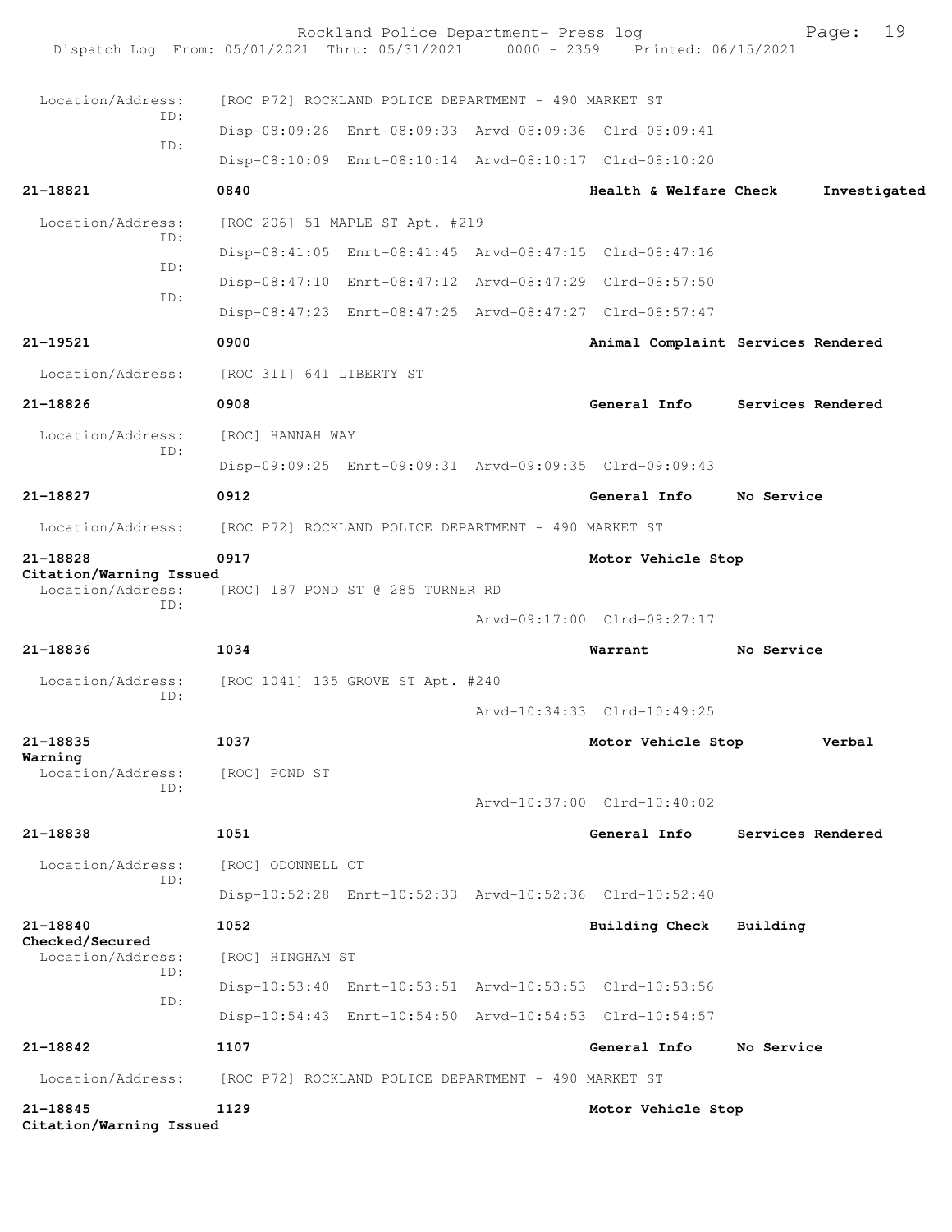Location/Address: [ROC P72] ROCKLAND POLICE DEPARTMENT - 490 MARKET ST
ID: Disp-08:09:26 Enrt-08:09:33 Arvd-08:09:36 Clrd-08:09:41
ID: Disp-08:10:09 Enrt-08:10:14 Arvd-08:10:17 Clrd-08:10:20

**21-18821** **0840** **Health & Welfare Check** **Investigated**

Location/Address: [ROC 206] 51 MAPLE ST Apt. #219
ID: Disp-08:41:05 Enrt-08:41:45 Arvd-08:47:15 Clrd-08:47:16
ID: Disp-08:47:10 Enrt-08:47:12 Arvd-08:47:29 Clrd-08:57:50
ID: Disp-08:47:23 Enrt-08:47:25 Arvd-08:47:27 Clrd-08:57:47

**21-19521** **0900** **Animal Complaint** **Services Rendered**

Location/Address: [ROC 311] 641 LIBERTY ST

**21-18826** **0908** **General Info** **Services Rendered**

Location/Address: [ROC] HANNAH WAY
ID: Disp-09:09:25 Enrt-09:09:31 Arvd-09:09:35 Clrd-09:09:43

**21-18827** **0912** **General Info** **No Service**

Location/Address: [ROC P72] ROCKLAND POLICE DEPARTMENT - 490 MARKET ST

**21-18828** **0917** **Motor Vehicle Stop** **Citation/Warning Issued**

Location/Address: [ROC] 187 POND ST @ 285 TURNER RD
ID: Arvd-09:17:00 Clrd-09:27:17

**21-18836** **1034** **Warrant** **No Service**

Location/Address: [ROC 1041] 135 GROVE ST Apt. #240
ID: Arvd-10:34:33 Clrd-10:49:25

**21-18835** **1037** **Motor Vehicle Stop** **Verbal Warning**

Location/Address: [ROC] POND ST
ID: Arvd-10:37:00 Clrd-10:40:02

**21-18838** **1051** **General Info** **Services Rendered**

Location/Address: [ROC] ODONNELL CT
ID: Disp-10:52:28 Enrt-10:52:33 Arvd-10:52:36 Clrd-10:52:40

**21-18840** **1052** **Building Check** **Building Checked/Secured**

Location/Address: [ROC] HINGHAM ST
ID: Disp-10:53:40 Enrt-10:53:51 Arvd-10:53:53 Clrd-10:53:56
ID: Disp-10:54:43 Enrt-10:54:50 Arvd-10:54:53 Clrd-10:54:57

**21-18842** **1107** **General Info** **No Service**

Location/Address: [ROC P72] ROCKLAND POLICE DEPARTMENT - 490 MARKET ST

**21-18845** **1129** **Motor Vehicle Stop** **Citation/Warning Issued**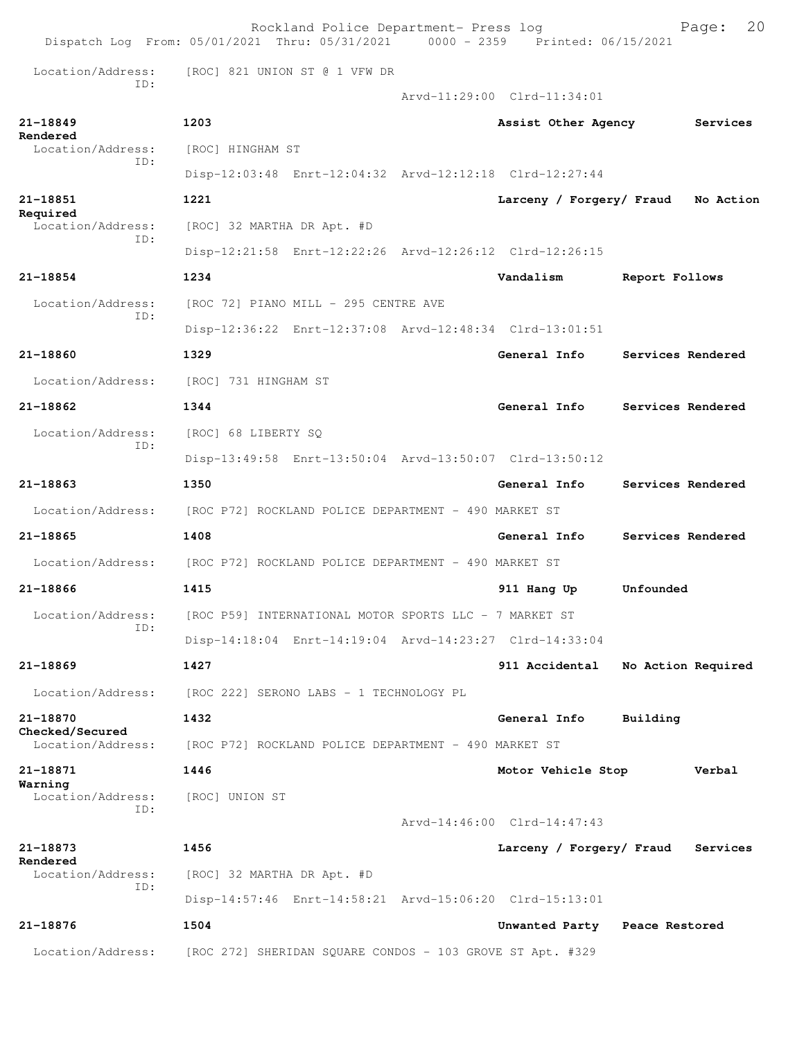Location/Address: [ROC] 821 UNION ST @ 1 VFW DR
ID:
Arvd-11:29:00 Clrd-11:34:01

**21-18849** 1203 Assist Other Agency Services Rendered
Location/Address: [ROC] HINGHAM ST
ID:
Disp-12:03:48 Enrt-12:04:32 Arvd-12:12:18 Clrd-12:27:44

**21-18851** 1221 Larceny / Forgery/ Fraud No Action Required
Location/Address: [ROC] 32 MARTHA DR Apt. #D
ID:
Disp-12:21:58 Enrt-12:22:26 Arvd-12:26:12 Clrd-12:26:15

**21-18854** 1234 Vandalism Report Follows
Location/Address: [ROC 72] PIANO MILL - 295 CENTRE AVE
ID:
Disp-12:36:22 Enrt-12:37:08 Arvd-12:48:34 Clrd-13:01:51

**21-18860** 1329 General Info Services Rendered
Location/Address: [ROC] 731 HINGHAM ST

**21-18862** 1344 General Info Services Rendered
Location/Address: [ROC] 68 LIBERTY SQ
ID:
Disp-13:49:58 Enrt-13:50:04 Arvd-13:50:07 Clrd-13:50:12

**21-18863** 1350 General Info Services Rendered
Location/Address: [ROC P72] ROCKLAND POLICE DEPARTMENT - 490 MARKET ST

**21-18865** 1408 General Info Services Rendered
Location/Address: [ROC P72] ROCKLAND POLICE DEPARTMENT - 490 MARKET ST

**21-18866** 1415 911 Hang Up Unfounded
Location/Address: [ROC P59] INTERNATIONAL MOTOR SPORTS LLC - 7 MARKET ST
ID:
Disp-14:18:04 Enrt-14:19:04 Arvd-14:23:27 Clrd-14:33:04

**21-18869** 1427 911 Accidental No Action Required
Location/Address: [ROC 222] SERONO LABS - 1 TECHNOLOGY PL

**21-18870** 1432 General Info Building Checked/Secured
Location/Address: [ROC P72] ROCKLAND POLICE DEPARTMENT - 490 MARKET ST

**21-18871** 1446 Motor Vehicle Stop Verbal Warning
Location/Address: [ROC] UNION ST
ID:
Arvd-14:46:00 Clrd-14:47:43

**21-18873** 1456 Larceny / Forgery/ Fraud Services Rendered
Location/Address: [ROC] 32 MARTHA DR Apt. #D
ID:
Disp-14:57:46 Enrt-14:58:21 Arvd-15:06:20 Clrd-15:13:01

**21-18876** 1504 Unwanted Party Peace Restored
Location/Address: [ROC 272] SHERIDAN SQUARE CONDOS - 103 GROVE ST Apt. #329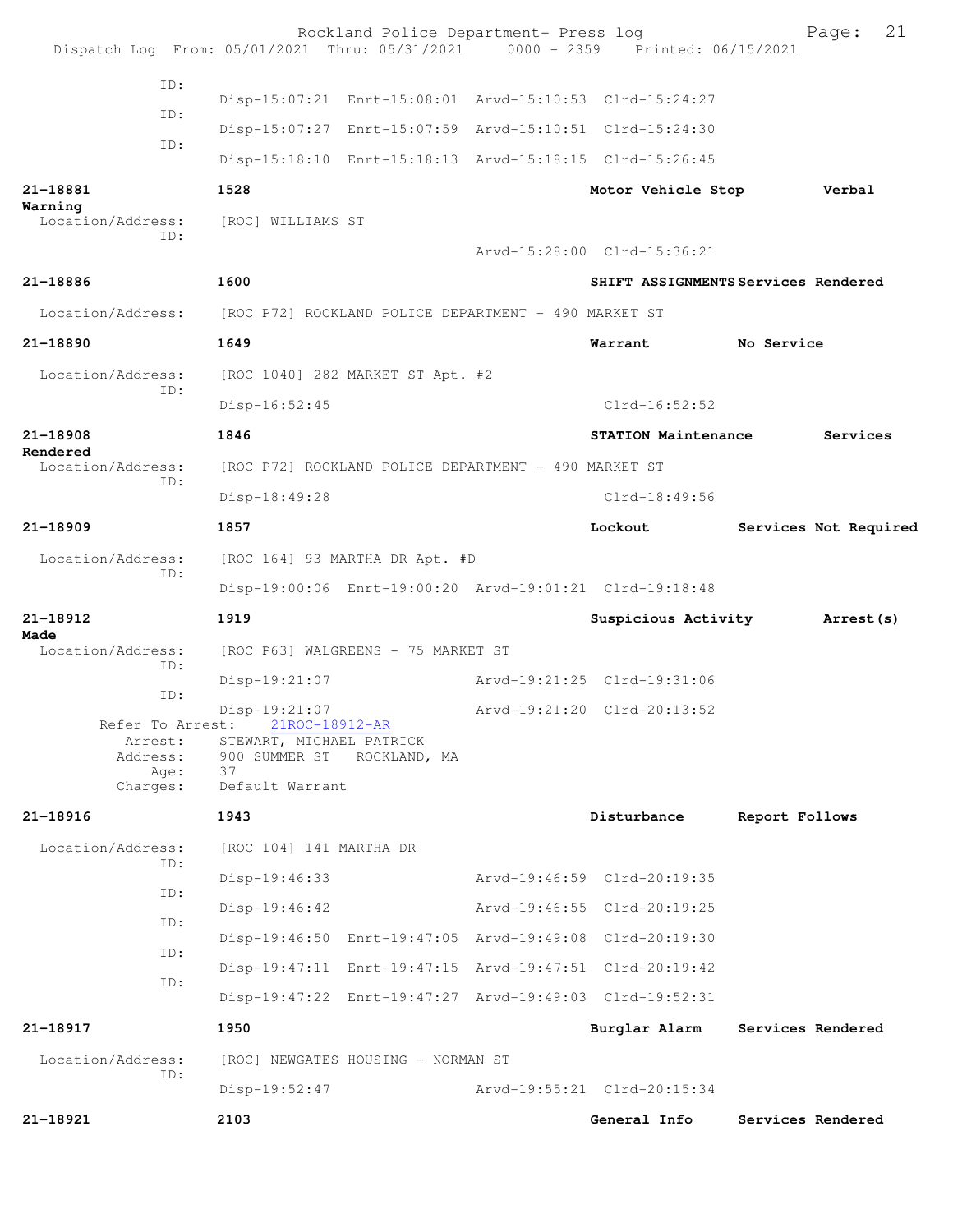Rockland Police Department- Press log
Dispatch Log From: 05/01/2021 Thru: 05/31/2021 0000 - 2359 Printed: 06/15/2021

```
            ID:
                     Disp-15:07:21  Enrt-15:08:01  Arvd-15:10:53  Clrd-15:24:27
            ID:
                     Disp-15:07:27  Enrt-15:07:59  Arvd-15:10:51  Clrd-15:24:30
            ID:
                     Disp-15:18:10  Enrt-15:18:13  Arvd-15:18:15  Clrd-15:26:45

21-18881             1528                              Motor Vehicle Stop       Verbal Warning
  Location/Address:  [ROC] WILLIAMS ST
            ID:
                                                  Arvd-15:28:00  Clrd-15:36:21

21-18886             1600                              SHIFT ASSIGNMENTS Services Rendered
  Location/Address:  [ROC P72] ROCKLAND POLICE DEPARTMENT - 490 MARKET ST

21-18890             1649                              Warrant          No Service
  Location/Address:  [ROC 1040] 282 MARKET ST Apt. #2
            ID:
                     Disp-16:52:45                                Clrd-16:52:52

21-18908             1846                              STATION Maintenance      Services Rendered
  Location/Address:  [ROC P72] ROCKLAND POLICE DEPARTMENT - 490 MARKET ST
            ID:
                     Disp-18:49:28                                Clrd-18:49:56

21-18909             1857                              Lockout          Services Not Required
  Location/Address:  [ROC 164] 93 MARTHA DR Apt. #D
            ID:
                     Disp-19:00:06  Enrt-19:00:20  Arvd-19:01:21  Clrd-19:18:48

21-18912             1919                              Suspicious Activity      Arrest(s) Made
  Location/Address:  [ROC P63] WALGREENS - 75 MARKET ST
            ID:
                     Disp-19:21:07                 Arvd-19:21:25  Clrd-19:31:06
            ID:
                     Disp-19:21:07                 Arvd-19:21:20  Clrd-20:13:52
      Refer To Arrest:   21ROC-18912-AR
            Arrest:  STEWART, MICHAEL PATRICK
           Address:  900 SUMMER ST   ROCKLAND, MA
               Age:  37
           Charges:  Default Warrant

21-18916             1943                              Disturbance      Report Follows
  Location/Address:  [ROC 104] 141 MARTHA DR
            ID:
                     Disp-19:46:33                 Arvd-19:46:59  Clrd-20:19:35
            ID:
                     Disp-19:46:42                 Arvd-19:46:55  Clrd-20:19:25
            ID:
                     Disp-19:46:50  Enrt-19:47:05  Arvd-19:49:08  Clrd-20:19:30
            ID:
                     Disp-19:47:11  Enrt-19:47:15  Arvd-19:47:51  Clrd-20:19:42
            ID:
                     Disp-19:47:22  Enrt-19:47:27  Arvd-19:49:03  Clrd-19:52:31

21-18917             1950                              Burglar Alarm    Services Rendered
  Location/Address:  [ROC] NEWGATES HOUSING - NORMAN ST
            ID:
                     Disp-19:52:47                 Arvd-19:55:21  Clrd-20:15:34

21-18921             2103                              General Info     Services Rendered
```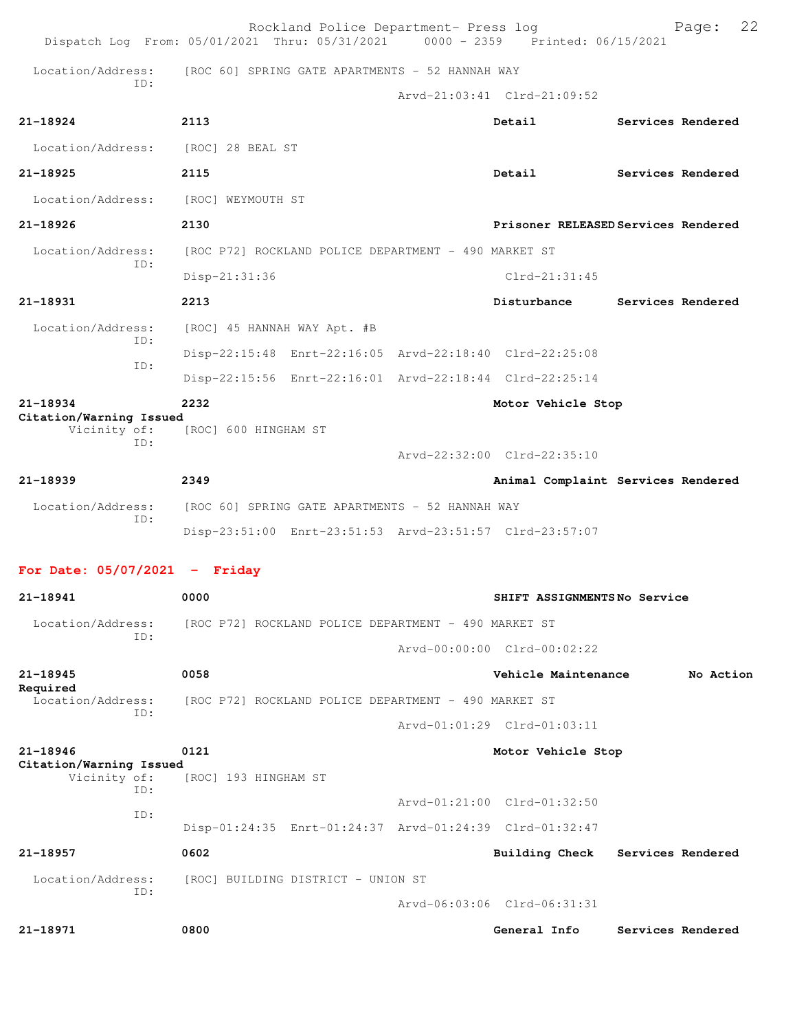Location/Address: [ROC 60] SPRING GATE APARTMENTS - 52 HANNAH WAY
ID:
Arvd-21:03:41 Clrd-21:09:52

**21-18924** **2113** **Detail** **Services Rendered**

Location/Address: [ROC] 28 BEAL ST

**21-18925** **2115** **Detail** **Services Rendered**

Location/Address: [ROC] WEYMOUTH ST

**21-18926** **2130** **Prisoner RELEASED** **Services Rendered**

Location/Address: [ROC P72] ROCKLAND POLICE DEPARTMENT - 490 MARKET ST
ID:
Disp-21:31:36 Clrd-21:31:45

**21-18931** **2213** **Disturbance** **Services Rendered**

Location/Address: [ROC] 45 HANNAH WAY Apt. #B
ID:
Disp-22:15:48 Enrt-22:16:05 Arvd-22:18:40 Clrd-22:25:08
ID:
Disp-22:15:56 Enrt-22:16:01 Arvd-22:18:44 Clrd-22:25:14

**21-18934** **2232** **Motor Vehicle Stop**
**Citation/Warning Issued**
Vicinity of: [ROC] 600 HINGHAM ST
ID:
Arvd-22:32:00 Clrd-22:35:10

**21-18939** **2349** **Animal Complaint** **Services Rendered**

Location/Address: [ROC 60] SPRING GATE APARTMENTS - 52 HANNAH WAY
ID:
Disp-23:51:00 Enrt-23:51:53 Arvd-23:51:57 Clrd-23:57:07

## For Date: 05/07/2021 - Friday

**21-18941** **0000** **SHIFT ASSIGNMENTS** **No Service**

Location/Address: [ROC P72] ROCKLAND POLICE DEPARTMENT - 490 MARKET ST
ID:
Arvd-00:00:00 Clrd-00:02:22

**21-18945** **0058** **Vehicle Maintenance** **No Action Required**

Location/Address: [ROC P72] ROCKLAND POLICE DEPARTMENT - 490 MARKET ST
ID:
Arvd-01:01:29 Clrd-01:03:11

**21-18946** **0121** **Motor Vehicle Stop**
**Citation/Warning Issued**
Vicinity of: [ROC] 193 HINGHAM ST
ID:
Arvd-01:21:00 Clrd-01:32:50
ID:
Disp-01:24:35 Enrt-01:24:37 Arvd-01:24:39 Clrd-01:32:47

**21-18957** **0602** **Building Check** **Services Rendered**

Location/Address: [ROC] BUILDING DISTRICT - UNION ST
ID:
Arvd-06:03:06 Clrd-06:31:31

**21-18971** **0800** **General Info** **Services Rendered**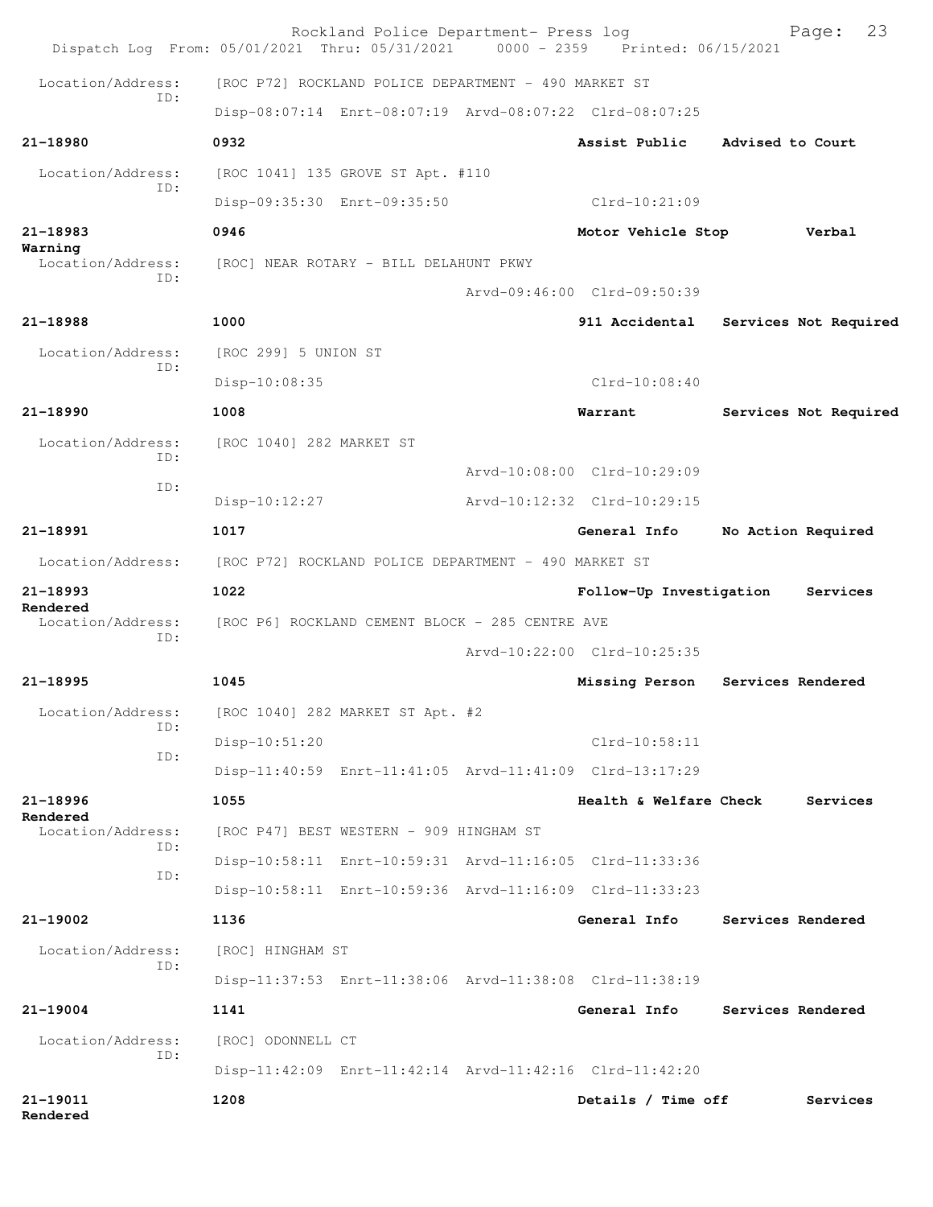Dispatch Log From: 05/01/2021 Thru: 05/31/2021 0000 - 2359 Printed: 06/15/2021

Location/Address: [ROC P72] ROCKLAND POLICE DEPARTMENT - 490 MARKET ST
ID:
Disp-08:07:14 Enrt-08:07:19 Arvd-08:07:22 Clrd-08:07:25

**21-18980** **0932** **Assist Public** **Advised to Court**

Location/Address: [ROC 1041] 135 GROVE ST Apt. #110
ID:
Disp-09:35:30 Enrt-09:35:50 Clrd-10:21:09

**21-18983** **0946** **Motor Vehicle Stop** **Verbal Warning**

Location/Address: [ROC] NEAR ROTARY - BILL DELAHUNT PKWY
ID:
Arvd-09:46:00 Clrd-09:50:39

**21-18988** **1000** **911 Accidental** **Services Not Required**

Location/Address: [ROC 299] 5 UNION ST
ID:
Disp-10:08:35 Clrd-10:08:40

**21-18990** **1008** **Warrant** **Services Not Required**

Location/Address: [ROC 1040] 282 MARKET ST
ID:
Arvd-10:08:00 Clrd-10:29:09
ID:
Disp-10:12:27 Arvd-10:12:32 Clrd-10:29:15

**21-18991** **1017** **General Info** **No Action Required**

Location/Address: [ROC P72] ROCKLAND POLICE DEPARTMENT - 490 MARKET ST

**21-18993** **1022** **Follow-Up Investigation** **Services Rendered**

Location/Address: [ROC P6] ROCKLAND CEMENT BLOCK - 285 CENTRE AVE
ID:
Arvd-10:22:00 Clrd-10:25:35

**21-18995** **1045** **Missing Person** **Services Rendered**

Location/Address: [ROC 1040] 282 MARKET ST Apt. #2
ID:
Disp-10:51:20 Clrd-10:58:11
ID:
Disp-11:40:59 Enrt-11:41:05 Arvd-11:41:09 Clrd-13:17:29

**21-18996** **1055** **Health & Welfare Check** **Services Rendered**

Location/Address: [ROC P47] BEST WESTERN - 909 HINGHAM ST
ID:
Disp-10:58:11 Enrt-10:59:31 Arvd-11:16:05 Clrd-11:33:36
ID:
Disp-10:58:11 Enrt-10:59:36 Arvd-11:16:09 Clrd-11:33:23

**21-19002** **1136** **General Info** **Services Rendered**

Location/Address: [ROC] HINGHAM ST
ID:
Disp-11:37:53 Enrt-11:38:06 Arvd-11:38:08 Clrd-11:38:19

**21-19004** **1141** **General Info** **Services Rendered**

Location/Address: [ROC] ODONNELL CT
ID:
Disp-11:42:09 Enrt-11:42:14 Arvd-11:42:16 Clrd-11:42:20

**21-19011** **1208** **Details / Time off** **Services Rendered**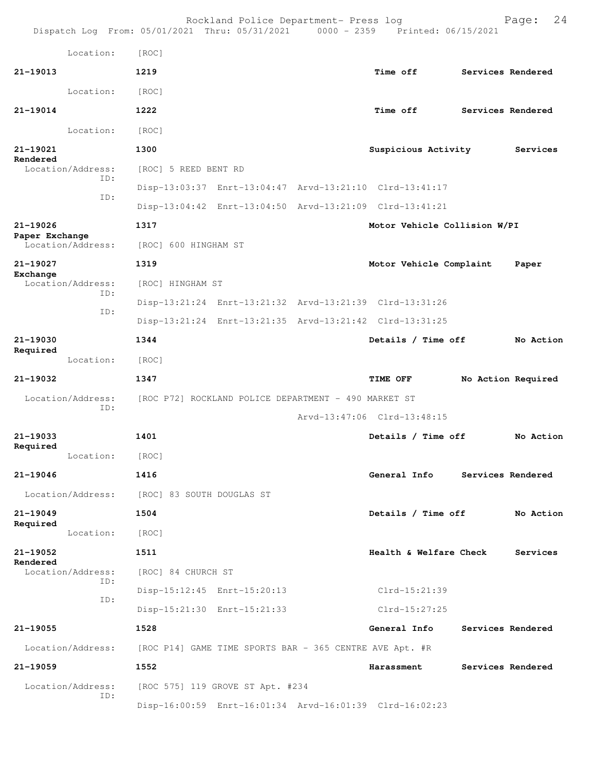Location: [ROC]

**21-19013** 1219 **Time off** **Services Rendered**

Location: [ROC]

**21-19014** 1222 **Time off** **Services Rendered**

Location: [ROC]

**21-19021** 1300 **Suspicious Activity** **Services Rendered**

Location/Address: [ROC] 5 REED BENT RD

ID: Disp-13:03:37 Enrt-13:04:47 Arvd-13:21:10 Clrd-13:41:17

ID: Disp-13:04:42 Enrt-13:04:50 Arvd-13:21:09 Clrd-13:41:21

**21-19026** 1317 **Motor Vehicle Collision W/PI** **Paper Exchange**

Location/Address: [ROC] 600 HINGHAM ST

**21-19027** 1319 **Motor Vehicle Complaint** **Paper Exchange**

Location/Address: [ROC] HINGHAM ST

ID: Disp-13:21:24 Enrt-13:21:32 Arvd-13:21:39 Clrd-13:31:26

ID: Disp-13:21:24 Enrt-13:21:35 Arvd-13:21:42 Clrd-13:31:25

**21-19030** 1344 **Details / Time off** **No Action Required**

Location: [ROC]

**21-19032** 1347 **TIME OFF** **No Action Required**

Location/Address: [ROC P72] ROCKLAND POLICE DEPARTMENT - 490 MARKET ST

ID: Arvd-13:47:06 Clrd-13:48:15

**21-19033** 1401 **Details / Time off** **No Action Required**

Location: [ROC]

**21-19046** 1416 **General Info** **Services Rendered**

Location/Address: [ROC] 83 SOUTH DOUGLAS ST

**21-19049** 1504 **Details / Time off** **No Action Required**

Location: [ROC]

**21-19052** 1511 **Health & Welfare Check** **Services Rendered**

Location/Address: [ROC] 84 CHURCH ST

ID: Disp-15:12:45 Enrt-15:20:13 Clrd-15:21:39

ID: Disp-15:21:30 Enrt-15:21:33 Clrd-15:27:25

**21-19055** 1528 **General Info** **Services Rendered**

Location/Address: [ROC P14] GAME TIME SPORTS BAR - 365 CENTRE AVE Apt. #R

**21-19059** 1552 **Harassment** **Services Rendered**

Location/Address: [ROC 575] 119 GROVE ST Apt. #234

ID: Disp-16:00:59 Enrt-16:01:34 Arvd-16:01:39 Clrd-16:02:23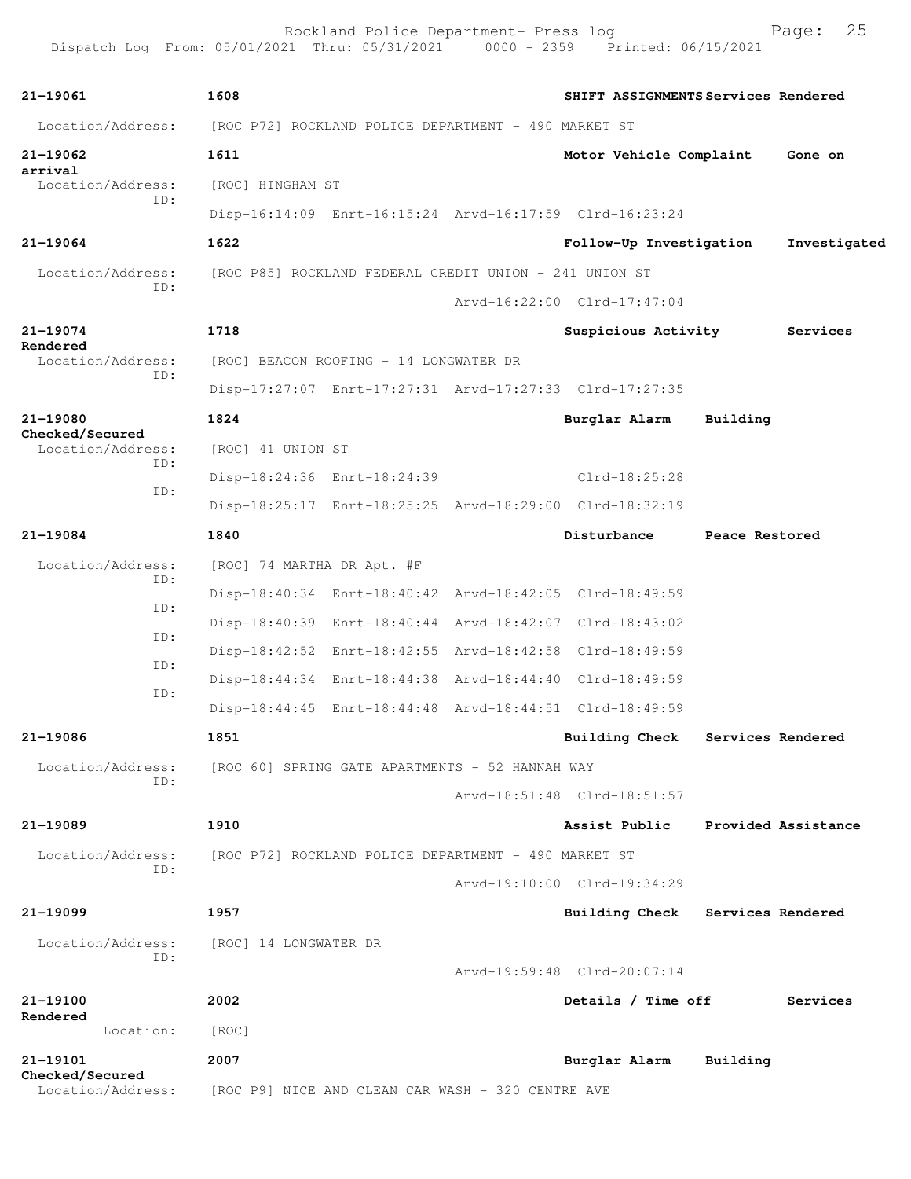| Call # | Time | | Call Type | Disposition |
|---|---|---|---|---|
| 21-19061 | 1608 | | SHIFT ASSIGNMENTS | Services Rendered |
| Location/Address: | [ROC P72] ROCKLAND POLICE DEPARTMENT - 490 MARKET ST | | | |
| 21-19062 | 1611 | | Motor Vehicle Complaint | Gone on arrival |
| Location/Address: | [ROC] HINGHAM ST | | | |
| ID: | Disp-16:14:09 Enrt-16:15:24 Arvd-16:17:59 Clrd-16:23:24 | | | |
| 21-19064 | 1622 | | Follow-Up Investigation | Investigated |
| Location/Address: | [ROC P85] ROCKLAND FEDERAL CREDIT UNION - 241 UNION ST | | | |
| ID: | Arvd-16:22:00 Clrd-17:47:04 | | | |
| 21-19074 | 1718 | | Suspicious Activity | Services Rendered |
| Location/Address: | [ROC] BEACON ROOFING - 14 LONGWATER DR | | | |
| ID: | Disp-17:27:07 Enrt-17:27:31 Arvd-17:27:33 Clrd-17:27:35 | | | |
| 21-19080 | 1824 | | Burglar Alarm | Building Checked/Secured |
| Location/Address: | [ROC] 41 UNION ST | | | |
| ID: | Disp-18:24:36 Enrt-18:24:39 Clrd-18:25:28 | | | |
| ID: | Disp-18:25:17 Enrt-18:25:25 Arvd-18:29:00 Clrd-18:32:19 | | | |
| 21-19084 | 1840 | | Disturbance | Peace Restored |
| Location/Address: | [ROC] 74 MARTHA DR Apt. #F | | | |
| ID: | Disp-18:40:34 Enrt-18:40:42 Arvd-18:42:05 Clrd-18:49:59 | | | |
| ID: | Disp-18:40:39 Enrt-18:40:44 Arvd-18:42:07 Clrd-18:43:02 | | | |
| ID: | Disp-18:42:52 Enrt-18:42:55 Arvd-18:42:58 Clrd-18:49:59 | | | |
| ID: | Disp-18:44:34 Enrt-18:44:38 Arvd-18:44:40 Clrd-18:49:59 | | | |
| ID: | Disp-18:44:45 Enrt-18:44:48 Arvd-18:44:51 Clrd-18:49:59 | | | |
| 21-19086 | 1851 | | Building Check | Services Rendered |
| Location/Address: | [ROC 60] SPRING GATE APARTMENTS - 52 HANNAH WAY | | | |
| ID: | Arvd-18:51:48 Clrd-18:51:57 | | | |
| 21-19089 | 1910 | | Assist Public | Provided Assistance |
| Location/Address: | [ROC P72] ROCKLAND POLICE DEPARTMENT - 490 MARKET ST | | | |
| ID: | Arvd-19:10:00 Clrd-19:34:29 | | | |
| 21-19099 | 1957 | | Building Check | Services Rendered |
| Location/Address: | [ROC] 14 LONGWATER DR | | | |
| ID: | Arvd-19:59:48 Clrd-20:07:14 | | | |
| 21-19100 | 2002 | | Details / Time off | Services Rendered |
| Location: | [ROC] | | | |
| 21-19101 | 2007 | | Burglar Alarm | Building Checked/Secured |
| Location/Address: | [ROC P9] NICE AND CLEAN CAR WASH - 320 CENTRE AVE | | | |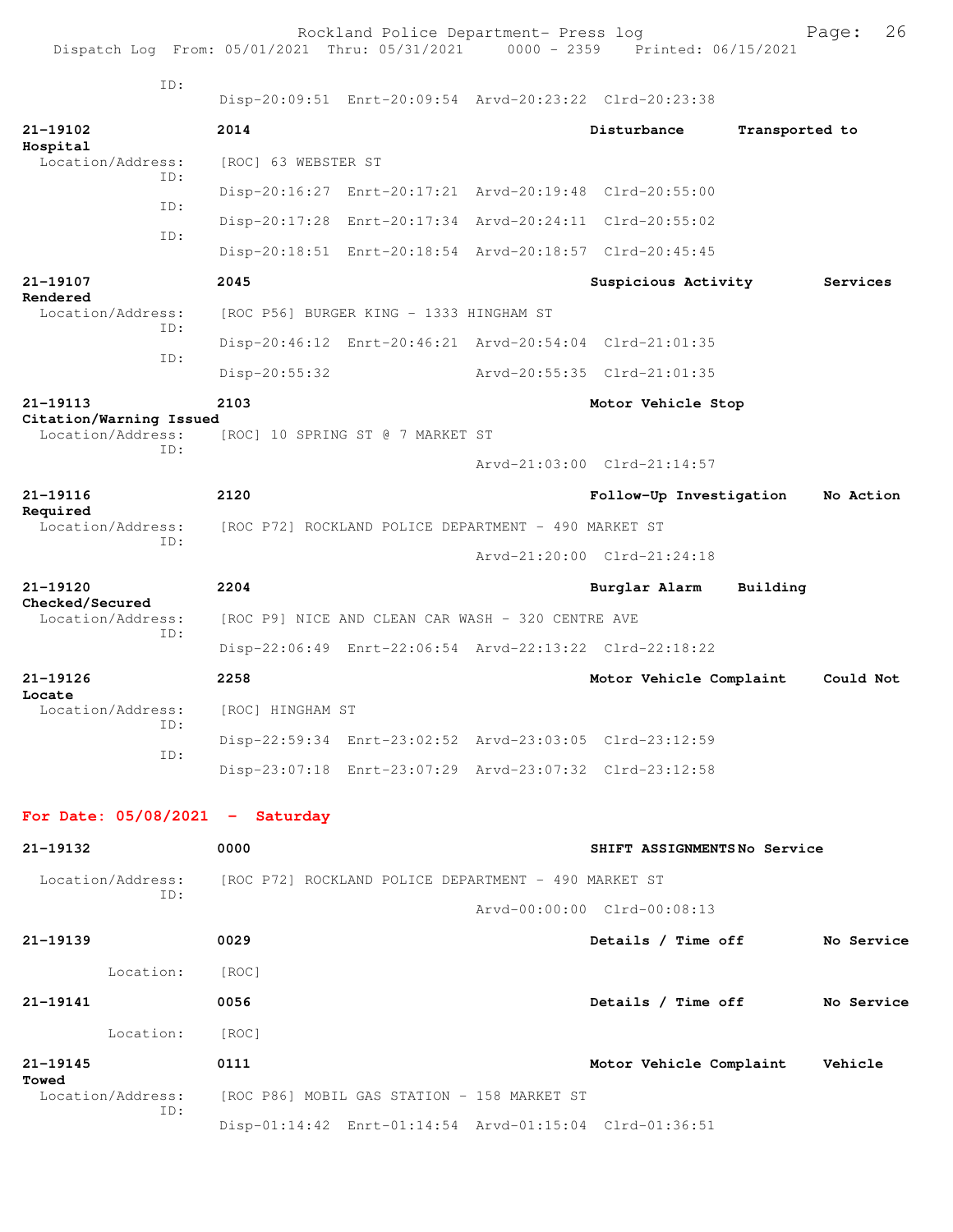ID:
Disp-20:09:51 Enrt-20:09:54 Arvd-20:23:22 Clrd-20:23:38

**21-19102** **2014** **Disturbance** **Transported to Hospital**
Location/Address: [ROC] 63 WEBSTER ST
ID:
Disp-20:16:27 Enrt-20:17:21 Arvd-20:19:48 Clrd-20:55:00
ID:
Disp-20:17:28 Enrt-20:17:34 Arvd-20:24:11 Clrd-20:55:02
ID:
Disp-20:18:51 Enrt-20:18:54 Arvd-20:18:57 Clrd-20:45:45

**21-19107** **2045** **Suspicious Activity** **Services Rendered**
Location/Address: [ROC P56] BURGER KING - 1333 HINGHAM ST
ID:
Disp-20:46:12 Enrt-20:46:21 Arvd-20:54:04 Clrd-21:01:35
ID:
Disp-20:55:32 Arvd-20:55:35 Clrd-21:01:35

**21-19113** **2103** **Motor Vehicle Stop** **Citation/Warning Issued**
Location/Address: [ROC] 10 SPRING ST @ 7 MARKET ST
ID:
Arvd-21:03:00 Clrd-21:14:57

**21-19116** **2120** **Follow-Up Investigation** **No Action Required**
Location/Address: [ROC P72] ROCKLAND POLICE DEPARTMENT - 490 MARKET ST
ID:
Arvd-21:20:00 Clrd-21:24:18

**21-19120** **2204** **Burglar Alarm** **Building Checked/Secured**
Location/Address: [ROC P9] NICE AND CLEAN CAR WASH - 320 CENTRE AVE
ID:
Disp-22:06:49 Enrt-22:06:54 Arvd-22:13:22 Clrd-22:18:22

**21-19126** **2258** **Motor Vehicle Complaint** **Could Not Locate**
Location/Address: [ROC] HINGHAM ST
ID:
Disp-22:59:34 Enrt-23:02:52 Arvd-23:03:05 Clrd-23:12:59
ID:
Disp-23:07:18 Enrt-23:07:29 Arvd-23:07:32 Clrd-23:12:58

## For Date: 05/08/2021 - Saturday

**21-19132** **0000** **SHIFT ASSIGNMENTS** **No Service**
Location/Address: [ROC P72] ROCKLAND POLICE DEPARTMENT - 490 MARKET ST
ID:
Arvd-00:00:00 Clrd-00:08:13

**21-19139** **0029** **Details / Time off** **No Service**
Location: [ROC]

**21-19141** **0056** **Details / Time off** **No Service**
Location: [ROC]

**21-19145** **0111** **Motor Vehicle Complaint** **Vehicle Towed**
Location/Address: [ROC P86] MOBIL GAS STATION - 158 MARKET ST
ID:
Disp-01:14:42 Enrt-01:14:54 Arvd-01:15:04 Clrd-01:36:51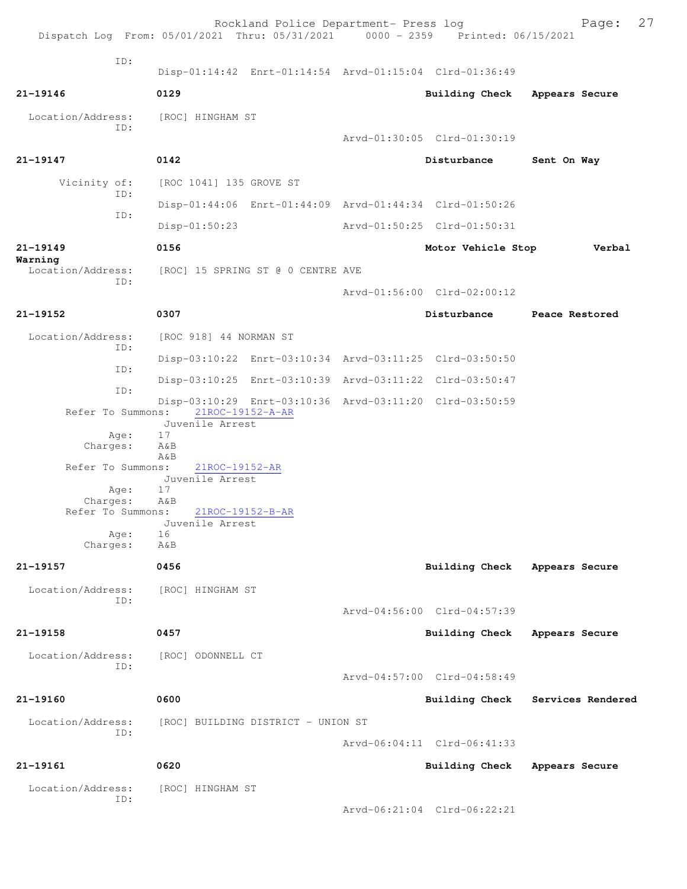ID:
Disp-01:14:42 Enrt-01:14:54 Arvd-01:15:04 Clrd-01:36:49

**21-19146** **0129** **Building Check** **Appears Secure**

Location/Address: [ROC] HINGHAM ST
ID:
Arvd-01:30:05 Clrd-01:30:19

**21-19147** **0142** **Disturbance** **Sent On Way**

Vicinity of: [ROC 1041] 135 GROVE ST
ID:
Disp-01:44:06 Enrt-01:44:09 Arvd-01:44:34 Clrd-01:50:26
ID:
Disp-01:50:23 Arvd-01:50:25 Clrd-01:50:31

**21-19149** **0156** **Motor Vehicle Stop** **Verbal Warning**

Location/Address: [ROC] 15 SPRING ST @ 0 CENTRE AVE
ID:
Arvd-01:56:00 Clrd-02:00:12

**21-19152** **0307** **Disturbance** **Peace Restored**

Location/Address: [ROC 918] 44 NORMAN ST
ID:
Disp-03:10:22 Enrt-03:10:34 Arvd-03:11:25 Clrd-03:50:50
ID:
Disp-03:10:25 Enrt-03:10:39 Arvd-03:11:22 Clrd-03:50:47
ID:
Disp-03:10:29 Enrt-03:10:36 Arvd-03:11:20 Clrd-03:50:59
Refer To Summons: 21ROC-19152-A-AR
Juvenile Arrest
Age: 17
Charges: A&B
A&B
Refer To Summons: 21ROC-19152-AR
Juvenile Arrest
Age: 17
Charges: A&B
Refer To Summons: 21ROC-19152-B-AR
Juvenile Arrest
Age: 16
Charges: A&B

**21-19157** **0456** **Building Check** **Appears Secure**

Location/Address: [ROC] HINGHAM ST
ID:
Arvd-04:56:00 Clrd-04:57:39

**21-19158** **0457** **Building Check** **Appears Secure**

Location/Address: [ROC] ODONNELL CT
ID:
Arvd-04:57:00 Clrd-04:58:49

**21-19160** **0600** **Building Check** **Services Rendered**

Location/Address: [ROC] BUILDING DISTRICT - UNION ST
ID:
Arvd-06:04:11 Clrd-06:41:33

**21-19161** **0620** **Building Check** **Appears Secure**

Location/Address: [ROC] HINGHAM ST
ID:
Arvd-06:21:04 Clrd-06:22:21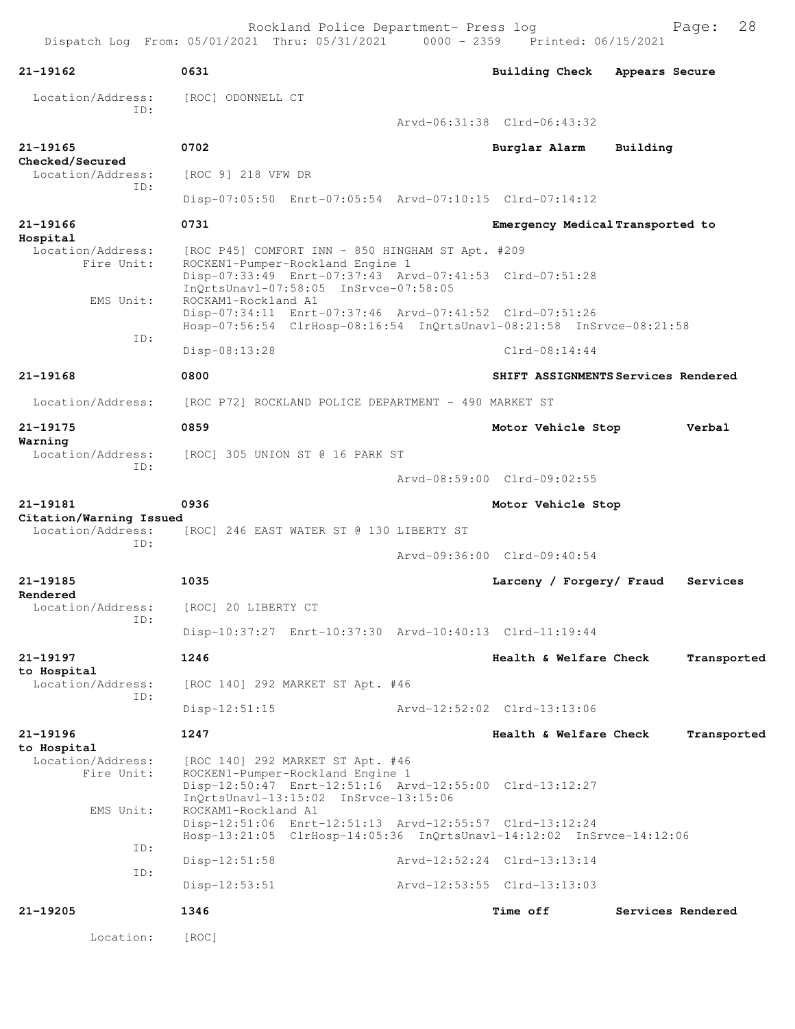**21-19162** 0631 **Building Check** **Appears Secure**

Location/Address: [ROC] ODONNELL CT
ID:
Arvd-06:31:38 Clrd-06:43:32

**21-19165** 0702 **Burglar Alarm** **Building Checked/Secured**

Location/Address: [ROC 9] 218 VFW DR
ID:
Disp-07:05:50 Enrt-07:05:54 Arvd-07:10:15 Clrd-07:14:12

**21-19166** 0731 **Emergency Medical** **Transported to Hospital**

Location/Address: [ROC P45] COMFORT INN - 850 HINGHAM ST Apt. #209
Fire Unit: ROCKEN1-Pumper-Rockland Engine 1
Disp-07:33:49 Enrt-07:37:43 Arvd-07:41:53 Clrd-07:51:28
InQrtsUnavl-07:58:05 InSrvce-07:58:05
EMS Unit: ROCKAM1-Rockland A1
Disp-07:34:11 Enrt-07:37:46 Arvd-07:41:52 Clrd-07:51:26
Hosp-07:56:54 ClrHosp-08:16:54 InQrtsUnavl-08:21:58 InSrvce-08:21:58
ID:
Disp-08:13:28 Clrd-08:14:44

**21-19168** 0800 **SHIFT ASSIGNMENTS** **Services Rendered**

Location/Address: [ROC P72] ROCKLAND POLICE DEPARTMENT - 490 MARKET ST

**21-19175** 0859 **Motor Vehicle Stop** **Verbal Warning**

Location/Address: [ROC] 305 UNION ST @ 16 PARK ST
ID:
Arvd-08:59:00 Clrd-09:02:55

**21-19181** 0936 **Motor Vehicle Stop** **Citation/Warning Issued**

Location/Address: [ROC] 246 EAST WATER ST @ 130 LIBERTY ST
ID:
Arvd-09:36:00 Clrd-09:40:54

**21-19185** 1035 **Larceny / Forgery/ Fraud** **Services Rendered**

Location/Address: [ROC] 20 LIBERTY CT
ID:
Disp-10:37:27 Enrt-10:37:30 Arvd-10:40:13 Clrd-11:19:44

**21-19197** 1246 **Health & Welfare Check** **Transported to Hospital**

Location/Address: [ROC 140] 292 MARKET ST Apt. #46
ID:
Disp-12:51:15 Arvd-12:52:02 Clrd-13:13:06

**21-19196** 1247 **Health & Welfare Check** **Transported to Hospital**

Location/Address: [ROC 140] 292 MARKET ST Apt. #46
Fire Unit: ROCKEN1-Pumper-Rockland Engine 1
Disp-12:50:47 Enrt-12:51:16 Arvd-12:55:00 Clrd-13:12:27
InQrtsUnavl-13:15:02 InSrvce-13:15:06
EMS Unit: ROCKAM1-Rockland A1
Disp-12:51:06 Enrt-12:51:13 Arvd-12:55:57 Clrd-13:12:24
Hosp-13:21:05 ClrHosp-14:05:36 InQrtsUnavl-14:12:02 InSrvce-14:12:06
ID:
Disp-12:51:58 Arvd-12:52:24 Clrd-13:13:14
ID:
Disp-12:53:51 Arvd-12:53:55 Clrd-13:13:03

**21-19205** 1346 **Time off** **Services Rendered**

Location: [ROC]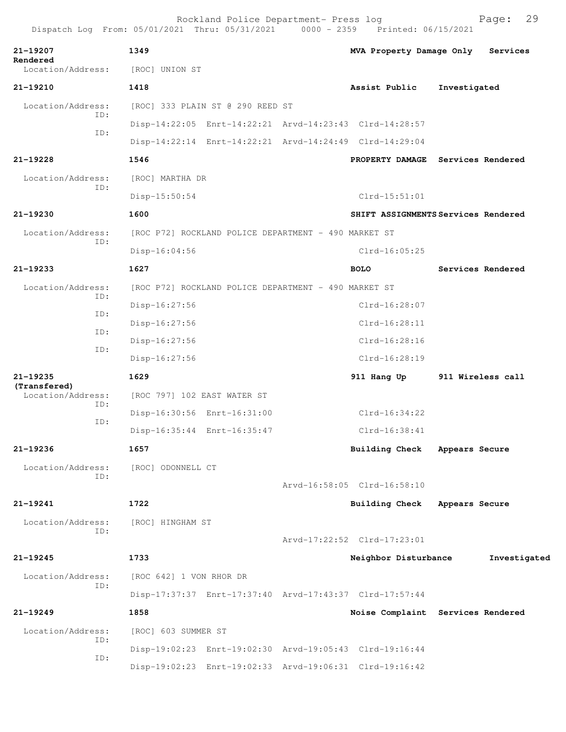Rockland Police Department- Press log

Dispatch Log From: 05/01/2021 Thru: 05/31/2021 0000 - 2359 Printed: 06/15/2021

**21-19207** **1349** **MVA Property Damage Only** **Services Rendered**
Location/Address: [ROC] UNION ST

**21-19210** **1418** **Assist Public** **Investigated**
Location/Address: [ROC] 333 PLAIN ST @ 290 REED ST
ID: Disp-14:22:05 Enrt-14:22:21 Arvd-14:23:43 Clrd-14:28:57
ID: Disp-14:22:14 Enrt-14:22:21 Arvd-14:24:49 Clrd-14:29:04

**21-19228** **1546** **PROPERTY DAMAGE** **Services Rendered**
Location/Address: [ROC] MARTHA DR
ID: Disp-15:50:54 Clrd-15:51:01

**21-19230** **1600** **SHIFT ASSIGNMENTS** **Services Rendered**
Location/Address: [ROC P72] ROCKLAND POLICE DEPARTMENT - 490 MARKET ST
ID: Disp-16:04:56 Clrd-16:05:25

**21-19233** **1627** **BOLO** **Services Rendered**
Location/Address: [ROC P72] ROCKLAND POLICE DEPARTMENT - 490 MARKET ST
ID: Disp-16:27:56 Clrd-16:28:07
ID: Disp-16:27:56 Clrd-16:28:11
ID: Disp-16:27:56 Clrd-16:28:16
ID: Disp-16:27:56 Clrd-16:28:19

**21-19235** **1629** **911 Hang Up** **911 Wireless call (Transfered)**
Location/Address: [ROC 797] 102 EAST WATER ST
ID: Disp-16:30:56 Enrt-16:31:00 Clrd-16:34:22
ID: Disp-16:35:44 Enrt-16:35:47 Clrd-16:38:41

**21-19236** **1657** **Building Check** **Appears Secure**
Location/Address: [ROC] ODONNELL CT
ID: Arvd-16:58:05 Clrd-16:58:10

**21-19241** **1722** **Building Check** **Appears Secure**
Location/Address: [ROC] HINGHAM ST
ID: Arvd-17:22:52 Clrd-17:23:01

**21-19245** **1733** **Neighbor Disturbance** **Investigated**
Location/Address: [ROC 642] 1 VON RHOR DR
ID: Disp-17:37:37 Enrt-17:37:40 Arvd-17:43:37 Clrd-17:57:44

**21-19249** **1858** **Noise Complaint** **Services Rendered**
Location/Address: [ROC] 603 SUMMER ST
ID: Disp-19:02:23 Enrt-19:02:30 Arvd-19:05:43 Clrd-19:16:44
ID: Disp-19:02:23 Enrt-19:02:33 Arvd-19:06:31 Clrd-19:16:42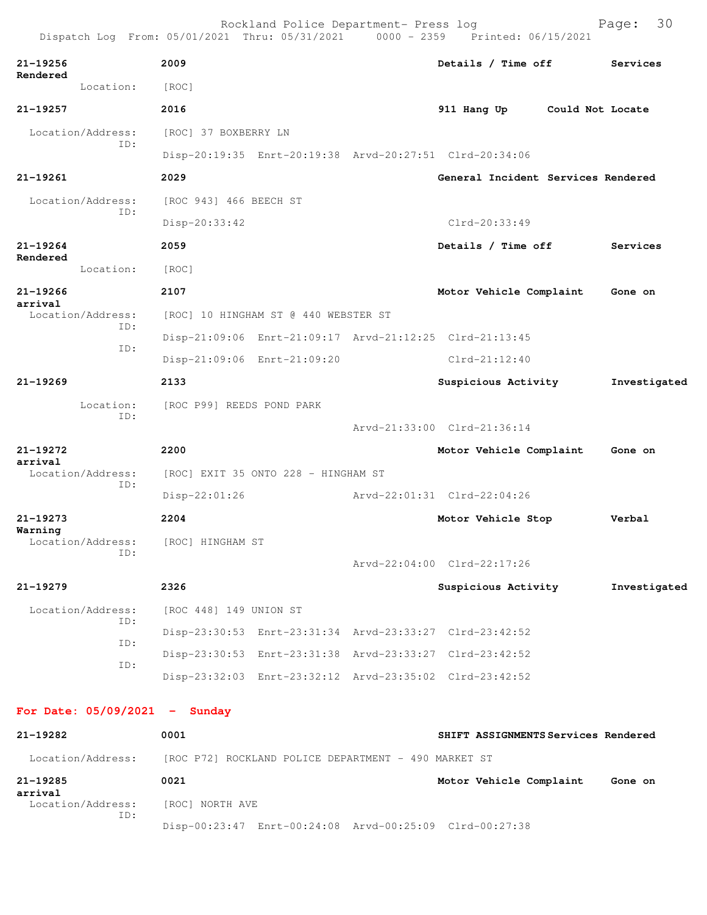21-19256 2009 Details / Time off Services Rendered
Location: [ROC]

21-19257 2016 911 Hang Up Could Not Locate
Location/Address: [ROC] 37 BOXBERRY LN
ID:
Disp-20:19:35 Enrt-20:19:38 Arvd-20:27:51 Clrd-20:34:06

21-19261 2029 General Incident Services Rendered
Location/Address: [ROC 943] 466 BEECH ST
ID:
Disp-20:33:42 Clrd-20:33:49

21-19264 2059 Details / Time off Services Rendered
Location: [ROC]

21-19266 2107 Motor Vehicle Complaint Gone on arrival
Location/Address: [ROC] 10 HINGHAM ST @ 440 WEBSTER ST
ID:
Disp-21:09:06 Enrt-21:09:17 Arvd-21:12:25 Clrd-21:13:45
ID:
Disp-21:09:06 Enrt-21:09:20 Clrd-21:12:40

21-19269 2133 Suspicious Activity Investigated
Location: [ROC P99] REEDS POND PARK
ID:
Arvd-21:33:00 Clrd-21:36:14

21-19272 2200 Motor Vehicle Complaint Gone on arrival
Location/Address: [ROC] EXIT 35 ONTO 228 - HINGHAM ST
ID:
Disp-22:01:26 Arvd-22:01:31 Clrd-22:04:26

21-19273 2204 Motor Vehicle Stop Verbal Warning
Location/Address: [ROC] HINGHAM ST
ID:
Arvd-22:04:00 Clrd-22:17:26

21-19279 2326 Suspicious Activity Investigated
Location/Address: [ROC 448] 149 UNION ST
ID:
Disp-23:30:53 Enrt-23:31:34 Arvd-23:33:27 Clrd-23:42:52
ID:
Disp-23:30:53 Enrt-23:31:38 Arvd-23:33:27 Clrd-23:42:52
ID:
Disp-23:32:03 Enrt-23:32:12 Arvd-23:35:02 Clrd-23:42:52

**For Date: 05/09/2021 - Sunday**

21-19282 0001 SHIFT ASSIGNMENTS Services Rendered
Location/Address: [ROC P72] ROCKLAND POLICE DEPARTMENT - 490 MARKET ST

21-19285 0021 Motor Vehicle Complaint Gone on arrival
Location/Address: [ROC] NORTH AVE
ID:
Disp-00:23:47 Enrt-00:24:08 Arvd-00:25:09 Clrd-00:27:38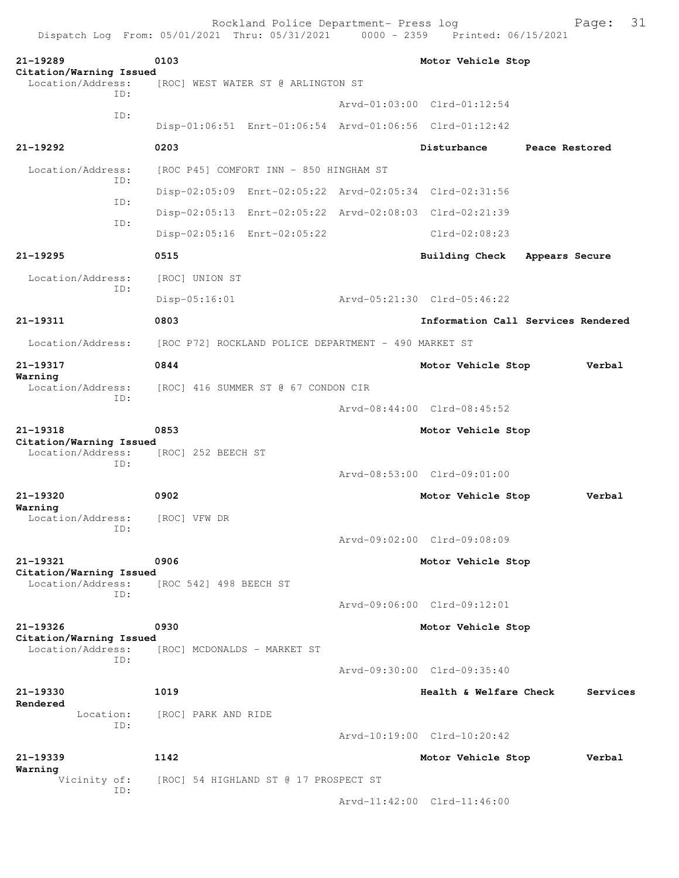**21-19289** 0103 **Motor Vehicle Stop**
**Citation/Warning Issued**
Location/Address: [ROC] WEST WATER ST @ ARLINGTON ST
ID:
Arvd-01:03:00 Clrd-01:12:54
ID:
Disp-01:06:51 Enrt-01:06:54 Arvd-01:06:56 Clrd-01:12:42

**21-19292** 0203 **Disturbance** **Peace Restored**
Location/Address: [ROC P45] COMFORT INN - 850 HINGHAM ST
ID:
Disp-02:05:09 Enrt-02:05:22 Arvd-02:05:34 Clrd-02:31:56
ID:
Disp-02:05:13 Enrt-02:05:22 Arvd-02:08:03 Clrd-02:21:39
ID:
Disp-02:05:16 Enrt-02:05:22 Clrd-02:08:23

**21-19295** 0515 **Building Check** **Appears Secure**
Location/Address: [ROC] UNION ST
ID:
Disp-05:16:01 Arvd-05:21:30 Clrd-05:46:22

**21-19311** 0803 **Information Call** **Services Rendered**
Location/Address: [ROC P72] ROCKLAND POLICE DEPARTMENT - 490 MARKET ST

**21-19317** 0844 **Motor Vehicle Stop** **Verbal Warning**
Location/Address: [ROC] 416 SUMMER ST @ 67 CONDON CIR
ID:
Arvd-08:44:00 Clrd-08:45:52

**21-19318** 0853 **Motor Vehicle Stop**
**Citation/Warning Issued**
Location/Address: [ROC] 252 BEECH ST
ID:
Arvd-08:53:00 Clrd-09:01:00

**21-19320** 0902 **Motor Vehicle Stop** **Verbal Warning**
Location/Address: [ROC] VFW DR
ID:
Arvd-09:02:00 Clrd-09:08:09

**21-19321** 0906 **Motor Vehicle Stop**
**Citation/Warning Issued**
Location/Address: [ROC 542] 498 BEECH ST
ID:
Arvd-09:06:00 Clrd-09:12:01

**21-19326** 0930 **Motor Vehicle Stop**
**Citation/Warning Issued**
Location/Address: [ROC] MCDONALDS - MARKET ST
ID:
Arvd-09:30:00 Clrd-09:35:40

**21-19330** 1019 **Health & Welfare Check** **Services Rendered**
Location: [ROC] PARK AND RIDE
ID:
Arvd-10:19:00 Clrd-10:20:42

**21-19339** 1142 **Motor Vehicle Stop** **Verbal Warning**
Vicinity of: [ROC] 54 HIGHLAND ST @ 17 PROSPECT ST
ID:
Arvd-11:42:00 Clrd-11:46:00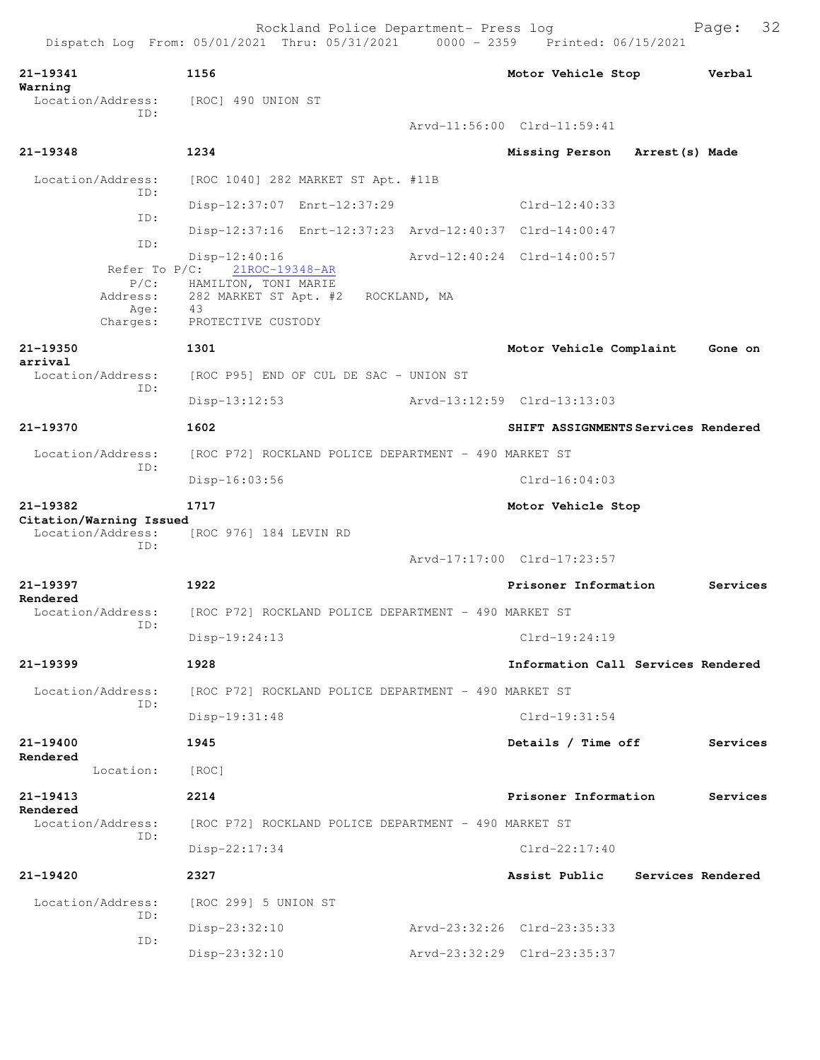Rockland Police Department- Press log
Dispatch Log From: 05/01/2021 Thru: 05/31/2021 0000 - 2359 Printed: 06/15/2021

**21-19341** 1156 Motor Vehicle Stop Verbal Warning
Location/Address: [ROC] 490 UNION ST
ID:
Arvd-11:56:00 Clrd-11:59:41

**21-19348** 1234 Missing Person Arrest(s) Made
Location/Address: [ROC 1040] 282 MARKET ST Apt. #11B
ID:
Disp-12:37:07 Enrt-12:37:29 Clrd-12:40:33
ID:
Disp-12:37:16 Enrt-12:37:23 Arvd-12:40:37 Clrd-14:00:47
ID:
Disp-12:40:16 Arvd-12:40:24 Clrd-14:00:57
Refer To P/C: 21ROC-19348-AR
P/C: HAMILTON, TONI MARIE
Address: 282 MARKET ST Apt. #2 ROCKLAND, MA
Age: 43
Charges: PROTECTIVE CUSTODY

**21-19350** 1301 Motor Vehicle Complaint Gone on arrival
Location/Address: [ROC P95] END OF CUL DE SAC - UNION ST
ID:
Disp-13:12:53 Arvd-13:12:59 Clrd-13:13:03

**21-19370** 1602 SHIFT ASSIGNMENTS Services Rendered
Location/Address: [ROC P72] ROCKLAND POLICE DEPARTMENT - 490 MARKET ST
ID:
Disp-16:03:56 Clrd-16:04:03

**21-19382** 1717 Motor Vehicle Stop Citation/Warning Issued
Location/Address: [ROC 976] 184 LEVIN RD
ID:
Arvd-17:17:00 Clrd-17:23:57

**21-19397** 1922 Prisoner Information Services Rendered
Location/Address: [ROC P72] ROCKLAND POLICE DEPARTMENT - 490 MARKET ST
ID:
Disp-19:24:13 Clrd-19:24:19

**21-19399** 1928 Information Call Services Rendered
Location/Address: [ROC P72] ROCKLAND POLICE DEPARTMENT - 490 MARKET ST
ID:
Disp-19:31:48 Clrd-19:31:54

**21-19400** 1945 Details / Time off Services Rendered
Location: [ROC]

**21-19413** 2214 Prisoner Information Services Rendered
Location/Address: [ROC P72] ROCKLAND POLICE DEPARTMENT - 490 MARKET ST
ID:
Disp-22:17:34 Clrd-22:17:40

**21-19420** 2327 Assist Public Services Rendered
Location/Address: [ROC 299] 5 UNION ST
ID:
Disp-23:32:10 Arvd-23:32:26 Clrd-23:35:33
ID:
Disp-23:32:10 Arvd-23:32:29 Clrd-23:35:37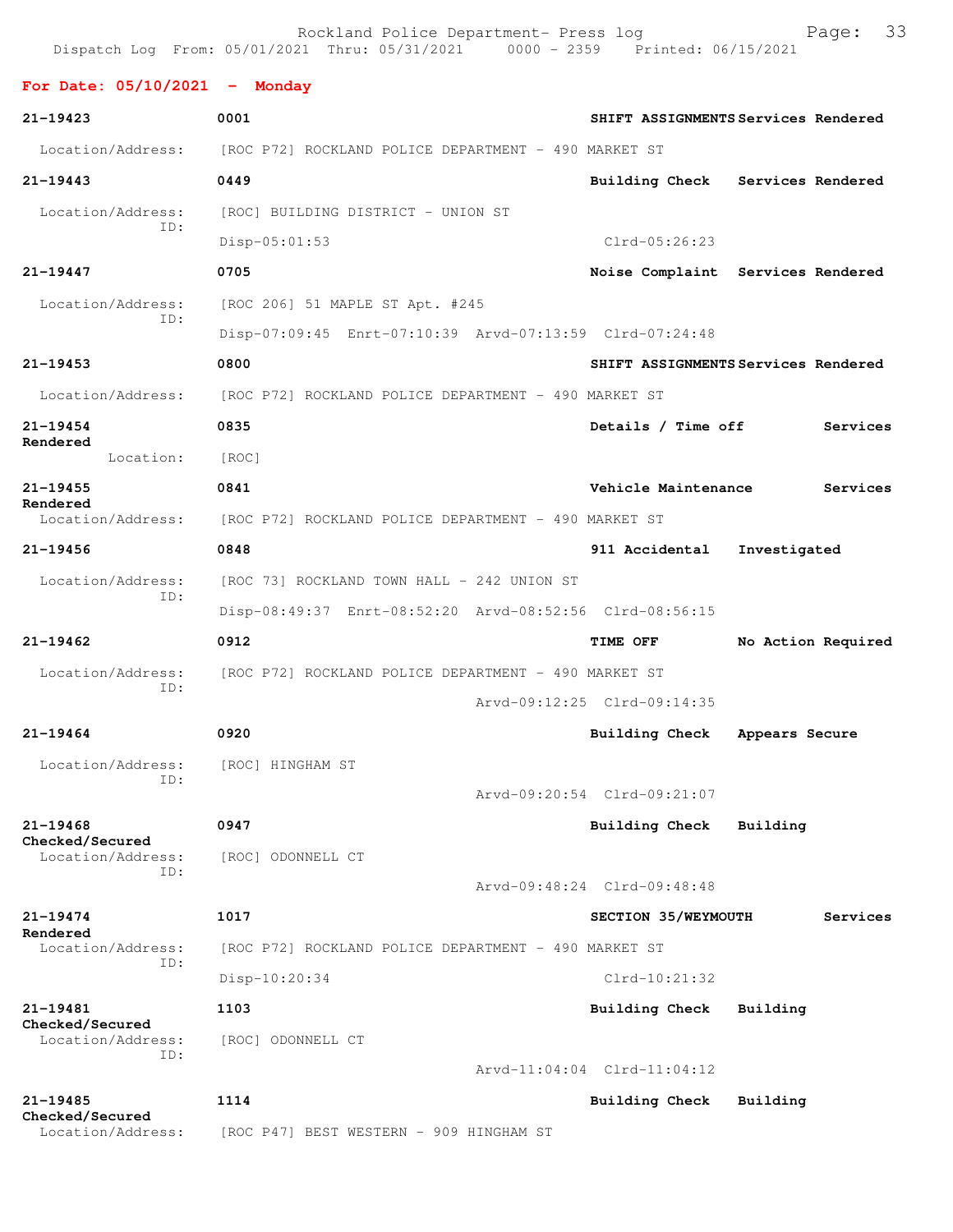Rockland Police Department- Press log
Dispatch Log From: 05/01/2021 Thru: 05/31/2021 0000 - 2359 Printed: 06/15/2021

**For Date: 05/10/2021 - Monday**

**21-19423** 0001 **SHIFT ASSIGNMENTS Services Rendered**
Location/Address: [ROC P72] ROCKLAND POLICE DEPARTMENT - 490 MARKET ST

**21-19443** 0449 **Building Check Services Rendered**
Location/Address: [ROC] BUILDING DISTRICT - UNION ST
ID:
Disp-05:01:53 Clrd-05:26:23

**21-19447** 0705 **Noise Complaint Services Rendered**
Location/Address: [ROC 206] 51 MAPLE ST Apt. #245
ID:
Disp-07:09:45 Enrt-07:10:39 Arvd-07:13:59 Clrd-07:24:48

**21-19453** 0800 **SHIFT ASSIGNMENTS Services Rendered**
Location/Address: [ROC P72] ROCKLAND POLICE DEPARTMENT - 490 MARKET ST

**21-19454** 0835 **Details / Time off Services Rendered**
Location: [ROC]

**21-19455** 0841 **Vehicle Maintenance Services Rendered**
Location/Address: [ROC P72] ROCKLAND POLICE DEPARTMENT - 490 MARKET ST

**21-19456** 0848 **911 Accidental Investigated**
Location/Address: [ROC 73] ROCKLAND TOWN HALL - 242 UNION ST
ID:
Disp-08:49:37 Enrt-08:52:20 Arvd-08:52:56 Clrd-08:56:15

**21-19462** 0912 **TIME OFF No Action Required**
Location/Address: [ROC P72] ROCKLAND POLICE DEPARTMENT - 490 MARKET ST
ID:
Arvd-09:12:25 Clrd-09:14:35

**21-19464** 0920 **Building Check Appears Secure**
Location/Address: [ROC] HINGHAM ST
ID:
Arvd-09:20:54 Clrd-09:21:07

**21-19468** 0947 **Building Check Building Checked/Secured**
Location/Address: [ROC] ODONNELL CT
ID:
Arvd-09:48:24 Clrd-09:48:48

**21-19474** 1017 **SECTION 35/WEYMOUTH Services Rendered**
Location/Address: [ROC P72] ROCKLAND POLICE DEPARTMENT - 490 MARKET ST
ID:
Disp-10:20:34 Clrd-10:21:32

**21-19481** 1103 **Building Check Building Checked/Secured**
Location/Address: [ROC] ODONNELL CT
ID:
Arvd-11:04:04 Clrd-11:04:12

**21-19485** 1114 **Building Check Building Checked/Secured**
Location/Address: [ROC P47] BEST WESTERN - 909 HINGHAM ST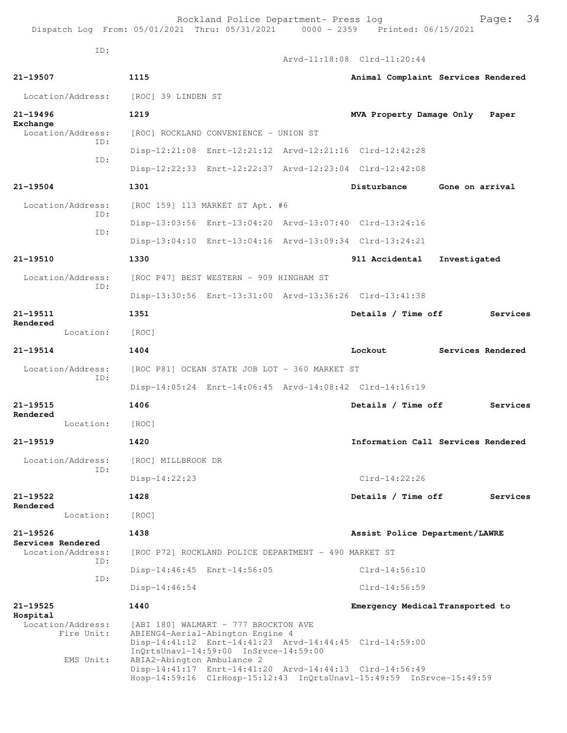ID:
Arvd-11:18:08 Clrd-11:20:44

**21-19507** **1115** **Animal Complaint Services Rendered**

Location/Address: [ROC] 39 LINDEN ST

**21-19496** **1219** **MVA Property Damage Only Paper Exchange**

Location/Address: [ROC] ROCKLAND CONVENIENCE - UNION ST

ID:
Disp-12:21:08 Enrt-12:21:12 Arvd-12:21:16 Clrd-12:42:28

ID:
Disp-12:22:33 Enrt-12:22:37 Arvd-12:23:04 Clrd-12:42:08

**21-19504** **1301** **Disturbance Gone on arrival**

Location/Address: [ROC 159] 113 MARKET ST Apt. #6

ID:
Disp-13:03:56 Enrt-13:04:20 Arvd-13:07:40 Clrd-13:24:16

ID:
Disp-13:04:10 Enrt-13:04:16 Arvd-13:09:34 Clrd-13:24:21

**21-19510** **1330** **911 Accidental Investigated**

Location/Address: [ROC P47] BEST WESTERN - 909 HINGHAM ST

ID:
Disp-13:30:56 Enrt-13:31:00 Arvd-13:36:26 Clrd-13:41:38

**21-19511** **1351** **Details / Time off Services Rendered**

Location: [ROC]

**21-19514** **1404** **Lockout Services Rendered**

Location/Address: [ROC P81] OCEAN STATE JOB LOT - 360 MARKET ST

ID:
Disp-14:05:24 Enrt-14:06:45 Arvd-14:08:42 Clrd-14:16:19

**21-19515** **1406** **Details / Time off Services Rendered**

Location: [ROC]

**21-19519** **1420** **Information Call Services Rendered**

Location/Address: [ROC] MILLBROOK DR

ID:
Disp-14:22:23 Clrd-14:22:26

**21-19522** **1428** **Details / Time off Services Rendered**

Location: [ROC]

**21-19526** **1438** **Assist Police Department/LAWRE Services Rendered**

Location/Address: [ROC P72] ROCKLAND POLICE DEPARTMENT - 490 MARKET ST

ID:
Disp-14:46:45 Enrt-14:56:05 Clrd-14:56:10

ID:
Disp-14:46:54 Clrd-14:56:59

**21-19525** **1440** **Emergency Medical Transported to Hospital**

Location/Address: [ABI 180] WALMART - 777 BROCKTON AVE

Fire Unit: ABIENG4-Aerial-Abington Engine 4
Disp-14:41:12 Enrt-14:41:23 Arvd-14:44:45 Clrd-14:59:00
InQrtsUnavl-14:59:00 InSrvce-14:59:00

EMS Unit: ABIA2-Abington Ambulance 2
Disp-14:41:17 Enrt-14:41:20 Arvd-14:44:13 Clrd-14:56:49
Hosp-14:59:16 ClrHosp-15:12:43 InQrtsUnavl-15:49:59 InSrvce-15:49:59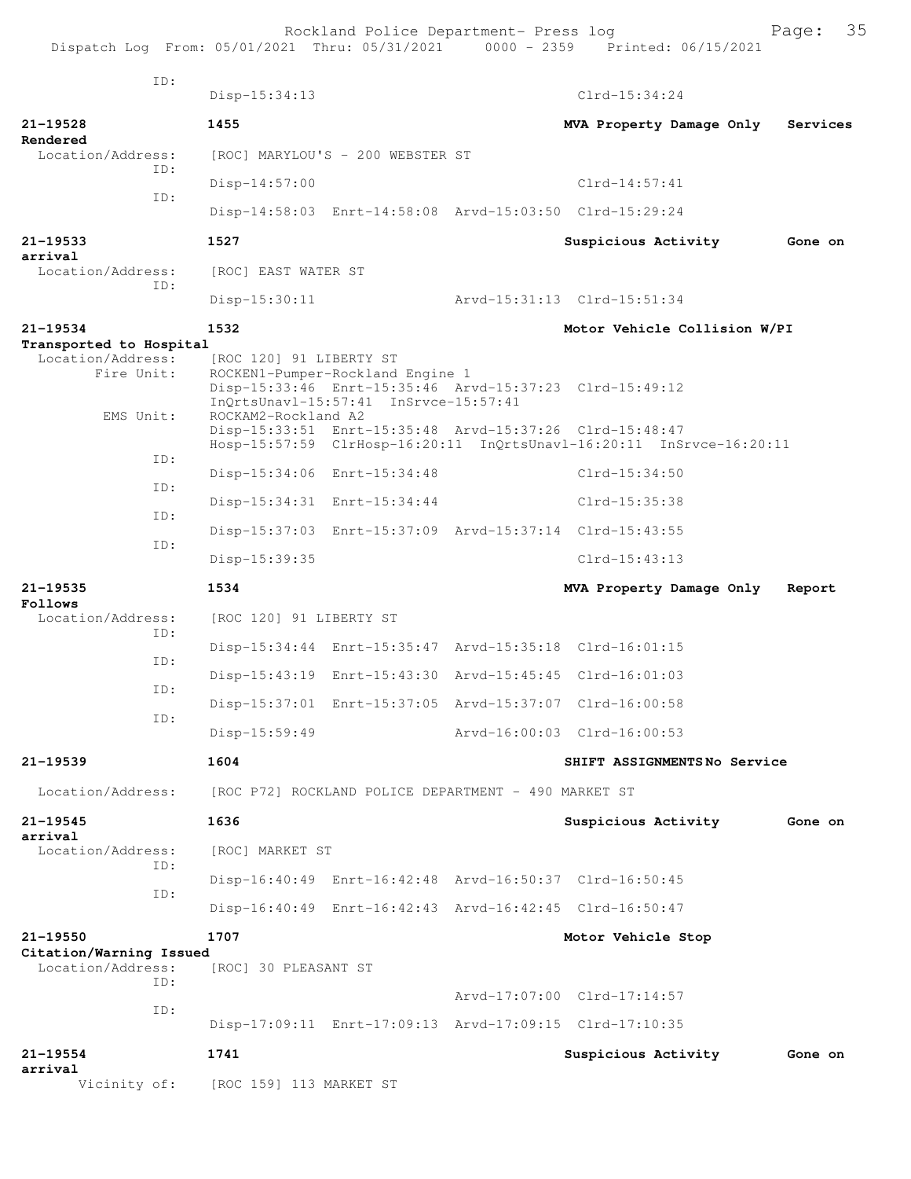```
              ID:
                    Disp-15:34:13                                     Clrd-15:34:24

21-19528            1455                                    MVA Property Damage Only   Services
Rendered
  Location/Address:     [ROC] MARYLOU'S - 200 WEBSTER ST
              ID:
                    Disp-14:57:00                                     Clrd-14:57:41
              ID:
                    Disp-14:58:03  Enrt-14:58:08  Arvd-15:03:50  Clrd-15:29:24

21-19533            1527                                    Suspicious Activity        Gone on
arrival
  Location/Address:     [ROC] EAST WATER ST
              ID:
                    Disp-15:30:11                 Arvd-15:31:13  Clrd-15:51:34

21-19534            1532                                    Motor Vehicle Collision W/PI
Transported to Hospital
  Location/Address:     [ROC 120] 91 LIBERTY ST
        Fire Unit:      ROCKEN1-Pumper-Rockland Engine 1
                        Disp-15:33:46  Enrt-15:35:46  Arvd-15:37:23  Clrd-15:49:12
                        InQrtsUnavl-15:57:41  InSrvce-15:57:41
         EMS Unit:      ROCKAM2-Rockland A2
                        Disp-15:33:51  Enrt-15:35:48  Arvd-15:37:26  Clrd-15:48:47
                        Hosp-15:57:59  ClrHosp-16:20:11  InQrtsUnavl-16:20:11  InSrvce-16:20:11
              ID:
                    Disp-15:34:06  Enrt-15:34:48                 Clrd-15:34:50
              ID:
                    Disp-15:34:31  Enrt-15:34:44                 Clrd-15:35:38
              ID:
                    Disp-15:37:03  Enrt-15:37:09  Arvd-15:37:14  Clrd-15:43:55
              ID:
                    Disp-15:39:35                                     Clrd-15:43:13

21-19535            1534                                    MVA Property Damage Only   Report
Follows
  Location/Address:     [ROC 120] 91 LIBERTY ST
              ID:
                    Disp-15:34:44  Enrt-15:35:47  Arvd-15:35:18  Clrd-16:01:15
              ID:
                    Disp-15:43:19  Enrt-15:43:30  Arvd-15:45:45  Clrd-16:01:03
              ID:
                    Disp-15:37:01  Enrt-15:37:05  Arvd-15:37:07  Clrd-16:00:58
              ID:
                    Disp-15:59:49                 Arvd-16:00:03  Clrd-16:00:53

21-19539            1604                                    SHIFT ASSIGNMENTS No Service

  Location/Address:     [ROC P72] ROCKLAND POLICE DEPARTMENT - 490 MARKET ST

21-19545            1636                                    Suspicious Activity        Gone on
arrival
  Location/Address:     [ROC] MARKET ST
              ID:
                    Disp-16:40:49  Enrt-16:42:48  Arvd-16:50:37  Clrd-16:50:45
              ID:
                    Disp-16:40:49  Enrt-16:42:43  Arvd-16:42:45  Clrd-16:50:47

21-19550            1707                                    Motor Vehicle Stop
Citation/Warning Issued
  Location/Address:     [ROC] 30 PLEASANT ST
              ID:
                                                  Arvd-17:07:00  Clrd-17:14:57
              ID:
                    Disp-17:09:11  Enrt-17:09:13  Arvd-17:09:15  Clrd-17:10:35

21-19554            1741                                    Suspicious Activity        Gone on
arrival
      Vicinity of:      [ROC 159] 113 MARKET ST
```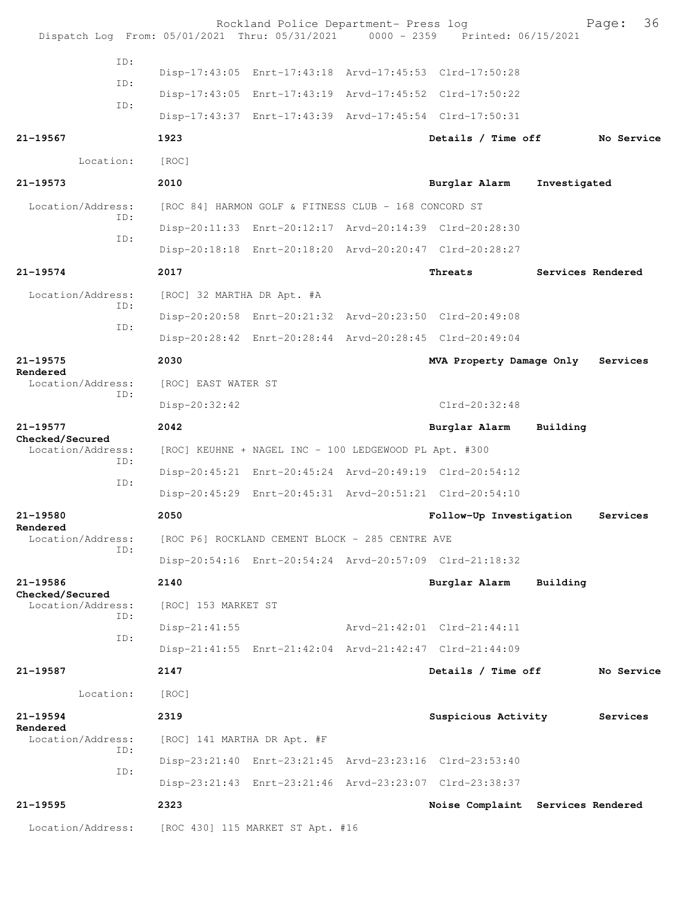Rockland Police Department- Press log
Dispatch Log From: 05/01/2021 Thru: 05/31/2021 0000 - 2359 Printed: 06/15/2021

```
          ID:
                    Disp-17:43:05  Enrt-17:43:18  Arvd-17:45:53  Clrd-17:50:28
          ID:
                    Disp-17:43:05  Enrt-17:43:19  Arvd-17:45:52  Clrd-17:50:22
          ID:
                    Disp-17:43:37  Enrt-17:43:39  Arvd-17:45:54  Clrd-17:50:31

21-19567            1923                              Details / Time off        No Service
        Location:   [ROC]

21-19573            2010                              Burglar Alarm    Investigated
 Location/Address:  [ROC 84] HARMON GOLF & FITNESS CLUB - 168 CONCORD ST
          ID:
                    Disp-20:11:33  Enrt-20:12:17  Arvd-20:14:39  Clrd-20:28:30
          ID:
                    Disp-20:18:18  Enrt-20:18:20  Arvd-20:20:47  Clrd-20:28:27

21-19574            2017                              Threats          Services Rendered
 Location/Address:  [ROC] 32 MARTHA DR Apt. #A
          ID:
                    Disp-20:20:58  Enrt-20:21:32  Arvd-20:23:50  Clrd-20:49:08
          ID:
                    Disp-20:28:42  Enrt-20:28:44  Arvd-20:28:45  Clrd-20:49:04

21-19575            2030                              MVA Property Damage Only   Services
Rendered
 Location/Address:  [ROC] EAST WATER ST
          ID:
                    Disp-20:32:42                                Clrd-20:32:48

21-19577            2042                              Burglar Alarm    Building
Checked/Secured
 Location/Address:  [ROC] KEUHNE + NAGEL INC - 100 LEDGEWOOD PL Apt. #300
          ID:
                    Disp-20:45:21  Enrt-20:45:24  Arvd-20:49:19  Clrd-20:54:12
          ID:
                    Disp-20:45:29  Enrt-20:45:31  Arvd-20:51:21  Clrd-20:54:10

21-19580            2050                              Follow-Up Investigation    Services
Rendered
 Location/Address:  [ROC P6] ROCKLAND CEMENT BLOCK - 285 CENTRE AVE
          ID:
                    Disp-20:54:16  Enrt-20:54:24  Arvd-20:57:09  Clrd-21:18:32

21-19586            2140                              Burglar Alarm    Building
Checked/Secured
 Location/Address:  [ROC] 153 MARKET ST
          ID:
                    Disp-21:41:55                 Arvd-21:42:01  Clrd-21:44:11
          ID:
                    Disp-21:41:55  Enrt-21:42:04  Arvd-21:42:47  Clrd-21:44:09

21-19587            2147                              Details / Time off        No Service
        Location:   [ROC]

21-19594            2319                              Suspicious Activity       Services
Rendered
 Location/Address:  [ROC] 141 MARTHA DR Apt. #F
          ID:
                    Disp-23:21:40  Enrt-23:21:45  Arvd-23:23:16  Clrd-23:53:40
          ID:
                    Disp-23:21:43  Enrt-23:21:46  Arvd-23:23:07  Clrd-23:38:37

21-19595            2323                              Noise Complaint  Services Rendered
 Location/Address:  [ROC 430] 115 MARKET ST Apt. #16
```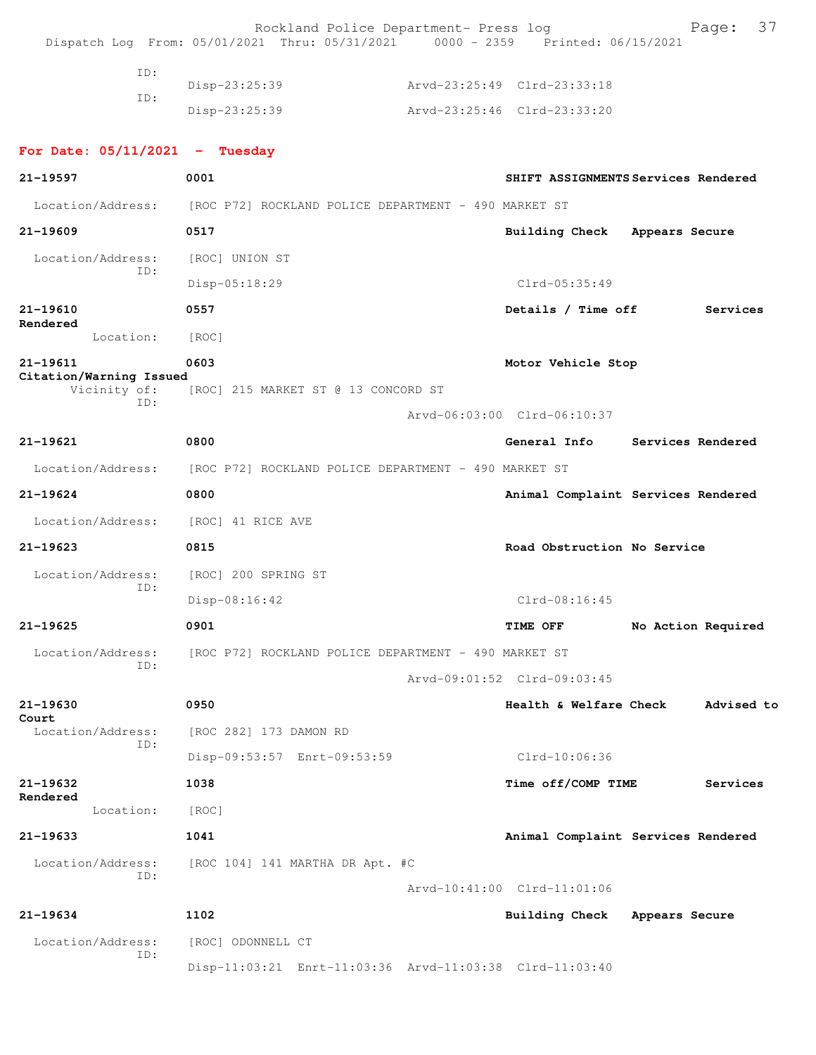```
            ID:
                 Disp-23:25:39              Arvd-23:25:49  Clrd-23:33:18
            ID:
                 Disp-23:25:39              Arvd-23:25:46  Clrd-23:33:20
```

**For Date: 05/11/2021 - Tuesday**

```
21-19597            0001                                   SHIFT ASSIGNMENTS Services Rendered
 Location/Address:   [ROC P72] ROCKLAND POLICE DEPARTMENT - 490 MARKET ST

21-19609            0517                                   Building Check   Appears Secure
 Location/Address:   [ROC] UNION ST
            ID:
                    Disp-05:18:29                          Clrd-05:35:49

21-19610            0557                                   Details / Time off       Services
Rendered
       Location:    [ROC]

21-19611            0603                                   Motor Vehicle Stop
Citation/Warning Issued
     Vicinity of:   [ROC] 215 MARKET ST @ 13 CONCORD ST
            ID:
                                          Arvd-06:03:00  Clrd-06:10:37

21-19621            0800                                   General Info     Services Rendered
 Location/Address:   [ROC P72] ROCKLAND POLICE DEPARTMENT - 490 MARKET ST

21-19624            0800                                   Animal Complaint Services Rendered
 Location/Address:   [ROC] 41 RICE AVE

21-19623            0815                                   Road Obstruction No Service
 Location/Address:   [ROC] 200 SPRING ST
            ID:
                    Disp-08:16:42                          Clrd-08:16:45

21-19625            0901                                   TIME OFF         No Action Required
 Location/Address:   [ROC P72] ROCKLAND POLICE DEPARTMENT - 490 MARKET ST
            ID:
                                          Arvd-09:01:52  Clrd-09:03:45

21-19630            0950                                   Health & Welfare Check     Advised to
Court
 Location/Address:   [ROC 282] 173 DAMON RD
            ID:
                    Disp-09:53:57  Enrt-09:53:59           Clrd-10:06:36

21-19632            1038                                   Time off/COMP TIME         Services
Rendered
       Location:    [ROC]

21-19633            1041                                   Animal Complaint Services Rendered
 Location/Address:   [ROC 104] 141 MARTHA DR Apt. #C
            ID:
                                          Arvd-10:41:00  Clrd-11:01:06

21-19634            1102                                   Building Check   Appears Secure
 Location/Address:   [ROC] ODONNELL CT
            ID:
                    Disp-11:03:21  Enrt-11:03:36  Arvd-11:03:38  Clrd-11:03:40
```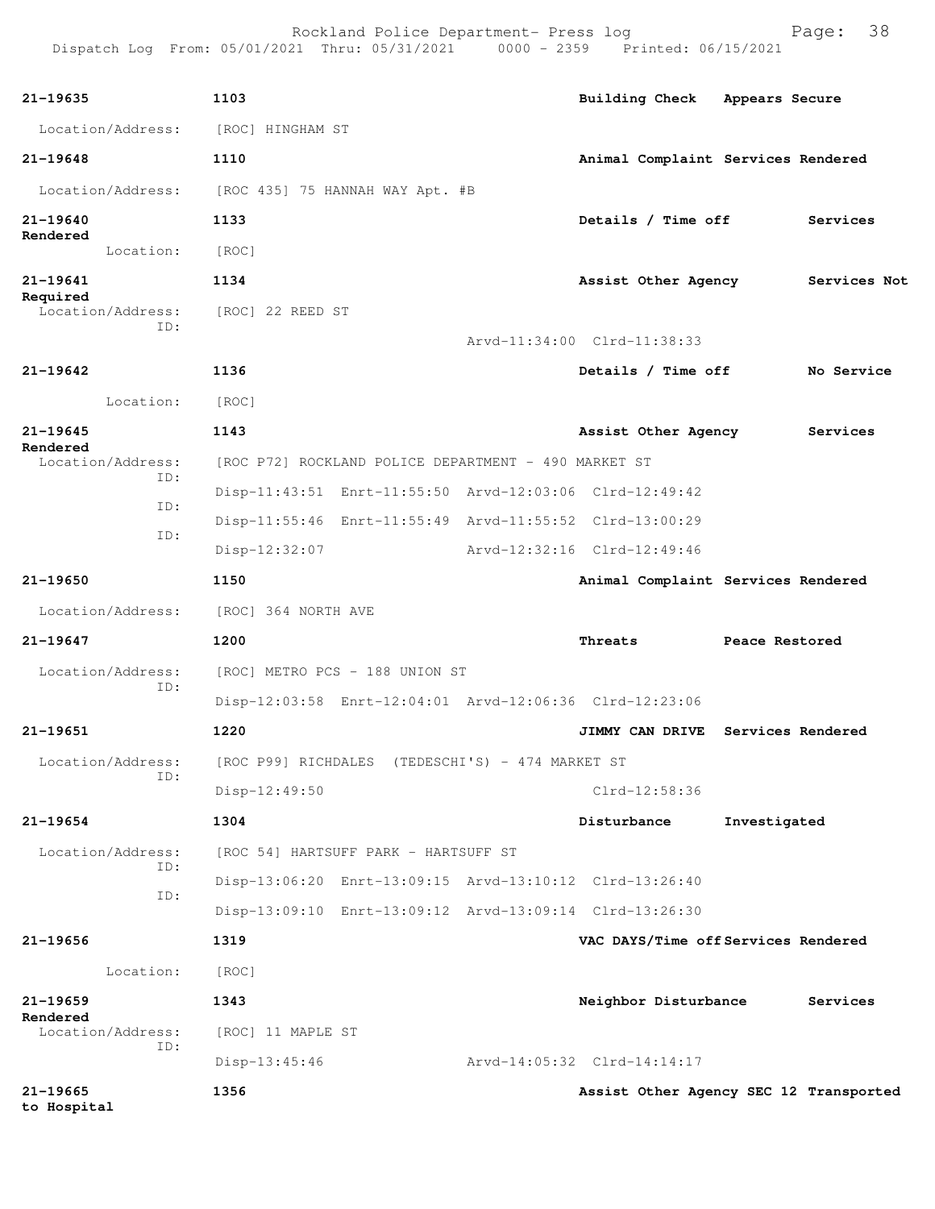| Call # | Time | Call Type | Action |
|---|---|---|---|
| 21-19635 | 1103 | Building Check | Appears Secure |

Location/Address: [ROC] HINGHAM ST

| Call # | Time | Call Type | Action |
|---|---|---|---|
| 21-19648 | 1110 | Animal Complaint | Services Rendered |

Location/Address: [ROC 435] 75 HANNAH WAY Apt. #B

| Call # | Time | Call Type | Action |
|---|---|---|---|
| 21-19640 | 1133 | Details / Time off | Services Rendered |

Location: [ROC]

| Call # | Time | Call Type | Action |
|---|---|---|---|
| 21-19641 | 1134 | Assist Other Agency | Services Not Required |

Location/Address: [ROC] 22 REED ST
ID:
Arvd-11:34:00 Clrd-11:38:33

| Call # | Time | Call Type | Action |
|---|---|---|---|
| 21-19642 | 1136 | Details / Time off | No Service |

Location: [ROC]

| Call # | Time | Call Type | Action |
|---|---|---|---|
| 21-19645 | 1143 | Assist Other Agency | Services Rendered |

Location/Address: [ROC P72] ROCKLAND POLICE DEPARTMENT - 490 MARKET ST
ID: Disp-11:43:51 Enrt-11:55:50 Arvd-12:03:06 Clrd-12:49:42
ID: Disp-11:55:46 Enrt-11:55:49 Arvd-11:55:52 Clrd-13:00:29
ID: Disp-12:32:07 Arvd-12:32:16 Clrd-12:49:46

| Call # | Time | Call Type | Action |
|---|---|---|---|
| 21-19650 | 1150 | Animal Complaint | Services Rendered |

Location/Address: [ROC] 364 NORTH AVE

| Call # | Time | Call Type | Action |
|---|---|---|---|
| 21-19647 | 1200 | Threats | Peace Restored |

Location/Address: [ROC] METRO PCS - 188 UNION ST
ID: Disp-12:03:58 Enrt-12:04:01 Arvd-12:06:36 Clrd-12:23:06

| Call # | Time | Call Type | Action |
|---|---|---|---|
| 21-19651 | 1220 | JIMMY CAN DRIVE | Services Rendered |

Location/Address: [ROC P99] RICHDALES (TEDESCHI'S) - 474 MARKET ST
ID: Disp-12:49:50 Clrd-12:58:36

| Call # | Time | Call Type | Action |
|---|---|---|---|
| 21-19654 | 1304 | Disturbance | Investigated |

Location/Address: [ROC 54] HARTSUFF PARK - HARTSUFF ST
ID: Disp-13:06:20 Enrt-13:09:15 Arvd-13:10:12 Clrd-13:26:40
ID: Disp-13:09:10 Enrt-13:09:12 Arvd-13:09:14 Clrd-13:26:30

| Call # | Time | Call Type | Action |
|---|---|---|---|
| 21-19656 | 1319 | VAC DAYS/Time off | Services Rendered |

Location: [ROC]

| Call # | Time | Call Type | Action |
|---|---|---|---|
| 21-19659 | 1343 | Neighbor Disturbance | Services Rendered |

Location/Address: [ROC] 11 MAPLE ST
ID: Disp-13:45:46 Arvd-14:05:32 Clrd-14:14:17

| Call # | Time | Call Type | Action |
|---|---|---|---|
| 21-19665 | 1356 | Assist Other Agency SEC 12 | Transported to Hospital |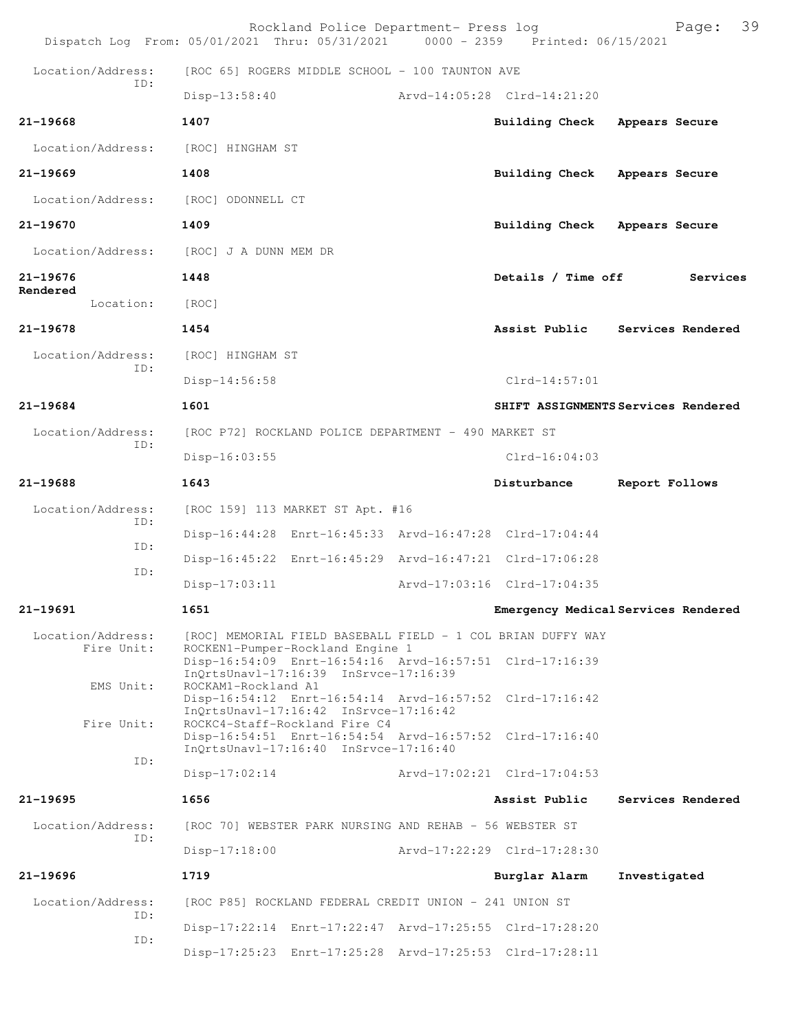Location/Address: [ROC 65] ROGERS MIDDLE SCHOOL - 100 TAUNTON AVE
ID:
Disp-13:58:40 Arvd-14:05:28 Clrd-14:21:20

**21-19668** **1407** **Building Check** **Appears Secure**

Location/Address: [ROC] HINGHAM ST

**21-19669** **1408** **Building Check** **Appears Secure**

Location/Address: [ROC] ODONNELL CT

**21-19670** **1409** **Building Check** **Appears Secure**

Location/Address: [ROC] J A DUNN MEM DR

**21-19676** **1448** **Details / Time off** **Services Rendered**

Location: [ROC]

**21-19678** **1454** **Assist Public** **Services Rendered**

Location/Address: [ROC] HINGHAM ST
ID:
Disp-14:56:58 Clrd-14:57:01

**21-19684** **1601** **SHIFT ASSIGNMENTS** **Services Rendered**

Location/Address: [ROC P72] ROCKLAND POLICE DEPARTMENT - 490 MARKET ST
ID:
Disp-16:03:55 Clrd-16:04:03

**21-19688** **1643** **Disturbance** **Report Follows**

Location/Address: [ROC 159] 113 MARKET ST Apt. #16
ID:
Disp-16:44:28 Enrt-16:45:33 Arvd-16:47:28 Clrd-17:04:44
ID:
Disp-16:45:22 Enrt-16:45:29 Arvd-16:47:21 Clrd-17:06:28
ID:
Disp-17:03:11 Arvd-17:03:16 Clrd-17:04:35

**21-19691** **1651** **Emergency Medical** **Services Rendered**

Location/Address: [ROC] MEMORIAL FIELD BASEBALL FIELD - 1 COL BRIAN DUFFY WAY
Fire Unit: ROCKEN1-Pumper-Rockland Engine 1
Disp-16:54:09 Enrt-16:54:16 Arvd-16:57:51 Clrd-17:16:39
InQrtsUnavl-17:16:39 InSrvce-17:16:39
EMS Unit: ROCKAM1-Rockland A1
Disp-16:54:12 Enrt-16:54:14 Arvd-16:57:52 Clrd-17:16:42
InQrtsUnavl-17:16:42 InSrvce-17:16:42
Fire Unit: ROCKC4-Staff-Rockland Fire C4
Disp-16:54:51 Enrt-16:54:54 Arvd-16:57:52 Clrd-17:16:40
InQrtsUnavl-17:16:40 InSrvce-17:16:40
ID:
Disp-17:02:14 Arvd-17:02:21 Clrd-17:04:53

**21-19695** **1656** **Assist Public** **Services Rendered**

Location/Address: [ROC 70] WEBSTER PARK NURSING AND REHAB - 56 WEBSTER ST
ID:
Disp-17:18:00 Arvd-17:22:29 Clrd-17:28:30

**21-19696** **1719** **Burglar Alarm** **Investigated**

Location/Address: [ROC P85] ROCKLAND FEDERAL CREDIT UNION - 241 UNION ST
ID:
Disp-17:22:14 Enrt-17:22:47 Arvd-17:25:55 Clrd-17:28:20
ID:
Disp-17:25:23 Enrt-17:25:28 Arvd-17:25:53 Clrd-17:28:11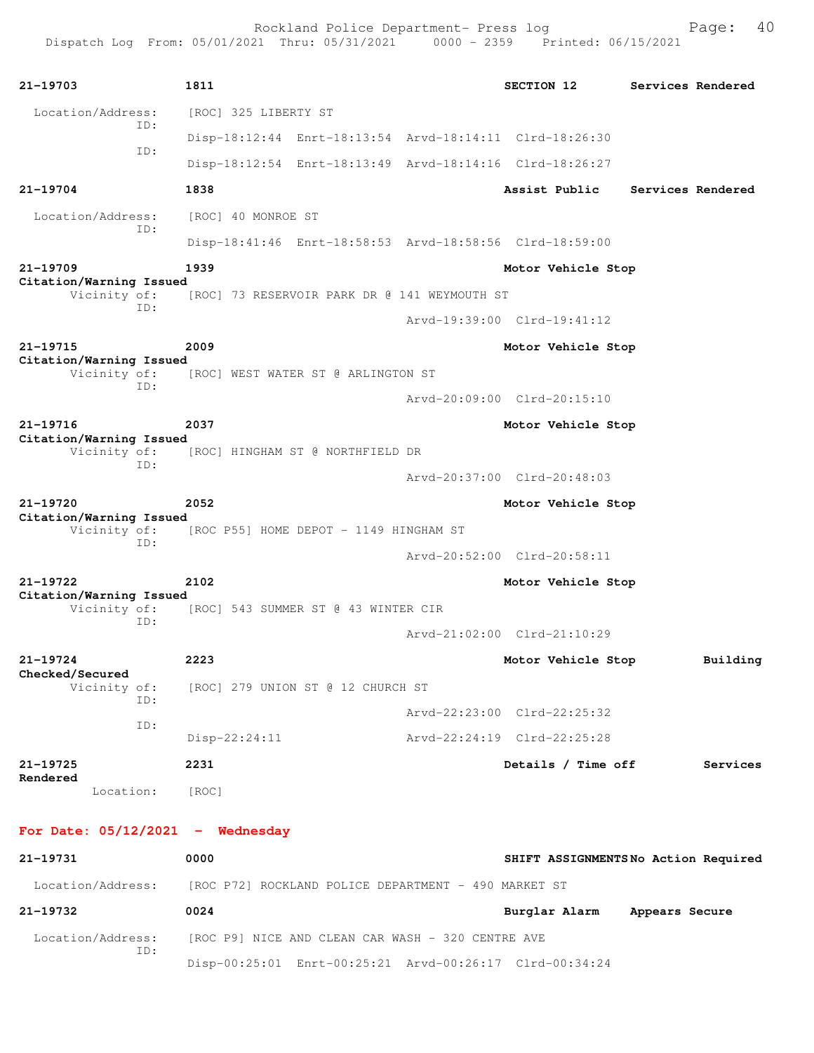```
21-19703              1811                                      SECTION 12        Services Rendered

  Location/Address:     [ROC] 325 LIBERTY ST
                ID:
                        Disp-18:12:44  Enrt-18:13:54  Arvd-18:14:11  Clrd-18:26:30
                ID:
                        Disp-18:12:54  Enrt-18:13:49  Arvd-18:14:16  Clrd-18:26:27

21-19704              1838                                      Assist Public     Services Rendered

  Location/Address:     [ROC] 40 MONROE ST
                ID:
                        Disp-18:41:46  Enrt-18:58:53  Arvd-18:58:56  Clrd-18:59:00

21-19709              1939                                      Motor Vehicle Stop
Citation/Warning Issued
      Vicinity of:      [ROC] 73 RESERVOIR PARK DR @ 141 WEYMOUTH ST
                ID:
                                              Arvd-19:39:00  Clrd-19:41:12

21-19715              2009                                      Motor Vehicle Stop
Citation/Warning Issued
      Vicinity of:      [ROC] WEST WATER ST @ ARLINGTON ST
                ID:
                                              Arvd-20:09:00  Clrd-20:15:10

21-19716              2037                                      Motor Vehicle Stop
Citation/Warning Issued
      Vicinity of:      [ROC] HINGHAM ST @ NORTHFIELD DR
                ID:
                                              Arvd-20:37:00  Clrd-20:48:03

21-19720              2052                                      Motor Vehicle Stop
Citation/Warning Issued
      Vicinity of:      [ROC P55] HOME DEPOT - 1149 HINGHAM ST
                ID:
                                              Arvd-20:52:00  Clrd-20:58:11

21-19722              2102                                      Motor Vehicle Stop
Citation/Warning Issued
      Vicinity of:      [ROC] 543 SUMMER ST @ 43 WINTER CIR
                ID:
                                              Arvd-21:02:00  Clrd-21:10:29

21-19724              2223                                      Motor Vehicle Stop        Building
Checked/Secured
      Vicinity of:      [ROC] 279 UNION ST @ 12 CHURCH ST
                ID:
                                              Arvd-22:23:00  Clrd-22:25:32
                ID:
                        Disp-22:24:11         Arvd-22:24:19  Clrd-22:25:28

21-19725              2231                                      Details / Time off        Services
Rendered
          Location:     [ROC]
```

**For Date: 05/12/2021 - Wednesday**

```
21-19731              0000                                      SHIFT ASSIGNMENTS No Action Required

  Location/Address:     [ROC P72] ROCKLAND POLICE DEPARTMENT - 490 MARKET ST

21-19732              0024                                      Burglar Alarm     Appears Secure

  Location/Address:     [ROC P9] NICE AND CLEAN CAR WASH - 320 CENTRE AVE
                ID:
                        Disp-00:25:01  Enrt-00:25:21  Arvd-00:26:17  Clrd-00:34:24
```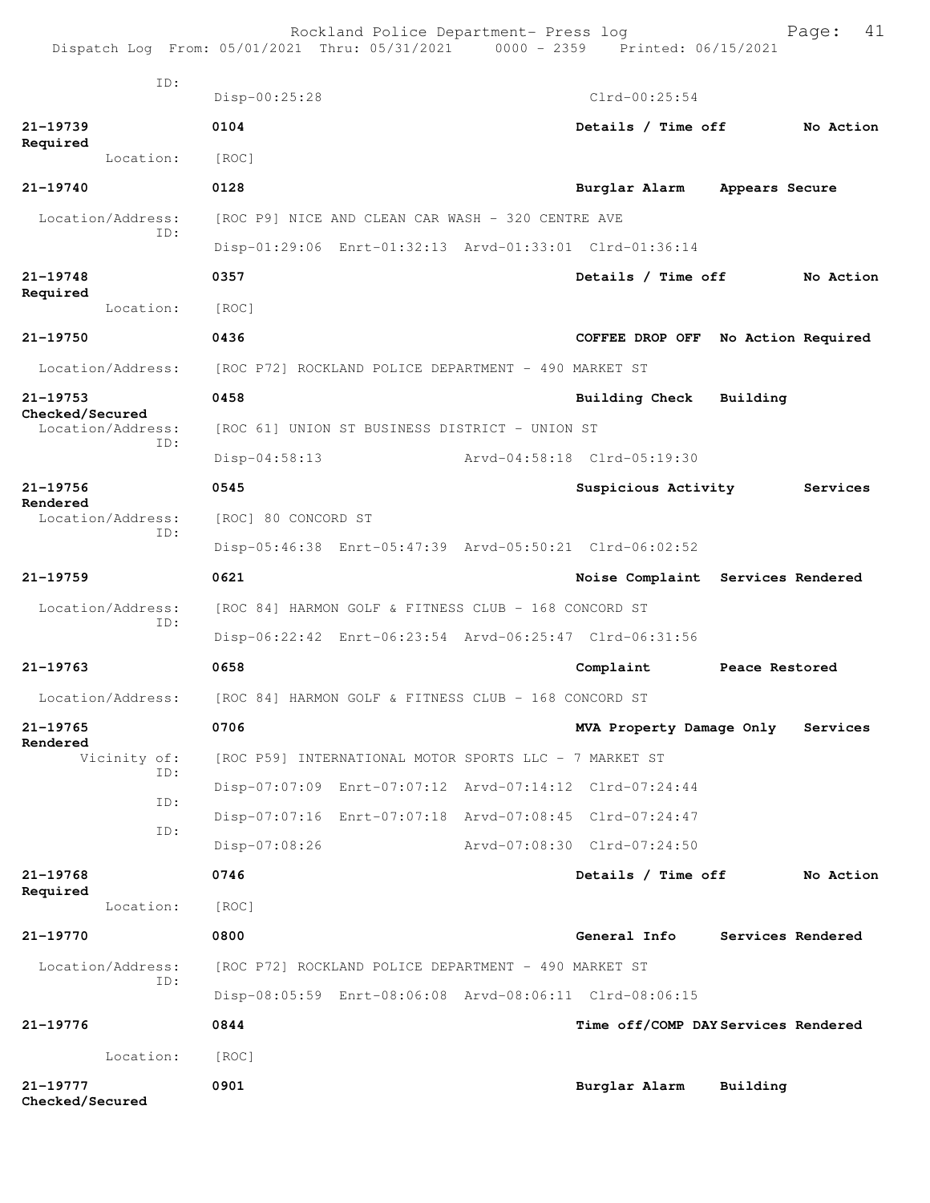| | | |
|---|---|---|
| ID: | Disp-00:25:28 | Clrd-00:25:54 |

**21-19739** 0104 — Details / Time off — No Action Required
Location: [ROC]

**21-19740** 0128 — Burglar Alarm — Appears Secure
Location/Address: [ROC P9] NICE AND CLEAN CAR WASH - 320 CENTRE AVE
ID: Disp-01:29:06 Enrt-01:32:13 Arvd-01:33:01 Clrd-01:36:14

**21-19748** 0357 — Details / Time off — No Action Required
Location: [ROC]

**21-19750** 0436 — COFFEE DROP OFF — No Action Required
Location/Address: [ROC P72] ROCKLAND POLICE DEPARTMENT - 490 MARKET ST

**21-19753** 0458 — Building Check — Building Checked/Secured
Location/Address: [ROC 61] UNION ST BUSINESS DISTRICT - UNION ST
ID: Disp-04:58:13 Arvd-04:58:18 Clrd-05:19:30

**21-19756** 0545 — Suspicious Activity — Services Rendered
Location/Address: [ROC] 80 CONCORD ST
ID: Disp-05:46:38 Enrt-05:47:39 Arvd-05:50:21 Clrd-06:02:52

**21-19759** 0621 — Noise Complaint — Services Rendered
Location/Address: [ROC 84] HARMON GOLF & FITNESS CLUB - 168 CONCORD ST
ID: Disp-06:22:42 Enrt-06:23:54 Arvd-06:25:47 Clrd-06:31:56

**21-19763** 0658 — Complaint — Peace Restored
Location/Address: [ROC 84] HARMON GOLF & FITNESS CLUB - 168 CONCORD ST

**21-19765** 0706 — MVA Property Damage Only — Services Rendered
Vicinity of: [ROC P59] INTERNATIONAL MOTOR SPORTS LLC - 7 MARKET ST
ID: Disp-07:07:09 Enrt-07:07:12 Arvd-07:14:12 Clrd-07:24:44
ID: Disp-07:07:16 Enrt-07:07:18 Arvd-07:08:45 Clrd-07:24:47
ID: Disp-07:08:26 Arvd-07:08:30 Clrd-07:24:50

**21-19768** 0746 — Details / Time off — No Action Required
Location: [ROC]

**21-19770** 0800 — General Info — Services Rendered
Location/Address: [ROC P72] ROCKLAND POLICE DEPARTMENT - 490 MARKET ST
ID: Disp-08:05:59 Enrt-08:06:08 Arvd-08:06:11 Clrd-08:06:15

**21-19776** 0844 — Time off/COMP DAY — Services Rendered
Location: [ROC]

**21-19777** 0901 — Burglar Alarm — Building Checked/Secured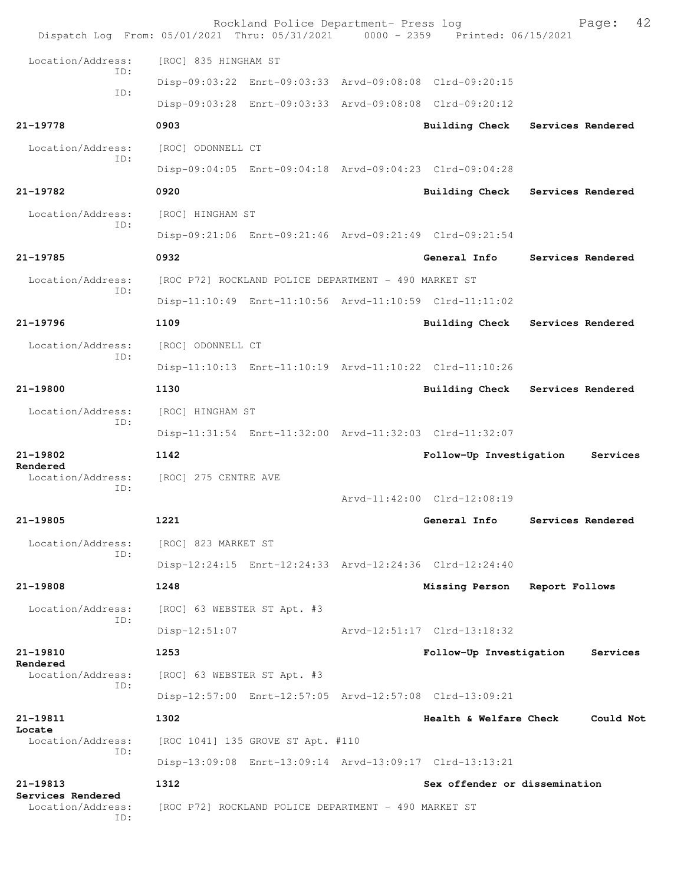Location/Address: [ROC] 835 HINGHAM ST
ID:
Disp-09:03:22 Enrt-09:03:33 Arvd-09:08:08 Clrd-09:20:15
ID:
Disp-09:03:28 Enrt-09:03:33 Arvd-09:08:08 Clrd-09:20:12

**21-19778** 0903 **Building Check** **Services Rendered**
Location/Address: [ROC] ODONNELL CT
ID:
Disp-09:04:05 Enrt-09:04:18 Arvd-09:04:23 Clrd-09:04:28

**21-19782** 0920 **Building Check** **Services Rendered**
Location/Address: [ROC] HINGHAM ST
ID:
Disp-09:21:06 Enrt-09:21:46 Arvd-09:21:49 Clrd-09:21:54

**21-19785** 0932 **General Info** **Services Rendered**
Location/Address: [ROC P72] ROCKLAND POLICE DEPARTMENT - 490 MARKET ST
ID:
Disp-11:10:49 Enrt-11:10:56 Arvd-11:10:59 Clrd-11:11:02

**21-19796** 1109 **Building Check** **Services Rendered**
Location/Address: [ROC] ODONNELL CT
ID:
Disp-11:10:13 Enrt-11:10:19 Arvd-11:10:22 Clrd-11:10:26

**21-19800** 1130 **Building Check** **Services Rendered**
Location/Address: [ROC] HINGHAM ST
ID:
Disp-11:31:54 Enrt-11:32:00 Arvd-11:32:03 Clrd-11:32:07

**21-19802** 1142 **Follow-Up Investigation** **Services Rendered**
Location/Address: [ROC] 275 CENTRE AVE
ID:
Arvd-11:42:00 Clrd-12:08:19

**21-19805** 1221 **General Info** **Services Rendered**
Location/Address: [ROC] 823 MARKET ST
ID:
Disp-12:24:15 Enrt-12:24:33 Arvd-12:24:36 Clrd-12:24:40

**21-19808** 1248 **Missing Person** **Report Follows**
Location/Address: [ROC] 63 WEBSTER ST Apt. #3
ID:
Disp-12:51:07 Arvd-12:51:17 Clrd-13:18:32

**21-19810** 1253 **Follow-Up Investigation** **Services Rendered**
Location/Address: [ROC] 63 WEBSTER ST Apt. #3
ID:
Disp-12:57:00 Enrt-12:57:05 Arvd-12:57:08 Clrd-13:09:21

**21-19811** 1302 **Health & Welfare Check** **Could Not Locate**
Location/Address: [ROC 1041] 135 GROVE ST Apt. #110
ID:
Disp-13:09:08 Enrt-13:09:14 Arvd-13:09:17 Clrd-13:13:21

**21-19813** 1312 **Sex offender or dissemination** **Services Rendered**
Location/Address: [ROC P72] ROCKLAND POLICE DEPARTMENT - 490 MARKET ST
ID: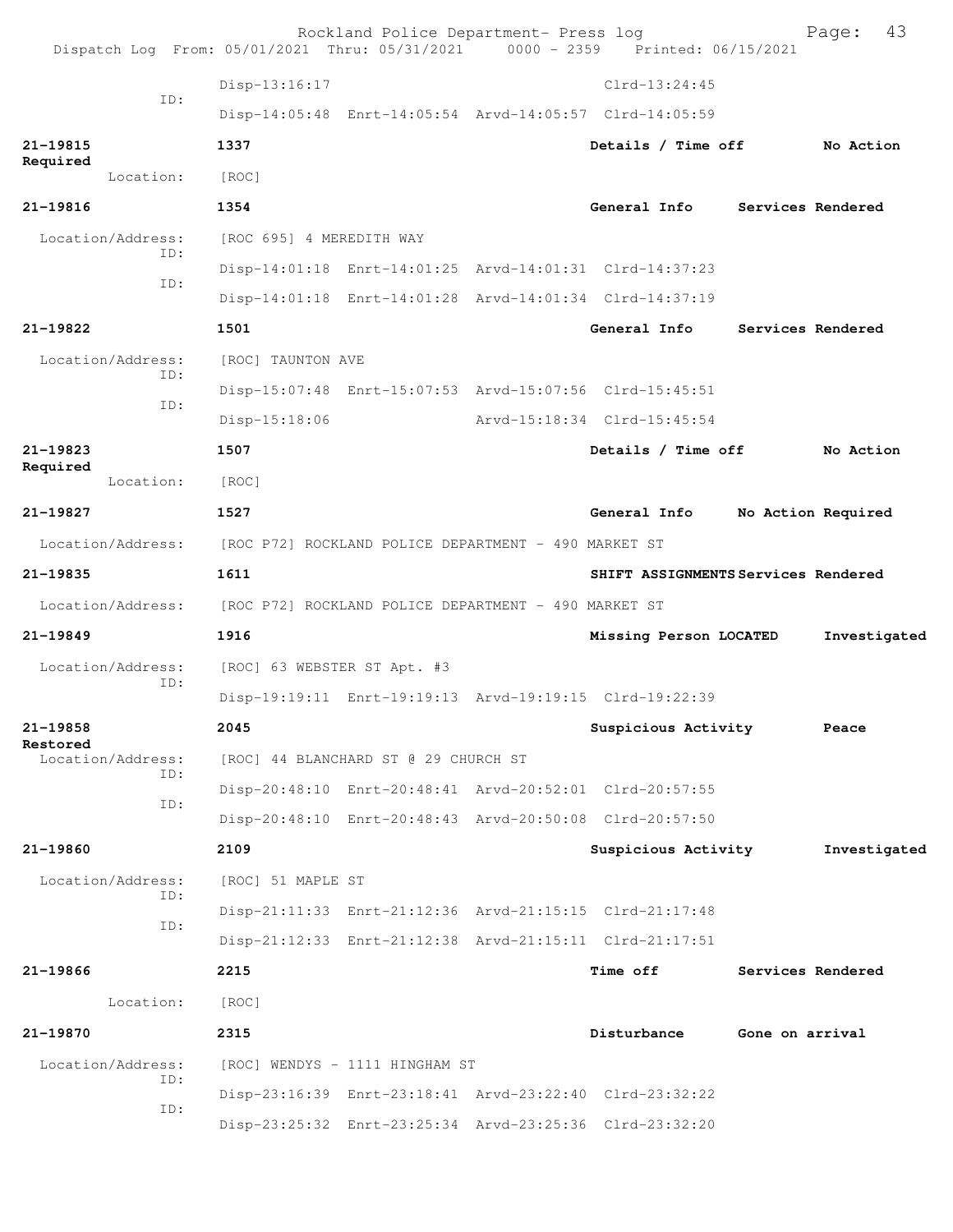Disp-13:16:17 Clrd-13:24:45

ID:

Disp-14:05:48 Enrt-14:05:54 Arvd-14:05:57 Clrd-14:05:59

**21-19815** **1337** **Details / Time off** **No Action Required**

Location: [ROC]

**21-19816** **1354** **General Info** **Services Rendered**

Location/Address: [ROC 695] 4 MEREDITH WAY

ID:

Disp-14:01:18 Enrt-14:01:25 Arvd-14:01:31 Clrd-14:37:23

ID:

Disp-14:01:18 Enrt-14:01:28 Arvd-14:01:34 Clrd-14:37:19

**21-19822** **1501** **General Info** **Services Rendered**

Location/Address: [ROC] TAUNTON AVE

ID:

Disp-15:07:48 Enrt-15:07:53 Arvd-15:07:56 Clrd-15:45:51

ID:

Disp-15:18:06 Arvd-15:18:34 Clrd-15:45:54

**21-19823** **1507** **Details / Time off** **No Action Required**

Location: [ROC]

**21-19827** **1527** **General Info** **No Action Required**

Location/Address: [ROC P72] ROCKLAND POLICE DEPARTMENT - 490 MARKET ST

**21-19835** **1611** **SHIFT ASSIGNMENTS** **Services Rendered**

Location/Address: [ROC P72] ROCKLAND POLICE DEPARTMENT - 490 MARKET ST

**21-19849** **1916** **Missing Person LOCATED** **Investigated**

Location/Address: [ROC] 63 WEBSTER ST Apt. #3

ID:

Disp-19:19:11 Enrt-19:19:13 Arvd-19:19:15 Clrd-19:22:39

**21-19858** **2045** **Suspicious Activity** **Peace Restored**

Location/Address: [ROC] 44 BLANCHARD ST @ 29 CHURCH ST

ID:

Disp-20:48:10 Enrt-20:48:41 Arvd-20:52:01 Clrd-20:57:55

ID:

Disp-20:48:10 Enrt-20:48:43 Arvd-20:50:08 Clrd-20:57:50

**21-19860** **2109** **Suspicious Activity** **Investigated**

Location/Address: [ROC] 51 MAPLE ST

ID:

Disp-21:11:33 Enrt-21:12:36 Arvd-21:15:15 Clrd-21:17:48

ID:

Disp-21:12:33 Enrt-21:12:38 Arvd-21:15:11 Clrd-21:17:51

**21-19866** **2215** **Time off** **Services Rendered**

Location: [ROC]

**21-19870** **2315** **Disturbance** **Gone on arrival**

Location/Address: [ROC] WENDYS - 1111 HINGHAM ST

ID:

Disp-23:16:39 Enrt-23:18:41 Arvd-23:22:40 Clrd-23:32:22

ID:

Disp-23:25:32 Enrt-23:25:34 Arvd-23:25:36 Clrd-23:32:20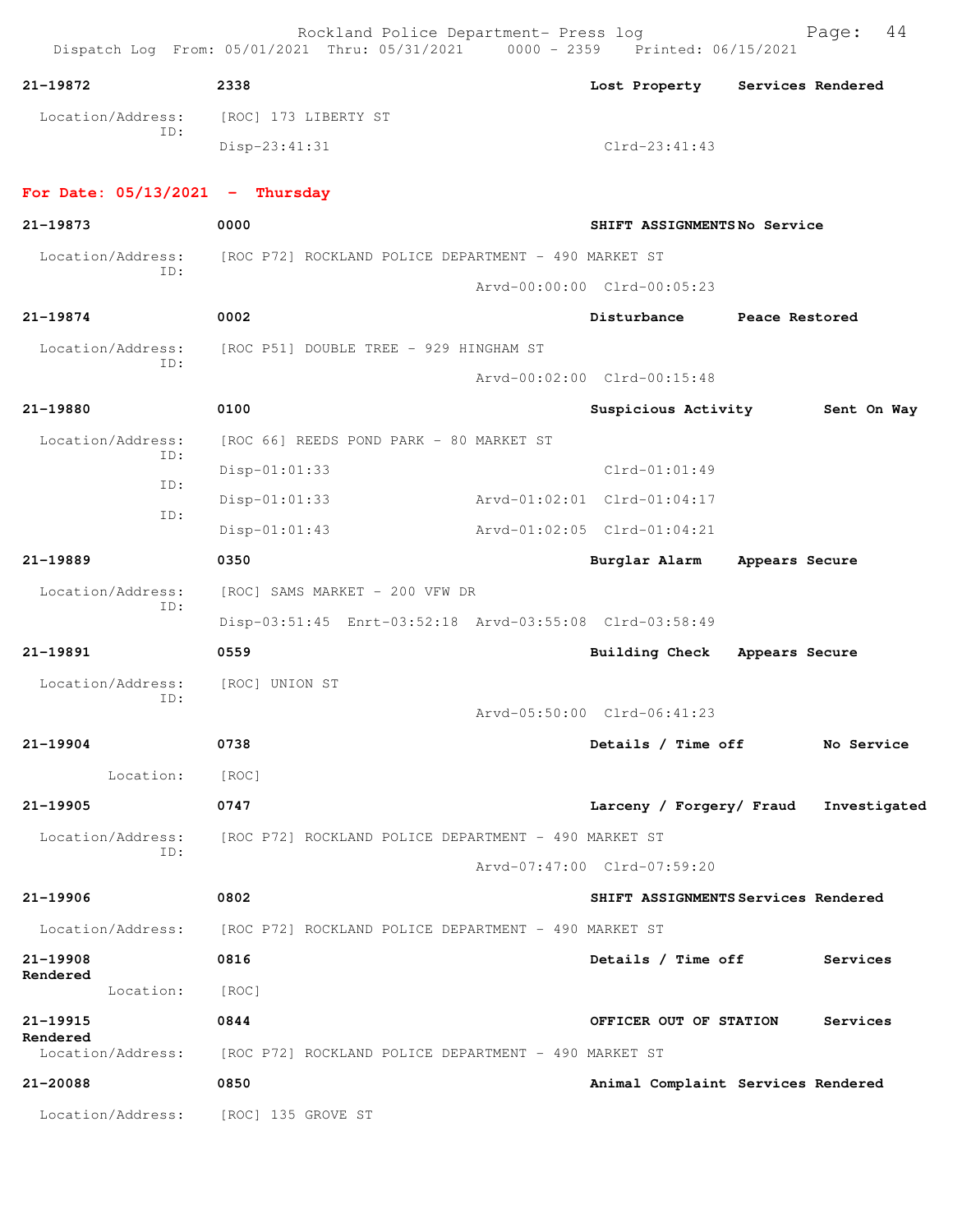**21-19872** 2338 Lost Property Services Rendered

Location/Address: [ROC] 173 LIBERTY ST
ID:
Disp-23:41:31 Clrd-23:41:43

## For Date: 05/13/2021 - Thursday

**21-19873** 0000 SHIFT ASSIGNMENTS No Service

Location/Address: [ROC P72] ROCKLAND POLICE DEPARTMENT - 490 MARKET ST
ID:
Arvd-00:00:00 Clrd-00:05:23

**21-19874** 0002 Disturbance Peace Restored

Location/Address: [ROC P51] DOUBLE TREE - 929 HINGHAM ST
ID:
Arvd-00:02:00 Clrd-00:15:48

**21-19880** 0100 Suspicious Activity Sent On Way

Location/Address: [ROC 66] REEDS POND PARK - 80 MARKET ST
ID:
Disp-01:01:33 Clrd-01:01:49
ID:
Disp-01:01:33 Arvd-01:02:01 Clrd-01:04:17
ID:
Disp-01:01:43 Arvd-01:02:05 Clrd-01:04:21

**21-19889** 0350 Burglar Alarm Appears Secure

Location/Address: [ROC] SAMS MARKET - 200 VFW DR
ID:
Disp-03:51:45 Enrt-03:52:18 Arvd-03:55:08 Clrd-03:58:49

**21-19891** 0559 Building Check Appears Secure

Location/Address: [ROC] UNION ST
ID:
Arvd-05:50:00 Clrd-06:41:23

**21-19904** 0738 Details / Time off No Service

Location: [ROC]

**21-19905** 0747 Larceny / Forgery/ Fraud Investigated

Location/Address: [ROC P72] ROCKLAND POLICE DEPARTMENT - 490 MARKET ST
ID:
Arvd-07:47:00 Clrd-07:59:20

**21-19906** 0802 SHIFT ASSIGNMENTS Services Rendered

Location/Address: [ROC P72] ROCKLAND POLICE DEPARTMENT - 490 MARKET ST

**21-19908** 0816 Details / Time off Services Rendered

Location: [ROC]

**21-19915** 0844 OFFICER OUT OF STATION Services Rendered

Location/Address: [ROC P72] ROCKLAND POLICE DEPARTMENT - 490 MARKET ST

**21-20088** 0850 Animal Complaint Services Rendered

Location/Address: [ROC] 135 GROVE ST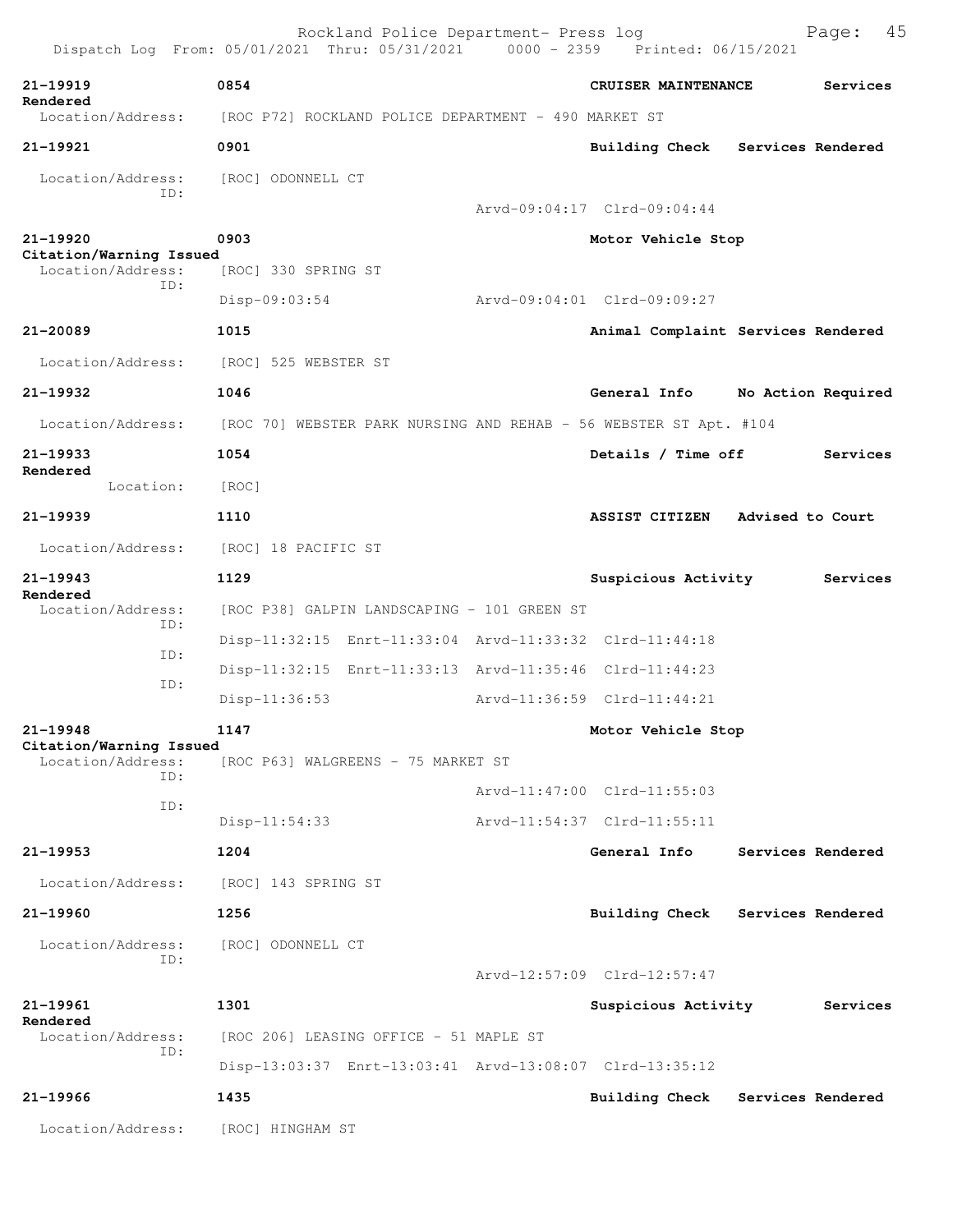| Call # | Time | Call Reason | Action |
|---|---|---|---|
| 21-19919 | 0854 | CRUISER MAINTENANCE | Services Rendered |

Location/Address: [ROC P72] ROCKLAND POLICE DEPARTMENT - 490 MARKET ST

| Call # | Time | Call Reason | Action |
|---|---|---|---|
| 21-19921 | 0901 | Building Check | Services Rendered |

Location/Address: [ROC] ODONNELL CT
ID: Arvd-09:04:17 Clrd-09:04:44

| Call # | Time | Call Reason | Action |
|---|---|---|---|
| 21-19920 | 0903 | Motor Vehicle Stop | Citation/Warning Issued |

Location/Address: [ROC] 330 SPRING ST
ID: Disp-09:03:54 Arvd-09:04:01 Clrd-09:09:27

| Call # | Time | Call Reason | Action |
|---|---|---|---|
| 21-20089 | 1015 | Animal Complaint | Services Rendered |

Location/Address: [ROC] 525 WEBSTER ST

| Call # | Time | Call Reason | Action |
|---|---|---|---|
| 21-19932 | 1046 | General Info | No Action Required |

Location/Address: [ROC 70] WEBSTER PARK NURSING AND REHAB - 56 WEBSTER ST Apt. #104

| Call # | Time | Call Reason | Action |
|---|---|---|---|
| 21-19933 | 1054 | Details / Time off | Services Rendered |

Location: [ROC]

| Call # | Time | Call Reason | Action |
|---|---|---|---|
| 21-19939 | 1110 | ASSIST CITIZEN | Advised to Court |

Location/Address: [ROC] 18 PACIFIC ST

| Call # | Time | Call Reason | Action |
|---|---|---|---|
| 21-19943 | 1129 | Suspicious Activity | Services Rendered |

Location/Address: [ROC P38] GALPIN LANDSCAPING - 101 GREEN ST
ID: Disp-11:32:15 Enrt-11:33:04 Arvd-11:33:32 Clrd-11:44:18
ID: Disp-11:32:15 Enrt-11:33:13 Arvd-11:35:46 Clrd-11:44:23
ID: Disp-11:36:53 Arvd-11:36:59 Clrd-11:44:21

| Call # | Time | Call Reason | Action |
|---|---|---|---|
| 21-19948 | 1147 | Motor Vehicle Stop | Citation/Warning Issued |

Location/Address: [ROC P63] WALGREENS - 75 MARKET ST
ID: Arvd-11:47:00 Clrd-11:55:03
ID: Disp-11:54:33 Arvd-11:54:37 Clrd-11:55:11

| Call # | Time | Call Reason | Action |
|---|---|---|---|
| 21-19953 | 1204 | General Info | Services Rendered |

Location/Address: [ROC] 143 SPRING ST

| Call # | Time | Call Reason | Action |
|---|---|---|---|
| 21-19960 | 1256 | Building Check | Services Rendered |

Location/Address: [ROC] ODONNELL CT
ID: Arvd-12:57:09 Clrd-12:57:47

| Call # | Time | Call Reason | Action |
|---|---|---|---|
| 21-19961 | 1301 | Suspicious Activity | Services Rendered |

Location/Address: [ROC 206] LEASING OFFICE - 51 MAPLE ST
ID: Disp-13:03:37 Enrt-13:03:41 Arvd-13:08:07 Clrd-13:35:12

| Call # | Time | Call Reason | Action |
|---|---|---|---|
| 21-19966 | 1435 | Building Check | Services Rendered |

Location/Address: [ROC] HINGHAM ST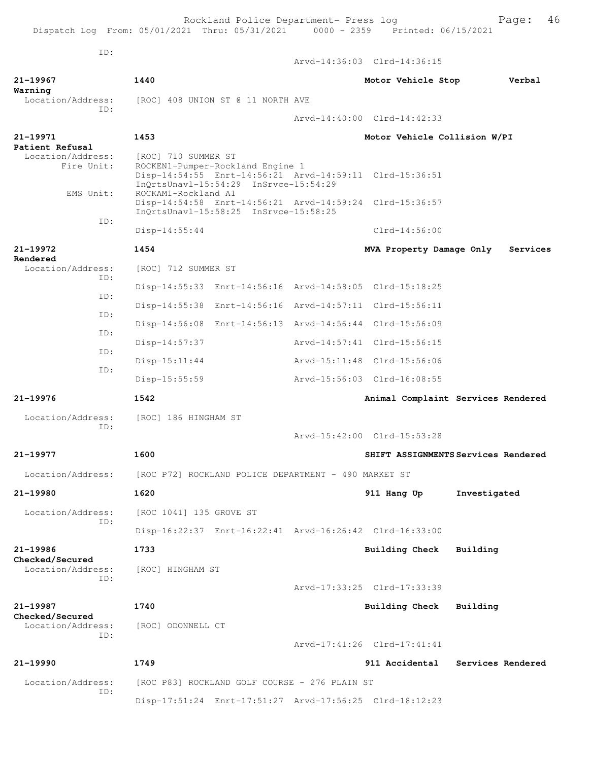ID:
Arvd-14:36:03 Clrd-14:36:15

**21-19967** **1440** **Motor Vehicle Stop** **Verbal Warning**
Location/Address: [ROC] 408 UNION ST @ 11 NORTH AVE
ID:
Arvd-14:40:00 Clrd-14:42:33

**21-19971** **1453** **Motor Vehicle Collision W/PI** **Patient Refusal**
Location/Address: [ROC] 710 SUMMER ST
Fire Unit: ROCKEN1-Pumper-Rockland Engine 1
Disp-14:54:55 Enrt-14:56:21 Arvd-14:59:11 Clrd-15:36:51
InQrtsUnavl-15:54:29 InSrvce-15:54:29
EMS Unit: ROCKAM1-Rockland A1
Disp-14:54:58 Enrt-14:56:21 Arvd-14:59:24 Clrd-15:36:57
InQrtsUnavl-15:58:25 InSrvce-15:58:25
ID:
Disp-14:55:44 Clrd-14:56:00

**21-19972** **1454** **MVA Property Damage Only** **Services Rendered**
Location/Address: [ROC] 712 SUMMER ST
ID:
Disp-14:55:33 Enrt-14:56:16 Arvd-14:58:05 Clrd-15:18:25
ID:
Disp-14:55:38 Enrt-14:56:16 Arvd-14:57:11 Clrd-15:56:11
ID:
Disp-14:56:08 Enrt-14:56:13 Arvd-14:56:44 Clrd-15:56:09
ID:
Disp-14:57:37 Arvd-14:57:41 Clrd-15:56:15
ID:
Disp-15:11:44 Arvd-15:11:48 Clrd-15:56:06
ID:
Disp-15:55:59 Arvd-15:56:03 Clrd-16:08:55

**21-19976** **1542** **Animal Complaint** **Services Rendered**
Location/Address: [ROC] 186 HINGHAM ST
ID:
Arvd-15:42:00 Clrd-15:53:28

**21-19977** **1600** **SHIFT ASSIGNMENTS** **Services Rendered**
Location/Address: [ROC P72] ROCKLAND POLICE DEPARTMENT - 490 MARKET ST

**21-19980** **1620** **911 Hang Up** **Investigated**
Location/Address: [ROC 1041] 135 GROVE ST
ID:
Disp-16:22:37 Enrt-16:22:41 Arvd-16:26:42 Clrd-16:33:00

**21-19986** **1733** **Building Check** **Building Checked/Secured**
Location/Address: [ROC] HINGHAM ST
ID:
Arvd-17:33:25 Clrd-17:33:39

**21-19987** **1740** **Building Check** **Building Checked/Secured**
Location/Address: [ROC] ODONNELL CT
ID:
Arvd-17:41:26 Clrd-17:41:41

**21-19990** **1749** **911 Accidental** **Services Rendered**
Location/Address: [ROC P83] ROCKLAND GOLF COURSE - 276 PLAIN ST
ID:
Disp-17:51:24 Enrt-17:51:27 Arvd-17:56:25 Clrd-18:12:23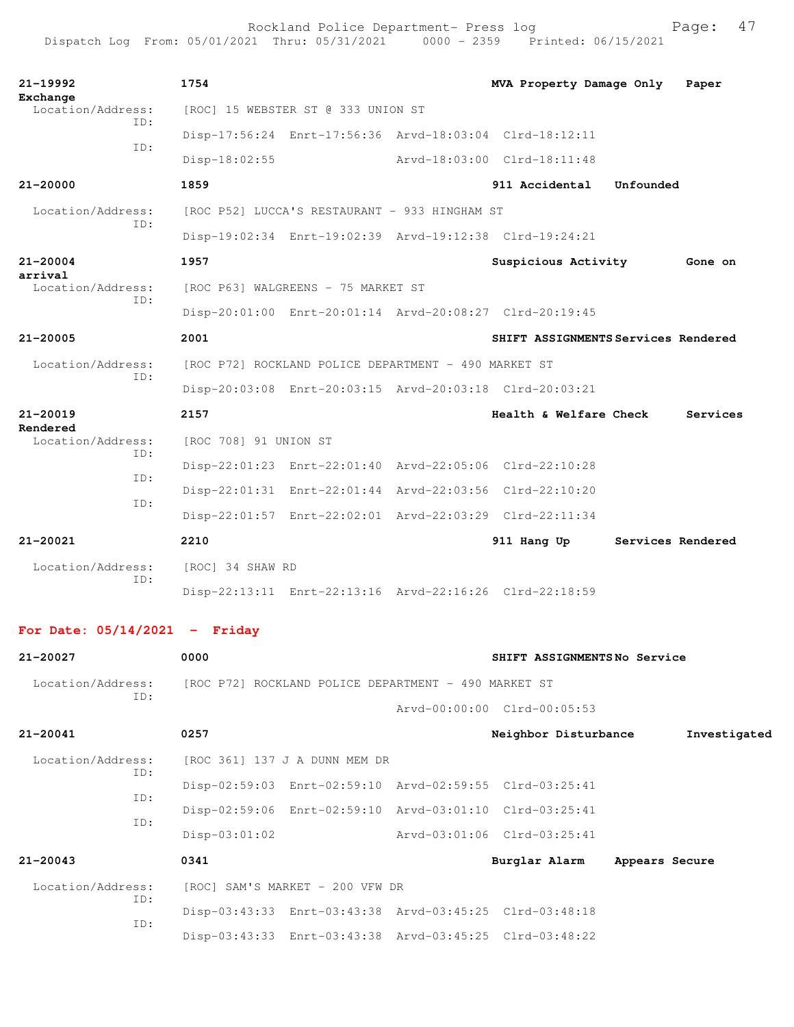| Call # | Time | Call Type | Disposition |
|---|---|---|---|
| 21-19992 | 1754 | MVA Property Damage Only | Paper Exchange |

Location/Address: [ROC] 15 WEBSTER ST @ 333 UNION ST

ID: Disp-17:56:24 Enrt-17:56:36 Arvd-18:03:04 Clrd-18:12:11

ID: Disp-18:02:55 Arvd-18:03:00 Clrd-18:11:48

| Call # | Time | Call Type | Disposition |
|---|---|---|---|
| 21-20000 | 1859 | 911 Accidental | Unfounded |

Location/Address: [ROC P52] LUCCA'S RESTAURANT - 933 HINGHAM ST

ID: Disp-19:02:34 Enrt-19:02:39 Arvd-19:12:38 Clrd-19:24:21

| Call # | Time | Call Type | Disposition |
|---|---|---|---|
| 21-20004 | 1957 | Suspicious Activity | Gone on arrival |

Location/Address: [ROC P63] WALGREENS - 75 MARKET ST

ID: Disp-20:01:00 Enrt-20:01:14 Arvd-20:08:27 Clrd-20:19:45

| Call # | Time | Call Type | Disposition |
|---|---|---|---|
| 21-20005 | 2001 | SHIFT ASSIGNMENTS | Services Rendered |

Location/Address: [ROC P72] ROCKLAND POLICE DEPARTMENT - 490 MARKET ST

ID: Disp-20:03:08 Enrt-20:03:15 Arvd-20:03:18 Clrd-20:03:21

| Call # | Time | Call Type | Disposition |
|---|---|---|---|
| 21-20019 | 2157 | Health & Welfare Check | Services Rendered |

Location/Address: [ROC 708] 91 UNION ST

ID: Disp-22:01:23 Enrt-22:01:40 Arvd-22:05:06 Clrd-22:10:28

ID: Disp-22:01:31 Enrt-22:01:44 Arvd-22:03:56 Clrd-22:10:20

ID: Disp-22:01:57 Enrt-22:02:01 Arvd-22:03:29 Clrd-22:11:34

| Call # | Time | Call Type | Disposition |
|---|---|---|---|
| 21-20021 | 2210 | 911 Hang Up | Services Rendered |

Location/Address: [ROC] 34 SHAW RD

ID: Disp-22:13:11 Enrt-22:13:16 Arvd-22:16:26 Clrd-22:18:59

## For Date: 05/14/2021 - Friday

| Call # | Time | Call Type | Disposition |
|---|---|---|---|
| 21-20027 | 0000 | SHIFT ASSIGNMENTS | No Service |

Location/Address: [ROC P72] ROCKLAND POLICE DEPARTMENT - 490 MARKET ST

ID: Arvd-00:00:00 Clrd-00:05:53

| Call # | Time | Call Type | Disposition |
|---|---|---|---|
| 21-20041 | 0257 | Neighbor Disturbance | Investigated |

Location/Address: [ROC 361] 137 J A DUNN MEM DR

ID: Disp-02:59:03 Enrt-02:59:10 Arvd-02:59:55 Clrd-03:25:41

ID: Disp-02:59:06 Enrt-02:59:10 Arvd-03:01:10 Clrd-03:25:41

ID: Disp-03:01:02 Arvd-03:01:06 Clrd-03:25:41

| Call # | Time | Call Type | Disposition |
|---|---|---|---|
| 21-20043 | 0341 | Burglar Alarm | Appears Secure |

Location/Address: [ROC] SAM'S MARKET - 200 VFW DR

ID: Disp-03:43:33 Enrt-03:43:38 Arvd-03:45:25 Clrd-03:48:18

ID: Disp-03:43:33 Enrt-03:43:38 Arvd-03:45:25 Clrd-03:48:22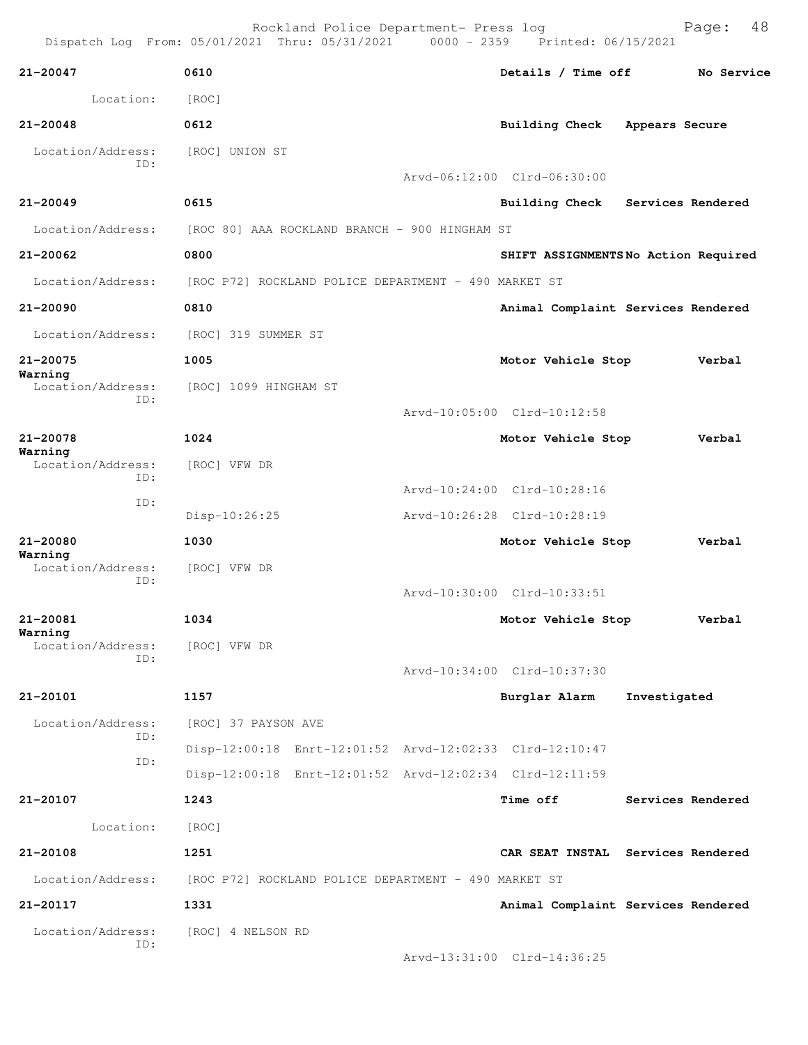Rockland Police Department- Press log
Dispatch Log From: 05/01/2021 Thru: 05/31/2021 0000 - 2359 Printed: 06/15/2021

**21-20047** **0610** **Details / Time off** **No Service**
Location: [ROC]

**21-20048** **0612** **Building Check** **Appears Secure**
Location/Address: [ROC] UNION ST
ID:
Arvd-06:12:00 Clrd-06:30:00

**21-20049** **0615** **Building Check** **Services Rendered**
Location/Address: [ROC 80] AAA ROCKLAND BRANCH - 900 HINGHAM ST

**21-20062** **0800** **SHIFT ASSIGNMENTS** **No Action Required**
Location/Address: [ROC P72] ROCKLAND POLICE DEPARTMENT - 490 MARKET ST

**21-20090** **0810** **Animal Complaint** **Services Rendered**
Location/Address: [ROC] 319 SUMMER ST

**21-20075** **1005** **Motor Vehicle Stop** **Verbal Warning**
Location/Address: [ROC] 1099 HINGHAM ST
ID:
Arvd-10:05:00 Clrd-10:12:58

**21-20078** **1024** **Motor Vehicle Stop** **Verbal Warning**
Location/Address: [ROC] VFW DR
ID:
Arvd-10:24:00 Clrd-10:28:16
ID:
Disp-10:26:25 Arvd-10:26:28 Clrd-10:28:19

**21-20080** **1030** **Motor Vehicle Stop** **Verbal Warning**
Location/Address: [ROC] VFW DR
ID:
Arvd-10:30:00 Clrd-10:33:51

**21-20081** **1034** **Motor Vehicle Stop** **Verbal Warning**
Location/Address: [ROC] VFW DR
ID:
Arvd-10:34:00 Clrd-10:37:30

**21-20101** **1157** **Burglar Alarm** **Investigated**
Location/Address: [ROC] 37 PAYSON AVE
ID:
Disp-12:00:18 Enrt-12:01:52 Arvd-12:02:33 Clrd-12:10:47
ID:
Disp-12:00:18 Enrt-12:01:52 Arvd-12:02:34 Clrd-12:11:59

**21-20107** **1243** **Time off** **Services Rendered**
Location: [ROC]

**21-20108** **1251** **CAR SEAT INSTAL** **Services Rendered**
Location/Address: [ROC P72] ROCKLAND POLICE DEPARTMENT - 490 MARKET ST

**21-20117** **1331** **Animal Complaint** **Services Rendered**
Location/Address: [ROC] 4 NELSON RD
ID:
Arvd-13:31:00 Clrd-14:36:25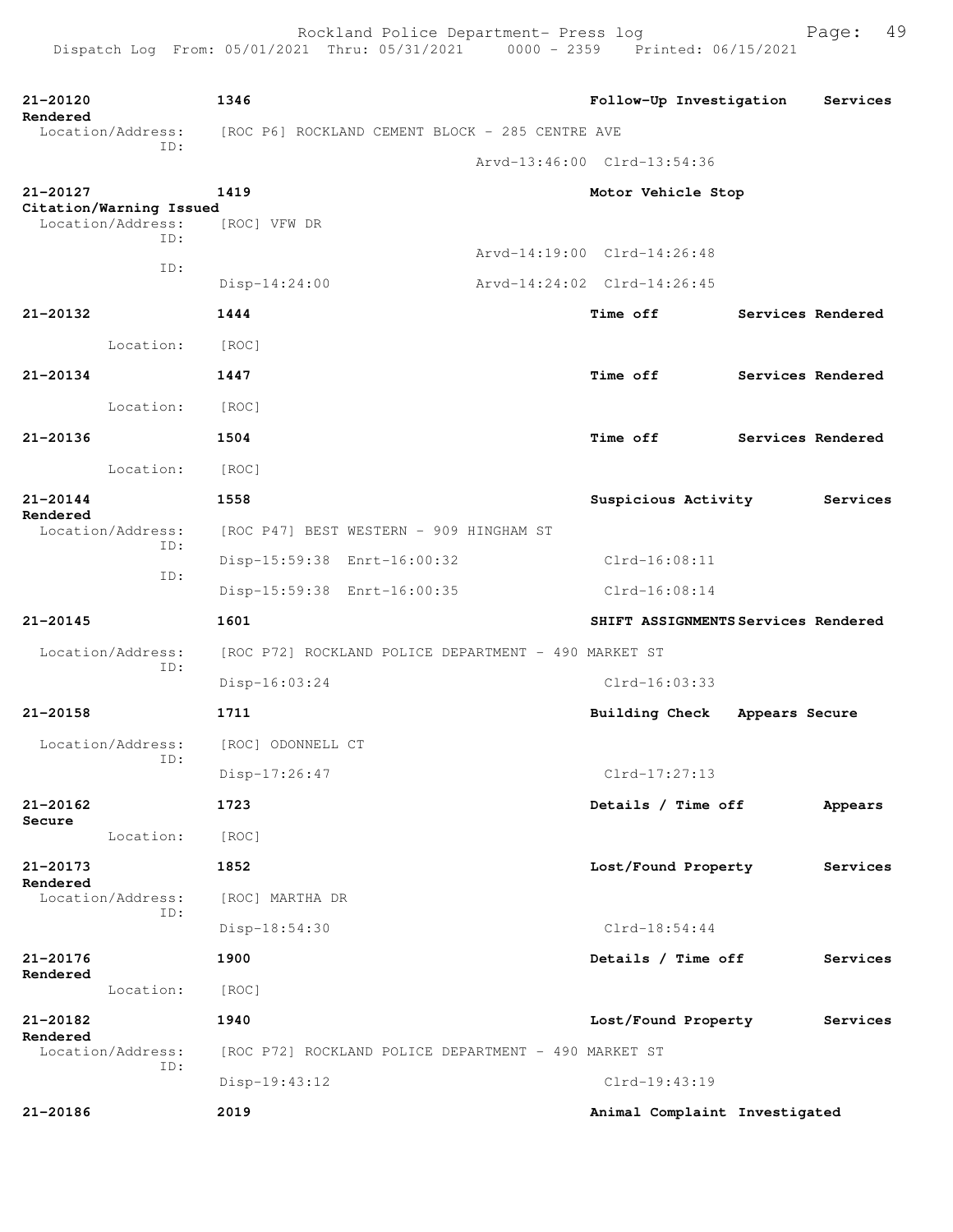**21-20120** **1346** **Follow-Up Investigation** **Services Rendered**

Location/Address: [ROC P6] ROCKLAND CEMENT BLOCK - 285 CENTRE AVE
ID:
Arvd-13:46:00 Clrd-13:54:36

**21-20127** **1419** **Motor Vehicle Stop** **Citation/Warning Issued**

Location/Address: [ROC] VFW DR
ID:
Arvd-14:19:00 Clrd-14:26:48
ID:
Disp-14:24:00 Arvd-14:24:02 Clrd-14:26:45

**21-20132** **1444** **Time off** **Services Rendered**

Location: [ROC]

**21-20134** **1447** **Time off** **Services Rendered**

Location: [ROC]

**21-20136** **1504** **Time off** **Services Rendered**

Location: [ROC]

**21-20144** **1558** **Suspicious Activity** **Services Rendered**

Location/Address: [ROC P47] BEST WESTERN - 909 HINGHAM ST
ID:
Disp-15:59:38 Enrt-16:00:32 Clrd-16:08:11
ID:
Disp-15:59:38 Enrt-16:00:35 Clrd-16:08:14

**21-20145** **1601** **SHIFT ASSIGNMENTS** **Services Rendered**

Location/Address: [ROC P72] ROCKLAND POLICE DEPARTMENT - 490 MARKET ST
ID:
Disp-16:03:24 Clrd-16:03:33

**21-20158** **1711** **Building Check** **Appears Secure**

Location/Address: [ROC] ODONNELL CT
ID:
Disp-17:26:47 Clrd-17:27:13

**21-20162** **1723** **Details / Time off** **Appears Secure**

Location: [ROC]

**21-20173** **1852** **Lost/Found Property** **Services Rendered**

Location/Address: [ROC] MARTHA DR
ID:
Disp-18:54:30 Clrd-18:54:44

**21-20176** **1900** **Details / Time off** **Services Rendered**

Location: [ROC]

**21-20182** **1940** **Lost/Found Property** **Services Rendered**

Location/Address: [ROC P72] ROCKLAND POLICE DEPARTMENT - 490 MARKET ST
ID:
Disp-19:43:12 Clrd-19:43:19

**21-20186** **2019** **Animal Complaint** **Investigated**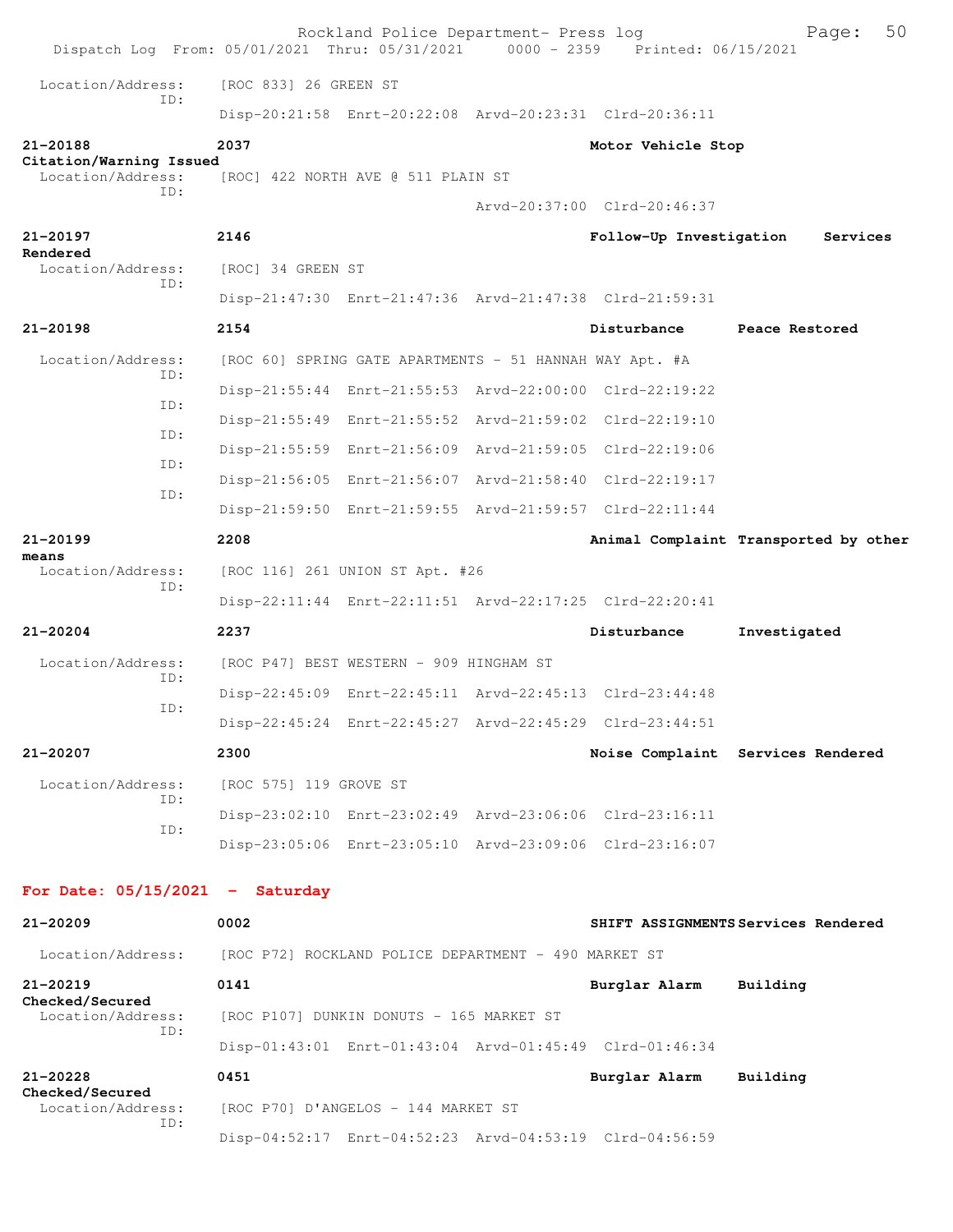Location/Address: [ROC 833] 26 GREEN ST
ID:
Disp-20:21:58 Enrt-20:22:08 Arvd-20:23:31 Clrd-20:36:11

**21-20188** 2037 **Motor Vehicle Stop**
**Citation/Warning Issued**
Location/Address: [ROC] 422 NORTH AVE @ 511 PLAIN ST
ID:
Arvd-20:37:00 Clrd-20:46:37

**21-20197** 2146 **Follow-Up Investigation Services Rendered**
Location/Address: [ROC] 34 GREEN ST
ID:
Disp-21:47:30 Enrt-21:47:36 Arvd-21:47:38 Clrd-21:59:31

**21-20198** 2154 **Disturbance Peace Restored**
Location/Address: [ROC 60] SPRING GATE APARTMENTS - 51 HANNAH WAY Apt. #A
ID:
Disp-21:55:44 Enrt-21:55:53 Arvd-22:00:00 Clrd-22:19:22
ID:
Disp-21:55:49 Enrt-21:55:52 Arvd-21:59:02 Clrd-22:19:10
ID:
Disp-21:55:59 Enrt-21:56:09 Arvd-21:59:05 Clrd-22:19:06
ID:
Disp-21:56:05 Enrt-21:56:07 Arvd-21:58:40 Clrd-22:19:17
ID:
Disp-21:59:50 Enrt-21:59:55 Arvd-21:59:57 Clrd-22:11:44

**21-20199** 2208 **Animal Complaint Transported by other means**
Location/Address: [ROC 116] 261 UNION ST Apt. #26
ID:
Disp-22:11:44 Enrt-22:11:51 Arvd-22:17:25 Clrd-22:20:41

**21-20204** 2237 **Disturbance Investigated**
Location/Address: [ROC P47] BEST WESTERN - 909 HINGHAM ST
ID:
Disp-22:45:09 Enrt-22:45:11 Arvd-22:45:13 Clrd-23:44:48
ID:
Disp-22:45:24 Enrt-22:45:27 Arvd-22:45:29 Clrd-23:44:51

**21-20207** 2300 **Noise Complaint Services Rendered**
Location/Address: [ROC 575] 119 GROVE ST
ID:
Disp-23:02:10 Enrt-23:02:49 Arvd-23:06:06 Clrd-23:16:11
ID:
Disp-23:05:06 Enrt-23:05:10 Arvd-23:09:06 Clrd-23:16:07

## For Date: 05/15/2021 - Saturday

**21-20209** 0002 **SHIFT ASSIGNMENTS Services Rendered**
Location/Address: [ROC P72] ROCKLAND POLICE DEPARTMENT - 490 MARKET ST

**21-20219** 0141 **Burglar Alarm Building Checked/Secured**
Location/Address: [ROC P107] DUNKIN DONUTS - 165 MARKET ST
ID:
Disp-01:43:01 Enrt-01:43:04 Arvd-01:45:49 Clrd-01:46:34

**21-20228** 0451 **Burglar Alarm Building Checked/Secured**
Location/Address: [ROC P70] D'ANGELOS - 144 MARKET ST
ID:
Disp-04:52:17 Enrt-04:52:23 Arvd-04:53:19 Clrd-04:56:59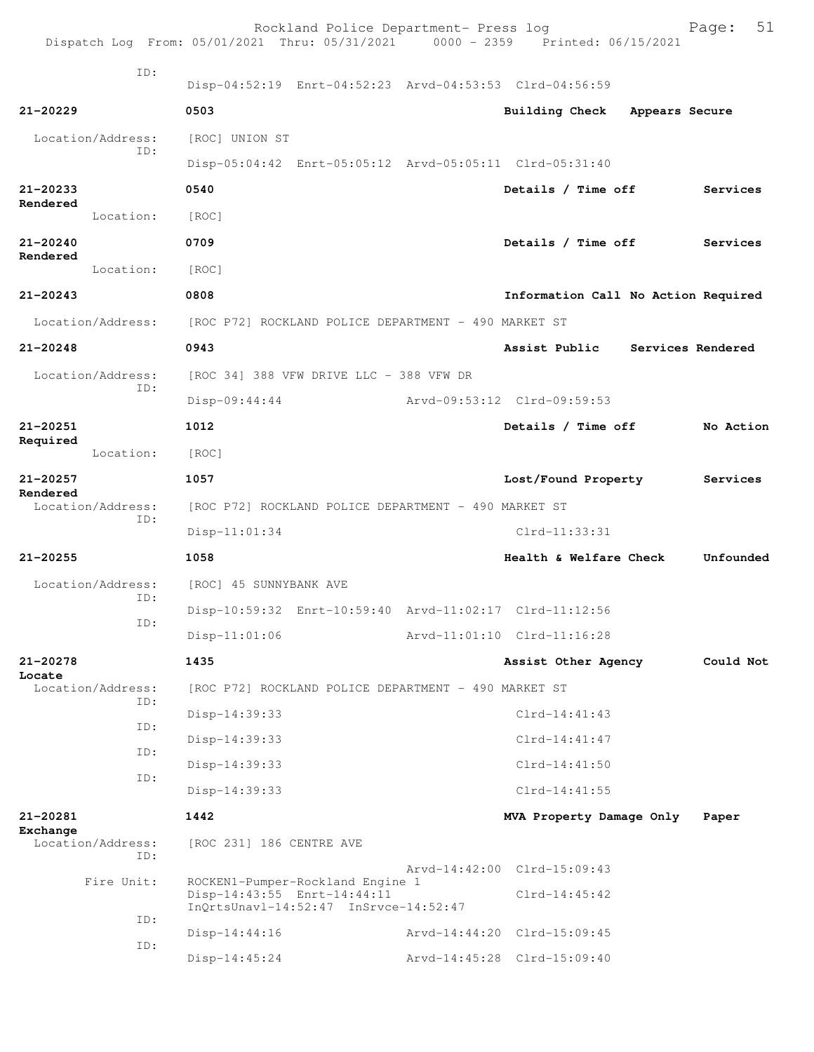Rockland Police Department- Press log
Dispatch Log From: 05/01/2021 Thru: 05/31/2021 0000 - 2359 Printed: 06/15/2021

ID:
Disp-04:52:19 Enrt-04:52:23 Arvd-04:53:53 Clrd-04:56:59

**21-20229** **0503** **Building Check Appears Secure**

Location/Address: [ROC] UNION ST
ID:
Disp-05:04:42 Enrt-05:05:12 Arvd-05:05:11 Clrd-05:31:40

**21-20233** **0540** **Details / Time off Services Rendered**

Location: [ROC]

**21-20240** **0709** **Details / Time off Services Rendered**

Location: [ROC]

**21-20243** **0808** **Information Call No Action Required**

Location/Address: [ROC P72] ROCKLAND POLICE DEPARTMENT - 490 MARKET ST

**21-20248** **0943** **Assist Public Services Rendered**

Location/Address: [ROC 34] 388 VFW DRIVE LLC - 388 VFW DR
ID:
Disp-09:44:44 Arvd-09:53:12 Clrd-09:59:53

**21-20251** **1012** **Details / Time off No Action Required**

Location: [ROC]

**21-20257** **1057** **Lost/Found Property Services Rendered**

Location/Address: [ROC P72] ROCKLAND POLICE DEPARTMENT - 490 MARKET ST
ID:
Disp-11:01:34 Clrd-11:33:31

**21-20255** **1058** **Health & Welfare Check Unfounded**

Location/Address: [ROC] 45 SUNNYBANK AVE
ID:
Disp-10:59:32 Enrt-10:59:40 Arvd-11:02:17 Clrd-11:12:56
ID:
Disp-11:01:06 Arvd-11:01:10 Clrd-11:16:28

**21-20278** **1435** **Assist Other Agency Could Not Locate**

Location/Address: [ROC P72] ROCKLAND POLICE DEPARTMENT - 490 MARKET ST
ID:
Disp-14:39:33 Clrd-14:41:43
ID:
Disp-14:39:33 Clrd-14:41:47
ID:
Disp-14:39:33 Clrd-14:41:50
ID:
Disp-14:39:33 Clrd-14:41:55

**21-20281** **1442** **MVA Property Damage Only Paper Exchange**

Location/Address: [ROC 231] 186 CENTRE AVE
ID:
Arvd-14:42:00 Clrd-15:09:43
Fire Unit: ROCKEN1-Pumper-Rockland Engine 1
Disp-14:43:55 Enrt-14:44:11 Clrd-14:45:42
InQrtsUnavl-14:52:47 InSrvce-14:52:47
ID:
Disp-14:44:16 Arvd-14:44:20 Clrd-15:09:45
ID:
Disp-14:45:24 Arvd-14:45:28 Clrd-15:09:40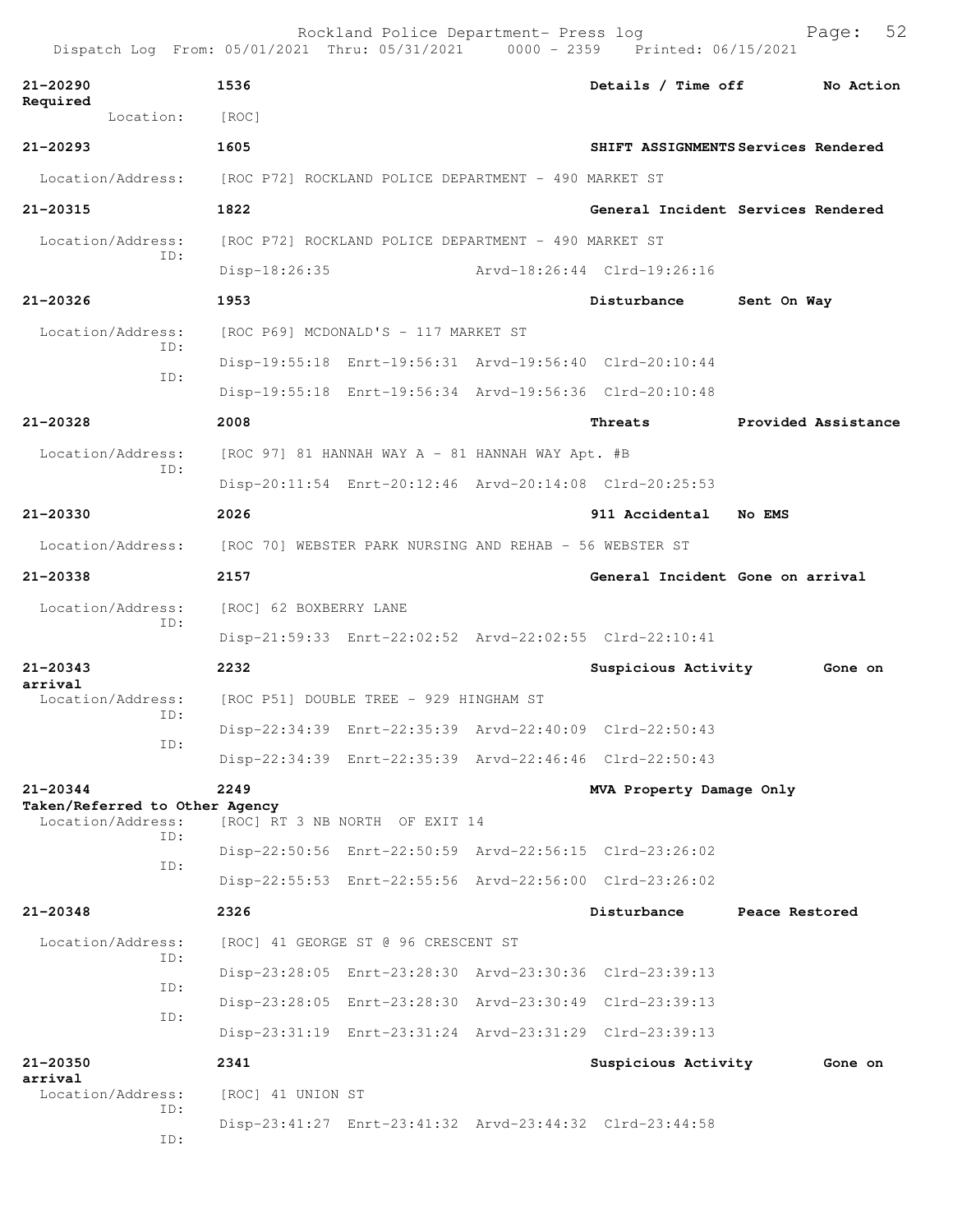Rockland Police Department- Press log
Dispatch Log From: 05/01/2021 Thru: 05/31/2021 0000 - 2359 Printed: 06/15/2021

**21-20290** 1536 **Details / Time off** **No Action Required**
Location: [ROC]

**21-20293** 1605 **SHIFT ASSIGNMENTS Services Rendered**
Location/Address: [ROC P72] ROCKLAND POLICE DEPARTMENT - 490 MARKET ST

**21-20315** 1822 **General Incident Services Rendered**
Location/Address: [ROC P72] ROCKLAND POLICE DEPARTMENT - 490 MARKET ST
ID:
Disp-18:26:35 Arvd-18:26:44 Clrd-19:26:16

**21-20326** 1953 **Disturbance** **Sent On Way**
Location/Address: [ROC P69] MCDONALD'S - 117 MARKET ST
ID:
Disp-19:55:18 Enrt-19:56:31 Arvd-19:56:40 Clrd-20:10:44
ID:
Disp-19:55:18 Enrt-19:56:34 Arvd-19:56:36 Clrd-20:10:48

**21-20328** 2008 **Threats** **Provided Assistance**
Location/Address: [ROC 97] 81 HANNAH WAY A - 81 HANNAH WAY Apt. #B
ID:
Disp-20:11:54 Enrt-20:12:46 Arvd-20:14:08 Clrd-20:25:53

**21-20330** 2026 **911 Accidental** **No EMS**
Location/Address: [ROC 70] WEBSTER PARK NURSING AND REHAB - 56 WEBSTER ST

**21-20338** 2157 **General Incident Gone on arrival**
Location/Address: [ROC] 62 BOXBERRY LANE
ID:
Disp-21:59:33 Enrt-22:02:52 Arvd-22:02:55 Clrd-22:10:41

**21-20343** 2232 **Suspicious Activity** **Gone on arrival**
Location/Address: [ROC P51] DOUBLE TREE - 929 HINGHAM ST
ID:
Disp-22:34:39 Enrt-22:35:39 Arvd-22:40:09 Clrd-22:50:43
ID:
Disp-22:34:39 Enrt-22:35:39 Arvd-22:46:46 Clrd-22:50:43

**21-20344** 2249 **MVA Property Damage Only** **Taken/Referred to Other Agency**
Location/Address: [ROC] RT 3 NB NORTH OF EXIT 14
ID:
Disp-22:50:56 Enrt-22:50:59 Arvd-22:56:15 Clrd-23:26:02
ID:
Disp-22:55:53 Enrt-22:55:56 Arvd-22:56:00 Clrd-23:26:02

**21-20348** 2326 **Disturbance** **Peace Restored**
Location/Address: [ROC] 41 GEORGE ST @ 96 CRESCENT ST
ID:
Disp-23:28:05 Enrt-23:28:30 Arvd-23:30:36 Clrd-23:39:13
ID:
Disp-23:28:05 Enrt-23:28:30 Arvd-23:30:49 Clrd-23:39:13
ID:
Disp-23:31:19 Enrt-23:31:24 Arvd-23:31:29 Clrd-23:39:13

**21-20350** 2341 **Suspicious Activity** **Gone on arrival**
Location/Address: [ROC] 41 UNION ST
ID:
Disp-23:41:27 Enrt-23:41:32 Arvd-23:44:32 Clrd-23:44:58
ID: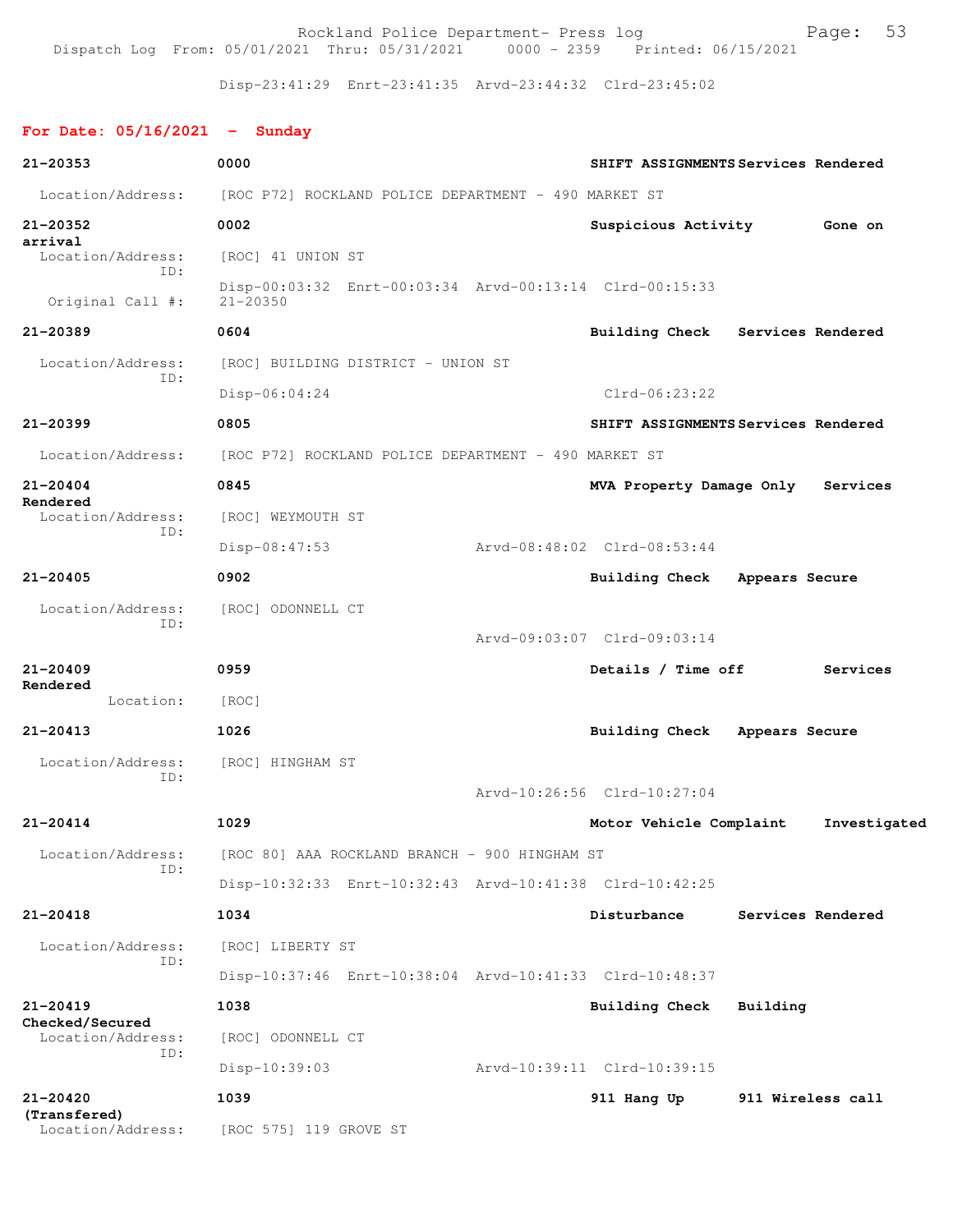Rockland Police Department- Press log
Dispatch Log From: 05/01/2021 Thru: 05/31/2021 0000 - 2359 Printed: 06/15/2021

Disp-23:41:29 Enrt-23:41:35 Arvd-23:44:32 Clrd-23:45:02

## For Date: 05/16/2021 - Sunday

**21-20353** **0000** **SHIFT ASSIGNMENTS Services Rendered**
Location/Address: [ROC P72] ROCKLAND POLICE DEPARTMENT - 490 MARKET ST

**21-20352** **0002** **Suspicious Activity Gone on arrival**
Location/Address: [ROC] 41 UNION ST
ID:
Disp-00:03:32 Enrt-00:03:34 Arvd-00:13:14 Clrd-00:15:33
Original Call #: 21-20350

**21-20389** **0604** **Building Check Services Rendered**
Location/Address: [ROC] BUILDING DISTRICT - UNION ST
ID:
Disp-06:04:24 Clrd-06:23:22

**21-20399** **0805** **SHIFT ASSIGNMENTS Services Rendered**
Location/Address: [ROC P72] ROCKLAND POLICE DEPARTMENT - 490 MARKET ST

**21-20404** **0845** **MVA Property Damage Only Services Rendered**
Location/Address: [ROC] WEYMOUTH ST
ID:
Disp-08:47:53 Arvd-08:48:02 Clrd-08:53:44

**21-20405** **0902** **Building Check Appears Secure**
Location/Address: [ROC] ODONNELL CT
ID:
Arvd-09:03:07 Clrd-09:03:14

**21-20409** **0959** **Details / Time off Services Rendered**
Location: [ROC]

**21-20413** **1026** **Building Check Appears Secure**
Location/Address: [ROC] HINGHAM ST
ID:
Arvd-10:26:56 Clrd-10:27:04

**21-20414** **1029** **Motor Vehicle Complaint Investigated**
Location/Address: [ROC 80] AAA ROCKLAND BRANCH - 900 HINGHAM ST
ID:
Disp-10:32:33 Enrt-10:32:43 Arvd-10:41:38 Clrd-10:42:25

**21-20418** **1034** **Disturbance Services Rendered**
Location/Address: [ROC] LIBERTY ST
ID:
Disp-10:37:46 Enrt-10:38:04 Arvd-10:41:33 Clrd-10:48:37

**21-20419** **1038** **Building Check Building Checked/Secured**
Location/Address: [ROC] ODONNELL CT
ID:
Disp-10:39:03 Arvd-10:39:11 Clrd-10:39:15

**21-20420** **1039** **911 Hang Up 911 Wireless call (Transfered)**
Location/Address: [ROC 575] 119 GROVE ST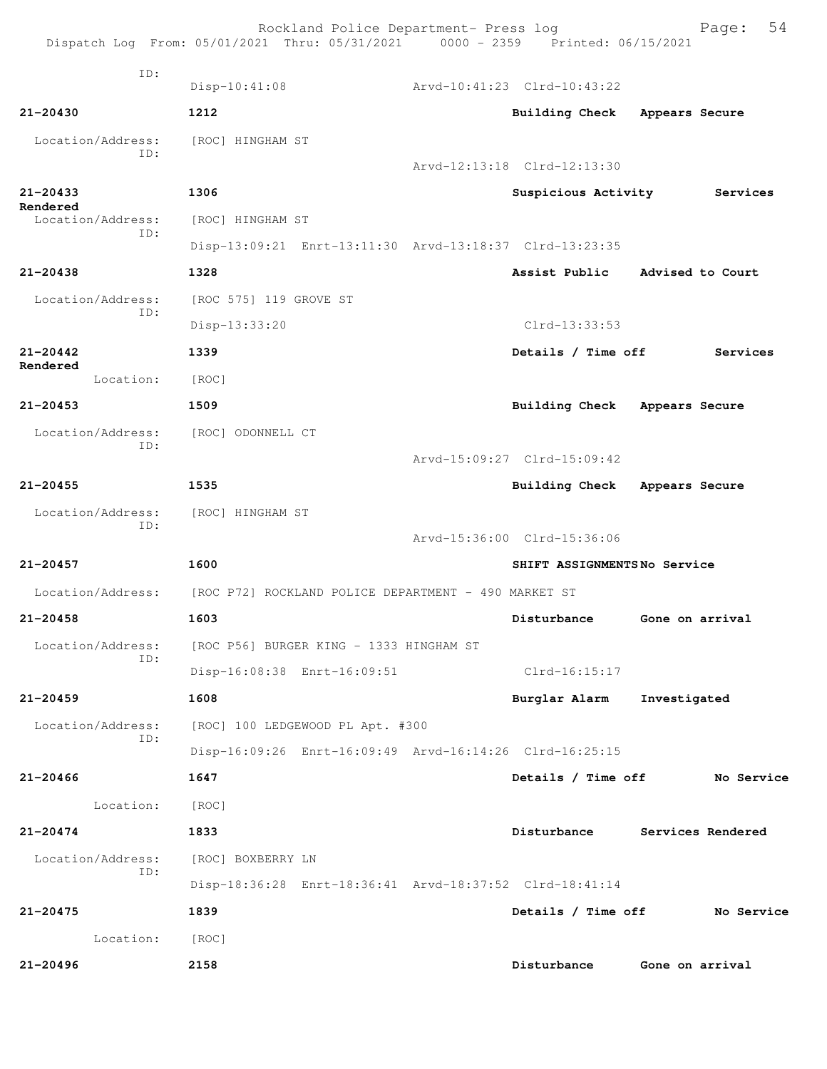Rockland Police Department- Press log
Dispatch Log From: 05/01/2021 Thru: 05/31/2021 0000 - 2359 Printed: 06/15/2021

ID:
Disp-10:41:08 Arvd-10:41:23 Clrd-10:43:22

**21-20430** **1212** **Building Check** **Appears Secure**

Location/Address: [ROC] HINGHAM ST
ID:
Arvd-12:13:18 Clrd-12:13:30

**21-20433** **1306** **Suspicious Activity** **Services Rendered**

Location/Address: [ROC] HINGHAM ST
ID:
Disp-13:09:21 Enrt-13:11:30 Arvd-13:18:37 Clrd-13:23:35

**21-20438** **1328** **Assist Public** **Advised to Court**

Location/Address: [ROC 575] 119 GROVE ST
ID:
Disp-13:33:20 Clrd-13:33:53

**21-20442** **1339** **Details / Time off** **Services Rendered**

Location: [ROC]

**21-20453** **1509** **Building Check** **Appears Secure**

Location/Address: [ROC] ODONNELL CT
ID:
Arvd-15:09:27 Clrd-15:09:42

**21-20455** **1535** **Building Check** **Appears Secure**

Location/Address: [ROC] HINGHAM ST
ID:
Arvd-15:36:00 Clrd-15:36:06

**21-20457** **1600** **SHIFT ASSIGNMENTS** **No Service**

Location/Address: [ROC P72] ROCKLAND POLICE DEPARTMENT - 490 MARKET ST

**21-20458** **1603** **Disturbance** **Gone on arrival**

Location/Address: [ROC P56] BURGER KING - 1333 HINGHAM ST
ID:
Disp-16:08:38 Enrt-16:09:51 Clrd-16:15:17

**21-20459** **1608** **Burglar Alarm** **Investigated**

Location/Address: [ROC] 100 LEDGEWOOD PL Apt. #300
ID:
Disp-16:09:26 Enrt-16:09:49 Arvd-16:14:26 Clrd-16:25:15

**21-20466** **1647** **Details / Time off** **No Service**

Location: [ROC]

**21-20474** **1833** **Disturbance** **Services Rendered**

Location/Address: [ROC] BOXBERRY LN
ID:
Disp-18:36:28 Enrt-18:36:41 Arvd-18:37:52 Clrd-18:41:14

**21-20475** **1839** **Details / Time off** **No Service**

Location: [ROC]

**21-20496** **2158** **Disturbance** **Gone on arrival**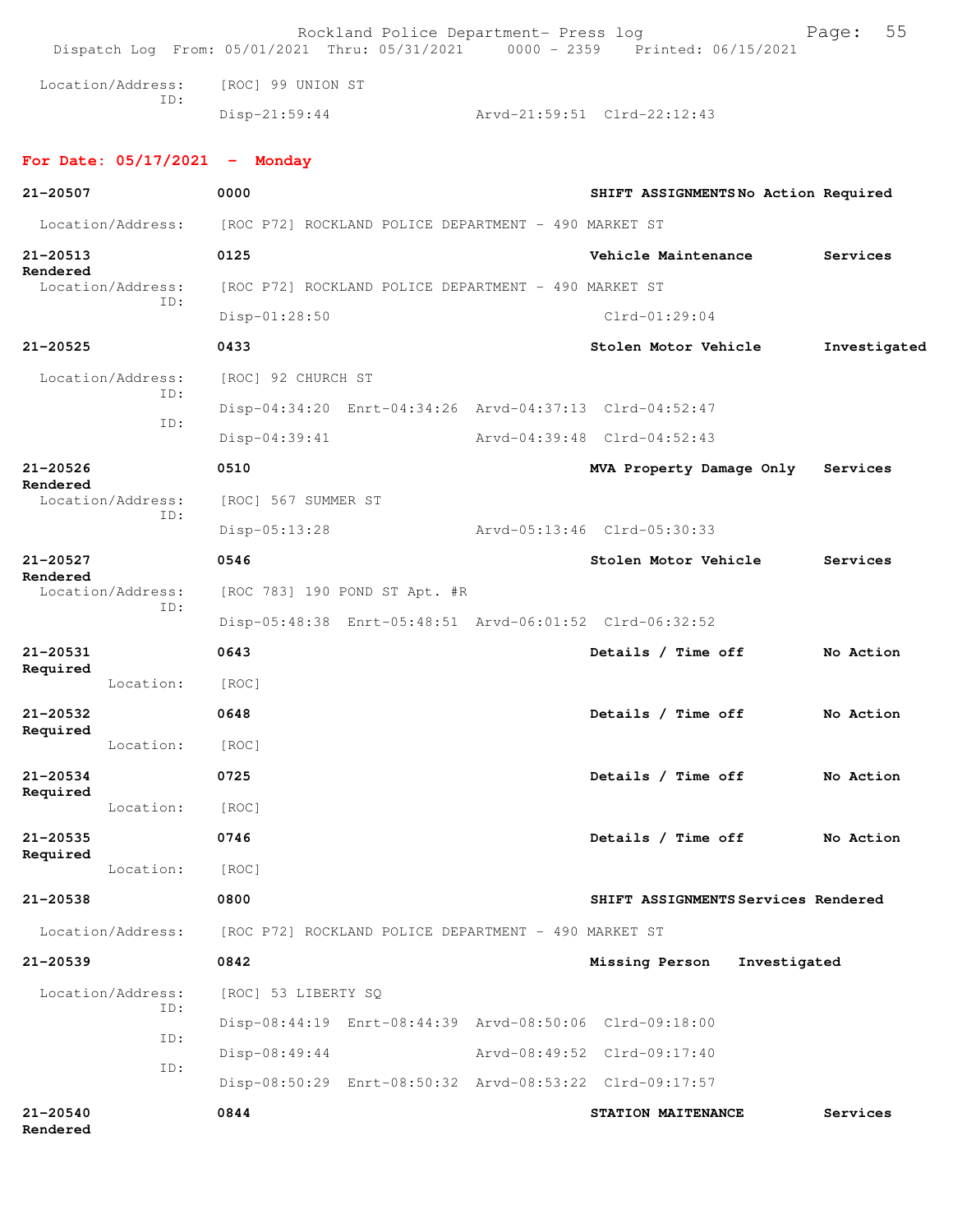Location/Address: [ROC] 99 UNION ST
ID:
Disp-21:59:44 Arvd-21:59:51 Clrd-22:12:43

## For Date: 05/17/2021 - Monday

**21-20507** 0000 **SHIFT ASSIGNMENTS** No Action Required
Location/Address: [ROC P72] ROCKLAND POLICE DEPARTMENT - 490 MARKET ST

**21-20513** 0125 **Vehicle Maintenance** Services Rendered
Location/Address: [ROC P72] ROCKLAND POLICE DEPARTMENT - 490 MARKET ST
ID:
Disp-01:28:50 Clrd-01:29:04

**21-20525** 0433 **Stolen Motor Vehicle** Investigated
Location/Address: [ROC] 92 CHURCH ST
ID:
Disp-04:34:20 Enrt-04:34:26 Arvd-04:37:13 Clrd-04:52:47
ID:
Disp-04:39:41 Arvd-04:39:48 Clrd-04:52:43

**21-20526** 0510 **MVA Property Damage Only** Services Rendered
Location/Address: [ROC] 567 SUMMER ST
ID:
Disp-05:13:28 Arvd-05:13:46 Clrd-05:30:33

**21-20527** 0546 **Stolen Motor Vehicle** Services Rendered
Location/Address: [ROC 783] 190 POND ST Apt. #R
ID:
Disp-05:48:38 Enrt-05:48:51 Arvd-06:01:52 Clrd-06:32:52

**21-20531** 0643 **Details / Time off** No Action Required
Location: [ROC]

**21-20532** 0648 **Details / Time off** No Action Required
Location: [ROC]

**21-20534** 0725 **Details / Time off** No Action Required
Location: [ROC]

**21-20535** 0746 **Details / Time off** No Action Required
Location: [ROC]

**21-20538** 0800 **SHIFT ASSIGNMENTS** Services Rendered
Location/Address: [ROC P72] ROCKLAND POLICE DEPARTMENT - 490 MARKET ST

**21-20539** 0842 **Missing Person** Investigated
Location/Address: [ROC] 53 LIBERTY SQ
ID:
Disp-08:44:19 Enrt-08:44:39 Arvd-08:50:06 Clrd-09:18:00
ID:
Disp-08:49:44 Arvd-08:49:52 Clrd-09:17:40
ID:
Disp-08:50:29 Enrt-08:50:32 Arvd-08:53:22 Clrd-09:17:57

**21-20540** 0844 **STATION MAITENANCE** Services Rendered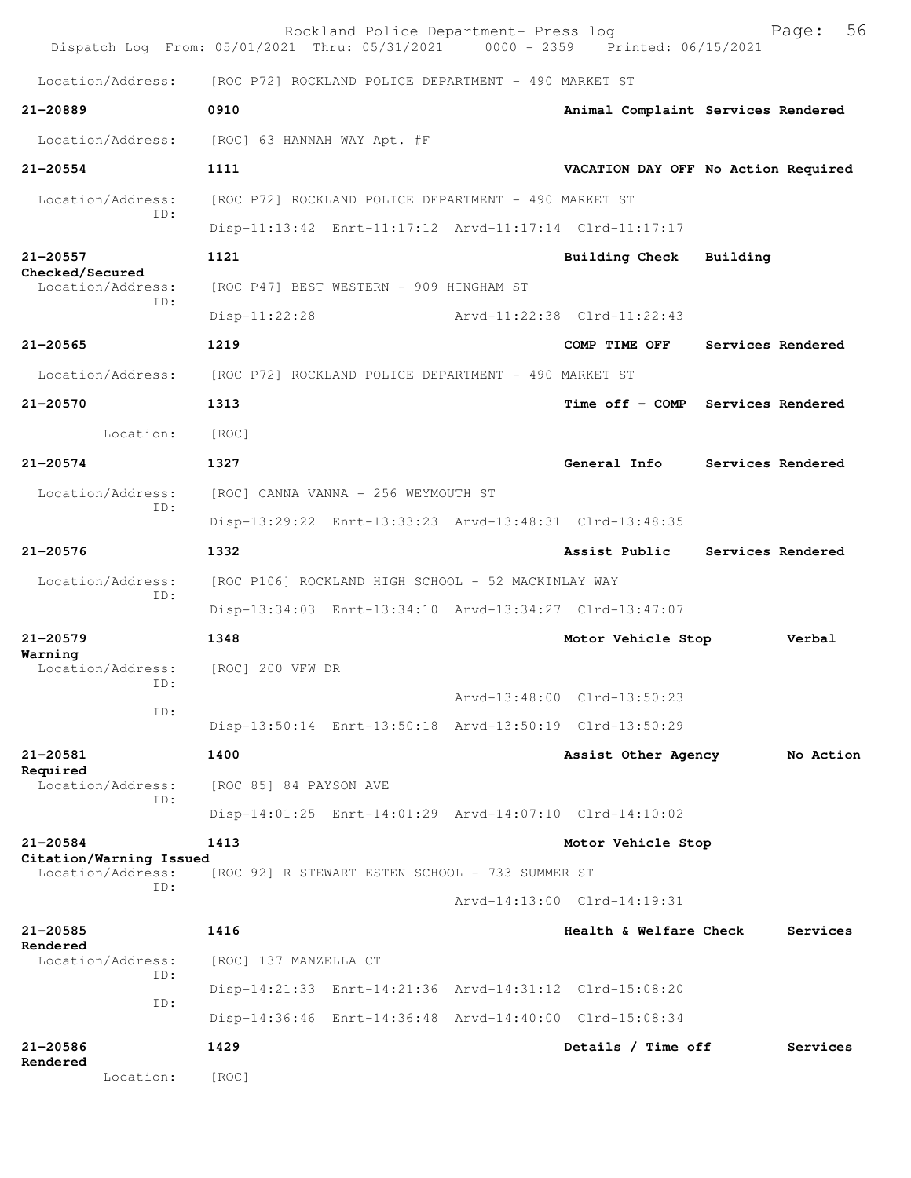Rockland Police Department- Press log
Dispatch Log From: 05/01/2021 Thru: 05/31/2021 0000 - 2359 Printed: 06/15/2021

Location/Address: [ROC P72] ROCKLAND POLICE DEPARTMENT - 490 MARKET ST

**21-20889** 0910 Animal Complaint Services Rendered
Location/Address: [ROC] 63 HANNAH WAY Apt. #F

**21-20554** 1111 VACATION DAY OFF No Action Required
Location/Address: [ROC P72] ROCKLAND POLICE DEPARTMENT - 490 MARKET ST
ID:
Disp-11:13:42 Enrt-11:17:12 Arvd-11:17:14 Clrd-11:17:17

**21-20557** 1121 Building Check Building Checked/Secured
Location/Address: [ROC P47] BEST WESTERN - 909 HINGHAM ST
ID:
Disp-11:22:28 Arvd-11:22:38 Clrd-11:22:43

**21-20565** 1219 COMP TIME OFF Services Rendered
Location/Address: [ROC P72] ROCKLAND POLICE DEPARTMENT - 490 MARKET ST

**21-20570** 1313 Time off - COMP Services Rendered
Location: [ROC]

**21-20574** 1327 General Info Services Rendered
Location/Address: [ROC] CANNA VANNA - 256 WEYMOUTH ST
ID:
Disp-13:29:22 Enrt-13:33:23 Arvd-13:48:31 Clrd-13:48:35

**21-20576** 1332 Assist Public Services Rendered
Location/Address: [ROC P106] ROCKLAND HIGH SCHOOL - 52 MACKINLAY WAY
ID:
Disp-13:34:03 Enrt-13:34:10 Arvd-13:34:27 Clrd-13:47:07

**21-20579** 1348 Motor Vehicle Stop Verbal Warning
Location/Address: [ROC] 200 VFW DR
ID:
Arvd-13:48:00 Clrd-13:50:23
ID:
Disp-13:50:14 Enrt-13:50:18 Arvd-13:50:19 Clrd-13:50:29

**21-20581** 1400 Assist Other Agency No Action Required
Location/Address: [ROC 85] 84 PAYSON AVE
ID:
Disp-14:01:25 Enrt-14:01:29 Arvd-14:07:10 Clrd-14:10:02

**21-20584** 1413 Motor Vehicle Stop Citation/Warning Issued
Location/Address: [ROC 92] R STEWART ESTEN SCHOOL - 733 SUMMER ST
ID:
Arvd-14:13:00 Clrd-14:19:31

**21-20585** 1416 Health & Welfare Check Services Rendered
Location/Address: [ROC] 137 MANZELLA CT
ID:
Disp-14:21:33 Enrt-14:21:36 Arvd-14:31:12 Clrd-15:08:20
ID:
Disp-14:36:46 Enrt-14:36:48 Arvd-14:40:00 Clrd-15:08:34

**21-20586** 1429 Details / Time off Services Rendered
Location: [ROC]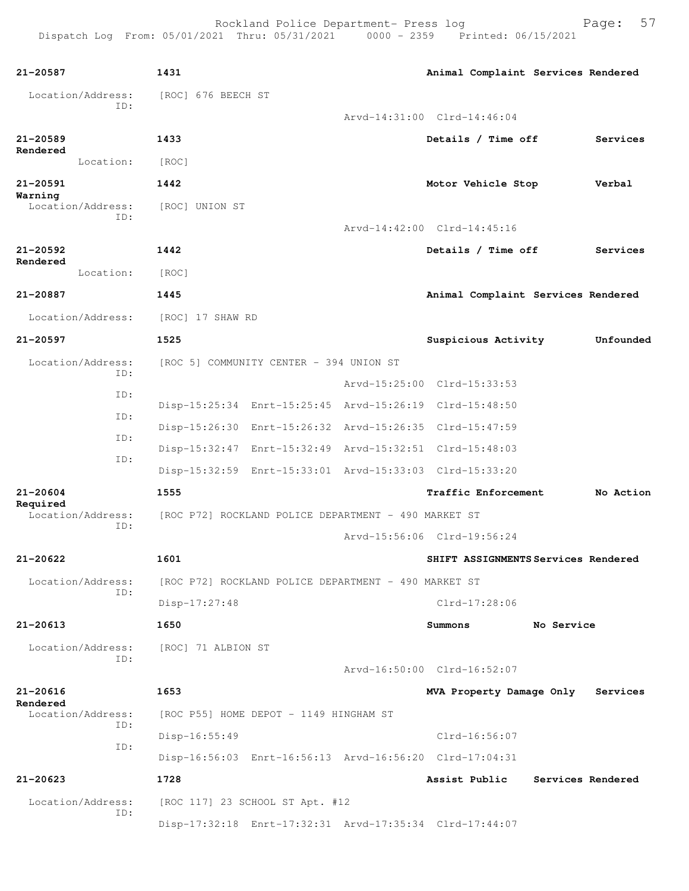| Call # | Time | Call Type | Action |
|---|---|---|---|
| 21-20587 | 1431 | Animal Complaint | Services Rendered |

Location/Address: [ROC] 676 BEECH ST
ID:
Arvd-14:31:00 Clrd-14:46:04

| Call # | Time | Call Type | Action |
|---|---|---|---|
| 21-20589 | 1433 | Details / Time off | Services Rendered |

Location: [ROC]

| Call # | Time | Call Type | Action |
|---|---|---|---|
| 21-20591 | 1442 | Motor Vehicle Stop | Verbal Warning |

Location/Address: [ROC] UNION ST
ID:
Arvd-14:42:00 Clrd-14:45:16

| Call # | Time | Call Type | Action |
|---|---|---|---|
| 21-20592 | 1442 | Details / Time off | Services Rendered |

Location: [ROC]

| Call # | Time | Call Type | Action |
|---|---|---|---|
| 21-20887 | 1445 | Animal Complaint | Services Rendered |

Location/Address: [ROC] 17 SHAW RD

| Call # | Time | Call Type | Action |
|---|---|---|---|
| 21-20597 | 1525 | Suspicious Activity | Unfounded |

Location/Address: [ROC 5] COMMUNITY CENTER - 394 UNION ST
ID:
Arvd-15:25:00 Clrd-15:33:53
ID:
Disp-15:25:34 Enrt-15:25:45 Arvd-15:26:19 Clrd-15:48:50
ID:
Disp-15:26:30 Enrt-15:26:32 Arvd-15:26:35 Clrd-15:47:59
ID:
Disp-15:32:47 Enrt-15:32:49 Arvd-15:32:51 Clrd-15:48:03
ID:
Disp-15:32:59 Enrt-15:33:01 Arvd-15:33:03 Clrd-15:33:20

| Call # | Time | Call Type | Action |
|---|---|---|---|
| 21-20604 | 1555 | Traffic Enforcement | No Action Required |

Location/Address: [ROC P72] ROCKLAND POLICE DEPARTMENT - 490 MARKET ST
ID:
Arvd-15:56:06 Clrd-19:56:24

| Call # | Time | Call Type | Action |
|---|---|---|---|
| 21-20622 | 1601 | SHIFT ASSIGNMENTS | Services Rendered |

Location/Address: [ROC P72] ROCKLAND POLICE DEPARTMENT - 490 MARKET ST
ID:
Disp-17:27:48 Clrd-17:28:06

| Call # | Time | Call Type | Action |
|---|---|---|---|
| 21-20613 | 1650 | Summons | No Service |

Location/Address: [ROC] 71 ALBION ST
ID:
Arvd-16:50:00 Clrd-16:52:07

| Call # | Time | Call Type | Action |
|---|---|---|---|
| 21-20616 | 1653 | MVA Property Damage Only | Services Rendered |

Location/Address: [ROC P55] HOME DEPOT - 1149 HINGHAM ST
ID:
Disp-16:55:49 Clrd-16:56:07
ID:
Disp-16:56:03 Enrt-16:56:13 Arvd-16:56:20 Clrd-17:04:31

| Call # | Time | Call Type | Action |
|---|---|---|---|
| 21-20623 | 1728 | Assist Public | Services Rendered |

Location/Address: [ROC 117] 23 SCHOOL ST Apt. #12
ID:
Disp-17:32:18 Enrt-17:32:31 Arvd-17:35:34 Clrd-17:44:07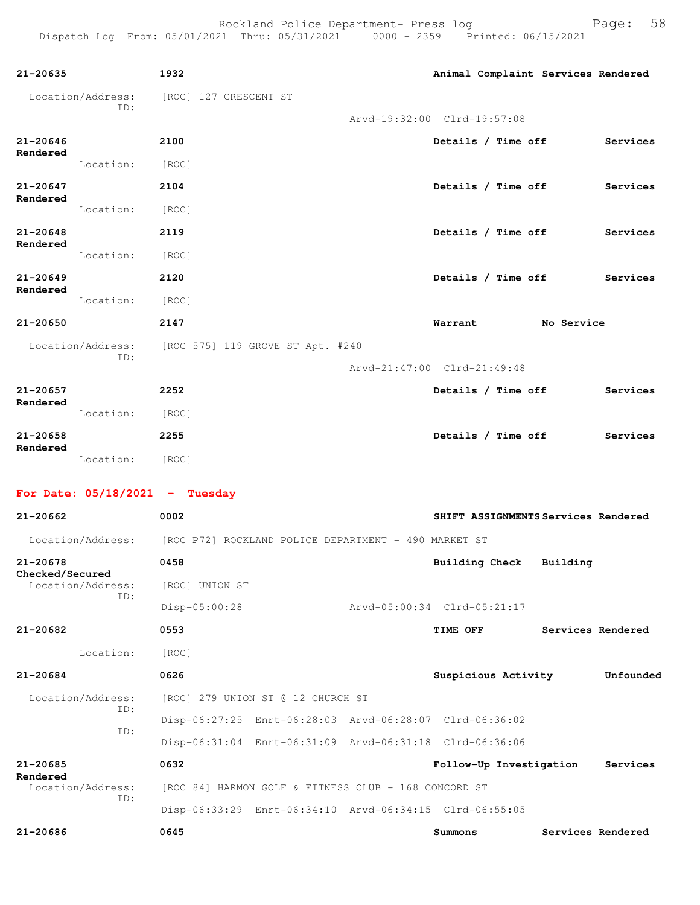**21-20635** 1932 **Animal Complaint** **Services Rendered**

Location/Address: [ROC] 127 CRESCENT ST
ID:
Arvd-19:32:00 Clrd-19:57:08

**21-20646** 2100 **Details / Time off** **Services Rendered**

Location: [ROC]

**21-20647** 2104 **Details / Time off** **Services Rendered**

Location: [ROC]

**21-20648** 2119 **Details / Time off** **Services Rendered**

Location: [ROC]

**21-20649** 2120 **Details / Time off** **Services Rendered**

Location: [ROC]

**21-20650** 2147 **Warrant** **No Service**

Location/Address: [ROC 575] 119 GROVE ST Apt. #240
ID:
Arvd-21:47:00 Clrd-21:49:48

**21-20657** 2252 **Details / Time off** **Services Rendered**

Location: [ROC]

**21-20658** 2255 **Details / Time off** **Services Rendered**

Location: [ROC]

## For Date: 05/18/2021 - Tuesday

**21-20662** 0002 **SHIFT ASSIGNMENTS** **Services Rendered**

Location/Address: [ROC P72] ROCKLAND POLICE DEPARTMENT - 490 MARKET ST

**21-20678** 0458 **Building Check** **Building Checked/Secured**

Location/Address: [ROC] UNION ST
ID:
Disp-05:00:28 Arvd-05:00:34 Clrd-05:21:17

**21-20682** 0553 **TIME OFF** **Services Rendered**

Location: [ROC]

**21-20684** 0626 **Suspicious Activity** **Unfounded**

Location/Address: [ROC] 279 UNION ST @ 12 CHURCH ST
ID:
Disp-06:27:25 Enrt-06:28:03 Arvd-06:28:07 Clrd-06:36:02
ID:
Disp-06:31:04 Enrt-06:31:09 Arvd-06:31:18 Clrd-06:36:06

**21-20685** 0632 **Follow-Up Investigation** **Services Rendered**

Location/Address: [ROC 84] HARMON GOLF & FITNESS CLUB - 168 CONCORD ST
ID:
Disp-06:33:29 Enrt-06:34:10 Arvd-06:34:15 Clrd-06:55:05

**21-20686** 0645 **Summons** **Services Rendered**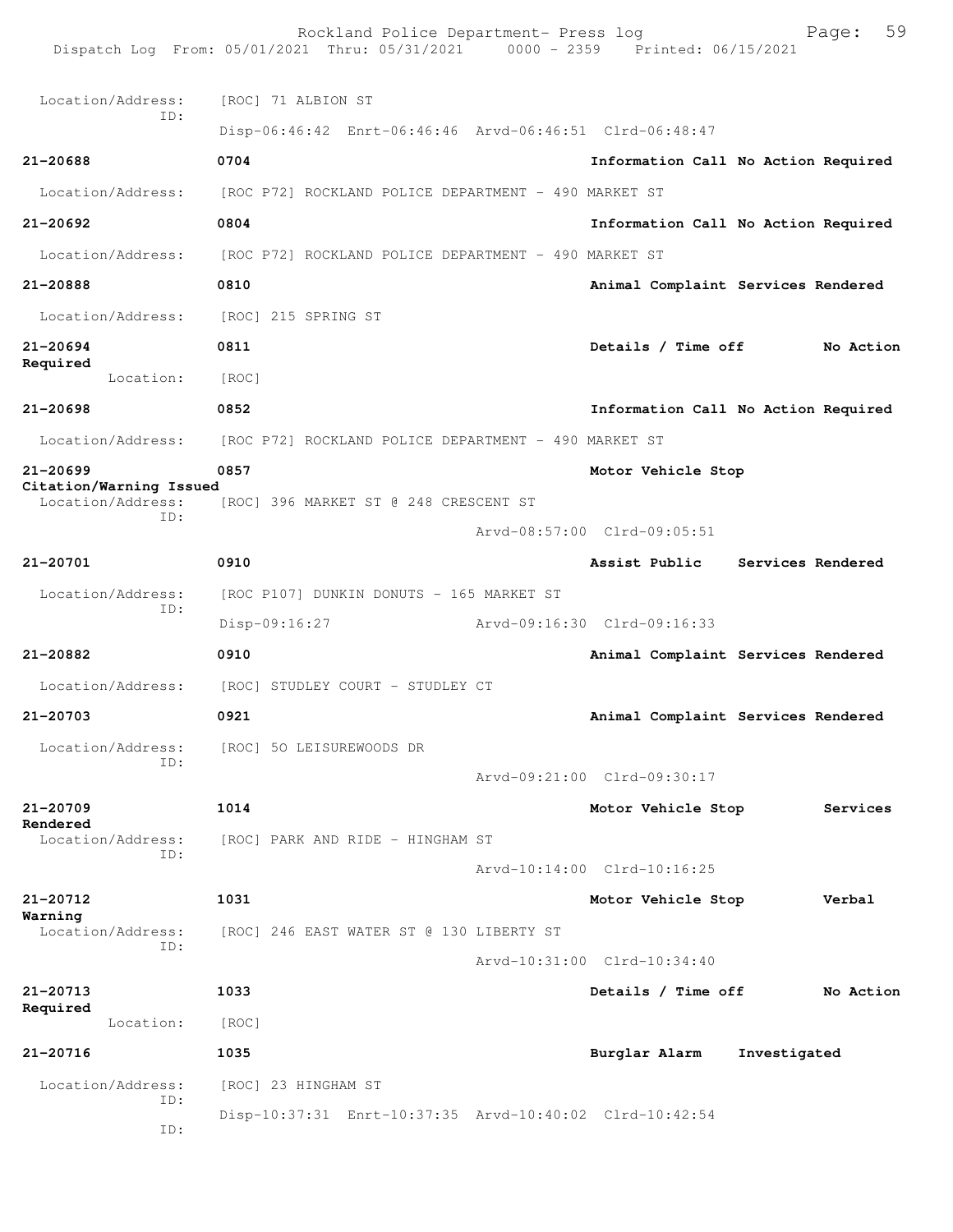Location/Address: [ROC] 71 ALBION ST
ID:
Disp-06:46:42 Enrt-06:46:46 Arvd-06:46:51 Clrd-06:48:47

**21-20688** 0704 Information Call No Action Required

Location/Address: [ROC P72] ROCKLAND POLICE DEPARTMENT - 490 MARKET ST

**21-20692** 0804 Information Call No Action Required

Location/Address: [ROC P72] ROCKLAND POLICE DEPARTMENT - 490 MARKET ST

**21-20888** 0810 Animal Complaint Services Rendered

Location/Address: [ROC] 215 SPRING ST

**21-20694** 0811 Details / Time off No Action Required

Location: [ROC]

**21-20698** 0852 Information Call No Action Required

Location/Address: [ROC P72] ROCKLAND POLICE DEPARTMENT - 490 MARKET ST

**21-20699** 0857 Motor Vehicle Stop Citation/Warning Issued

Location/Address: [ROC] 396 MARKET ST @ 248 CRESCENT ST
ID:
Arvd-08:57:00 Clrd-09:05:51

**21-20701** 0910 Assist Public Services Rendered

Location/Address: [ROC P107] DUNKIN DONUTS - 165 MARKET ST
ID:
Disp-09:16:27 Arvd-09:16:30 Clrd-09:16:33

**21-20882** 0910 Animal Complaint Services Rendered

Location/Address: [ROC] STUDLEY COURT - STUDLEY CT

**21-20703** 0921 Animal Complaint Services Rendered

Location/Address: [ROC] 50 LEISUREWOODS DR
ID:
Arvd-09:21:00 Clrd-09:30:17

**21-20709** 1014 Motor Vehicle Stop Services Rendered

Location/Address: [ROC] PARK AND RIDE - HINGHAM ST
ID:
Arvd-10:14:00 Clrd-10:16:25

**21-20712** 1031 Motor Vehicle Stop Verbal Warning

Location/Address: [ROC] 246 EAST WATER ST @ 130 LIBERTY ST
ID:
Arvd-10:31:00 Clrd-10:34:40

**21-20713** 1033 Details / Time off No Action Required

Location: [ROC]

**21-20716** 1035 Burglar Alarm Investigated

Location/Address: [ROC] 23 HINGHAM ST
ID:
Disp-10:37:31 Enrt-10:37:35 Arvd-10:40:02 Clrd-10:42:54
ID: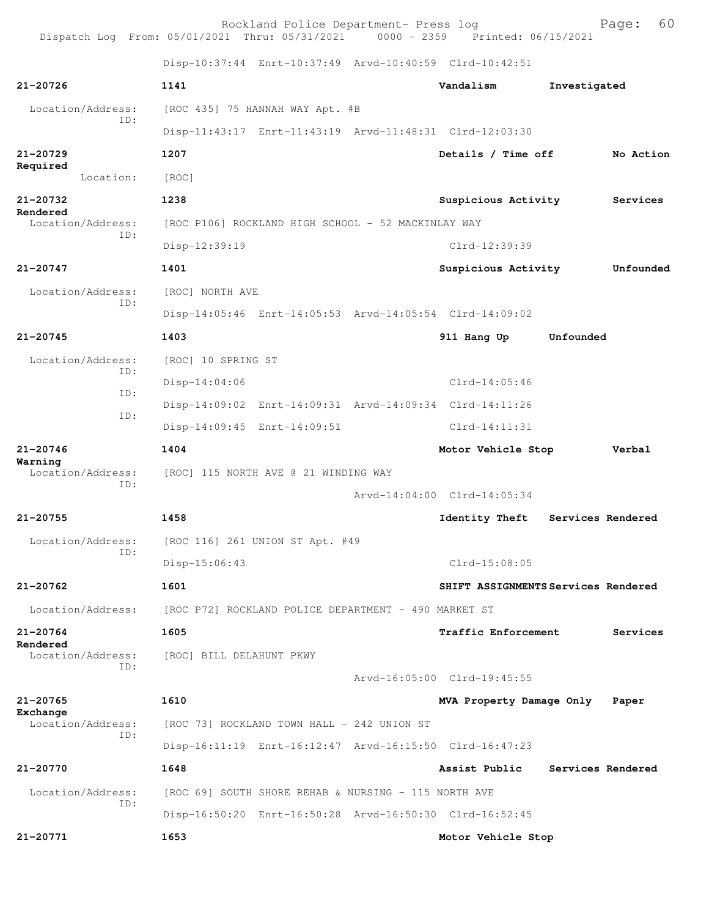Disp-10:37:44 Enrt-10:37:49 Arvd-10:40:59 Clrd-10:42:51

**21-20726** 1141 **Vandalism** **Investigated**

Location/Address: [ROC 435] 75 HANNAH WAY Apt. #B
ID:
Disp-11:43:17 Enrt-11:43:19 Arvd-11:48:31 Clrd-12:03:30

**21-20729** 1207 **Details / Time off** **No Action Required**

Location: [ROC]

**21-20732** 1238 **Suspicious Activity** **Services Rendered**

Location/Address: [ROC P106] ROCKLAND HIGH SCHOOL - 52 MACKINLAY WAY
ID:
Disp-12:39:19 Clrd-12:39:39

**21-20747** 1401 **Suspicious Activity** **Unfounded**

Location/Address: [ROC] NORTH AVE
ID:
Disp-14:05:46 Enrt-14:05:53 Arvd-14:05:54 Clrd-14:09:02

**21-20745** 1403 **911 Hang Up** **Unfounded**

Location/Address: [ROC] 10 SPRING ST
ID:
Disp-14:04:06 Clrd-14:05:46
ID:
Disp-14:09:02 Enrt-14:09:31 Arvd-14:09:34 Clrd-14:11:26
ID:
Disp-14:09:45 Enrt-14:09:51 Clrd-14:11:31

**21-20746** 1404 **Motor Vehicle Stop** **Verbal Warning**

Location/Address: [ROC] 115 NORTH AVE @ 21 WINDING WAY
ID:
Arvd-14:04:00 Clrd-14:05:34

**21-20755** 1458 **Identity Theft** **Services Rendered**

Location/Address: [ROC 116] 261 UNION ST Apt. #49
ID:
Disp-15:06:43 Clrd-15:08:05

**21-20762** 1601 **SHIFT ASSIGNMENTS** **Services Rendered**

Location/Address: [ROC P72] ROCKLAND POLICE DEPARTMENT - 490 MARKET ST

**21-20764** 1605 **Traffic Enforcement** **Services Rendered**

Location/Address: [ROC] BILL DELAHUNT PKWY
ID:
Arvd-16:05:00 Clrd-19:45:55

**21-20765** 1610 **MVA Property Damage Only** **Paper Exchange**

Location/Address: [ROC 73] ROCKLAND TOWN HALL - 242 UNION ST
ID:
Disp-16:11:19 Enrt-16:12:47 Arvd-16:15:50 Clrd-16:47:23

**21-20770** 1648 **Assist Public** **Services Rendered**

Location/Address: [ROC 69] SOUTH SHORE REHAB & NURSING - 115 NORTH AVE
ID:
Disp-16:50:20 Enrt-16:50:28 Arvd-16:50:30 Clrd-16:52:45

**21-20771** 1653 **Motor Vehicle Stop**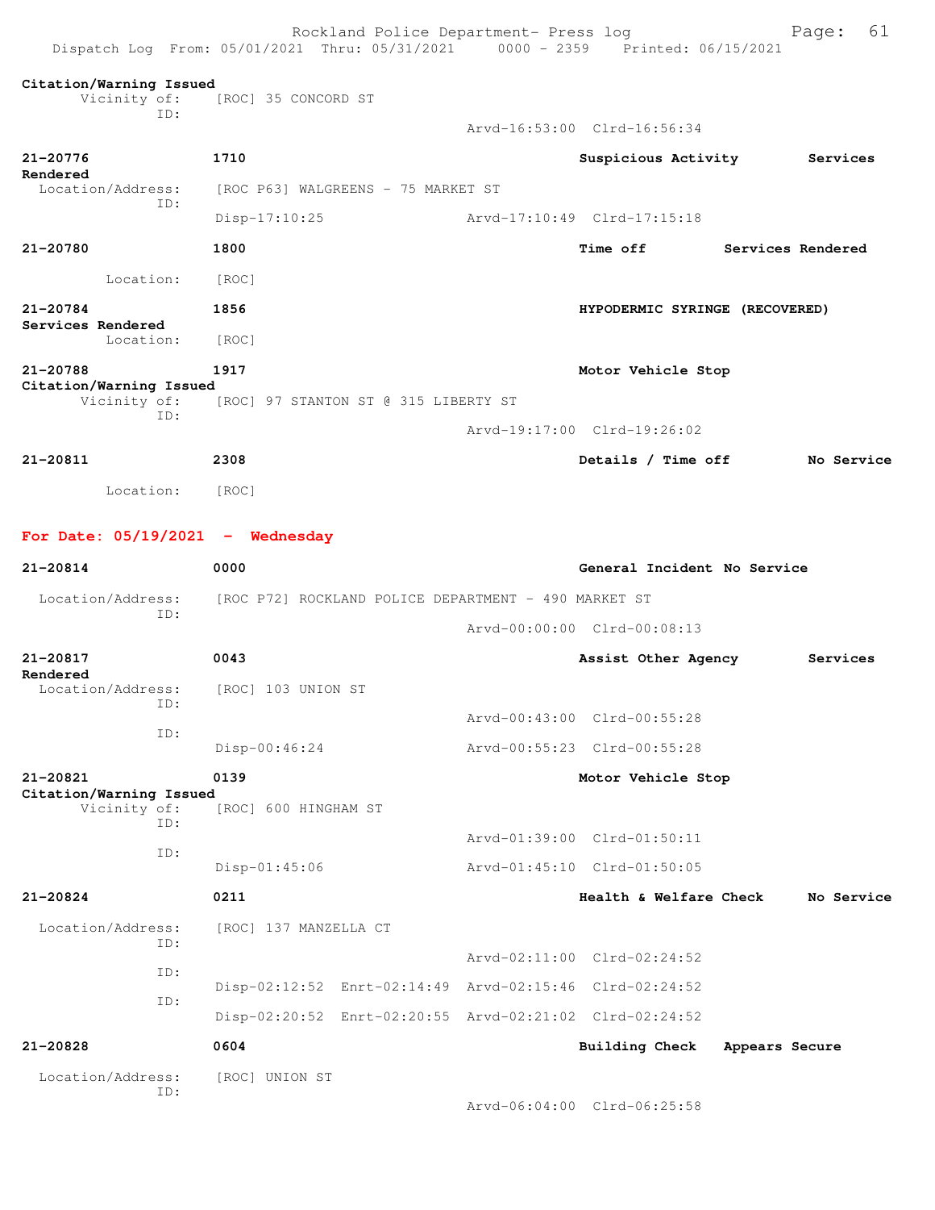Citation/Warning Issued
 Vicinity of: [ROC] 35 CONCORD ST
 ID:
 Arvd-16:53:00 Clrd-16:56:34

**21-20776** **1710** **Suspicious Activity** **Services Rendered**
 Location/Address: [ROC P63] WALGREENS - 75 MARKET ST
 ID:
 Disp-17:10:25 Arvd-17:10:49 Clrd-17:15:18

**21-20780** **1800** **Time off** **Services Rendered**
 Location: [ROC]

**21-20784** **1856** **HYPODERMIC SYRINGE (RECOVERED)**
**Services Rendered**
 Location: [ROC]

**21-20788** **1917** **Motor Vehicle Stop**
**Citation/Warning Issued**
 Vicinity of: [ROC] 97 STANTON ST @ 315 LIBERTY ST
 ID:
 Arvd-19:17:00 Clrd-19:26:02

**21-20811** **2308** **Details / Time off** **No Service**
 Location: [ROC]

## For Date: 05/19/2021 - Wednesday

**21-20814** **0000** **General Incident No Service**
 Location/Address: [ROC P72] ROCKLAND POLICE DEPARTMENT - 490 MARKET ST
 ID:
 Arvd-00:00:00 Clrd-00:08:13

**21-20817** **0043** **Assist Other Agency** **Services Rendered**
 Location/Address: [ROC] 103 UNION ST
 ID:
 Arvd-00:43:00 Clrd-00:55:28
 ID:
 Disp-00:46:24 Arvd-00:55:23 Clrd-00:55:28

**21-20821** **0139** **Motor Vehicle Stop**
**Citation/Warning Issued**
 Vicinity of: [ROC] 600 HINGHAM ST
 ID:
 Arvd-01:39:00 Clrd-01:50:11
 ID:
 Disp-01:45:06 Arvd-01:45:10 Clrd-01:50:05

**21-20824** **0211** **Health & Welfare Check** **No Service**
 Location/Address: [ROC] 137 MANZELLA CT
 ID:
 Arvd-02:11:00 Clrd-02:24:52
 ID:
 Disp-02:12:52 Enrt-02:14:49 Arvd-02:15:46 Clrd-02:24:52
 ID:
 Disp-02:20:52 Enrt-02:20:55 Arvd-02:21:02 Clrd-02:24:52

**21-20828** **0604** **Building Check** **Appears Secure**
 Location/Address: [ROC] UNION ST
 ID:
 Arvd-06:04:00 Clrd-06:25:58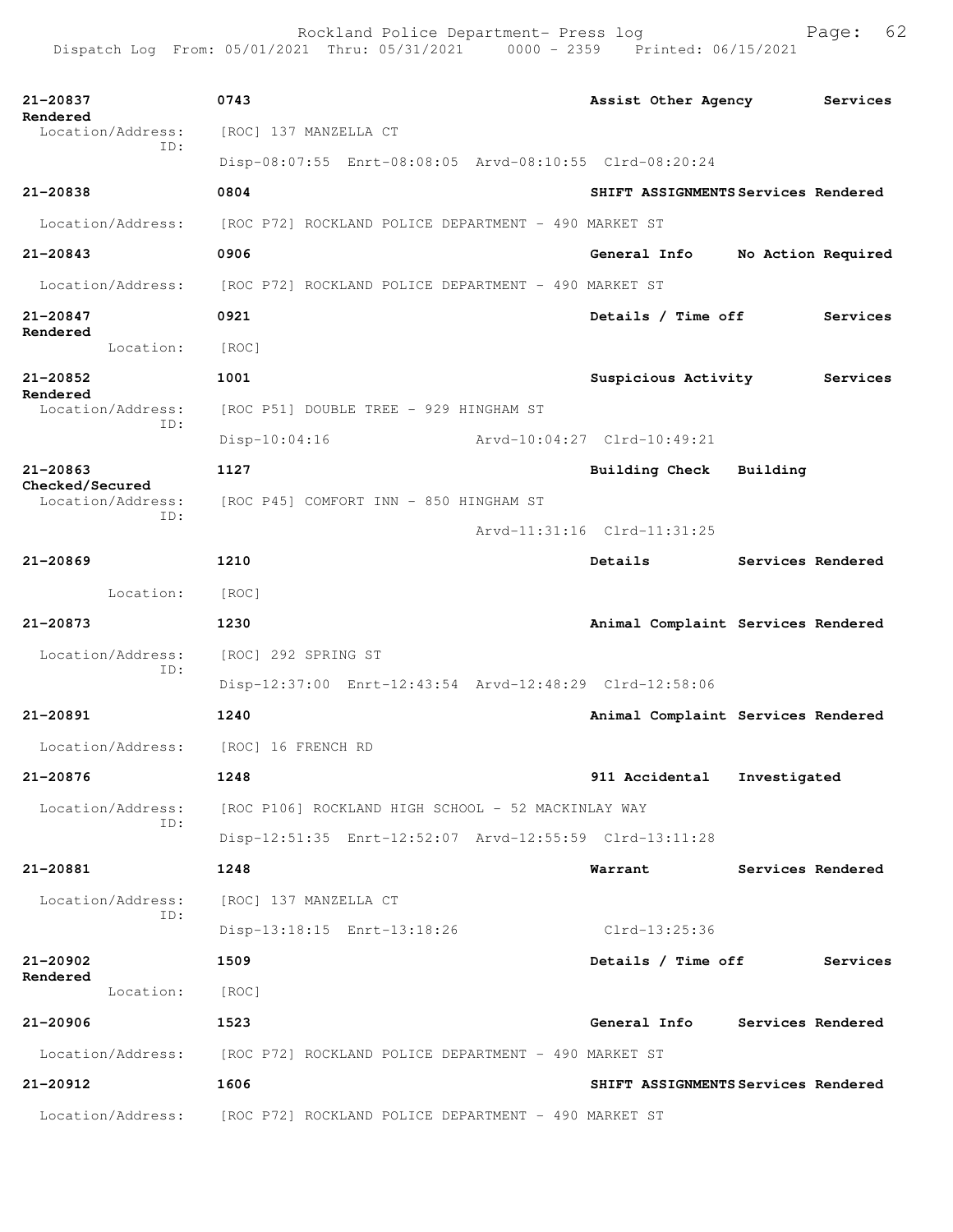| Call # | Time | Call Reason | Action |
|---|---|---|---|
| 21-20837 | 0743 | Assist Other Agency | Services Rendered |
| Location/Address: | [ROC] 137 MANZELLA CT | | |
| ID: | Disp-08:07:55 Enrt-08:08:05 Arvd-08:10:55 Clrd-08:20:24 | | |
| 21-20838 | 0804 | SHIFT ASSIGNMENTS | Services Rendered |
| Location/Address: | [ROC P72] ROCKLAND POLICE DEPARTMENT - 490 MARKET ST | | |
| 21-20843 | 0906 | General Info | No Action Required |
| Location/Address: | [ROC P72] ROCKLAND POLICE DEPARTMENT - 490 MARKET ST | | |
| 21-20847 | 0921 | Details / Time off | Services Rendered |
| Location: | [ROC] | | |
| 21-20852 | 1001 | Suspicious Activity | Services Rendered |
| Location/Address: | [ROC P51] DOUBLE TREE - 929 HINGHAM ST | | |
| ID: | Disp-10:04:16 Arvd-10:04:27 Clrd-10:49:21 | | |
| 21-20863 | 1127 | Building Check | Building Checked/Secured |
| Location/Address: | [ROC P45] COMFORT INN - 850 HINGHAM ST | | |
| ID: | Arvd-11:31:16 Clrd-11:31:25 | | |
| 21-20869 | 1210 | Details | Services Rendered |
| Location: | [ROC] | | |
| 21-20873 | 1230 | Animal Complaint | Services Rendered |
| Location/Address: | [ROC] 292 SPRING ST | | |
| ID: | Disp-12:37:00 Enrt-12:43:54 Arvd-12:48:29 Clrd-12:58:06 | | |
| 21-20891 | 1240 | Animal Complaint | Services Rendered |
| Location/Address: | [ROC] 16 FRENCH RD | | |
| 21-20876 | 1248 | 911 Accidental | Investigated |
| Location/Address: | [ROC P106] ROCKLAND HIGH SCHOOL - 52 MACKINLAY WAY | | |
| ID: | Disp-12:51:35 Enrt-12:52:07 Arvd-12:55:59 Clrd-13:11:28 | | |
| 21-20881 | 1248 | Warrant | Services Rendered |
| Location/Address: | [ROC] 137 MANZELLA CT | | |
| ID: | Disp-13:18:15 Enrt-13:18:26 Clrd-13:25:36 | | |
| 21-20902 | 1509 | Details / Time off | Services Rendered |
| Location: | [ROC] | | |
| 21-20906 | 1523 | General Info | Services Rendered |
| Location/Address: | [ROC P72] ROCKLAND POLICE DEPARTMENT - 490 MARKET ST | | |
| 21-20912 | 1606 | SHIFT ASSIGNMENTS | Services Rendered |
| Location/Address: | [ROC P72] ROCKLAND POLICE DEPARTMENT - 490 MARKET ST | | |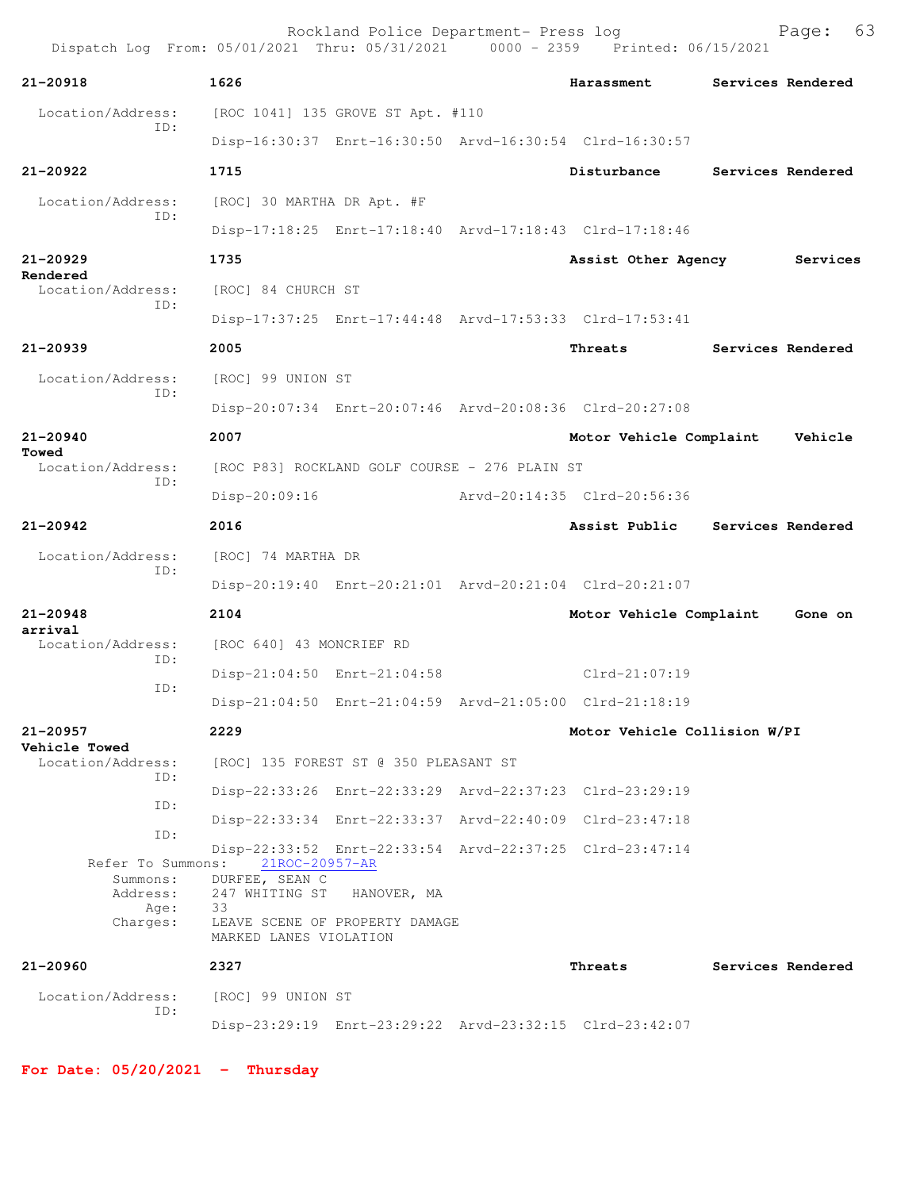**21-20918** 1626 Harassment Services Rendered

Location/Address: [ROC 1041] 135 GROVE ST Apt. #110
ID:
Disp-16:30:37 Enrt-16:30:50 Arvd-16:30:54 Clrd-16:30:57

**21-20922** 1715 Disturbance Services Rendered

Location/Address: [ROC] 30 MARTHA DR Apt. #F
ID:
Disp-17:18:25 Enrt-17:18:40 Arvd-17:18:43 Clrd-17:18:46

**21-20929** 1735 Assist Other Agency Services Rendered

Location/Address: [ROC] 84 CHURCH ST
ID:
Disp-17:37:25 Enrt-17:44:48 Arvd-17:53:33 Clrd-17:53:41

**21-20939** 2005 Threats Services Rendered

Location/Address: [ROC] 99 UNION ST
ID:
Disp-20:07:34 Enrt-20:07:46 Arvd-20:08:36 Clrd-20:27:08

**21-20940** 2007 Motor Vehicle Complaint Vehicle Towed

Location/Address: [ROC P83] ROCKLAND GOLF COURSE - 276 PLAIN ST
ID:
Disp-20:09:16 Arvd-20:14:35 Clrd-20:56:36

**21-20942** 2016 Assist Public Services Rendered

Location/Address: [ROC] 74 MARTHA DR
ID:
Disp-20:19:40 Enrt-20:21:01 Arvd-20:21:04 Clrd-20:21:07

**21-20948** 2104 Motor Vehicle Complaint Gone on arrival

Location/Address: [ROC 640] 43 MONCRIEF RD
ID:
Disp-21:04:50 Enrt-21:04:58 Clrd-21:07:19
ID:
Disp-21:04:50 Enrt-21:04:59 Arvd-21:05:00 Clrd-21:18:19

**21-20957** 2229 Motor Vehicle Collision W/PI Vehicle Towed

Location/Address: [ROC] 135 FOREST ST @ 350 PLEASANT ST
ID:
Disp-22:33:26 Enrt-22:33:29 Arvd-22:37:23 Clrd-23:29:19
ID:
Disp-22:33:34 Enrt-22:33:37 Arvd-22:40:09 Clrd-23:47:18
ID:
Disp-22:33:52 Enrt-22:33:54 Arvd-22:37:25 Clrd-23:47:14

Refer To Summons: 21ROC-20957-AR
Summons: DURFEE, SEAN C
Address: 247 WHITING ST HANOVER, MA
Age: 33
Charges: LEAVE SCENE OF PROPERTY DAMAGE
MARKED LANES VIOLATION

**21-20960** 2327 Threats Services Rendered

Location/Address: [ROC] 99 UNION ST
ID:
Disp-23:29:19 Enrt-23:29:22 Arvd-23:32:15 Clrd-23:42:07

**For Date: 05/20/2021 - Thursday**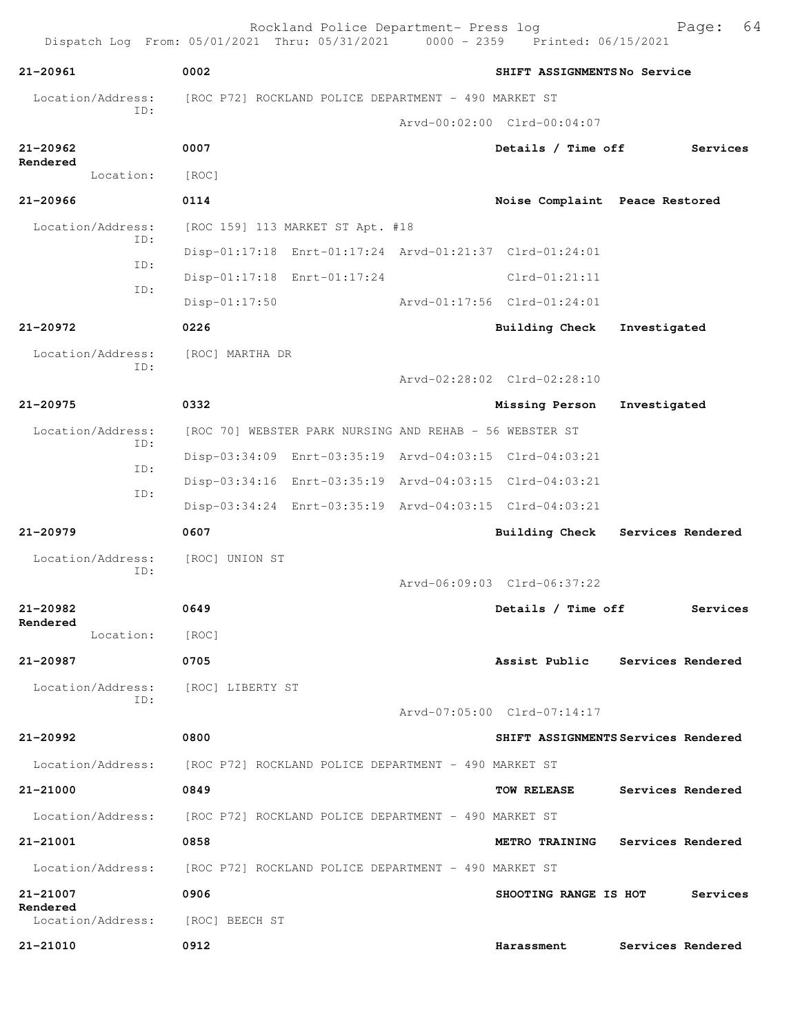Rockland Police Department- Press log
Dispatch Log From: 05/01/2021 Thru: 05/31/2021 0000 - 2359 Printed: 06/15/2021

**21-20961** 0002 **SHIFT ASSIGNMENTS** No Service

Location/Address: [ROC P72] ROCKLAND POLICE DEPARTMENT - 490 MARKET ST
ID: Arvd-00:02:00 Clrd-00:04:07

**21-20962** 0007 **Details / Time off** Services Rendered

Location: [ROC]

**21-20966** 0114 **Noise Complaint** Peace Restored

Location/Address: [ROC 159] 113 MARKET ST Apt. #18
ID: Disp-01:17:18 Enrt-01:17:24 Arvd-01:21:37 Clrd-01:24:01
ID: Disp-01:17:18 Enrt-01:17:24 Clrd-01:21:11
ID: Disp-01:17:50 Arvd-01:17:56 Clrd-01:24:01

**21-20972** 0226 **Building Check** Investigated

Location/Address: [ROC] MARTHA DR
ID: Arvd-02:28:02 Clrd-02:28:10

**21-20975** 0332 **Missing Person** Investigated

Location/Address: [ROC 70] WEBSTER PARK NURSING AND REHAB - 56 WEBSTER ST
ID: Disp-03:34:09 Enrt-03:35:19 Arvd-04:03:15 Clrd-04:03:21
ID: Disp-03:34:16 Enrt-03:35:19 Arvd-04:03:15 Clrd-04:03:21
ID: Disp-03:34:24 Enrt-03:35:19 Arvd-04:03:15 Clrd-04:03:21

**21-20979** 0607 **Building Check** Services Rendered

Location/Address: [ROC] UNION ST
ID: Arvd-06:09:03 Clrd-06:37:22

**21-20982** 0649 **Details / Time off** Services Rendered

Location: [ROC]

**21-20987** 0705 **Assist Public** Services Rendered

Location/Address: [ROC] LIBERTY ST
ID: Arvd-07:05:00 Clrd-07:14:17

**21-20992** 0800 **SHIFT ASSIGNMENTS** Services Rendered

Location/Address: [ROC P72] ROCKLAND POLICE DEPARTMENT - 490 MARKET ST

**21-21000** 0849 **TOW RELEASE** Services Rendered

Location/Address: [ROC P72] ROCKLAND POLICE DEPARTMENT - 490 MARKET ST

**21-21001** 0858 **METRO TRAINING** Services Rendered

Location/Address: [ROC P72] ROCKLAND POLICE DEPARTMENT - 490 MARKET ST

**21-21007** 0906 **SHOOTING RANGE IS HOT** Services Rendered

Location/Address: [ROC] BEECH ST

**21-21010** 0912 **Harassment** Services Rendered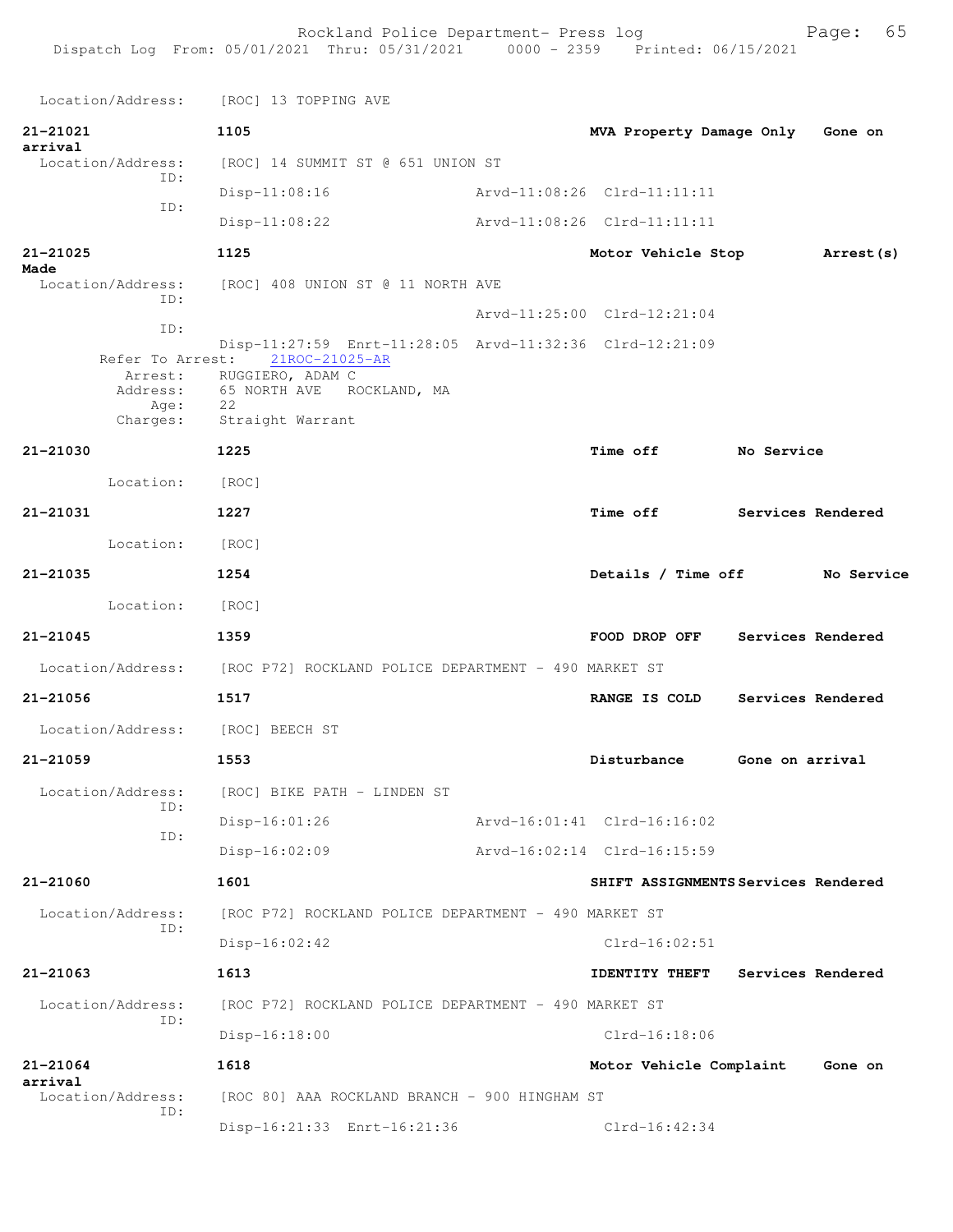Location/Address: [ROC] 13 TOPPING AVE

**21-21021** **1105** **MVA Property Damage Only** **Gone on arrival**

Location/Address: [ROC] 14 SUMMIT ST @ 651 UNION ST
ID: Disp-11:08:16 Arvd-11:08:26 Clrd-11:11:11
ID: Disp-11:08:22 Arvd-11:08:26 Clrd-11:11:11

**21-21025** **1125** **Motor Vehicle Stop** **Arrest(s) Made**

Location/Address: [ROC] 408 UNION ST @ 11 NORTH AVE
ID: Arvd-11:25:00 Clrd-12:21:04
ID: Disp-11:27:59 Enrt-11:28:05 Arvd-11:32:36 Clrd-12:21:09
Refer To Arrest: 21ROC-21025-AR
Arrest: RUGGIERO, ADAM C
Address: 65 NORTH AVE ROCKLAND, MA
Age: 22
Charges: Straight Warrant

**21-21030** **1225** **Time off** **No Service**

Location: [ROC]

**21-21031** **1227** **Time off** **Services Rendered**

Location: [ROC]

**21-21035** **1254** **Details / Time off** **No Service**

Location: [ROC]

**21-21045** **1359** **FOOD DROP OFF** **Services Rendered**

Location/Address: [ROC P72] ROCKLAND POLICE DEPARTMENT - 490 MARKET ST

**21-21056** **1517** **RANGE IS COLD** **Services Rendered**

Location/Address: [ROC] BEECH ST

**21-21059** **1553** **Disturbance** **Gone on arrival**

Location/Address: [ROC] BIKE PATH - LINDEN ST
ID: Disp-16:01:26 Arvd-16:01:41 Clrd-16:16:02
ID: Disp-16:02:09 Arvd-16:02:14 Clrd-16:15:59

**21-21060** **1601** **SHIFT ASSIGNMENTS** **Services Rendered**

Location/Address: [ROC P72] ROCKLAND POLICE DEPARTMENT - 490 MARKET ST
ID: Disp-16:02:42 Clrd-16:02:51

**21-21063** **1613** **IDENTITY THEFT** **Services Rendered**

Location/Address: [ROC P72] ROCKLAND POLICE DEPARTMENT - 490 MARKET ST
ID: Disp-16:18:00 Clrd-16:18:06

**21-21064** **1618** **Motor Vehicle Complaint** **Gone on arrival**

Location/Address: [ROC 80] AAA ROCKLAND BRANCH - 900 HINGHAM ST
ID: Disp-16:21:33 Enrt-16:21:36 Clrd-16:42:34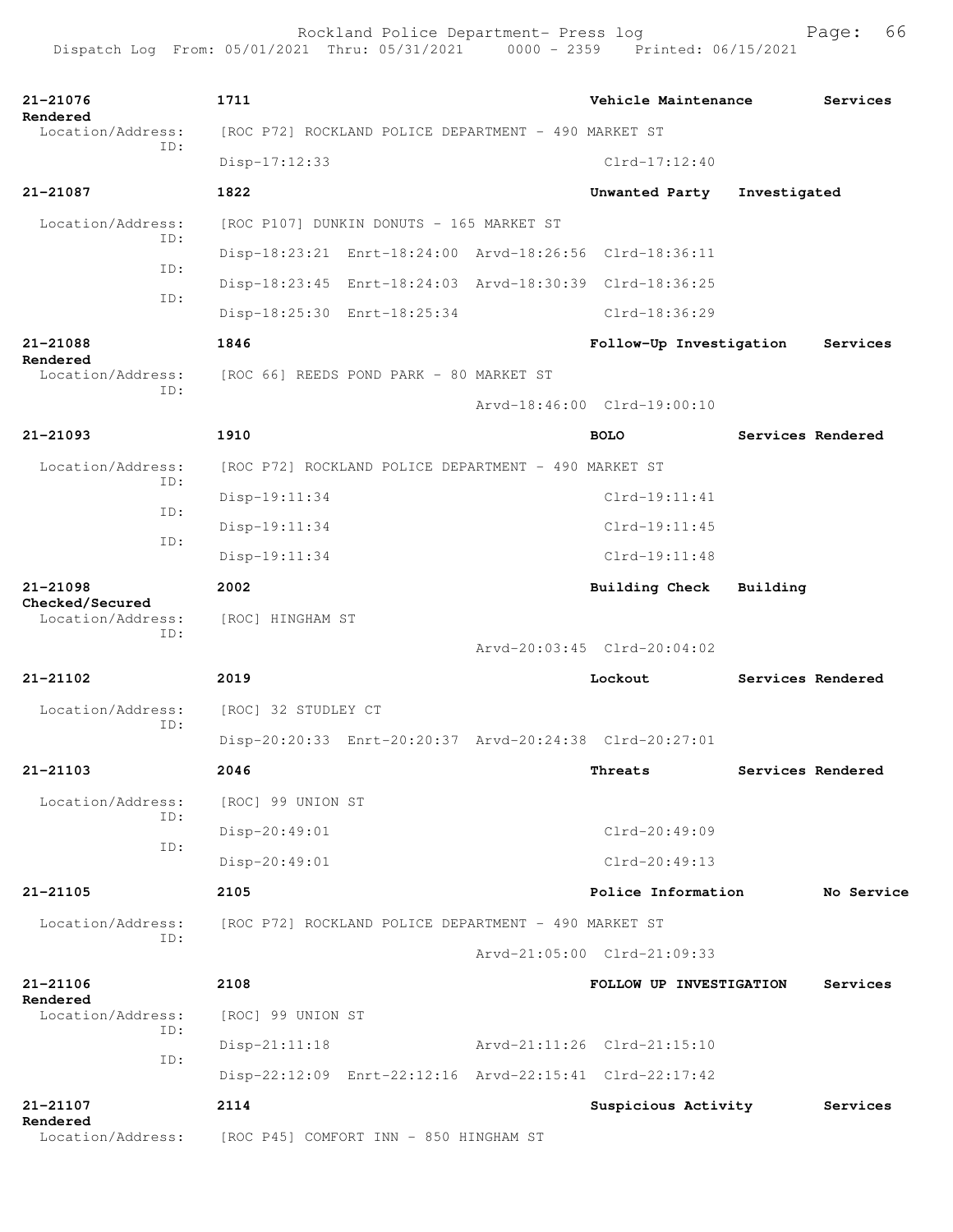**21-21076** 1711 Vehicle Maintenance Services Rendered
Location/Address: [ROC P72] ROCKLAND POLICE DEPARTMENT - 490 MARKET ST
ID: Disp-17:12:33 Clrd-17:12:40

**21-21087** 1822 Unwanted Party Investigated
Location/Address: [ROC P107] DUNKIN DONUTS - 165 MARKET ST
ID: Disp-18:23:21 Enrt-18:24:00 Arvd-18:26:56 Clrd-18:36:11
ID: Disp-18:23:45 Enrt-18:24:03 Arvd-18:30:39 Clrd-18:36:25
ID: Disp-18:25:30 Enrt-18:25:34 Clrd-18:36:29

**21-21088** 1846 Follow-Up Investigation Services Rendered
Location/Address: [ROC 66] REEDS POND PARK - 80 MARKET ST
ID: Arvd-18:46:00 Clrd-19:00:10

**21-21093** 1910 BOLO Services Rendered
Location/Address: [ROC P72] ROCKLAND POLICE DEPARTMENT - 490 MARKET ST
ID: Disp-19:11:34 Clrd-19:11:41
ID: Disp-19:11:34 Clrd-19:11:45
ID: Disp-19:11:34 Clrd-19:11:48

**21-21098** 2002 Building Check Building Checked/Secured
Location/Address: [ROC] HINGHAM ST
ID: Arvd-20:03:45 Clrd-20:04:02

**21-21102** 2019 Lockout Services Rendered
Location/Address: [ROC] 32 STUDLEY CT
ID: Disp-20:20:33 Enrt-20:20:37 Arvd-20:24:38 Clrd-20:27:01

**21-21103** 2046 Threats Services Rendered
Location/Address: [ROC] 99 UNION ST
ID: Disp-20:49:01 Clrd-20:49:09
ID: Disp-20:49:01 Clrd-20:49:13

**21-21105** 2105 Police Information No Service
Location/Address: [ROC P72] ROCKLAND POLICE DEPARTMENT - 490 MARKET ST
ID: Arvd-21:05:00 Clrd-21:09:33

**21-21106** 2108 FOLLOW UP INVESTIGATION Services Rendered
Location/Address: [ROC] 99 UNION ST
ID: Disp-21:11:18 Arvd-21:11:26 Clrd-21:15:10
ID: Disp-22:12:09 Enrt-22:12:16 Arvd-22:15:41 Clrd-22:17:42

**21-21107** 2114 Suspicious Activity Services Rendered
Location/Address: [ROC P45] COMFORT INN - 850 HINGHAM ST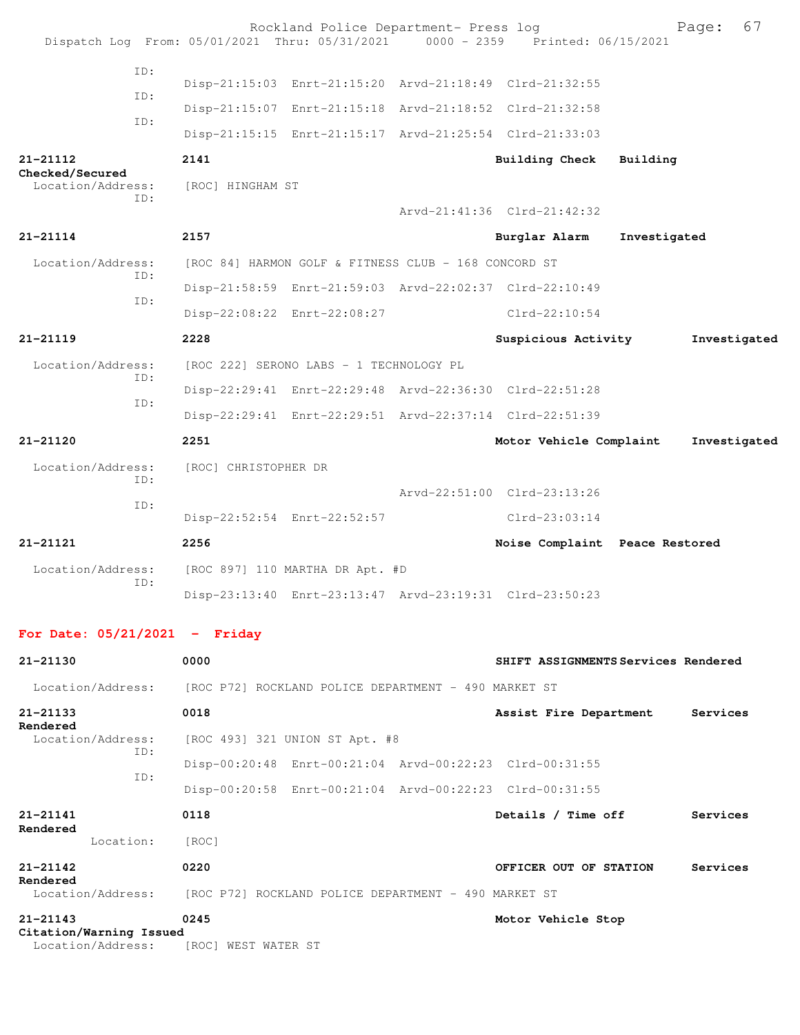ID:
Disp-21:15:03 Enrt-21:15:20 Arvd-21:18:49 Clrd-21:32:55
ID:
Disp-21:15:07 Enrt-21:15:18 Arvd-21:18:52 Clrd-21:32:58
ID:
Disp-21:15:15 Enrt-21:15:17 Arvd-21:25:54 Clrd-21:33:03

**21-21112** **2141** **Building Check** **Building Checked/Secured**
Location/Address: [ROC] HINGHAM ST
ID:
Arvd-21:41:36 Clrd-21:42:32

**21-21114** **2157** **Burglar Alarm** **Investigated**
Location/Address: [ROC 84] HARMON GOLF & FITNESS CLUB - 168 CONCORD ST
ID:
Disp-21:58:59 Enrt-21:59:03 Arvd-22:02:37 Clrd-22:10:49
ID:
Disp-22:08:22 Enrt-22:08:27 Clrd-22:10:54

**21-21119** **2228** **Suspicious Activity** **Investigated**
Location/Address: [ROC 222] SERONO LABS - 1 TECHNOLOGY PL
ID:
Disp-22:29:41 Enrt-22:29:48 Arvd-22:36:30 Clrd-22:51:28
ID:
Disp-22:29:41 Enrt-22:29:51 Arvd-22:37:14 Clrd-22:51:39

**21-21120** **2251** **Motor Vehicle Complaint** **Investigated**
Location/Address: [ROC] CHRISTOPHER DR
ID:
Arvd-22:51:00 Clrd-23:13:26
ID:
Disp-22:52:54 Enrt-22:52:57 Clrd-23:03:14

**21-21121** **2256** **Noise Complaint** **Peace Restored**
Location/Address: [ROC 897] 110 MARTHA DR Apt. #D
ID:
Disp-23:13:40 Enrt-23:13:47 Arvd-23:19:31 Clrd-23:50:23

## For Date: 05/21/2021 - Friday

**21-21130** **0000** **SHIFT ASSIGNMENTS** **Services Rendered**
Location/Address: [ROC P72] ROCKLAND POLICE DEPARTMENT - 490 MARKET ST

**21-21133** **0018** **Assist Fire Department** **Services Rendered**
Location/Address: [ROC 493] 321 UNION ST Apt. #8
ID:
Disp-00:20:48 Enrt-00:21:04 Arvd-00:22:23 Clrd-00:31:55
ID:
Disp-00:20:58 Enrt-00:21:04 Arvd-00:22:23 Clrd-00:31:55

**21-21141** **0118** **Details / Time off** **Services Rendered**
Location: [ROC]

**21-21142** **0220** **OFFICER OUT OF STATION** **Services Rendered**
Location/Address: [ROC P72] ROCKLAND POLICE DEPARTMENT - 490 MARKET ST

**21-21143** **0245** **Motor Vehicle Stop** **Citation/Warning Issued**
Location/Address: [ROC] WEST WATER ST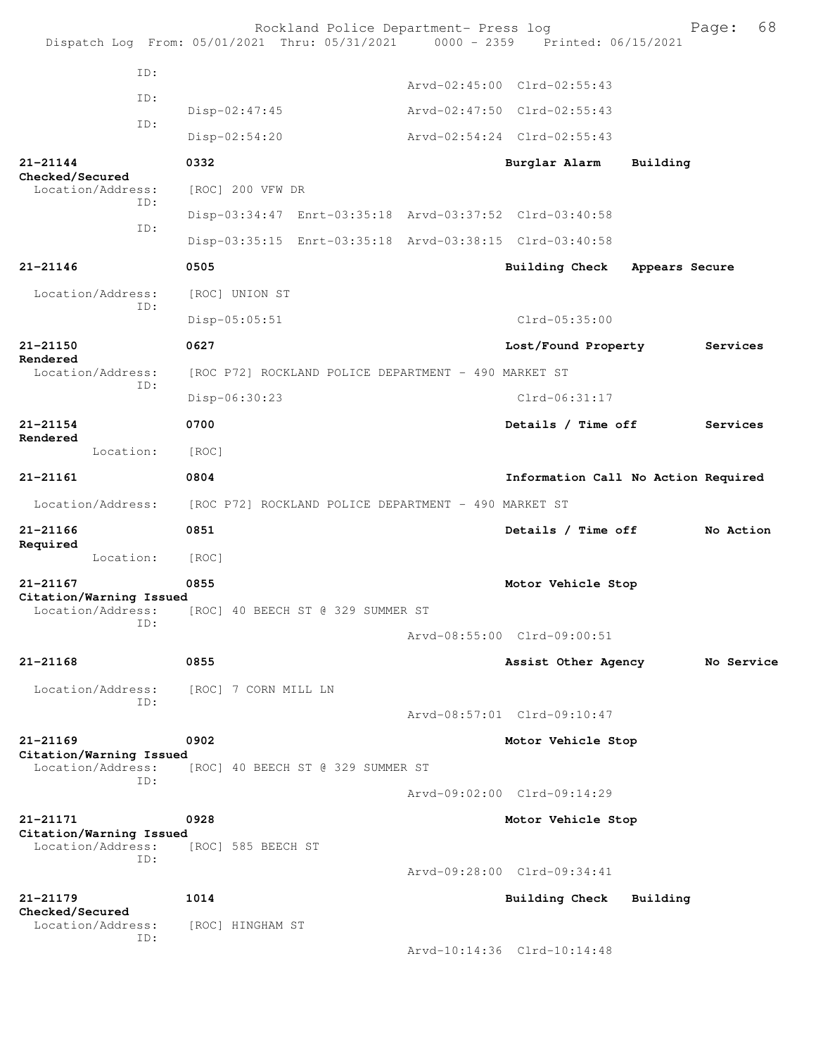```
            ID:
                                                    Arvd-02:45:00  Clrd-02:55:43
            ID:
                    Disp-02:47:45                   Arvd-02:47:50  Clrd-02:55:43
            ID:
                    Disp-02:54:20                   Arvd-02:54:24  Clrd-02:55:43

21-21144            0332                                           Burglar Alarm     Building
Checked/Secured
  Location/Address:     [ROC] 200 VFW DR
            ID:
                    Disp-03:34:47  Enrt-03:35:18  Arvd-03:37:52  Clrd-03:40:58
            ID:
                    Disp-03:35:15  Enrt-03:35:18  Arvd-03:38:15  Clrd-03:40:58

21-21146            0505                                           Building Check    Appears Secure

  Location/Address:     [ROC] UNION ST
            ID:
                    Disp-05:05:51                                  Clrd-05:35:00

21-21150            0627                                           Lost/Found Property        Services
Rendered
  Location/Address:     [ROC P72] ROCKLAND POLICE DEPARTMENT - 490 MARKET ST
            ID:
                    Disp-06:30:23                                  Clrd-06:31:17

21-21154            0700                                           Details / Time off         Services
Rendered
        Location:       [ROC]

21-21161            0804                                           Information Call No Action Required

  Location/Address:     [ROC P72] ROCKLAND POLICE DEPARTMENT - 490 MARKET ST

21-21166            0851                                           Details / Time off         No Action
Required
        Location:       [ROC]

21-21167            0855                                           Motor Vehicle Stop
Citation/Warning Issued
  Location/Address:     [ROC] 40 BEECH ST @ 329 SUMMER ST
            ID:
                                                    Arvd-08:55:00  Clrd-09:00:51

21-21168            0855                                           Assist Other Agency        No Service

  Location/Address:     [ROC] 7 CORN MILL LN
            ID:
                                                    Arvd-08:57:01  Clrd-09:10:47

21-21169            0902                                           Motor Vehicle Stop
Citation/Warning Issued
  Location/Address:     [ROC] 40 BEECH ST @ 329 SUMMER ST
            ID:
                                                    Arvd-09:02:00  Clrd-09:14:29

21-21171            0928                                           Motor Vehicle Stop
Citation/Warning Issued
  Location/Address:     [ROC] 585 BEECH ST
            ID:
                                                    Arvd-09:28:00  Clrd-09:34:41

21-21179            1014                                           Building Check    Building
Checked/Secured
  Location/Address:     [ROC] HINGHAM ST
            ID:
                                                    Arvd-10:14:36  Clrd-10:14:48
```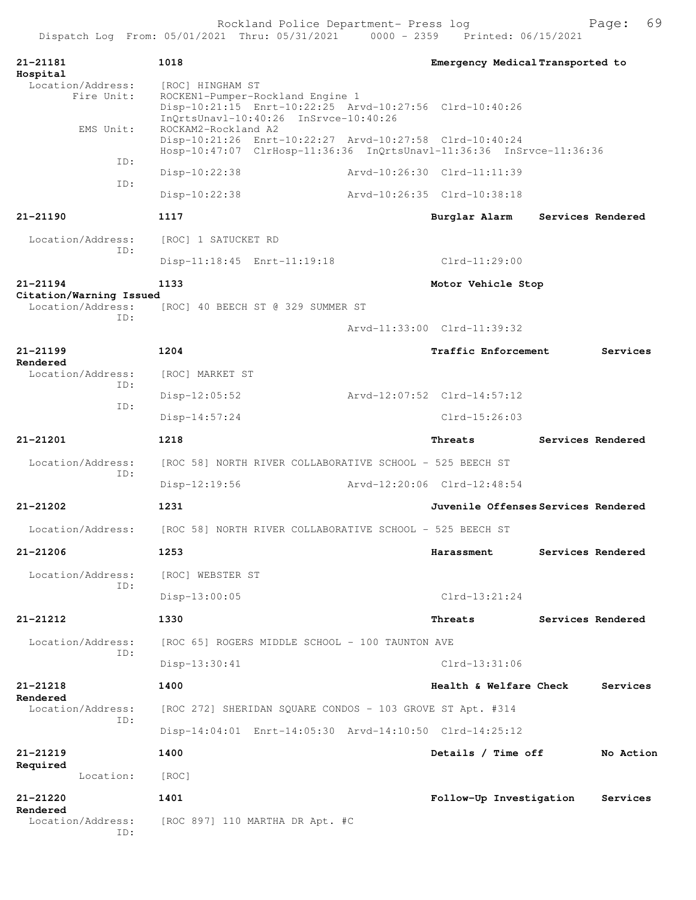Rockland Police Department- Press log
Dispatch Log From: 05/01/2021 Thru: 05/31/2021 0000 - 2359 Printed: 06/15/2021

**21-21181** 1018 Emergency Medical Transported to Hospital
Location/Address: [ROC] HINGHAM ST
Fire Unit: ROCKEN1-Pumper-Rockland Engine 1
Disp-10:21:15 Enrt-10:22:25 Arvd-10:27:56 Clrd-10:40:26
InQrtsUnavl-10:40:26 InSrvce-10:40:26
EMS Unit: ROCKAM2-Rockland A2
Disp-10:21:26 Enrt-10:22:27 Arvd-10:27:58 Clrd-10:40:24
Hosp-10:47:07 ClrHosp-11:36:36 InQrtsUnavl-11:36:36 InSrvce-11:36:36
ID:
Disp-10:22:38 Arvd-10:26:30 Clrd-11:11:39
ID:
Disp-10:22:38 Arvd-10:26:35 Clrd-10:38:18

**21-21190** 1117 Burglar Alarm Services Rendered
Location/Address: [ROC] 1 SATUCKET RD
ID:
Disp-11:18:45 Enrt-11:19:18 Clrd-11:29:00

**21-21194** 1133 Motor Vehicle Stop Citation/Warning Issued
Location/Address: [ROC] 40 BEECH ST @ 329 SUMMER ST
ID:
Arvd-11:33:00 Clrd-11:39:32

**21-21199** 1204 Traffic Enforcement Services Rendered
Location/Address: [ROC] MARKET ST
ID:
Disp-12:05:52 Arvd-12:07:52 Clrd-14:57:12
ID:
Disp-14:57:24 Clrd-15:26:03

**21-21201** 1218 Threats Services Rendered
Location/Address: [ROC 58] NORTH RIVER COLLABORATIVE SCHOOL - 525 BEECH ST
ID:
Disp-12:19:56 Arvd-12:20:06 Clrd-12:48:54

**21-21202** 1231 Juvenile Offenses Services Rendered
Location/Address: [ROC 58] NORTH RIVER COLLABORATIVE SCHOOL - 525 BEECH ST

**21-21206** 1253 Harassment Services Rendered
Location/Address: [ROC] WEBSTER ST
ID:
Disp-13:00:05 Clrd-13:21:24

**21-21212** 1330 Threats Services Rendered
Location/Address: [ROC 65] ROGERS MIDDLE SCHOOL - 100 TAUNTON AVE
ID:
Disp-13:30:41 Clrd-13:31:06

**21-21218** 1400 Health & Welfare Check Services Rendered
Location/Address: [ROC 272] SHERIDAN SQUARE CONDOS - 103 GROVE ST Apt. #314
ID:
Disp-14:04:01 Enrt-14:05:30 Arvd-14:10:50 Clrd-14:25:12

**21-21219** 1400 Details / Time off No Action Required
Location: [ROC]

**21-21220** 1401 Follow-Up Investigation Services Rendered
Location/Address: [ROC 897] 110 MARTHA DR Apt. #C
ID: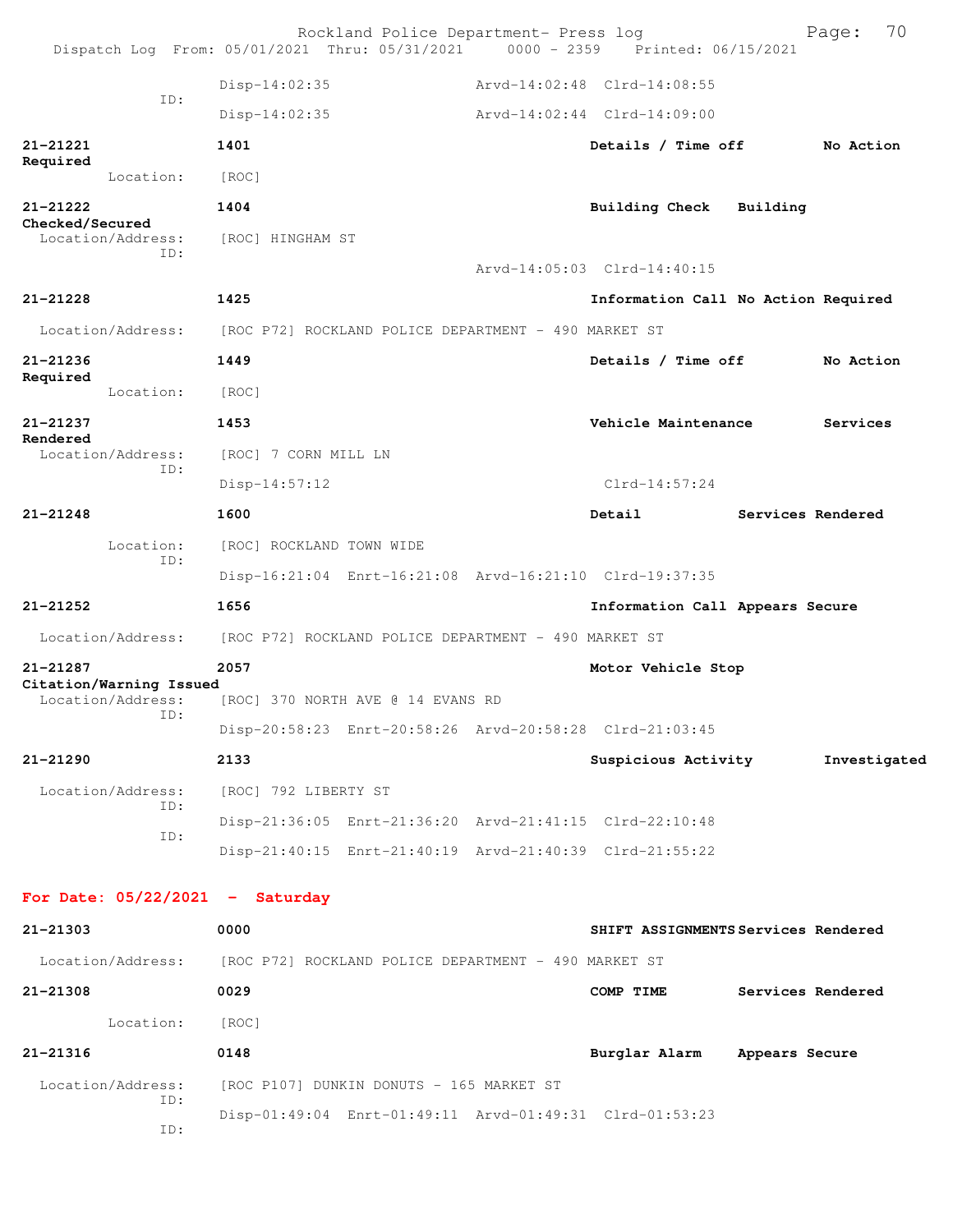Disp-14:02:35 Arvd-14:02:48 Clrd-14:08:55
ID:
Disp-14:02:35 Arvd-14:02:44 Clrd-14:09:00

**21-21221** **1401** **Details / Time off** **No Action Required**
Location: [ROC]

**21-21222** **1404** **Building Check** **Building Checked/Secured**
Location/Address: [ROC] HINGHAM ST
ID:
Arvd-14:05:03 Clrd-14:40:15

**21-21228** **1425** **Information Call No Action Required**
Location/Address: [ROC P72] ROCKLAND POLICE DEPARTMENT - 490 MARKET ST

**21-21236** **1449** **Details / Time off** **No Action Required**
Location: [ROC]

**21-21237** **1453** **Vehicle Maintenance** **Services Rendered**
Location/Address: [ROC] 7 CORN MILL LN
ID:
Disp-14:57:12 Clrd-14:57:24

**21-21248** **1600** **Detail** **Services Rendered**
Location: [ROC] ROCKLAND TOWN WIDE
ID:
Disp-16:21:04 Enrt-16:21:08 Arvd-16:21:10 Clrd-19:37:35

**21-21252** **1656** **Information Call Appears Secure**
Location/Address: [ROC P72] ROCKLAND POLICE DEPARTMENT - 490 MARKET ST

**21-21287** **2057** **Motor Vehicle Stop** **Citation/Warning Issued**
Location/Address: [ROC] 370 NORTH AVE @ 14 EVANS RD
ID:
Disp-20:58:23 Enrt-20:58:26 Arvd-20:58:28 Clrd-21:03:45

**21-21290** **2133** **Suspicious Activity** **Investigated**
Location/Address: [ROC] 792 LIBERTY ST
ID:
Disp-21:36:05 Enrt-21:36:20 Arvd-21:41:15 Clrd-22:10:48
ID:
Disp-21:40:15 Enrt-21:40:19 Arvd-21:40:39 Clrd-21:55:22

## For Date: 05/22/2021 - Saturday

**21-21303** **0000** **SHIFT ASSIGNMENTS Services Rendered**
Location/Address: [ROC P72] ROCKLAND POLICE DEPARTMENT - 490 MARKET ST

**21-21308** **0029** **COMP TIME** **Services Rendered**
Location: [ROC]

**21-21316** **0148** **Burglar Alarm** **Appears Secure**
Location/Address: [ROC P107] DUNKIN DONUTS - 165 MARKET ST
ID:
Disp-01:49:04 Enrt-01:49:11 Arvd-01:49:31 Clrd-01:53:23
ID: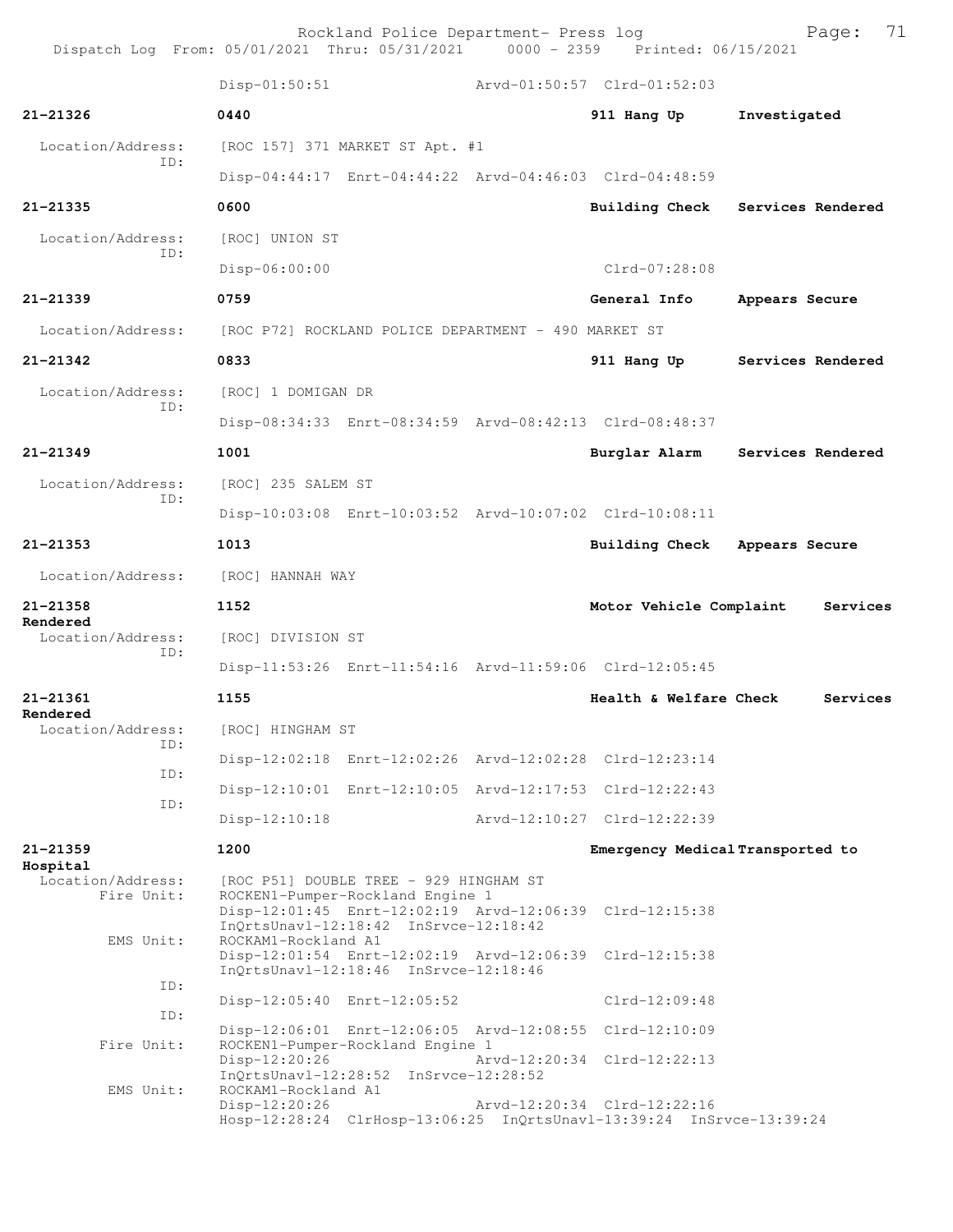Disp-01:50:51 Arvd-01:50:57 Clrd-01:52:03

**21-21326** 0440 **911 Hang Up** **Investigated**

Location/Address: [ROC 157] 371 MARKET ST Apt. #1
ID:
Disp-04:44:17 Enrt-04:44:22 Arvd-04:46:03 Clrd-04:48:59

**21-21335** 0600 **Building Check** **Services Rendered**

Location/Address: [ROC] UNION ST
ID:
Disp-06:00:00 Clrd-07:28:08

**21-21339** 0759 **General Info** **Appears Secure**

Location/Address: [ROC P72] ROCKLAND POLICE DEPARTMENT - 490 MARKET ST

**21-21342** 0833 **911 Hang Up** **Services Rendered**

Location/Address: [ROC] 1 DOMIGAN DR
ID:
Disp-08:34:33 Enrt-08:34:59 Arvd-08:42:13 Clrd-08:48:37

**21-21349** 1001 **Burglar Alarm** **Services Rendered**

Location/Address: [ROC] 235 SALEM ST
ID:
Disp-10:03:08 Enrt-10:03:52 Arvd-10:07:02 Clrd-10:08:11

**21-21353** 1013 **Building Check** **Appears Secure**

Location/Address: [ROC] HANNAH WAY

**21-21358** 1152 **Motor Vehicle Complaint** **Services Rendered**

Location/Address: [ROC] DIVISION ST
ID:
Disp-11:53:26 Enrt-11:54:16 Arvd-11:59:06 Clrd-12:05:45

**21-21361** 1155 **Health & Welfare Check** **Services Rendered**

Location/Address: [ROC] HINGHAM ST
ID:
Disp-12:02:18 Enrt-12:02:26 Arvd-12:02:28 Clrd-12:23:14
ID:
Disp-12:10:01 Enrt-12:10:05 Arvd-12:17:53 Clrd-12:22:43
ID:
Disp-12:10:18 Arvd-12:10:27 Clrd-12:22:39

**21-21359** 1200 **Emergency Medical** **Transported to Hospital**

Location/Address: [ROC P51] DOUBLE TREE - 929 HINGHAM ST
Fire Unit: ROCKEN1-Pumper-Rockland Engine 1
Disp-12:01:45 Enrt-12:02:19 Arvd-12:06:39 Clrd-12:15:38
InQrtsUnavl-12:18:42 InSrvce-12:18:42
EMS Unit: ROCKAM1-Rockland A1
Disp-12:01:54 Enrt-12:02:19 Arvd-12:06:39 Clrd-12:15:38
InQrtsUnavl-12:18:46 InSrvce-12:18:46
ID:
Disp-12:05:40 Enrt-12:05:52 Clrd-12:09:48
ID:
Disp-12:06:01 Enrt-12:06:05 Arvd-12:08:55 Clrd-12:10:09
Fire Unit: ROCKEN1-Pumper-Rockland Engine 1
Disp-12:20:26 Arvd-12:20:34 Clrd-12:22:13
InQrtsUnavl-12:28:52 InSrvce-12:28:52
EMS Unit: ROCKAM1-Rockland A1
Disp-12:20:26 Arvd-12:20:34 Clrd-12:22:16
Hosp-12:28:24 ClrHosp-13:06:25 InQrtsUnavl-13:39:24 InSrvce-13:39:24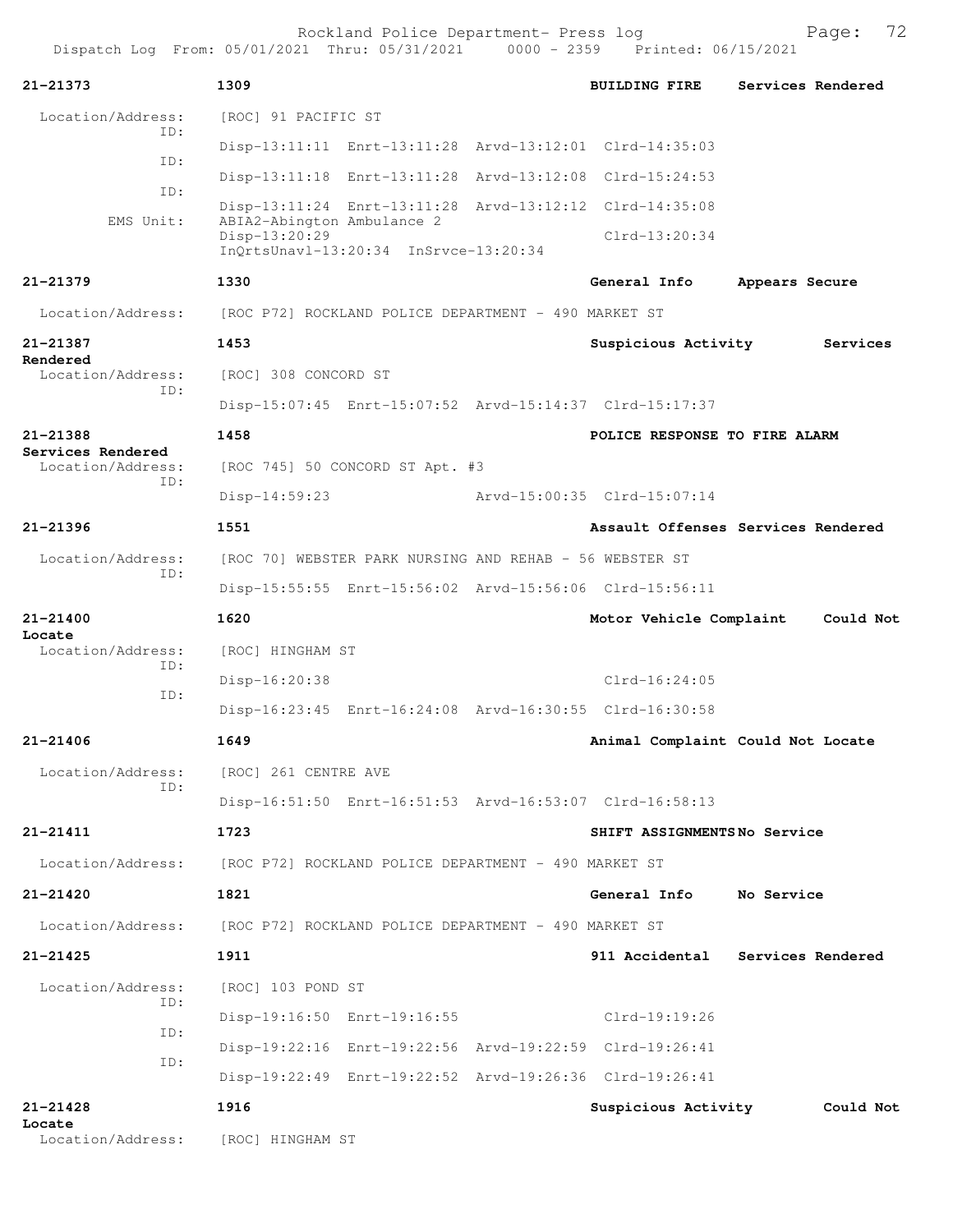Rockland Police Department- Press log
Dispatch Log From: 05/01/2021 Thru: 05/31/2021 0000 - 2359 Printed: 06/15/2021

**21-21373** 1309 BUILDING FIRE Services Rendered

Location/Address: [ROC] 91 PACIFIC ST
ID: Disp-13:11:11 Enrt-13:11:28 Arvd-13:12:01 Clrd-14:35:03
ID: Disp-13:11:18 Enrt-13:11:28 Arvd-13:12:08 Clrd-15:24:53
ID: Disp-13:11:24 Enrt-13:11:28 Arvd-13:12:12 Clrd-14:35:08
EMS Unit: ABIA2-Abington Ambulance 2
Disp-13:20:29 Clrd-13:20:34
InQrtsUnavl-13:20:34 InSrvce-13:20:34

**21-21379** 1330 General Info Appears Secure

Location/Address: [ROC P72] ROCKLAND POLICE DEPARTMENT - 490 MARKET ST

**21-21387** 1453 Suspicious Activity Services Rendered

Location/Address: [ROC] 308 CONCORD ST
ID: Disp-15:07:45 Enrt-15:07:52 Arvd-15:14:37 Clrd-15:17:37

**21-21388** 1458 POLICE RESPONSE TO FIRE ALARM Services Rendered

Location/Address: [ROC 745] 50 CONCORD ST Apt. #3
ID: Disp-14:59:23 Arvd-15:00:35 Clrd-15:07:14

**21-21396** 1551 Assault Offenses Services Rendered

Location/Address: [ROC 70] WEBSTER PARK NURSING AND REHAB - 56 WEBSTER ST
ID: Disp-15:55:55 Enrt-15:56:02 Arvd-15:56:06 Clrd-15:56:11

**21-21400** 1620 Motor Vehicle Complaint Could Not Locate

Location/Address: [ROC] HINGHAM ST
ID: Disp-16:20:38 Clrd-16:24:05
ID: Disp-16:23:45 Enrt-16:24:08 Arvd-16:30:55 Clrd-16:30:58

**21-21406** 1649 Animal Complaint Could Not Locate

Location/Address: [ROC] 261 CENTRE AVE
ID: Disp-16:51:50 Enrt-16:51:53 Arvd-16:53:07 Clrd-16:58:13

**21-21411** 1723 SHIFT ASSIGNMENTS No Service

Location/Address: [ROC P72] ROCKLAND POLICE DEPARTMENT - 490 MARKET ST

**21-21420** 1821 General Info No Service

Location/Address: [ROC P72] ROCKLAND POLICE DEPARTMENT - 490 MARKET ST

**21-21425** 1911 911 Accidental Services Rendered

Location/Address: [ROC] 103 POND ST
ID: Disp-19:16:50 Enrt-19:16:55 Clrd-19:19:26
ID: Disp-19:22:16 Enrt-19:22:56 Arvd-19:22:59 Clrd-19:26:41
ID: Disp-19:22:49 Enrt-19:22:52 Arvd-19:26:36 Clrd-19:26:41

**21-21428** 1916 Suspicious Activity Could Not Locate

Location/Address: [ROC] HINGHAM ST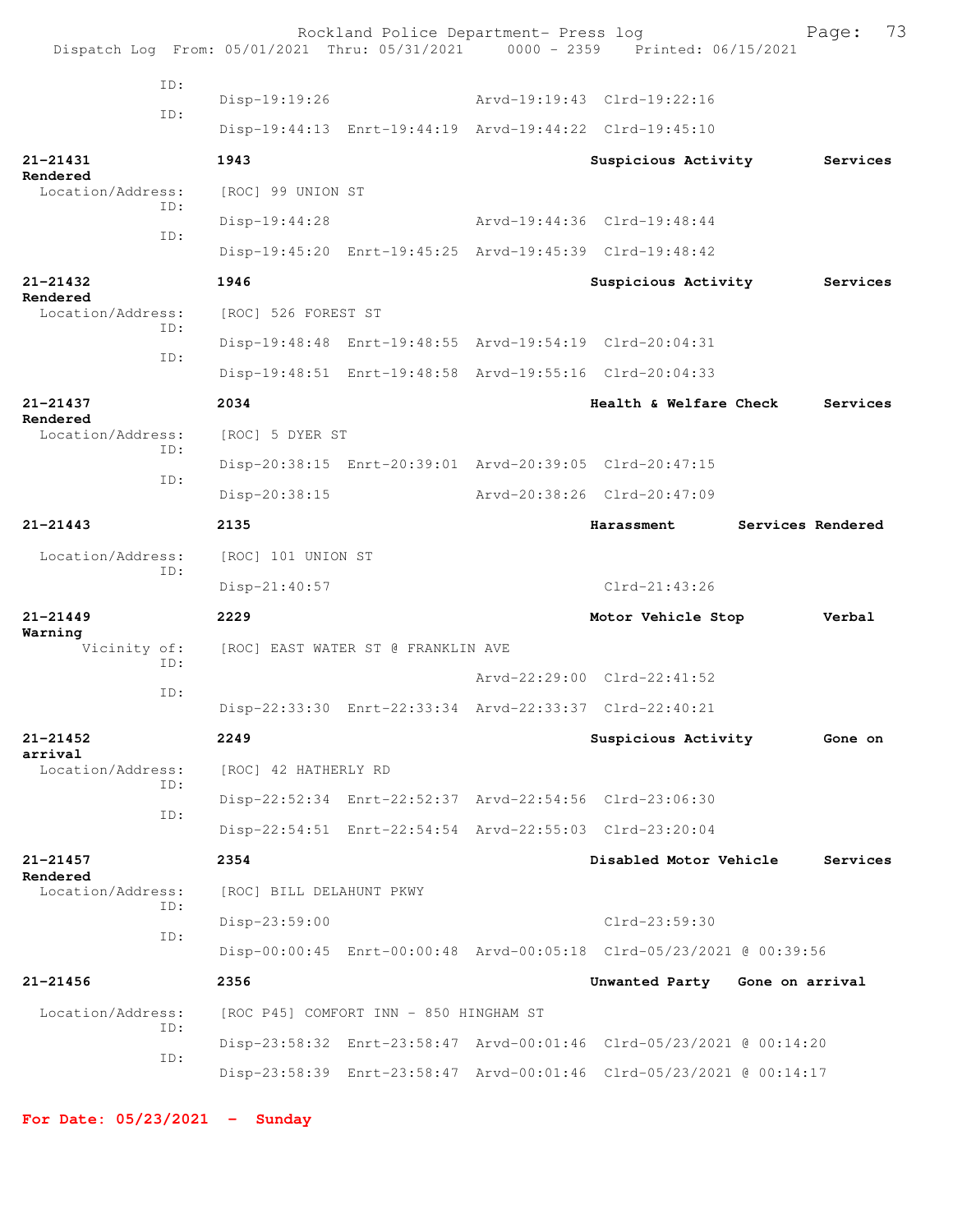ID:
Disp-19:19:26 Arvd-19:19:43 Clrd-19:22:16
ID:
Disp-19:44:13 Enrt-19:44:19 Arvd-19:44:22 Clrd-19:45:10

**21-21431** **1943** **Suspicious Activity** **Services Rendered**
Location/Address: [ROC] 99 UNION ST
ID:
Disp-19:44:28 Arvd-19:44:36 Clrd-19:48:44
ID:
Disp-19:45:20 Enrt-19:45:25 Arvd-19:45:39 Clrd-19:48:42

**21-21432** **1946** **Suspicious Activity** **Services Rendered**
Location/Address: [ROC] 526 FOREST ST
ID:
Disp-19:48:48 Enrt-19:48:55 Arvd-19:54:19 Clrd-20:04:31
ID:
Disp-19:48:51 Enrt-19:48:58 Arvd-19:55:16 Clrd-20:04:33

**21-21437** **2034** **Health & Welfare Check** **Services Rendered**
Location/Address: [ROC] 5 DYER ST
ID:
Disp-20:38:15 Enrt-20:39:01 Arvd-20:39:05 Clrd-20:47:15
ID:
Disp-20:38:15 Arvd-20:38:26 Clrd-20:47:09

**21-21443** **2135** **Harassment** **Services Rendered**
Location/Address: [ROC] 101 UNION ST
ID:
Disp-21:40:57 Clrd-21:43:26

**21-21449** **2229** **Motor Vehicle Stop** **Verbal Warning**
Vicinity of: [ROC] EAST WATER ST @ FRANKLIN AVE
ID:
Arvd-22:29:00 Clrd-22:41:52
ID:
Disp-22:33:30 Enrt-22:33:34 Arvd-22:33:37 Clrd-22:40:21

**21-21452** **2249** **Suspicious Activity** **Gone on arrival**
Location/Address: [ROC] 42 HATHERLY RD
ID:
Disp-22:52:34 Enrt-22:52:37 Arvd-22:54:56 Clrd-23:06:30
ID:
Disp-22:54:51 Enrt-22:54:54 Arvd-22:55:03 Clrd-23:20:04

**21-21457** **2354** **Disabled Motor Vehicle** **Services Rendered**
Location/Address: [ROC] BILL DELAHUNT PKWY
ID:
Disp-23:59:00 Clrd-23:59:30
ID:
Disp-00:00:45 Enrt-00:00:48 Arvd-00:05:18 Clrd-05/23/2021 @ 00:39:56

**21-21456** **2356** **Unwanted Party** **Gone on arrival**
Location/Address: [ROC P45] COMFORT INN - 850 HINGHAM ST
ID:
Disp-23:58:32 Enrt-23:58:47 Arvd-00:01:46 Clrd-05/23/2021 @ 00:14:20
ID:
Disp-23:58:39 Enrt-23:58:47 Arvd-00:01:46 Clrd-05/23/2021 @ 00:14:17

**For Date: 05/23/2021 - Sunday**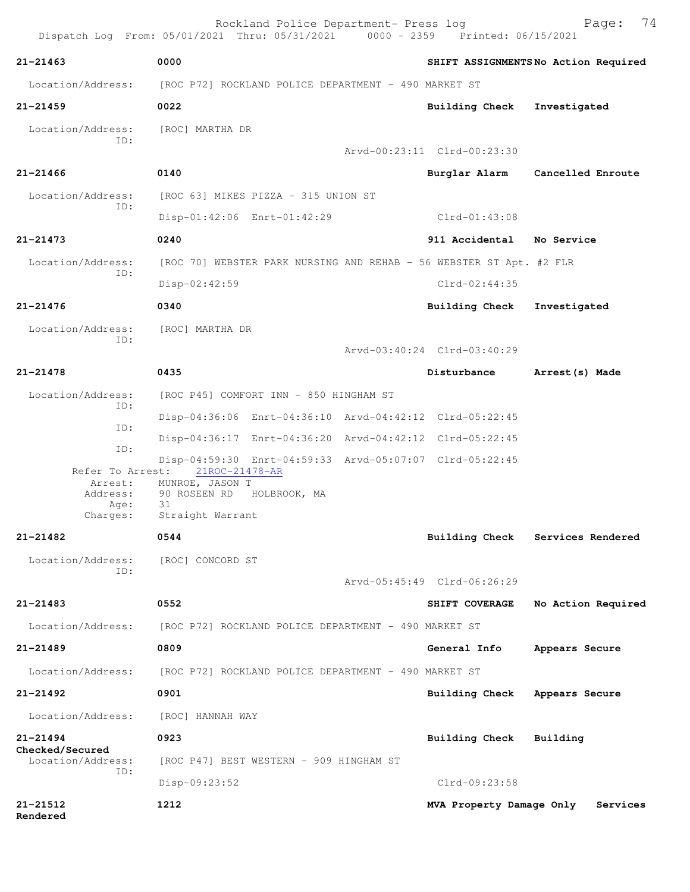Rockland Police Department- Press log
Dispatch Log From: 05/01/2021 Thru: 05/31/2021 0000 - 2359 Printed: 06/15/2021

**21-21463** **0000** **SHIFT ASSIGNMENTS No Action Required**
Location/Address: [ROC P72] ROCKLAND POLICE DEPARTMENT - 490 MARKET ST

**21-21459** **0022** **Building Check Investigated**
Location/Address: [ROC] MARTHA DR
ID:
Arvd-00:23:11 Clrd-00:23:30

**21-21466** **0140** **Burglar Alarm Cancelled Enroute**
Location/Address: [ROC 63] MIKES PIZZA - 315 UNION ST
ID:
Disp-01:42:06 Enrt-01:42:29 Clrd-01:43:08

**21-21473** **0240** **911 Accidental No Service**
Location/Address: [ROC 70] WEBSTER PARK NURSING AND REHAB - 56 WEBSTER ST Apt. #2 FLR
ID:
Disp-02:42:59 Clrd-02:44:35

**21-21476** **0340** **Building Check Investigated**
Location/Address: [ROC] MARTHA DR
ID:
Arvd-03:40:24 Clrd-03:40:29

**21-21478** **0435** **Disturbance Arrest(s) Made**
Location/Address: [ROC P45] COMFORT INN - 850 HINGHAM ST
ID:
Disp-04:36:06 Enrt-04:36:10 Arvd-04:42:12 Clrd-05:22:45
ID:
Disp-04:36:17 Enrt-04:36:20 Arvd-04:42:12 Clrd-05:22:45
ID:
Disp-04:59:30 Enrt-04:59:33 Arvd-05:07:07 Clrd-05:22:45
Refer To Arrest: 21ROC-21478-AR
Arrest: MUNROE, JASON T
Address: 90 ROSEEN RD HOLBROOK, MA
Age: 31
Charges: Straight Warrant

**21-21482** **0544** **Building Check Services Rendered**
Location/Address: [ROC] CONCORD ST
ID:
Arvd-05:45:49 Clrd-06:26:29

**21-21483** **0552** **SHIFT COVERAGE No Action Required**
Location/Address: [ROC P72] ROCKLAND POLICE DEPARTMENT - 490 MARKET ST

**21-21489** **0809** **General Info Appears Secure**
Location/Address: [ROC P72] ROCKLAND POLICE DEPARTMENT - 490 MARKET ST

**21-21492** **0901** **Building Check Appears Secure**
Location/Address: [ROC] HANNAH WAY

**21-21494** **0923** **Building Check Building Checked/Secured**
Location/Address: [ROC P47] BEST WESTERN - 909 HINGHAM ST
ID:
Disp-09:23:52 Clrd-09:23:58

**21-21512** **1212** **MVA Property Damage Only Services Rendered**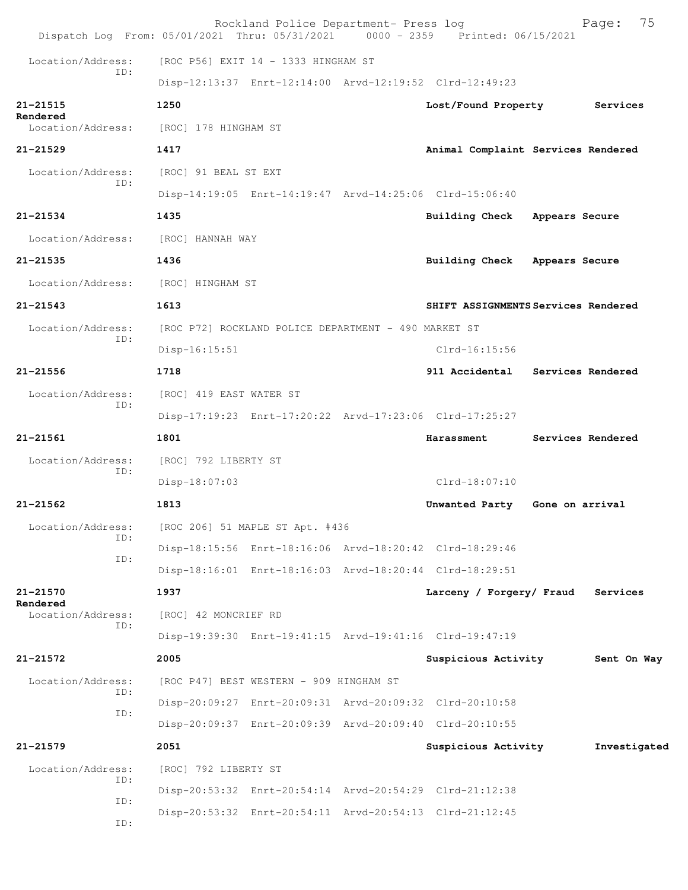Dispatch Log From: 05/01/2021 Thru: 05/31/2021 0000 - 2359 Printed: 06/15/2021

Location/Address: [ROC P56] EXIT 14 - 1333 HINGHAM ST
ID:
Disp-12:13:37 Enrt-12:14:00 Arvd-12:19:52 Clrd-12:49:23

**21-21515** **1250** **Lost/Found Property** **Services Rendered**
Location/Address: [ROC] 178 HINGHAM ST

**21-21529** **1417** **Animal Complaint Services Rendered**
Location/Address: [ROC] 91 BEAL ST EXT
ID:
Disp-14:19:05 Enrt-14:19:47 Arvd-14:25:06 Clrd-15:06:40

**21-21534** **1435** **Building Check Appears Secure**
Location/Address: [ROC] HANNAH WAY

**21-21535** **1436** **Building Check Appears Secure**
Location/Address: [ROC] HINGHAM ST

**21-21543** **1613** **SHIFT ASSIGNMENTS Services Rendered**
Location/Address: [ROC P72] ROCKLAND POLICE DEPARTMENT - 490 MARKET ST
ID:
Disp-16:15:51 Clrd-16:15:56

**21-21556** **1718** **911 Accidental Services Rendered**
Location/Address: [ROC] 419 EAST WATER ST
ID:
Disp-17:19:23 Enrt-17:20:22 Arvd-17:23:06 Clrd-17:25:27

**21-21561** **1801** **Harassment Services Rendered**
Location/Address: [ROC] 792 LIBERTY ST
ID:
Disp-18:07:03 Clrd-18:07:10

**21-21562** **1813** **Unwanted Party Gone on arrival**
Location/Address: [ROC 206] 51 MAPLE ST Apt. #436
ID:
Disp-18:15:56 Enrt-18:16:06 Arvd-18:20:42 Clrd-18:29:46
ID:
Disp-18:16:01 Enrt-18:16:03 Arvd-18:20:44 Clrd-18:29:51

**21-21570** **1937** **Larceny / Forgery/ Fraud Services Rendered**
Location/Address: [ROC] 42 MONCRIEF RD
ID:
Disp-19:39:30 Enrt-19:41:15 Arvd-19:41:16 Clrd-19:47:19

**21-21572** **2005** **Suspicious Activity Sent On Way**
Location/Address: [ROC P47] BEST WESTERN - 909 HINGHAM ST
ID:
Disp-20:09:27 Enrt-20:09:31 Arvd-20:09:32 Clrd-20:10:58
ID:
Disp-20:09:37 Enrt-20:09:39 Arvd-20:09:40 Clrd-20:10:55

**21-21579** **2051** **Suspicious Activity Investigated**
Location/Address: [ROC] 792 LIBERTY ST
ID:
Disp-20:53:32 Enrt-20:54:14 Arvd-20:54:29 Clrd-21:12:38
ID:
Disp-20:53:32 Enrt-20:54:11 Arvd-20:54:13 Clrd-21:12:45
ID: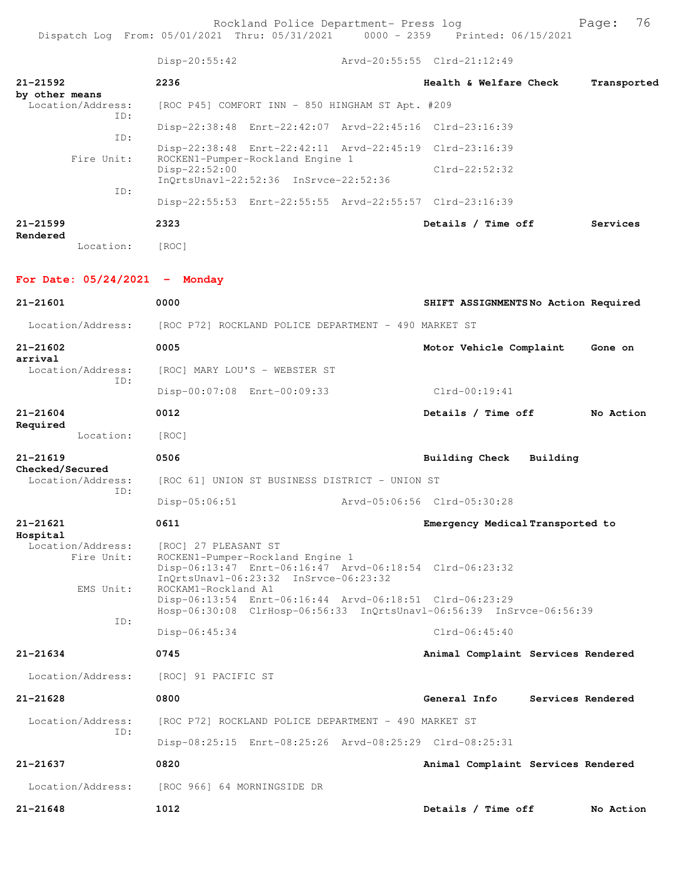Disp-20:55:42 Arvd-20:55:55 Clrd-21:12:49

**21-21592** 2236 Health & Welfare Check Transported by other means
Location/Address: [ROC P45] COMFORT INN - 850 HINGHAM ST Apt. #209
ID: Disp-22:38:48 Enrt-22:42:07 Arvd-22:45:16 Clrd-23:16:39
ID: Disp-22:38:48 Enrt-22:42:11 Arvd-22:45:19 Clrd-23:16:39
Fire Unit: ROCKEN1-Pumper-Rockland Engine 1
Disp-22:52:00 Clrd-22:52:32
InQrtsUnavl-22:52:36 InSrvce-22:52:36
ID: Disp-22:55:53 Enrt-22:55:55 Arvd-22:55:57 Clrd-23:16:39

**21-21599** 2323 Details / Time off Services Rendered
Location: [ROC]

## For Date: 05/24/2021 - Monday

**21-21601** 0000 SHIFT ASSIGNMENTS No Action Required
Location/Address: [ROC P72] ROCKLAND POLICE DEPARTMENT - 490 MARKET ST

**21-21602** 0005 Motor Vehicle Complaint Gone on arrival
Location/Address: [ROC] MARY LOU'S - WEBSTER ST
ID: Disp-00:07:08 Enrt-00:09:33 Clrd-00:19:41

**21-21604** 0012 Details / Time off No Action Required
Location: [ROC]

**21-21619** 0506 Building Check Building Checked/Secured
Location/Address: [ROC 61] UNION ST BUSINESS DISTRICT - UNION ST
ID: Disp-05:06:51 Arvd-05:06:56 Clrd-05:30:28

**21-21621** 0611 Emergency Medical Transported to Hospital
Location/Address: [ROC] 27 PLEASANT ST
Fire Unit: ROCKEN1-Pumper-Rockland Engine 1
Disp-06:13:47 Enrt-06:16:47 Arvd-06:18:54 Clrd-06:23:32
InQrtsUnavl-06:23:32 InSrvce-06:23:32
EMS Unit: ROCKAM1-Rockland A1
Disp-06:13:54 Enrt-06:16:44 Arvd-06:18:51 Clrd-06:23:29
Hosp-06:30:08 ClrHosp-06:56:33 InQrtsUnavl-06:56:39 InSrvce-06:56:39
ID: Disp-06:45:34 Clrd-06:45:40

**21-21634** 0745 Animal Complaint Services Rendered
Location/Address: [ROC] 91 PACIFIC ST

**21-21628** 0800 General Info Services Rendered
Location/Address: [ROC P72] ROCKLAND POLICE DEPARTMENT - 490 MARKET ST
ID: Disp-08:25:15 Enrt-08:25:26 Arvd-08:25:29 Clrd-08:25:31

**21-21637** 0820 Animal Complaint Services Rendered
Location/Address: [ROC 966] 64 MORNINGSIDE DR

**21-21648** 1012 Details / Time off No Action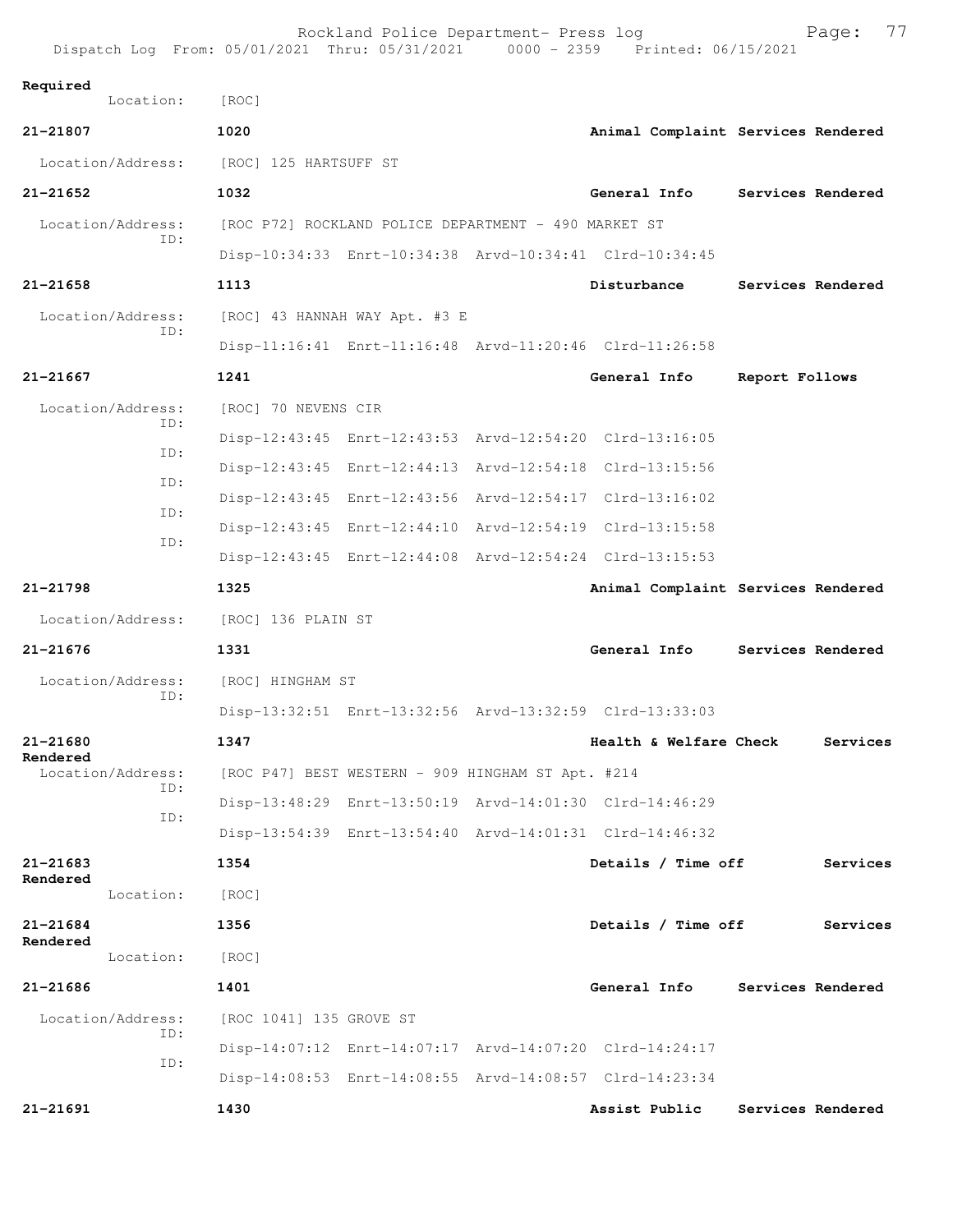Required
Location: [ROC]

**21-21807** 1020 **Animal Complaint Services Rendered**

Location/Address: [ROC] 125 HARTSUFF ST

**21-21652** 1032 **General Info Services Rendered**

Location/Address: [ROC P72] ROCKLAND POLICE DEPARTMENT - 490 MARKET ST
ID:
Disp-10:34:33 Enrt-10:34:38 Arvd-10:34:41 Clrd-10:34:45

**21-21658** 1113 **Disturbance Services Rendered**

Location/Address: [ROC] 43 HANNAH WAY Apt. #3 E
ID:
Disp-11:16:41 Enrt-11:16:48 Arvd-11:20:46 Clrd-11:26:58

**21-21667** 1241 **General Info Report Follows**

Location/Address: [ROC] 70 NEVENS CIR
ID:
Disp-12:43:45 Enrt-12:43:53 Arvd-12:54:20 Clrd-13:16:05
ID:
Disp-12:43:45 Enrt-12:44:13 Arvd-12:54:18 Clrd-13:15:56
ID:
Disp-12:43:45 Enrt-12:43:56 Arvd-12:54:17 Clrd-13:16:02
ID:
Disp-12:43:45 Enrt-12:44:10 Arvd-12:54:19 Clrd-13:15:58
ID:
Disp-12:43:45 Enrt-12:44:08 Arvd-12:54:24 Clrd-13:15:53

**21-21798** 1325 **Animal Complaint Services Rendered**

Location/Address: [ROC] 136 PLAIN ST

**21-21676** 1331 **General Info Services Rendered**

Location/Address: [ROC] HINGHAM ST
ID:
Disp-13:32:51 Enrt-13:32:56 Arvd-13:32:59 Clrd-13:33:03

**21-21680** 1347 **Health & Welfare Check Services Rendered**

Location/Address: [ROC P47] BEST WESTERN - 909 HINGHAM ST Apt. #214
ID:
Disp-13:48:29 Enrt-13:50:19 Arvd-14:01:30 Clrd-14:46:29
ID:
Disp-13:54:39 Enrt-13:54:40 Arvd-14:01:31 Clrd-14:46:32

**21-21683** 1354 **Details / Time off Services Rendered**

Location: [ROC]

**21-21684** 1356 **Details / Time off Services Rendered**

Location: [ROC]

**21-21686** 1401 **General Info Services Rendered**

Location/Address: [ROC 1041] 135 GROVE ST
ID:
Disp-14:07:12 Enrt-14:07:17 Arvd-14:07:20 Clrd-14:24:17
ID:
Disp-14:08:53 Enrt-14:08:55 Arvd-14:08:57 Clrd-14:23:34

**21-21691** 1430 **Assist Public Services Rendered**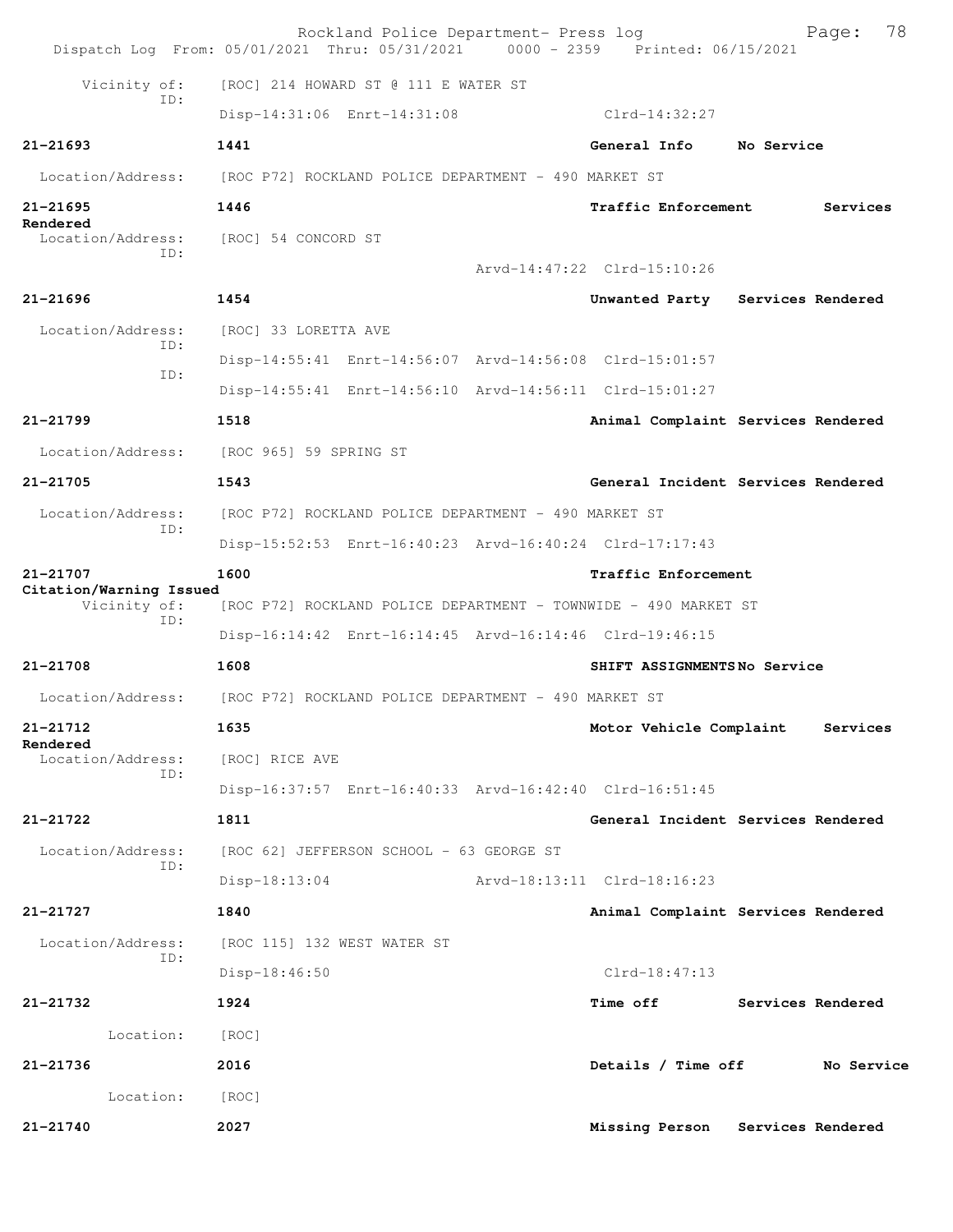Vicinity of: [ROC] 214 HOWARD ST @ 111 E WATER ST
ID:
Disp-14:31:06 Enrt-14:31:08 Clrd-14:32:27

**21-21693** **1441** **General Info** **No Service**

Location/Address: [ROC P72] ROCKLAND POLICE DEPARTMENT - 490 MARKET ST

**21-21695** **1446** **Traffic Enforcement** **Services Rendered**

Location/Address: [ROC] 54 CONCORD ST
ID:
Arvd-14:47:22 Clrd-15:10:26

**21-21696** **1454** **Unwanted Party** **Services Rendered**

Location/Address: [ROC] 33 LORETTA AVE
ID:
Disp-14:55:41 Enrt-14:56:07 Arvd-14:56:08 Clrd-15:01:57
ID:
Disp-14:55:41 Enrt-14:56:10 Arvd-14:56:11 Clrd-15:01:27

**21-21799** **1518** **Animal Complaint** **Services Rendered**

Location/Address: [ROC 965] 59 SPRING ST

**21-21705** **1543** **General Incident** **Services Rendered**

Location/Address: [ROC P72] ROCKLAND POLICE DEPARTMENT - 490 MARKET ST
ID:
Disp-15:52:53 Enrt-16:40:23 Arvd-16:40:24 Clrd-17:17:43

**21-21707** **1600** **Traffic Enforcement** **Citation/Warning Issued**

Vicinity of: [ROC P72] ROCKLAND POLICE DEPARTMENT - TOWNWIDE - 490 MARKET ST
ID:
Disp-16:14:42 Enrt-16:14:45 Arvd-16:14:46 Clrd-19:46:15

**21-21708** **1608** **SHIFT ASSIGNMENTS** **No Service**

Location/Address: [ROC P72] ROCKLAND POLICE DEPARTMENT - 490 MARKET ST

**21-21712** **1635** **Motor Vehicle Complaint** **Services Rendered**

Location/Address: [ROC] RICE AVE
ID:
Disp-16:37:57 Enrt-16:40:33 Arvd-16:42:40 Clrd-16:51:45

**21-21722** **1811** **General Incident** **Services Rendered**

Location/Address: [ROC 62] JEFFERSON SCHOOL - 63 GEORGE ST
ID:
Disp-18:13:04 Arvd-18:13:11 Clrd-18:16:23

**21-21727** **1840** **Animal Complaint** **Services Rendered**

Location/Address: [ROC 115] 132 WEST WATER ST
ID:
Disp-18:46:50 Clrd-18:47:13

**21-21732** **1924** **Time off** **Services Rendered**

Location: [ROC]

**21-21736** **2016** **Details / Time off** **No Service**

Location: [ROC]

**21-21740** **2027** **Missing Person** **Services Rendered**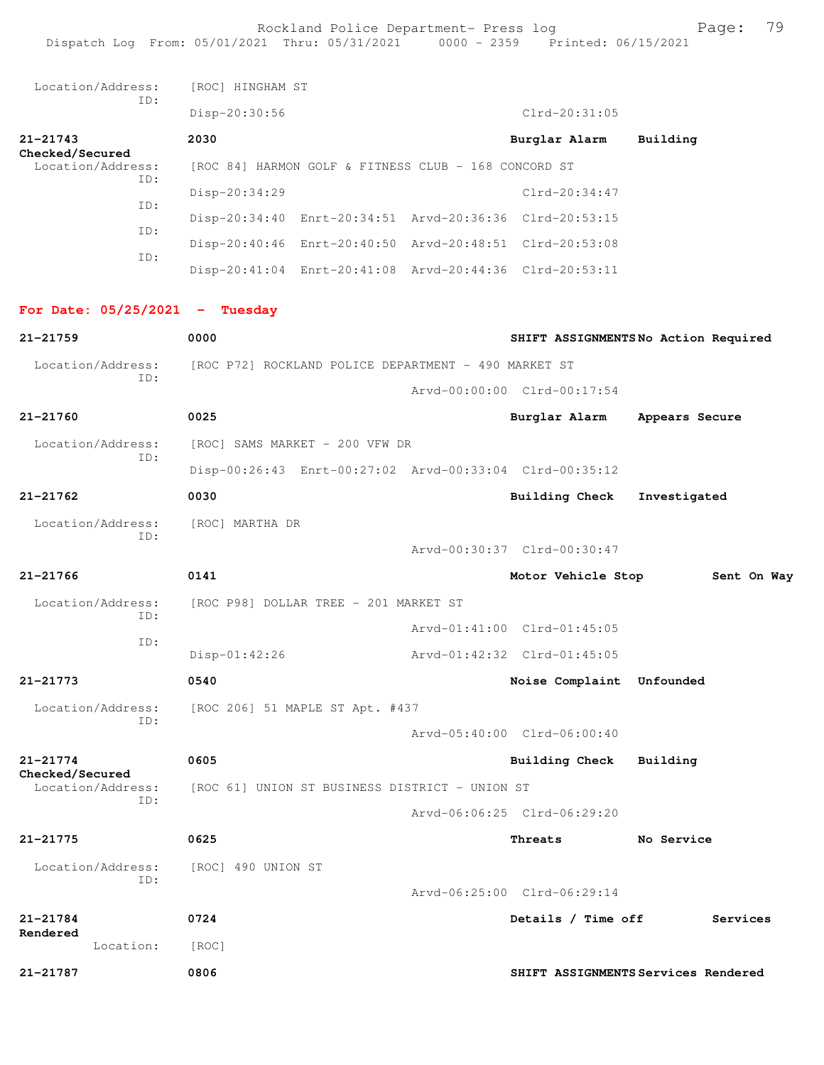| | | | |
|---|---|---|---|
| Location/Address: | [ROC] HINGHAM ST | | |
| ID: | Disp-20:30:56 | Clrd-20:31:05 | |
| **21-21743** | **2030** | **Burglar Alarm** | **Building Checked/Secured** |
| Location/Address: | [ROC 84] HARMON GOLF & FITNESS CLUB - 168 CONCORD ST | | |
| ID: | Disp-20:34:29 | Clrd-20:34:47 | |
| ID: | Disp-20:34:40 Enrt-20:34:51 Arvd-20:36:36 | Clrd-20:53:15 | |
| ID: | Disp-20:40:46 Enrt-20:40:50 Arvd-20:48:51 | Clrd-20:53:08 | |
| ID: | Disp-20:41:04 Enrt-20:41:08 Arvd-20:44:36 | Clrd-20:53:11 | |

## For Date: 05/25/2021 - Tuesday

| | | | |
|---|---|---|---|
| **21-21759** | **0000** | **SHIFT ASSIGNMENTS** | **No Action Required** |
| Location/Address: | [ROC P72] ROCKLAND POLICE DEPARTMENT - 490 MARKET ST | | |
| ID: | Arvd-00:00:00 | Clrd-00:17:54 | |
| **21-21760** | **0025** | **Burglar Alarm** | **Appears Secure** |
| Location/Address: | [ROC] SAMS MARKET - 200 VFW DR | | |
| ID: | Disp-00:26:43 Enrt-00:27:02 Arvd-00:33:04 | Clrd-00:35:12 | |
| **21-21762** | **0030** | **Building Check** | **Investigated** |
| Location/Address: | [ROC] MARTHA DR | | |
| ID: | Arvd-00:30:37 | Clrd-00:30:47 | |
| **21-21766** | **0141** | **Motor Vehicle Stop** | **Sent On Way** |
| Location/Address: | [ROC P98] DOLLAR TREE - 201 MARKET ST | | |
| ID: | Arvd-01:41:00 | Clrd-01:45:05 | |
| ID: | Disp-01:42:26 Arvd-01:42:32 | Clrd-01:45:05 | |
| **21-21773** | **0540** | **Noise Complaint** | **Unfounded** |
| Location/Address: | [ROC 206] 51 MAPLE ST Apt. #437 | | |
| ID: | Arvd-05:40:00 | Clrd-06:00:40 | |
| **21-21774** | **0605** | **Building Check** | **Building Checked/Secured** |
| Location/Address: | [ROC 61] UNION ST BUSINESS DISTRICT - UNION ST | | |
| ID: | Arvd-06:06:25 | Clrd-06:29:20 | |
| **21-21775** | **0625** | **Threats** | **No Service** |
| Location/Address: | [ROC] 490 UNION ST | | |
| ID: | Arvd-06:25:00 | Clrd-06:29:14 | |
| **21-21784** | **0724** | **Details / Time off** | **Services Rendered** |
| Location: | [ROC] | | |
| **21-21787** | **0806** | **SHIFT ASSIGNMENTS** | **Services Rendered** |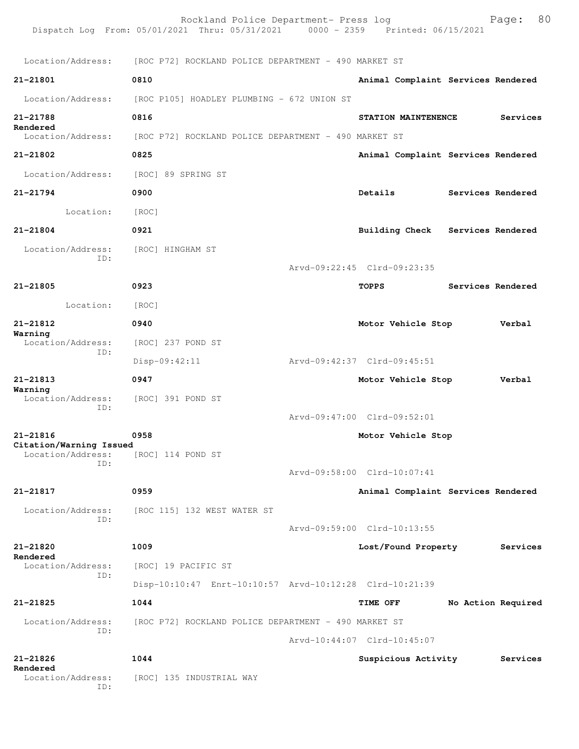Location/Address: [ROC P72] ROCKLAND POLICE DEPARTMENT - 490 MARKET ST

**21-21801** 0810 Animal Complaint Services Rendered
Location/Address: [ROC P105] HOADLEY PLUMBING - 672 UNION ST

**21-21788** 0816 STATION MAINTENENCE Services Rendered
Location/Address: [ROC P72] ROCKLAND POLICE DEPARTMENT - 490 MARKET ST

**21-21802** 0825 Animal Complaint Services Rendered
Location/Address: [ROC] 89 SPRING ST

**21-21794** 0900 Details Services Rendered
Location: [ROC]

**21-21804** 0921 Building Check Services Rendered
Location/Address: [ROC] HINGHAM ST
ID:
Arvd-09:22:45 Clrd-09:23:35

**21-21805** 0923 TOPPS Services Rendered
Location: [ROC]

**21-21812** 0940 Motor Vehicle Stop Verbal Warning
Location/Address: [ROC] 237 POND ST
ID:
Disp-09:42:11 Arvd-09:42:37 Clrd-09:45:51

**21-21813** 0947 Motor Vehicle Stop Verbal Warning
Location/Address: [ROC] 391 POND ST
ID:
Arvd-09:47:00 Clrd-09:52:01

**21-21816** 0958 Motor Vehicle Stop Citation/Warning Issued
Location/Address: [ROC] 114 POND ST
ID:
Arvd-09:58:00 Clrd-10:07:41

**21-21817** 0959 Animal Complaint Services Rendered
Location/Address: [ROC 115] 132 WEST WATER ST
ID:
Arvd-09:59:00 Clrd-10:13:55

**21-21820** 1009 Lost/Found Property Services Rendered
Location/Address: [ROC] 19 PACIFIC ST
ID:
Disp-10:10:47 Enrt-10:10:57 Arvd-10:12:28 Clrd-10:21:39

**21-21825** 1044 TIME OFF No Action Required
Location/Address: [ROC P72] ROCKLAND POLICE DEPARTMENT - 490 MARKET ST
ID:
Arvd-10:44:07 Clrd-10:45:07

**21-21826** 1044 Suspicious Activity Services Rendered
Location/Address: [ROC] 135 INDUSTRIAL WAY
ID: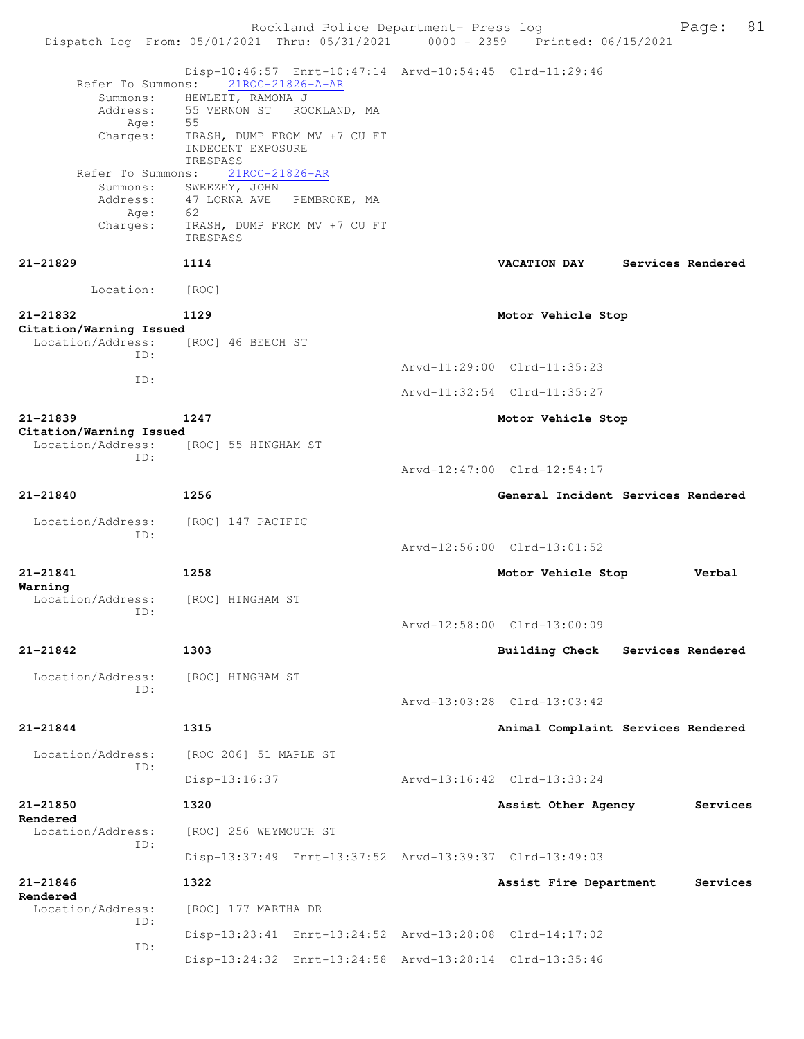Disp-10:46:57 Enrt-10:47:14 Arvd-10:54:45 Clrd-11:29:46

Refer To Summons: 21ROC-21826-A-AR
Summons: HEWLETT, RAMONA J
Address: 55 VERNON ST ROCKLAND, MA
Age: 55
Charges: TRASH, DUMP FROM MV +7 CU FT
INDECENT EXPOSURE
TRESPASS

Refer To Summons: 21ROC-21826-AR
Summons: SWEEZEY, JOHN
Address: 47 LORNA AVE PEMBROKE, MA
Age: 62
Charges: TRASH, DUMP FROM MV +7 CU FT
TRESPASS

**21-21829** 1114 **VACATION DAY** **Services Rendered**
Location: [ROC]

**21-21832** 1129 **Motor Vehicle Stop**
**Citation/Warning Issued**
Location/Address: [ROC] 46 BEECH ST
ID: Arvd-11:29:00 Clrd-11:35:23
ID: Arvd-11:32:54 Clrd-11:35:27

**21-21839** 1247 **Motor Vehicle Stop**
**Citation/Warning Issued**
Location/Address: [ROC] 55 HINGHAM ST
ID: Arvd-12:47:00 Clrd-12:54:17

**21-21840** 1256 **General Incident** **Services Rendered**
Location/Address: [ROC] 147 PACIFIC
ID: Arvd-12:56:00 Clrd-13:01:52

**21-21841** 1258 **Motor Vehicle Stop** **Verbal Warning**
Location/Address: [ROC] HINGHAM ST
ID: Arvd-12:58:00 Clrd-13:00:09

**21-21842** 1303 **Building Check** **Services Rendered**
Location/Address: [ROC] HINGHAM ST
ID: Arvd-13:03:28 Clrd-13:03:42

**21-21844** 1315 **Animal Complaint** **Services Rendered**
Location/Address: [ROC 206] 51 MAPLE ST
ID: Disp-13:16:37 Arvd-13:16:42 Clrd-13:33:24

**21-21850** 1320 **Assist Other Agency** **Services Rendered**
Location/Address: [ROC] 256 WEYMOUTH ST
ID: Disp-13:37:49 Enrt-13:37:52 Arvd-13:39:37 Clrd-13:49:03

**21-21846** 1322 **Assist Fire Department** **Services Rendered**
Location/Address: [ROC] 177 MARTHA DR
ID: Disp-13:23:41 Enrt-13:24:52 Arvd-13:28:08 Clrd-14:17:02
ID: Disp-13:24:32 Enrt-13:24:58 Arvd-13:28:14 Clrd-13:35:46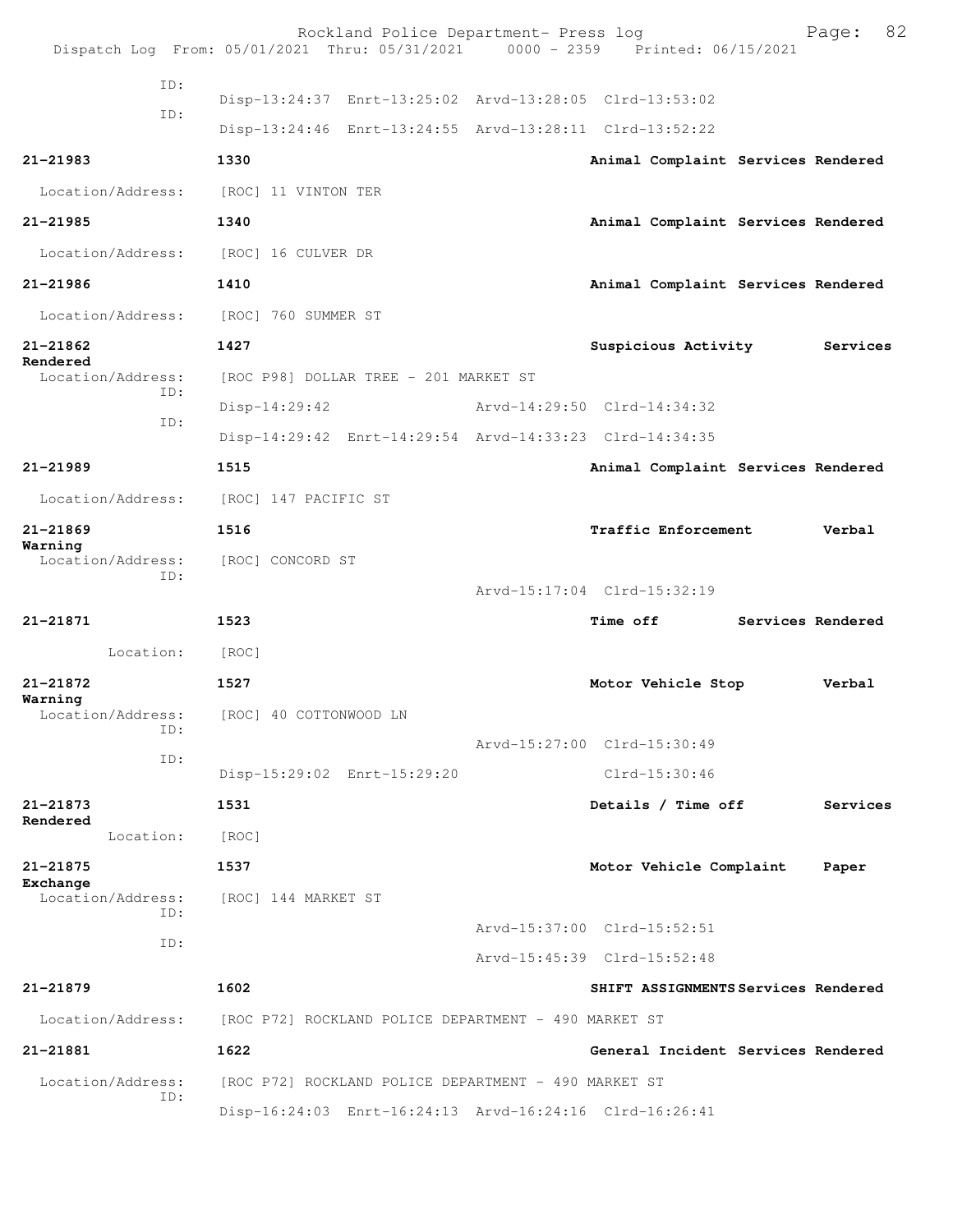Rockland Police Department- Press log
Dispatch Log From: 05/01/2021 Thru: 05/31/2021 0000 - 2359 Printed: 06/15/2021

ID:
Disp-13:24:37 Enrt-13:25:02 Arvd-13:28:05 Clrd-13:53:02
ID:
Disp-13:24:46 Enrt-13:24:55 Arvd-13:28:11 Clrd-13:52:22

**21-21983** **1330** **Animal Complaint Services Rendered**
Location/Address: [ROC] 11 VINTON TER

**21-21985** **1340** **Animal Complaint Services Rendered**
Location/Address: [ROC] 16 CULVER DR

**21-21986** **1410** **Animal Complaint Services Rendered**
Location/Address: [ROC] 760 SUMMER ST

**21-21862** **1427** **Suspicious Activity Services Rendered**
Location/Address: [ROC P98] DOLLAR TREE - 201 MARKET ST
ID:
Disp-14:29:42 Arvd-14:29:50 Clrd-14:34:32
ID:
Disp-14:29:42 Enrt-14:29:54 Arvd-14:33:23 Clrd-14:34:35

**21-21989** **1515** **Animal Complaint Services Rendered**
Location/Address: [ROC] 147 PACIFIC ST

**21-21869** **1516** **Traffic Enforcement Verbal Warning**
Location/Address: [ROC] CONCORD ST
ID:
Arvd-15:17:04 Clrd-15:32:19

**21-21871** **1523** **Time off Services Rendered**
Location: [ROC]

**21-21872** **1527** **Motor Vehicle Stop Verbal Warning**
Location/Address: [ROC] 40 COTTONWOOD LN
ID:
Arvd-15:27:00 Clrd-15:30:49
ID:
Disp-15:29:02 Enrt-15:29:20 Clrd-15:30:46

**21-21873** **1531** **Details / Time off Services Rendered**
Location: [ROC]

**21-21875** **1537** **Motor Vehicle Complaint Paper Exchange**
Location/Address: [ROC] 144 MARKET ST
ID:
Arvd-15:37:00 Clrd-15:52:51
ID:
Arvd-15:45:39 Clrd-15:52:48

**21-21879** **1602** **SHIFT ASSIGNMENTS Services Rendered**
Location/Address: [ROC P72] ROCKLAND POLICE DEPARTMENT - 490 MARKET ST

**21-21881** **1622** **General Incident Services Rendered**
Location/Address: [ROC P72] ROCKLAND POLICE DEPARTMENT - 490 MARKET ST
ID:
Disp-16:24:03 Enrt-16:24:13 Arvd-16:24:16 Clrd-16:26:41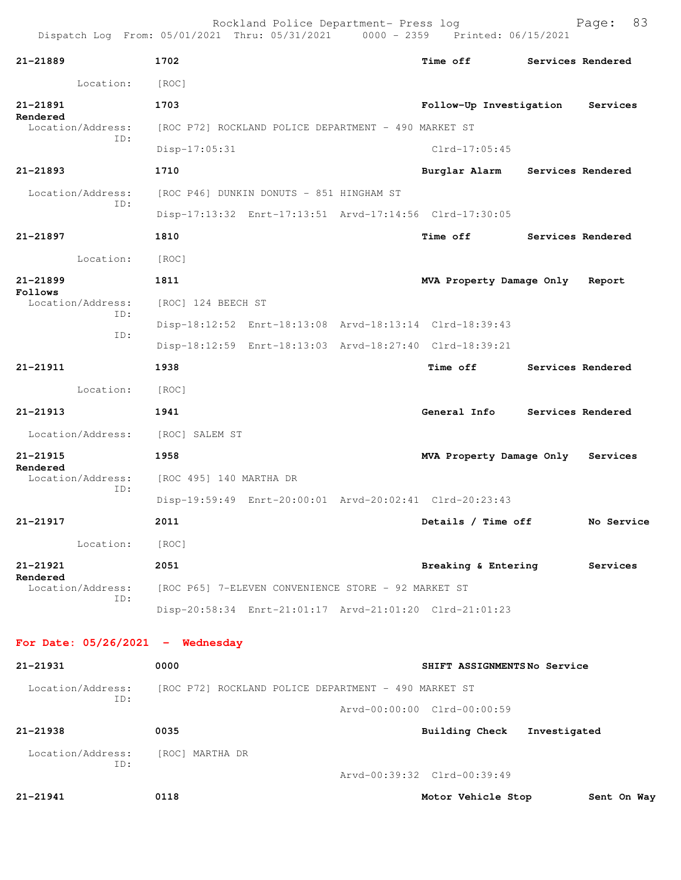```
21-21889              1702                                    Time off        Services Rendered

        Location:     [ROC]

21-21891              1703                                    Follow-Up Investigation    Services
Rendered
  Location/Address:   [ROC P72] ROCKLAND POLICE DEPARTMENT - 490 MARKET ST
               ID:
                      Disp-17:05:31                           Clrd-17:05:45

21-21893              1710                                    Burglar Alarm    Services Rendered

  Location/Address:   [ROC P46] DUNKIN DONUTS - 851 HINGHAM ST
               ID:
                      Disp-17:13:32  Enrt-17:13:51  Arvd-17:14:56  Clrd-17:30:05

21-21897              1810                                    Time off        Services Rendered

        Location:     [ROC]

21-21899              1811                                    MVA Property Damage Only   Report
Follows
  Location/Address:   [ROC] 124 BEECH ST
               ID:
                      Disp-18:12:52  Enrt-18:13:08  Arvd-18:13:14  Clrd-18:39:43
               ID:
                      Disp-18:12:59  Enrt-18:13:03  Arvd-18:27:40  Clrd-18:39:21

21-21911              1938                                    Time off        Services Rendered

        Location:     [ROC]

21-21913              1941                                    General Info     Services Rendered

  Location/Address:   [ROC] SALEM ST

21-21915              1958                                    MVA Property Damage Only   Services
Rendered
  Location/Address:   [ROC 495] 140 MARTHA DR
               ID:
                      Disp-19:59:49  Enrt-20:00:01  Arvd-20:02:41  Clrd-20:23:43

21-21917              2011                                    Details / Time off         No Service

        Location:     [ROC]

21-21921              2051                                    Breaking & Entering        Services
Rendered
  Location/Address:   [ROC P65] 7-ELEVEN CONVENIENCE STORE - 92 MARKET ST
               ID:
                      Disp-20:58:34  Enrt-21:01:17  Arvd-21:01:20  Clrd-21:01:23
```

**For Date: 05/26/2021  -  Wednesday**

```
21-21931              0000                                    SHIFT ASSIGNMENTS No Service

  Location/Address:   [ROC P72] ROCKLAND POLICE DEPARTMENT - 490 MARKET ST
               ID:
                                                    Arvd-00:00:00  Clrd-00:00:59

21-21938              0035                                    Building Check   Investigated

  Location/Address:   [ROC] MARTHA DR
               ID:
                                                    Arvd-00:39:32  Clrd-00:39:49

21-21941              0118                                    Motor Vehicle Stop         Sent On Way
```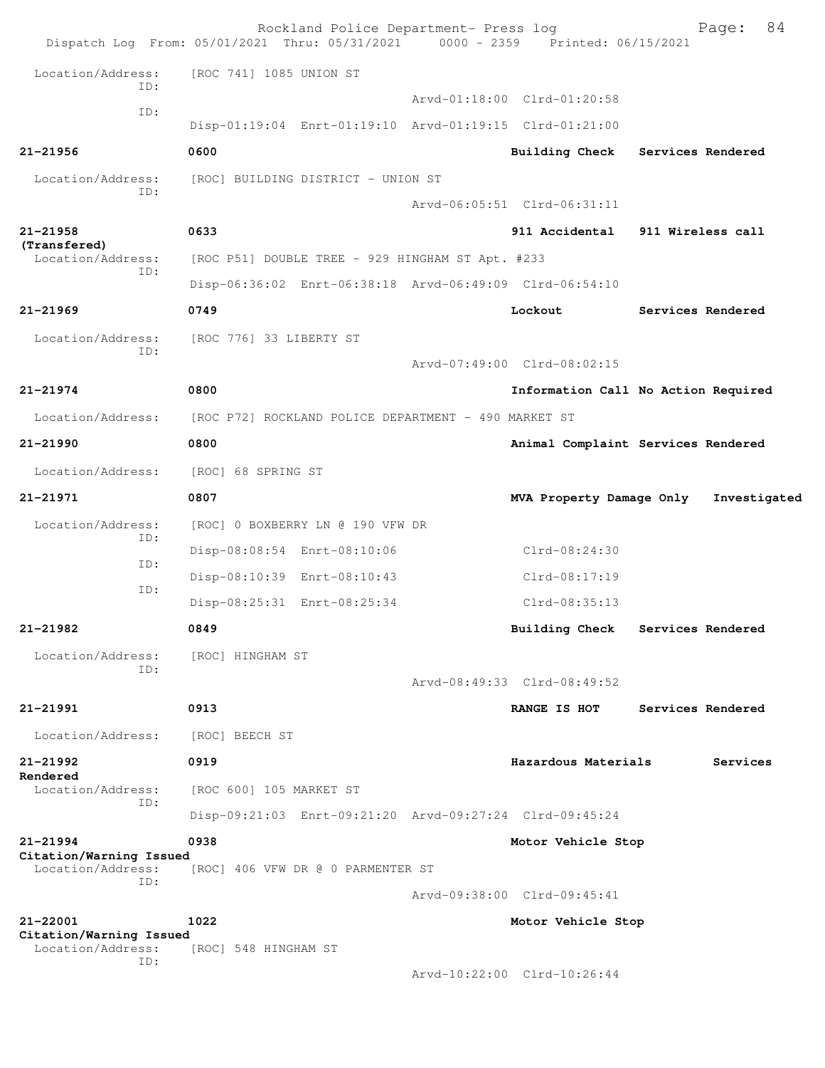Rockland Police Department- Press log

Dispatch Log From: 05/01/2021 Thru: 05/31/2021 0000 - 2359 Printed: 06/15/2021

```
 Location/Address:    [ROC 741] 1085 UNION ST
               ID:
                                               Arvd-01:18:00  Clrd-01:20:58
               ID:
                      Disp-01:19:04  Enrt-01:19:10  Arvd-01:19:15  Clrd-01:21:00

21-21956              0600                                Building Check    Services Rendered

 Location/Address:    [ROC] BUILDING DISTRICT - UNION ST
               ID:
                                               Arvd-06:05:51  Clrd-06:31:11

21-21958              0633                                911 Accidental    911 Wireless call
(Transfered)
 Location/Address:    [ROC P51] DOUBLE TREE - 929 HINGHAM ST Apt. #233
               ID:
                      Disp-06:36:02  Enrt-06:38:18  Arvd-06:49:09  Clrd-06:54:10

21-21969              0749                                Lockout           Services Rendered

 Location/Address:    [ROC 776] 33 LIBERTY ST
               ID:
                                               Arvd-07:49:00  Clrd-08:02:15

21-21974              0800                                Information Call No Action Required

 Location/Address:    [ROC P72] ROCKLAND POLICE DEPARTMENT - 490 MARKET ST

21-21990              0800                                Animal Complaint Services Rendered

 Location/Address:    [ROC] 68 SPRING ST

21-21971              0807                                MVA Property Damage Only   Investigated

 Location/Address:    [ROC] 0 BOXBERRY LN @ 190 VFW DR
               ID:
                      Disp-08:08:54  Enrt-08:10:06                 Clrd-08:24:30
               ID:
                      Disp-08:10:39  Enrt-08:10:43                 Clrd-08:17:19
               ID:
                      Disp-08:25:31  Enrt-08:25:34                 Clrd-08:35:13

21-21982              0849                                Building Check    Services Rendered

 Location/Address:    [ROC] HINGHAM ST
               ID:
                                               Arvd-08:49:33  Clrd-08:49:52

21-21991              0913                                RANGE IS HOT      Services Rendered

 Location/Address:    [ROC] BEECH ST

21-21992              0919                                Hazardous Materials        Services
Rendered
 Location/Address:    [ROC 600] 105 MARKET ST
               ID:
                      Disp-09:21:03  Enrt-09:21:20  Arvd-09:27:24  Clrd-09:45:24

21-21994              0938                                Motor Vehicle Stop
Citation/Warning Issued
 Location/Address:    [ROC] 406 VFW DR @ 0 PARMENTER ST
               ID:
                                               Arvd-09:38:00  Clrd-09:45:41

21-22001              1022                                Motor Vehicle Stop
Citation/Warning Issued
 Location/Address:    [ROC] 548 HINGHAM ST
               ID:
                                               Arvd-10:22:00  Clrd-10:26:44
```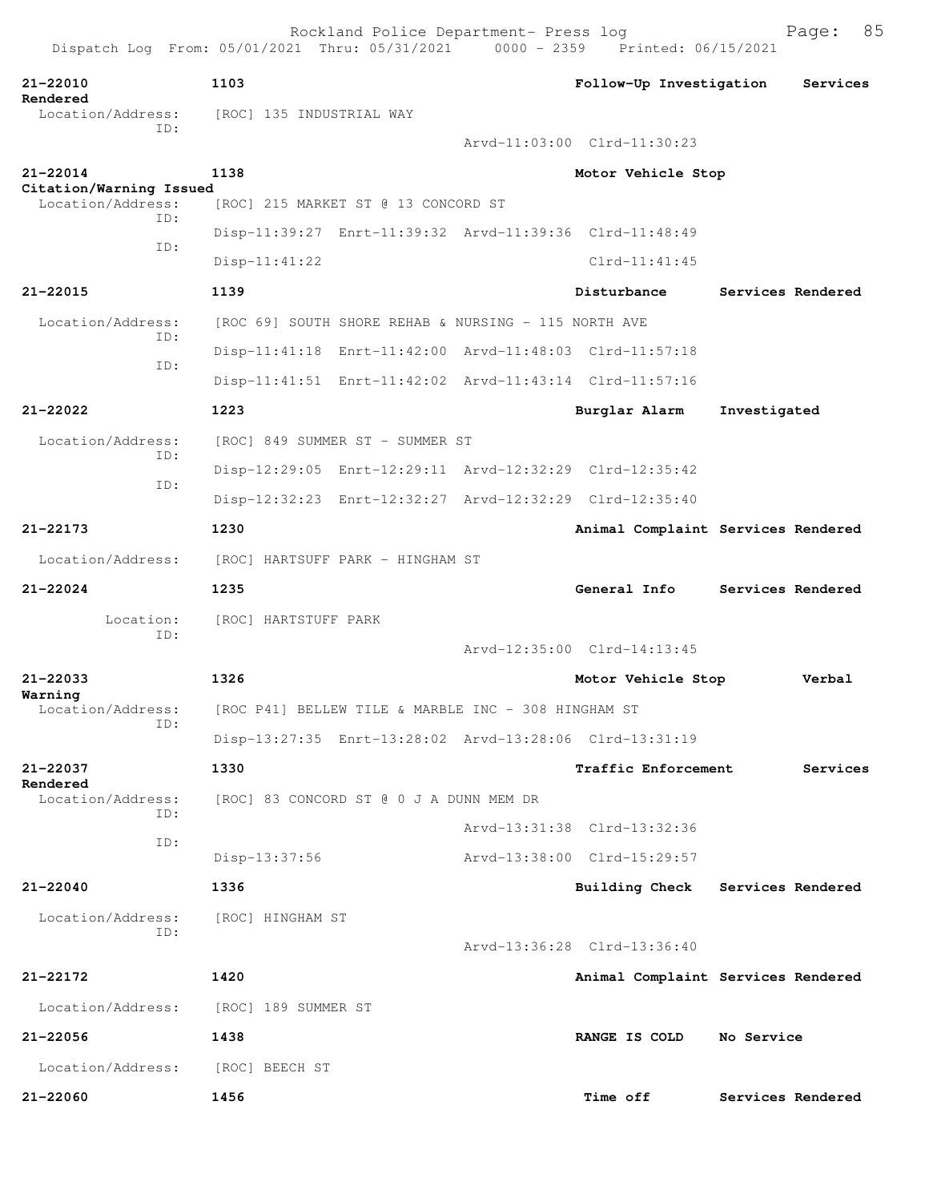**21-22010** 1103 Follow-Up Investigation Services Rendered
Location/Address: [ROC] 135 INDUSTRIAL WAY
ID:
Arvd-11:03:00 Clrd-11:30:23

**21-22014** 1138 Motor Vehicle Stop Citation/Warning Issued
Location/Address: [ROC] 215 MARKET ST @ 13 CONCORD ST
ID:
Disp-11:39:27 Enrt-11:39:32 Arvd-11:39:36 Clrd-11:48:49
ID:
Disp-11:41:22 Clrd-11:41:45

**21-22015** 1139 Disturbance Services Rendered
Location/Address: [ROC 69] SOUTH SHORE REHAB & NURSING - 115 NORTH AVE
ID:
Disp-11:41:18 Enrt-11:42:00 Arvd-11:48:03 Clrd-11:57:18
ID:
Disp-11:41:51 Enrt-11:42:02 Arvd-11:43:14 Clrd-11:57:16

**21-22022** 1223 Burglar Alarm Investigated
Location/Address: [ROC] 849 SUMMER ST - SUMMER ST
ID:
Disp-12:29:05 Enrt-12:29:11 Arvd-12:32:29 Clrd-12:35:42
ID:
Disp-12:32:23 Enrt-12:32:27 Arvd-12:32:29 Clrd-12:35:40

**21-22173** 1230 Animal Complaint Services Rendered
Location/Address: [ROC] HARTSUFF PARK - HINGHAM ST

**21-22024** 1235 General Info Services Rendered
Location: [ROC] HARTSTUFF PARK
ID:
Arvd-12:35:00 Clrd-14:13:45

**21-22033** 1326 Motor Vehicle Stop Verbal Warning
Location/Address: [ROC P41] BELLEW TILE & MARBLE INC - 308 HINGHAM ST
ID:
Disp-13:27:35 Enrt-13:28:02 Arvd-13:28:06 Clrd-13:31:19

**21-22037** 1330 Traffic Enforcement Services Rendered
Location/Address: [ROC] 83 CONCORD ST @ 0 J A DUNN MEM DR
ID:
Arvd-13:31:38 Clrd-13:32:36
ID:
Disp-13:37:56 Arvd-13:38:00 Clrd-15:29:57

**21-22040** 1336 Building Check Services Rendered
Location/Address: [ROC] HINGHAM ST
ID:
Arvd-13:36:28 Clrd-13:36:40

**21-22172** 1420 Animal Complaint Services Rendered
Location/Address: [ROC] 189 SUMMER ST

**21-22056** 1438 RANGE IS COLD No Service
Location/Address: [ROC] BEECH ST

**21-22060** 1456 Time off Services Rendered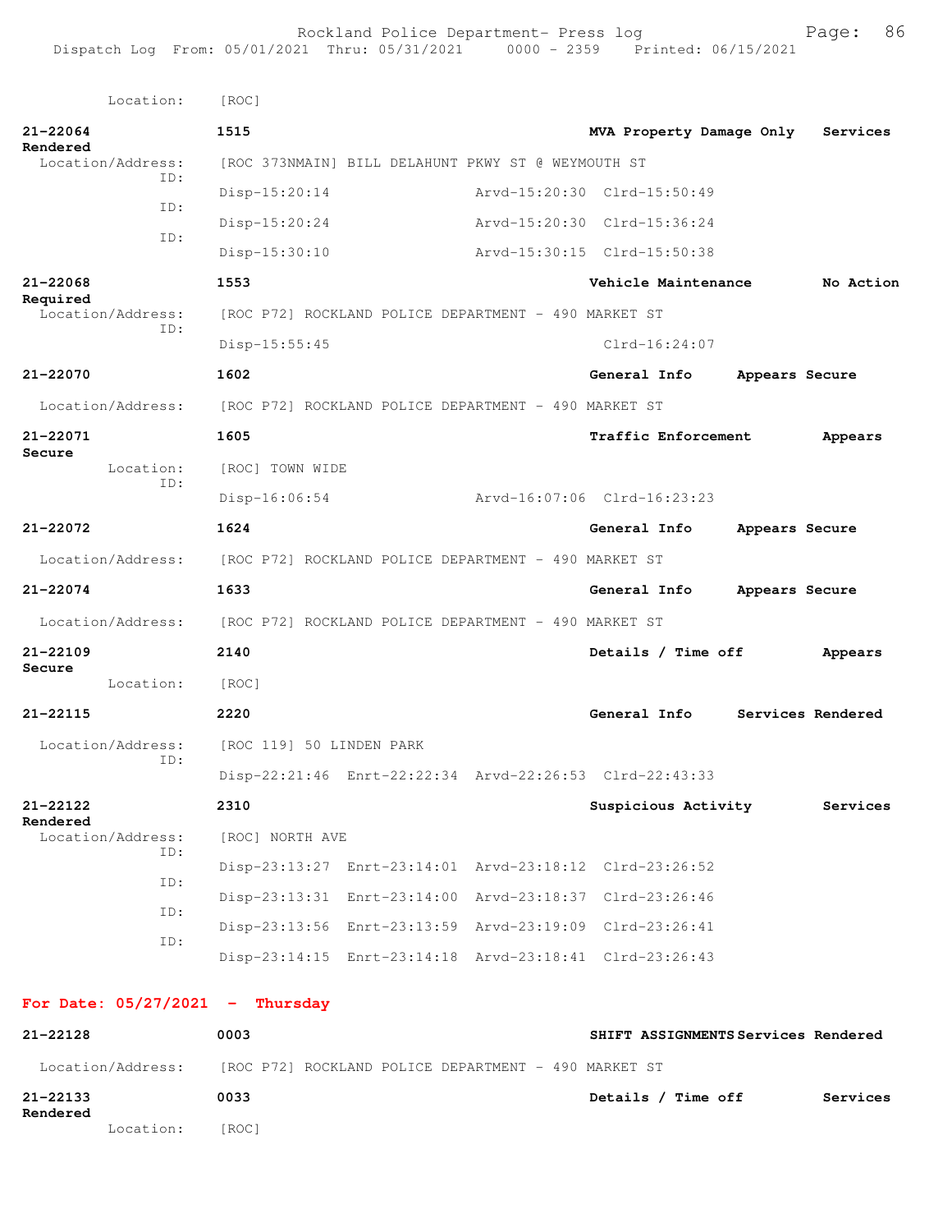Location: [ROC]

**21-22064** **1515** **MVA Property Damage Only** **Services Rendered**

Location/Address: [ROC 373NMAIN] BILL DELAHUNT PKWY ST @ WEYMOUTH ST

ID: Disp-15:20:14 Arvd-15:20:30 Clrd-15:50:49

ID: Disp-15:20:24 Arvd-15:20:30 Clrd-15:36:24

ID: Disp-15:30:10 Arvd-15:30:15 Clrd-15:50:38

**21-22068** **1553** **Vehicle Maintenance** **No Action Required**

Location/Address: [ROC P72] ROCKLAND POLICE DEPARTMENT - 490 MARKET ST

ID: Disp-15:55:45 Clrd-16:24:07

**21-22070** **1602** **General Info** **Appears Secure**

Location/Address: [ROC P72] ROCKLAND POLICE DEPARTMENT - 490 MARKET ST

**21-22071** **1605** **Traffic Enforcement** **Appears Secure**

Location: [ROC] TOWN WIDE

ID: Disp-16:06:54 Arvd-16:07:06 Clrd-16:23:23

**21-22072** **1624** **General Info** **Appears Secure**

Location/Address: [ROC P72] ROCKLAND POLICE DEPARTMENT - 490 MARKET ST

**21-22074** **1633** **General Info** **Appears Secure**

Location/Address: [ROC P72] ROCKLAND POLICE DEPARTMENT - 490 MARKET ST

**21-22109** **2140** **Details / Time off** **Appears Secure**

Location: [ROC]

**21-22115** **2220** **General Info** **Services Rendered**

Location/Address: [ROC 119] 50 LINDEN PARK

ID: Disp-22:21:46 Enrt-22:22:34 Arvd-22:26:53 Clrd-22:43:33

**21-22122** **2310** **Suspicious Activity** **Services Rendered**

Location/Address: [ROC] NORTH AVE

ID: Disp-23:13:27 Enrt-23:14:01 Arvd-23:18:12 Clrd-23:26:52

ID: Disp-23:13:31 Enrt-23:14:00 Arvd-23:18:37 Clrd-23:26:46

ID: Disp-23:13:56 Enrt-23:13:59 Arvd-23:19:09 Clrd-23:26:41

ID: Disp-23:14:15 Enrt-23:14:18 Arvd-23:18:41 Clrd-23:26:43

## For Date: 05/27/2021 - Thursday

**21-22128** **0003** **SHIFT ASSIGNMENTS** **Services Rendered**

Location/Address: [ROC P72] ROCKLAND POLICE DEPARTMENT - 490 MARKET ST

**21-22133** **0033** **Details / Time off** **Services Rendered**

Location: [ROC]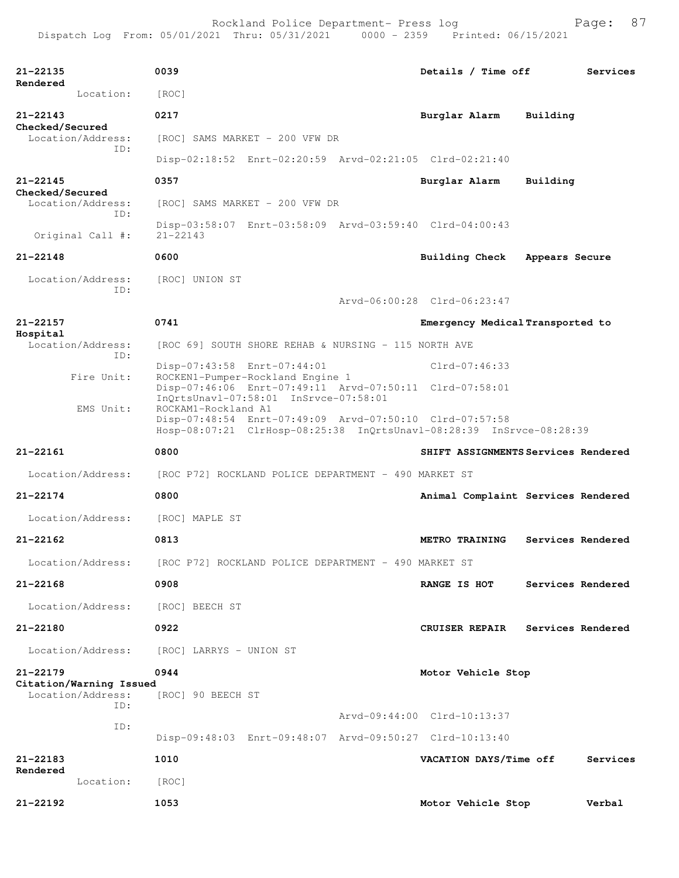| | | | |
|---|---|---|---|
| **21-22135** | **0039** | **Details / Time off** | **Services Rendered** |
| Location: | [ROC] | | |
| **21-22143** | **0217** | **Burglar Alarm** | **Building Checked/Secured** |
| Location/Address: | [ROC] SAMS MARKET - 200 VFW DR | | |
| ID: | Disp-02:18:52 Enrt-02:20:59 Arvd-02:21:05 Clrd-02:21:40 | | |
| **21-22145** | **0357** | **Burglar Alarm** | **Building Checked/Secured** |
| Location/Address: | [ROC] SAMS MARKET - 200 VFW DR | | |
| ID: | Disp-03:58:07 Enrt-03:58:09 Arvd-03:59:40 Clrd-04:00:43 | | |
| Original Call #: | 21-22143 | | |
| **21-22148** | **0600** | **Building Check** | **Appears Secure** |
| Location/Address: | [ROC] UNION ST | | |
| ID: | Arvd-06:00:28 Clrd-06:23:47 | | |
| **21-22157** | **0741** | **Emergency Medical** | **Transported to Hospital** |
| Location/Address: | [ROC 69] SOUTH SHORE REHAB & NURSING - 115 NORTH AVE | | |
| ID: | Disp-07:43:58 Enrt-07:44:01 Clrd-07:46:33 | | |
| Fire Unit: | ROCKEN1-Pumper-Rockland Engine 1 Disp-07:46:06 Enrt-07:49:11 Arvd-07:50:11 Clrd-07:58:01 InQrtsUnavl-07:58:01 InSrvce-07:58:01 | | |
| EMS Unit: | ROCKAM1-Rockland A1 Disp-07:48:54 Enrt-07:49:09 Arvd-07:50:10 Clrd-07:57:58 Hosp-08:07:21 ClrHosp-08:25:38 InQrtsUnavl-08:28:39 InSrvce-08:28:39 | | |
| **21-22161** | **0800** | **SHIFT ASSIGNMENTS** | **Services Rendered** |
| Location/Address: | [ROC P72] ROCKLAND POLICE DEPARTMENT - 490 MARKET ST | | |
| **21-22174** | **0800** | **Animal Complaint** | **Services Rendered** |
| Location/Address: | [ROC] MAPLE ST | | |
| **21-22162** | **0813** | **METRO TRAINING** | **Services Rendered** |
| Location/Address: | [ROC P72] ROCKLAND POLICE DEPARTMENT - 490 MARKET ST | | |
| **21-22168** | **0908** | **RANGE IS HOT** | **Services Rendered** |
| Location/Address: | [ROC] BEECH ST | | |
| **21-22180** | **0922** | **CRUISER REPAIR** | **Services Rendered** |
| Location/Address: | [ROC] LARRYS - UNION ST | | |
| **21-22179** | **0944** | **Motor Vehicle Stop** | **Citation/Warning Issued** |
| Location/Address: | [ROC] 90 BEECH ST | | |
| ID: | Arvd-09:44:00 Clrd-10:13:37 | | |
| ID: | Disp-09:48:03 Enrt-09:48:07 Arvd-09:50:27 Clrd-10:13:40 | | |
| **21-22183** | **1010** | **VACATION DAYS/Time off** | **Services Rendered** |
| Location: | [ROC] | | |
| **21-22192** | **1053** | **Motor Vehicle Stop** | **Verbal** |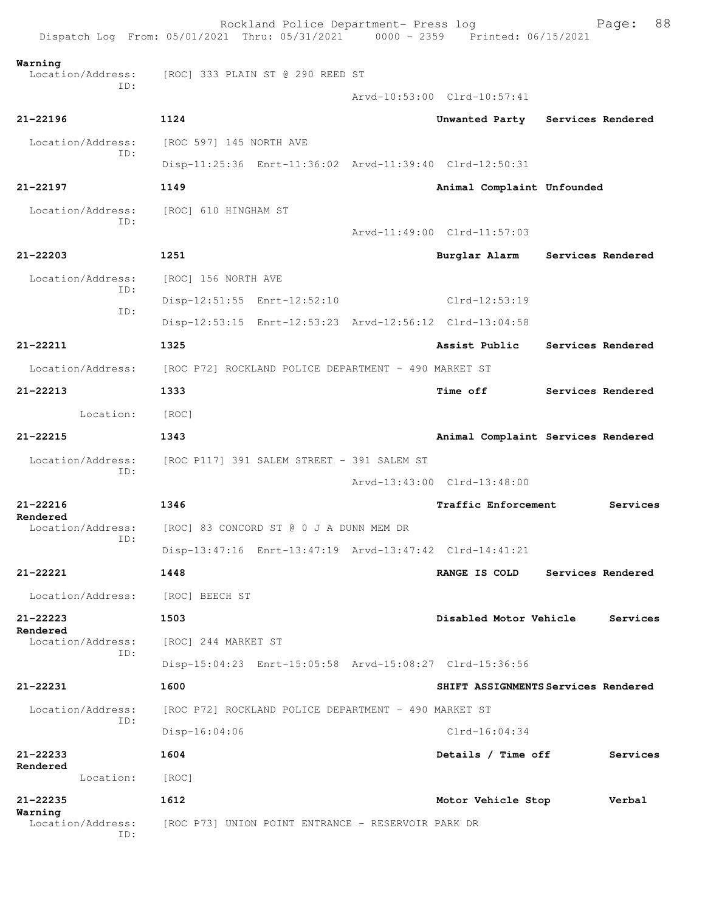Warning
Location/Address: [ROC] 333 PLAIN ST @ 290 REED ST
ID:
Arvd-10:53:00 Clrd-10:57:41

**21-22196** **1124** **Unwanted Party** **Services Rendered**
Location/Address: [ROC 597] 145 NORTH AVE
ID:
Disp-11:25:36 Enrt-11:36:02 Arvd-11:39:40 Clrd-12:50:31

**21-22197** **1149** **Animal Complaint Unfounded**
Location/Address: [ROC] 610 HINGHAM ST
ID:
Arvd-11:49:00 Clrd-11:57:03

**21-22203** **1251** **Burglar Alarm** **Services Rendered**
Location/Address: [ROC] 156 NORTH AVE
ID:
Disp-12:51:55 Enrt-12:52:10 Clrd-12:53:19
ID:
Disp-12:53:15 Enrt-12:53:23 Arvd-12:56:12 Clrd-13:04:58

**21-22211** **1325** **Assist Public** **Services Rendered**
Location/Address: [ROC P72] ROCKLAND POLICE DEPARTMENT - 490 MARKET ST

**21-22213** **1333** **Time off** **Services Rendered**
Location: [ROC]

**21-22215** **1343** **Animal Complaint Services Rendered**
Location/Address: [ROC P117] 391 SALEM STREET - 391 SALEM ST
ID:
Arvd-13:43:00 Clrd-13:48:00

**21-22216** **1346** **Traffic Enforcement** **Services Rendered**
Location/Address: [ROC] 83 CONCORD ST @ 0 J A DUNN MEM DR
ID:
Disp-13:47:16 Enrt-13:47:19 Arvd-13:47:42 Clrd-14:41:21

**21-22221** **1448** **RANGE IS COLD** **Services Rendered**
Location/Address: [ROC] BEECH ST

**21-22223** **1503** **Disabled Motor Vehicle** **Services Rendered**
Location/Address: [ROC] 244 MARKET ST
ID:
Disp-15:04:23 Enrt-15:05:58 Arvd-15:08:27 Clrd-15:36:56

**21-22231** **1600** **SHIFT ASSIGNMENTS Services Rendered**
Location/Address: [ROC P72] ROCKLAND POLICE DEPARTMENT - 490 MARKET ST
ID:
Disp-16:04:06 Clrd-16:04:34

**21-22233** **1604** **Details / Time off** **Services Rendered**
Location: [ROC]

**21-22235** **1612** **Motor Vehicle Stop** **Verbal Warning**
Location/Address: [ROC P73] UNION POINT ENTRANCE - RESERVOIR PARK DR
ID: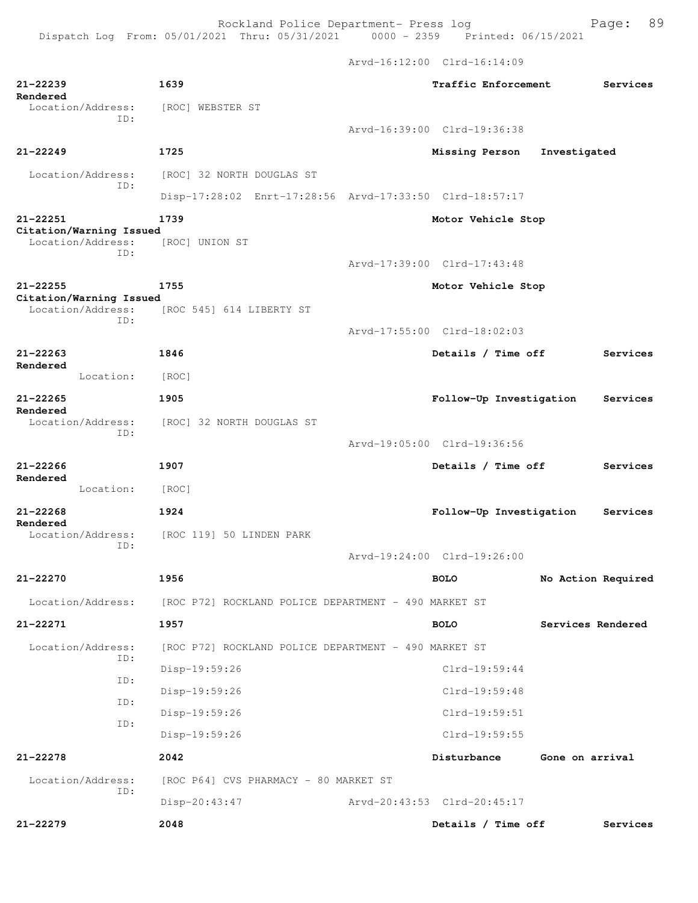Arvd-16:12:00 Clrd-16:14:09

**21-22239** 1639 Traffic Enforcement Services Rendered
Location/Address: [ROC] WEBSTER ST
ID:
Arvd-16:39:00 Clrd-19:36:38

**21-22249** 1725 Missing Person Investigated
Location/Address: [ROC] 32 NORTH DOUGLAS ST
ID:
Disp-17:28:02 Enrt-17:28:56 Arvd-17:33:50 Clrd-18:57:17

**21-22251** 1739 Motor Vehicle Stop Citation/Warning Issued
Location/Address: [ROC] UNION ST
ID:
Arvd-17:39:00 Clrd-17:43:48

**21-22255** 1755 Motor Vehicle Stop Citation/Warning Issued
Location/Address: [ROC 545] 614 LIBERTY ST
ID:
Arvd-17:55:00 Clrd-18:02:03

**21-22263** 1846 Details / Time off Services Rendered
Location: [ROC]

**21-22265** 1905 Follow-Up Investigation Services Rendered
Location/Address: [ROC] 32 NORTH DOUGLAS ST
ID:
Arvd-19:05:00 Clrd-19:36:56

**21-22266** 1907 Details / Time off Services Rendered
Location: [ROC]

**21-22268** 1924 Follow-Up Investigation Services Rendered
Location/Address: [ROC 119] 50 LINDEN PARK
ID:
Arvd-19:24:00 Clrd-19:26:00

**21-22270** 1956 BOLO No Action Required
Location/Address: [ROC P72] ROCKLAND POLICE DEPARTMENT - 490 MARKET ST

**21-22271** 1957 BOLO Services Rendered
Location/Address: [ROC P72] ROCKLAND POLICE DEPARTMENT - 490 MARKET ST
ID:
Disp-19:59:26 Clrd-19:59:44
ID:
Disp-19:59:26 Clrd-19:59:48
ID:
Disp-19:59:26 Clrd-19:59:51
ID:
Disp-19:59:26 Clrd-19:59:55

**21-22278** 2042 Disturbance Gone on arrival
Location/Address: [ROC P64] CVS PHARMACY - 80 MARKET ST
ID:
Disp-20:43:47 Arvd-20:43:53 Clrd-20:45:17

**21-22279** 2048 Details / Time off Services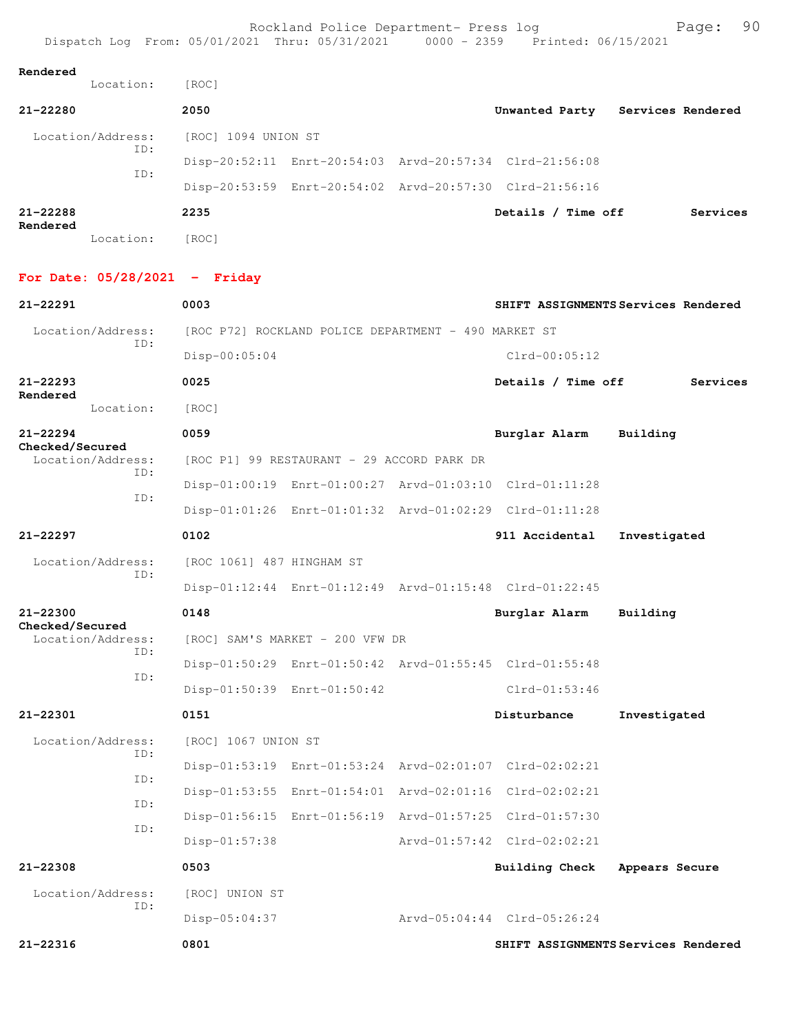Rendered
Location: [ROC]

**21-22280** 2050 Unwanted Party Services Rendered

Location/Address: [ROC] 1094 UNION ST
ID: Disp-20:52:11 Enrt-20:54:03 Arvd-20:57:34 Clrd-21:56:08
ID: Disp-20:53:59 Enrt-20:54:02 Arvd-20:57:30 Clrd-21:56:16

**21-22288** 2235 Details / Time off Services Rendered
Location: [ROC]

## For Date: 05/28/2021 - Friday

**21-22291** 0003 SHIFT ASSIGNMENTS Services Rendered

Location/Address: [ROC P72] ROCKLAND POLICE DEPARTMENT - 490 MARKET ST
ID: Disp-00:05:04 Clrd-00:05:12

**21-22293** 0025 Details / Time off Services Rendered
Location: [ROC]

**21-22294** 0059 Burglar Alarm Building Checked/Secured
Location/Address: [ROC P1] 99 RESTAURANT - 29 ACCORD PARK DR
ID: Disp-01:00:19 Enrt-01:00:27 Arvd-01:03:10 Clrd-01:11:28
ID: Disp-01:01:26 Enrt-01:01:32 Arvd-01:02:29 Clrd-01:11:28

**21-22297** 0102 911 Accidental Investigated

Location/Address: [ROC 1061] 487 HINGHAM ST
ID: Disp-01:12:44 Enrt-01:12:49 Arvd-01:15:48 Clrd-01:22:45

**21-22300** 0148 Burglar Alarm Building Checked/Secured
Location/Address: [ROC] SAM'S MARKET - 200 VFW DR
ID: Disp-01:50:29 Enrt-01:50:42 Arvd-01:55:45 Clrd-01:55:48
ID: Disp-01:50:39 Enrt-01:50:42 Clrd-01:53:46

**21-22301** 0151 Disturbance Investigated

Location/Address: [ROC] 1067 UNION ST
ID: Disp-01:53:19 Enrt-01:53:24 Arvd-02:01:07 Clrd-02:02:21
ID: Disp-01:53:55 Enrt-01:54:01 Arvd-02:01:16 Clrd-02:02:21
ID: Disp-01:56:15 Enrt-01:56:19 Arvd-01:57:25 Clrd-01:57:30
ID: Disp-01:57:38 Arvd-01:57:42 Clrd-02:02:21

**21-22308** 0503 Building Check Appears Secure

Location/Address: [ROC] UNION ST
ID: Disp-05:04:37 Arvd-05:04:44 Clrd-05:26:24

**21-22316** 0801 SHIFT ASSIGNMENTS Services Rendered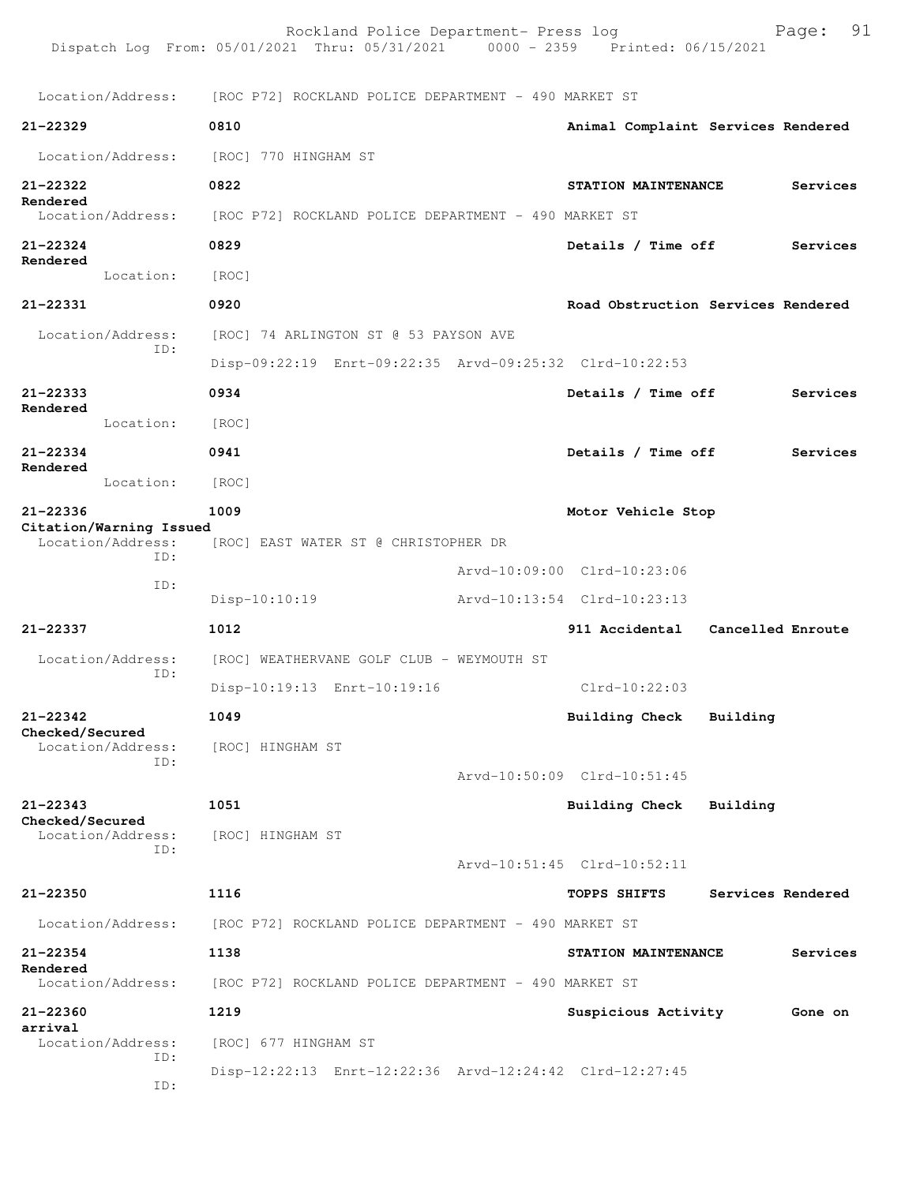Location/Address: [ROC P72] ROCKLAND POLICE DEPARTMENT - 490 MARKET ST

**21-22329** **0810** **Animal Complaint Services Rendered**

Location/Address: [ROC] 770 HINGHAM ST

**21-22322** **0822** **STATION MAINTENANCE Services Rendered**

Location/Address: [ROC P72] ROCKLAND POLICE DEPARTMENT - 490 MARKET ST

**21-22324** **0829** **Details / Time off Services Rendered**

Location: [ROC]

**21-22331** **0920** **Road Obstruction Services Rendered**

Location/Address: [ROC] 74 ARLINGTON ST @ 53 PAYSON AVE
ID:
Disp-09:22:19 Enrt-09:22:35 Arvd-09:25:32 Clrd-10:22:53

**21-22333** **0934** **Details / Time off Services Rendered**

Location: [ROC]

**21-22334** **0941** **Details / Time off Services Rendered**

Location: [ROC]

**21-22336** **1009** **Motor Vehicle Stop Citation/Warning Issued**

Location/Address: [ROC] EAST WATER ST @ CHRISTOPHER DR
ID:
Arvd-10:09:00 Clrd-10:23:06
ID:
Disp-10:10:19 Arvd-10:13:54 Clrd-10:23:13

**21-22337** **1012** **911 Accidental Cancelled Enroute**

Location/Address: [ROC] WEATHERVANE GOLF CLUB - WEYMOUTH ST
ID:
Disp-10:19:13 Enrt-10:19:16 Clrd-10:22:03

**21-22342** **1049** **Building Check Building Checked/Secured**

Location/Address: [ROC] HINGHAM ST
ID:
Arvd-10:50:09 Clrd-10:51:45

**21-22343** **1051** **Building Check Building Checked/Secured**

Location/Address: [ROC] HINGHAM ST
ID:
Arvd-10:51:45 Clrd-10:52:11

**21-22350** **1116** **TOPPS SHIFTS Services Rendered**

Location/Address: [ROC P72] ROCKLAND POLICE DEPARTMENT - 490 MARKET ST

**21-22354** **1138** **STATION MAINTENANCE Services Rendered**

Location/Address: [ROC P72] ROCKLAND POLICE DEPARTMENT - 490 MARKET ST

**21-22360** **1219** **Suspicious Activity Gone on arrival**

Location/Address: [ROC] 677 HINGHAM ST
ID:
Disp-12:22:13 Enrt-12:22:36 Arvd-12:24:42 Clrd-12:27:45
ID: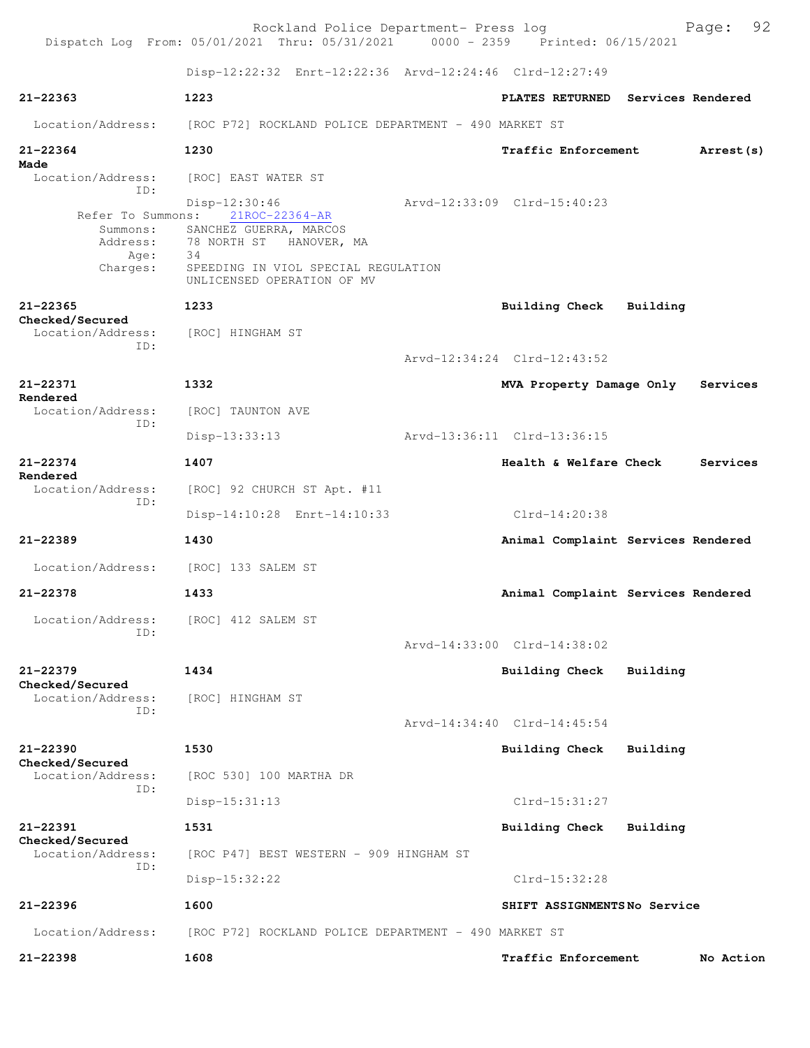Disp-12:22:32 Enrt-12:22:36 Arvd-12:24:46 Clrd-12:27:49

**21-22363** **1223** **PLATES RETURNED** **Services Rendered**

Location/Address: [ROC P72] ROCKLAND POLICE DEPARTMENT - 490 MARKET ST

**21-22364** **1230** **Traffic Enforcement** **Arrest(s) Made**

Location/Address: [ROC] EAST WATER ST
ID:
Disp-12:30:46 Arvd-12:33:09 Clrd-15:40:23
Refer To Summons: 21ROC-22364-AR
Summons: SANCHEZ GUERRA, MARCOS
Address: 78 NORTH ST HANOVER, MA
Age: 34
Charges: SPEEDING IN VIOL SPECIAL REGULATION
UNLICENSED OPERATION OF MV

**21-22365** **1233** **Building Check** **Building Checked/Secured**

Location/Address: [ROC] HINGHAM ST
ID:
Arvd-12:34:24 Clrd-12:43:52

**21-22371** **1332** **MVA Property Damage Only** **Services Rendered**

Location/Address: [ROC] TAUNTON AVE
ID:
Disp-13:33:13 Arvd-13:36:11 Clrd-13:36:15

**21-22374** **1407** **Health & Welfare Check** **Services Rendered**

Location/Address: [ROC] 92 CHURCH ST Apt. #11
ID:
Disp-14:10:28 Enrt-14:10:33 Clrd-14:20:38

**21-22389** **1430** **Animal Complaint** **Services Rendered**

Location/Address: [ROC] 133 SALEM ST

**21-22378** **1433** **Animal Complaint** **Services Rendered**

Location/Address: [ROC] 412 SALEM ST
ID:
Arvd-14:33:00 Clrd-14:38:02

**21-22379** **1434** **Building Check** **Building Checked/Secured**

Location/Address: [ROC] HINGHAM ST
ID:
Arvd-14:34:40 Clrd-14:45:54

**21-22390** **1530** **Building Check** **Building Checked/Secured**

Location/Address: [ROC 530] 100 MARTHA DR
ID:
Disp-15:31:13 Clrd-15:31:27

**21-22391** **1531** **Building Check** **Building Checked/Secured**

Location/Address: [ROC P47] BEST WESTERN - 909 HINGHAM ST
ID:
Disp-15:32:22 Clrd-15:32:28

**21-22396** **1600** **SHIFT ASSIGNMENTS** **No Service**

Location/Address: [ROC P72] ROCKLAND POLICE DEPARTMENT - 490 MARKET ST

**21-22398** **1608** **Traffic Enforcement** **No Action**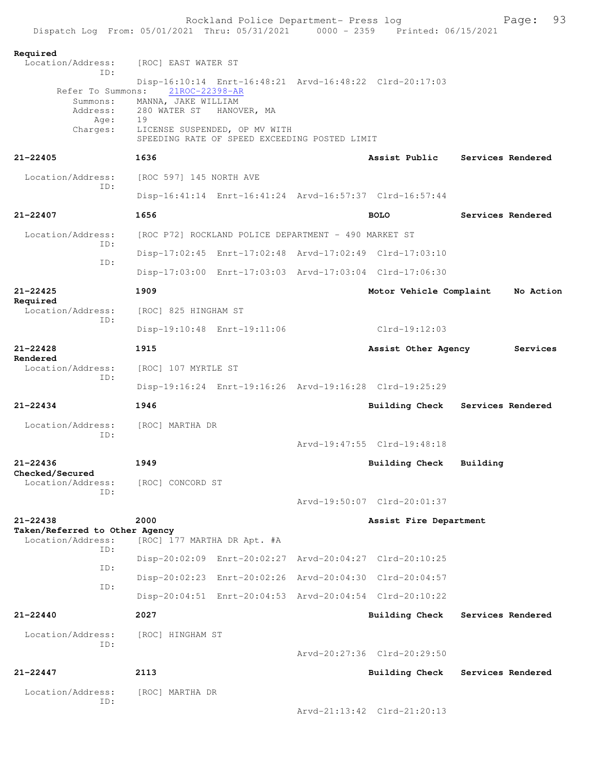Required

Location/Address: [ROC] EAST WATER ST
ID:
Disp-16:10:14 Enrt-16:48:21 Arvd-16:48:22 Clrd-20:17:03
Refer To Summons: 21ROC-22398-AR
Summons: MANNA, JAKE WILLIAM
Address: 280 WATER ST HANOVER, MA
Age: 19
Charges: LICENSE SUSPENDED, OP MV WITH
SPEEDING RATE OF SPEED EXCEEDING POSTED LIMIT

**21-22405** **1636** **Assist Public** **Services Rendered**

Location/Address: [ROC 597] 145 NORTH AVE
ID:
Disp-16:41:14 Enrt-16:41:24 Arvd-16:57:37 Clrd-16:57:44

**21-22407** **1656** **BOLO** **Services Rendered**

Location/Address: [ROC P72] ROCKLAND POLICE DEPARTMENT - 490 MARKET ST
ID:
Disp-17:02:45 Enrt-17:02:48 Arvd-17:02:49 Clrd-17:03:10
ID:
Disp-17:03:00 Enrt-17:03:03 Arvd-17:03:04 Clrd-17:06:30

**21-22425** **1909** **Motor Vehicle Complaint** **No Action Required**

Location/Address: [ROC] 825 HINGHAM ST
ID:
Disp-19:10:48 Enrt-19:11:06 Clrd-19:12:03

**21-22428** **1915** **Assist Other Agency** **Services Rendered**

Location/Address: [ROC] 107 MYRTLE ST
ID:
Disp-19:16:24 Enrt-19:16:26 Arvd-19:16:28 Clrd-19:25:29

**21-22434** **1946** **Building Check** **Services Rendered**

Location/Address: [ROC] MARTHA DR
ID:
Arvd-19:47:55 Clrd-19:48:18

**21-22436** **1949** **Building Check** **Building Checked/Secured**

Location/Address: [ROC] CONCORD ST
ID:
Arvd-19:50:07 Clrd-20:01:37

**21-22438** **2000** **Assist Fire Department** **Taken/Referred to Other Agency**

Location/Address: [ROC] 177 MARTHA DR Apt. #A
ID:
Disp-20:02:09 Enrt-20:02:27 Arvd-20:04:27 Clrd-20:10:25
ID:
Disp-20:02:23 Enrt-20:02:26 Arvd-20:04:30 Clrd-20:04:57
ID:
Disp-20:04:51 Enrt-20:04:53 Arvd-20:04:54 Clrd-20:10:22

**21-22440** **2027** **Building Check** **Services Rendered**

Location/Address: [ROC] HINGHAM ST
ID:
Arvd-20:27:36 Clrd-20:29:50

**21-22447** **2113** **Building Check** **Services Rendered**

Location/Address: [ROC] MARTHA DR
ID:
Arvd-21:13:42 Clrd-21:20:13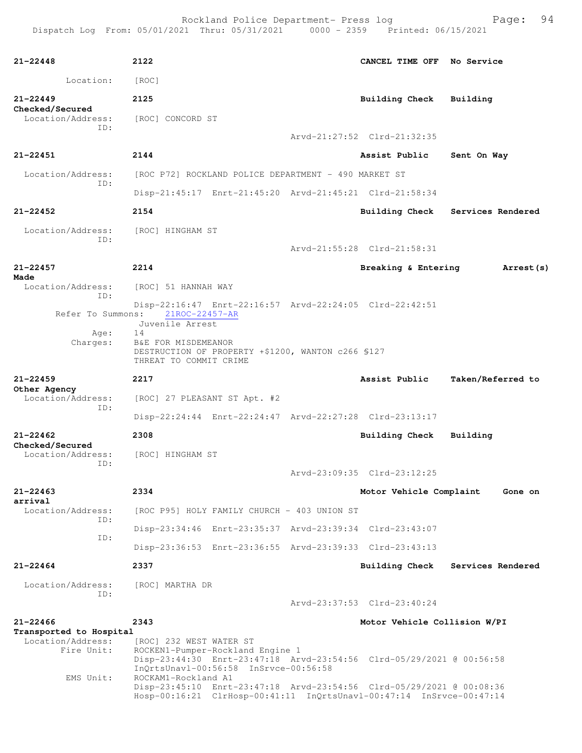| | | | |
|---|---|---|---|
| **21-22448** | **2122** | **CANCEL TIME OFF** | **No Service** |

Location: [ROC]

**21-22449** **2125** **Building Check** **Building Checked/Secured**
Location/Address: [ROC] CONCORD ST
ID:
Arvd-21:27:52 Clrd-21:32:35

**21-22451** **2144** **Assist Public** **Sent On Way**
Location/Address: [ROC P72] ROCKLAND POLICE DEPARTMENT - 490 MARKET ST
ID:
Disp-21:45:17 Enrt-21:45:20 Arvd-21:45:21 Clrd-21:58:34

**21-22452** **2154** **Building Check** **Services Rendered**
Location/Address: [ROC] HINGHAM ST
ID:
Arvd-21:55:28 Clrd-21:58:31

**21-22457** **2214** **Breaking & Entering** **Arrest(s) Made**
Location/Address: [ROC] 51 HANNAH WAY
ID:
Disp-22:16:47 Enrt-22:16:57 Arvd-22:24:05 Clrd-22:42:51
Refer To Summons: 21ROC-22457-AR
Juvenile Arrest
Age: 14
Charges: B&E FOR MISDEMEANOR
DESTRUCTION OF PROPERTY +$1200, WANTON c266 §127
THREAT TO COMMIT CRIME

**21-22459** **2217** **Assist Public** **Taken/Referred to Other Agency**
Location/Address: [ROC] 27 PLEASANT ST Apt. #2
ID:
Disp-22:24:44 Enrt-22:24:47 Arvd-22:27:28 Clrd-23:13:17

**21-22462** **2308** **Building Check** **Building Checked/Secured**
Location/Address: [ROC] HINGHAM ST
ID:
Arvd-23:09:35 Clrd-23:12:25

**21-22463** **2334** **Motor Vehicle Complaint** **Gone on arrival**
Location/Address: [ROC P95] HOLY FAMILY CHURCH - 403 UNION ST
ID:
Disp-23:34:46 Enrt-23:35:37 Arvd-23:39:34 Clrd-23:43:07
ID:
Disp-23:36:53 Enrt-23:36:55 Arvd-23:39:33 Clrd-23:43:13

**21-22464** **2337** **Building Check** **Services Rendered**
Location/Address: [ROC] MARTHA DR
ID:
Arvd-23:37:53 Clrd-23:40:24

**21-22466** **2343** **Motor Vehicle Collision W/PI** **Transported to Hospital**
Location/Address: [ROC] 232 WEST WATER ST
Fire Unit: ROCKEN1-Pumper-Rockland Engine 1
Disp-23:44:30 Enrt-23:47:18 Arvd-23:54:56 Clrd-05/29/2021 @ 00:56:58
InQrtsUnavl-00:56:58 InSrvce-00:56:58
EMS Unit: ROCKAM1-Rockland A1
Disp-23:45:10 Enrt-23:47:18 Arvd-23:54:56 Clrd-05/29/2021 @ 00:08:36
Hosp-00:16:21 ClrHosp-00:41:11 InQrtsUnavl-00:47:14 InSrvce-00:47:14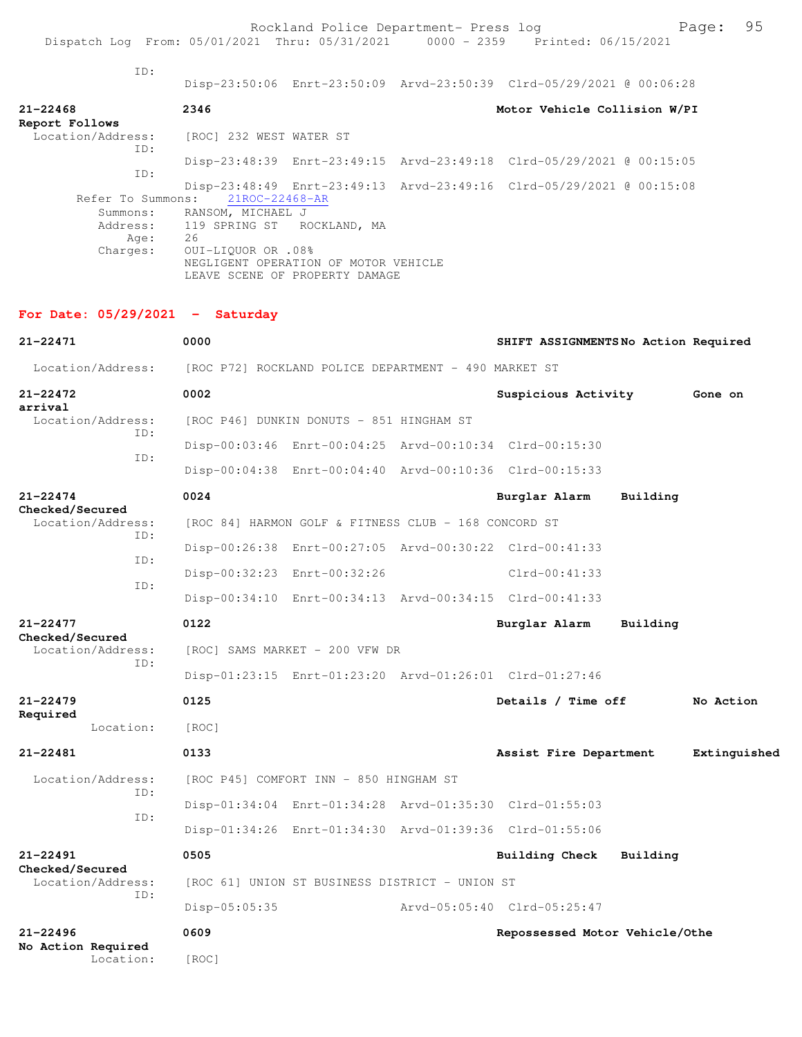ID:
Disp-23:50:06 Enrt-23:50:09 Arvd-23:50:39 Clrd-05/29/2021 @ 00:06:28

**21-22468** **2346** **Motor Vehicle Collision W/PI**
**Report Follows**
Location/Address: [ROC] 232 WEST WATER ST
ID:
Disp-23:48:39 Enrt-23:49:15 Arvd-23:49:18 Clrd-05/29/2021 @ 00:15:05
ID:
Disp-23:48:49 Enrt-23:49:13 Arvd-23:49:16 Clrd-05/29/2021 @ 00:15:08
Refer To Summons: 21ROC-22468-AR
Summons: RANSOM, MICHAEL J
Address: 119 SPRING ST ROCKLAND, MA
Age: 26
Charges: OUI-LIQUOR OR .08%
NEGLIGENT OPERATION OF MOTOR VEHICLE
LEAVE SCENE OF PROPERTY DAMAGE

## For Date: 05/29/2021 - Saturday

**21-22471** **0000** **SHIFT ASSIGNMENTS No Action Required**
Location/Address: [ROC P72] ROCKLAND POLICE DEPARTMENT - 490 MARKET ST

**21-22472** **0002** **Suspicious Activity** **Gone on arrival**
Location/Address: [ROC P46] DUNKIN DONUTS - 851 HINGHAM ST
ID:
Disp-00:03:46 Enrt-00:04:25 Arvd-00:10:34 Clrd-00:15:30
ID:
Disp-00:04:38 Enrt-00:04:40 Arvd-00:10:36 Clrd-00:15:33

**21-22474** **0024** **Burglar Alarm** **Building Checked/Secured**
Location/Address: [ROC 84] HARMON GOLF & FITNESS CLUB - 168 CONCORD ST
ID:
Disp-00:26:38 Enrt-00:27:05 Arvd-00:30:22 Clrd-00:41:33
ID:
Disp-00:32:23 Enrt-00:32:26 Clrd-00:41:33
ID:
Disp-00:34:10 Enrt-00:34:13 Arvd-00:34:15 Clrd-00:41:33

**21-22477** **0122** **Burglar Alarm** **Building Checked/Secured**
Location/Address: [ROC] SAMS MARKET - 200 VFW DR
ID:
Disp-01:23:15 Enrt-01:23:20 Arvd-01:26:01 Clrd-01:27:46

**21-22479** **0125** **Details / Time off** **No Action Required**
Location: [ROC]

**21-22481** **0133** **Assist Fire Department** **Extinguished**
Location/Address: [ROC P45] COMFORT INN - 850 HINGHAM ST
ID:
Disp-01:34:04 Enrt-01:34:28 Arvd-01:35:30 Clrd-01:55:03
ID:
Disp-01:34:26 Enrt-01:34:30 Arvd-01:39:36 Clrd-01:55:06

**21-22491** **0505** **Building Check** **Building Checked/Secured**
Location/Address: [ROC 61] UNION ST BUSINESS DISTRICT - UNION ST
ID:
Disp-05:05:35 Arvd-05:05:40 Clrd-05:25:47

**21-22496** **0609** **Repossessed Motor Vehicle/Othe**
**No Action Required**
Location: [ROC]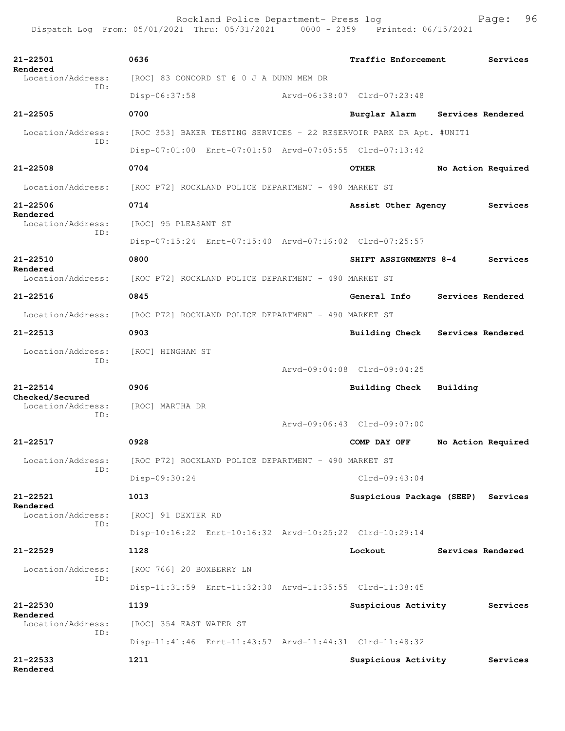| Call Number | Time | Call Reason | Action |
|---|---|---|---|
| 21-22501 | 0636 | Traffic Enforcement | Services Rendered |

Location/Address: [ROC] 83 CONCORD ST @ 0 J A DUNN MEM DR
ID:
Disp-06:37:58 Arvd-06:38:07 Clrd-07:23:48

**21-22505** 0700 Burglar Alarm Services Rendered
Location/Address: [ROC 353] BAKER TESTING SERVICES - 22 RESERVOIR PARK DR Apt. #UNIT1
ID:
Disp-07:01:00 Enrt-07:01:50 Arvd-07:05:55 Clrd-07:13:42

**21-22508** 0704 OTHER No Action Required
Location/Address: [ROC P72] ROCKLAND POLICE DEPARTMENT - 490 MARKET ST

**21-22506** 0714 Assist Other Agency Services Rendered
Location/Address: [ROC] 95 PLEASANT ST
ID:
Disp-07:15:24 Enrt-07:15:40 Arvd-07:16:02 Clrd-07:25:57

**21-22510** 0800 SHIFT ASSIGNMENTS 8-4 Services Rendered
Location/Address: [ROC P72] ROCKLAND POLICE DEPARTMENT - 490 MARKET ST

**21-22516** 0845 General Info Services Rendered
Location/Address: [ROC P72] ROCKLAND POLICE DEPARTMENT - 490 MARKET ST

**21-22513** 0903 Building Check Services Rendered
Location/Address: [ROC] HINGHAM ST
ID:
Arvd-09:04:08 Clrd-09:04:25

**21-22514** 0906 Building Check Building Checked/Secured
Location/Address: [ROC] MARTHA DR
ID:
Arvd-09:06:43 Clrd-09:07:00

**21-22517** 0928 COMP DAY OFF No Action Required
Location/Address: [ROC P72] ROCKLAND POLICE DEPARTMENT - 490 MARKET ST
ID:
Disp-09:30:24 Clrd-09:43:04

**21-22521** 1013 Suspicious Package (SEEP) Services Rendered
Location/Address: [ROC] 91 DEXTER RD
ID:
Disp-10:16:22 Enrt-10:16:32 Arvd-10:25:22 Clrd-10:29:14

**21-22529** 1128 Lockout Services Rendered
Location/Address: [ROC 766] 20 BOXBERRY LN
ID:
Disp-11:31:59 Enrt-11:32:30 Arvd-11:35:55 Clrd-11:38:45

**21-22530** 1139 Suspicious Activity Services Rendered
Location/Address: [ROC] 354 EAST WATER ST
ID:
Disp-11:41:46 Enrt-11:43:57 Arvd-11:44:31 Clrd-11:48:32

**21-22533** 1211 Suspicious Activity Services Rendered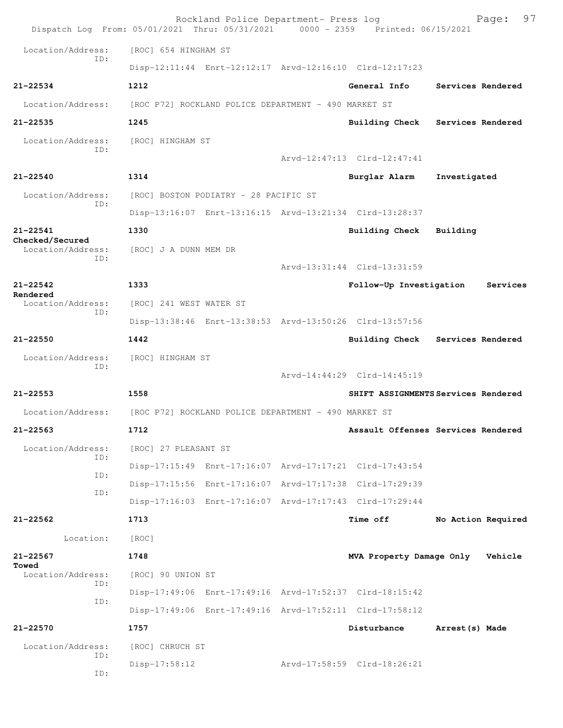Dispatch Log From: 05/01/2021 Thru: 05/31/2021 0000 - 2359 Printed: 06/15/2021

Location/Address: [ROC] 654 HINGHAM ST
ID:
Disp-12:11:44 Enrt-12:12:17 Arvd-12:16:10 Clrd-12:17:23

**21-22534** **1212** **General Info** **Services Rendered**

Location/Address: [ROC P72] ROCKLAND POLICE DEPARTMENT - 490 MARKET ST

**21-22535** **1245** **Building Check** **Services Rendered**

Location/Address: [ROC] HINGHAM ST
ID:
Arvd-12:47:13 Clrd-12:47:41

**21-22540** **1314** **Burglar Alarm** **Investigated**

Location/Address: [ROC] BOSTON PODIATRY - 28 PACIFIC ST
ID:
Disp-13:16:07 Enrt-13:16:15 Arvd-13:21:34 Clrd-13:28:37

**21-22541** **1330** **Building Check** **Building Checked/Secured**

Location/Address: [ROC] J A DUNN MEM DR
ID:
Arvd-13:31:44 Clrd-13:31:59

**21-22542** **1333** **Follow-Up Investigation** **Services Rendered**

Location/Address: [ROC] 241 WEST WATER ST
ID:
Disp-13:38:46 Enrt-13:38:53 Arvd-13:50:26 Clrd-13:57:56

**21-22550** **1442** **Building Check** **Services Rendered**

Location/Address: [ROC] HINGHAM ST
ID:
Arvd-14:44:29 Clrd-14:45:19

**21-22553** **1558** **SHIFT ASSIGNMENTS** **Services Rendered**

Location/Address: [ROC P72] ROCKLAND POLICE DEPARTMENT - 490 MARKET ST

**21-22563** **1712** **Assault Offenses** **Services Rendered**

Location/Address: [ROC] 27 PLEASANT ST
ID:
Disp-17:15:49 Enrt-17:16:07 Arvd-17:17:21 Clrd-17:43:54
ID:
Disp-17:15:56 Enrt-17:16:07 Arvd-17:17:38 Clrd-17:29:39
ID:
Disp-17:16:03 Enrt-17:16:07 Arvd-17:17:43 Clrd-17:29:44

**21-22562** **1713** **Time off** **No Action Required**

Location: [ROC]

**21-22567** **1748** **MVA Property Damage Only** **Vehicle Towed**

Location/Address: [ROC] 90 UNION ST
ID:
Disp-17:49:06 Enrt-17:49:16 Arvd-17:52:37 Clrd-18:15:42
ID:
Disp-17:49:06 Enrt-17:49:16 Arvd-17:52:11 Clrd-17:58:12

**21-22570** **1757** **Disturbance** **Arrest(s) Made**

Location/Address: [ROC] CHRUCH ST
ID:
Disp-17:58:12 Arvd-17:58:59 Clrd-18:26:21
ID: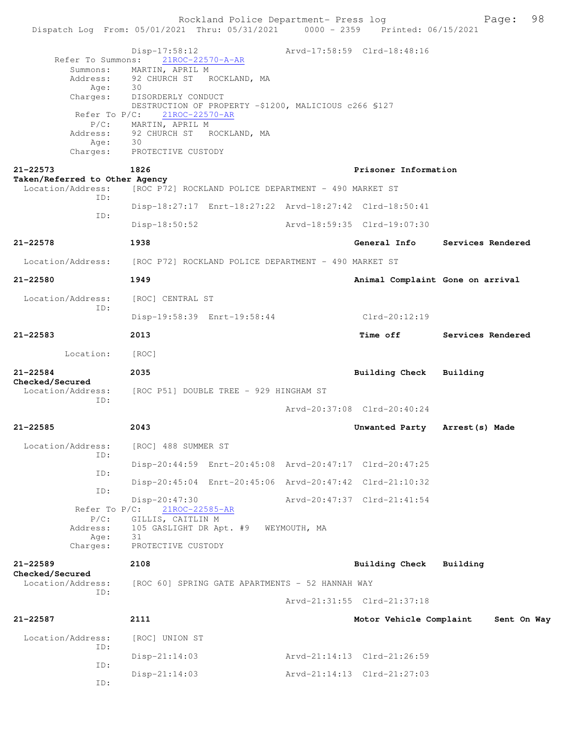```
                Disp-17:58:12                 Arvd-17:58:59  Clrd-18:48:16
       Refer To Summons:    21ROC-22570-A-AR
          Summons:    MARTIN, APRIL M
          Address:    92 CHURCH ST   ROCKLAND, MA
              Age:    30
          Charges:    DISORDERLY CONDUCT
                      DESTRUCTION OF PROPERTY -$1200, MALICIOUS c266 §127
         Refer To P/C:    21ROC-22570-AR
              P/C:    MARTIN, APRIL M
          Address:    92 CHURCH ST   ROCKLAND, MA
              Age:    30
          Charges:    PROTECTIVE CUSTODY

21-22573             1826                              Prisoner Information
Taken/Referred to Other Agency
  Location/Address:   [ROC P72] ROCKLAND POLICE DEPARTMENT - 490 MARKET ST
               ID:
                      Disp-18:27:17  Enrt-18:27:22  Arvd-18:27:42  Clrd-18:50:41
               ID:
                      Disp-18:50:52                 Arvd-18:59:35  Clrd-19:07:30

21-22578             1938                              General Info     Services Rendered

  Location/Address:   [ROC P72] ROCKLAND POLICE DEPARTMENT - 490 MARKET ST

21-22580             1949                              Animal Complaint Gone on arrival

  Location/Address:   [ROC] CENTRAL ST
               ID:
                      Disp-19:58:39  Enrt-19:58:44                 Clrd-20:12:19

21-22583             2013                               Time off        Services Rendered

         Location:    [ROC]

21-22584             2035                              Building Check   Building
Checked/Secured
  Location/Address:   [ROC P51] DOUBLE TREE - 929 HINGHAM ST
               ID:
                                                    Arvd-20:37:08  Clrd-20:40:24

21-22585             2043                              Unwanted Party   Arrest(s) Made

  Location/Address:   [ROC] 488 SUMMER ST
               ID:
                      Disp-20:44:59  Enrt-20:45:08  Arvd-20:47:17  Clrd-20:47:25
               ID:
                      Disp-20:45:04  Enrt-20:45:06  Arvd-20:47:42  Clrd-21:10:32
               ID:
                      Disp-20:47:30                 Arvd-20:47:37  Clrd-21:41:54
         Refer To P/C:    21ROC-22585-AR
              P/C:    GILLIS, CAITLIN M
          Address:    105 GASLIGHT DR Apt. #9   WEYMOUTH, MA
              Age:    31
          Charges:    PROTECTIVE CUSTODY

21-22589             2108                              Building Check   Building
Checked/Secured
  Location/Address:   [ROC 60] SPRING GATE APARTMENTS - 52 HANNAH WAY
               ID:
                                                    Arvd-21:31:55  Clrd-21:37:18

21-22587             2111                              Motor Vehicle Complaint    Sent On Way

  Location/Address:   [ROC] UNION ST
               ID:
                      Disp-21:14:03                 Arvd-21:14:13  Clrd-21:26:59
               ID:
                      Disp-21:14:03                 Arvd-21:14:13  Clrd-21:27:03
               ID:
```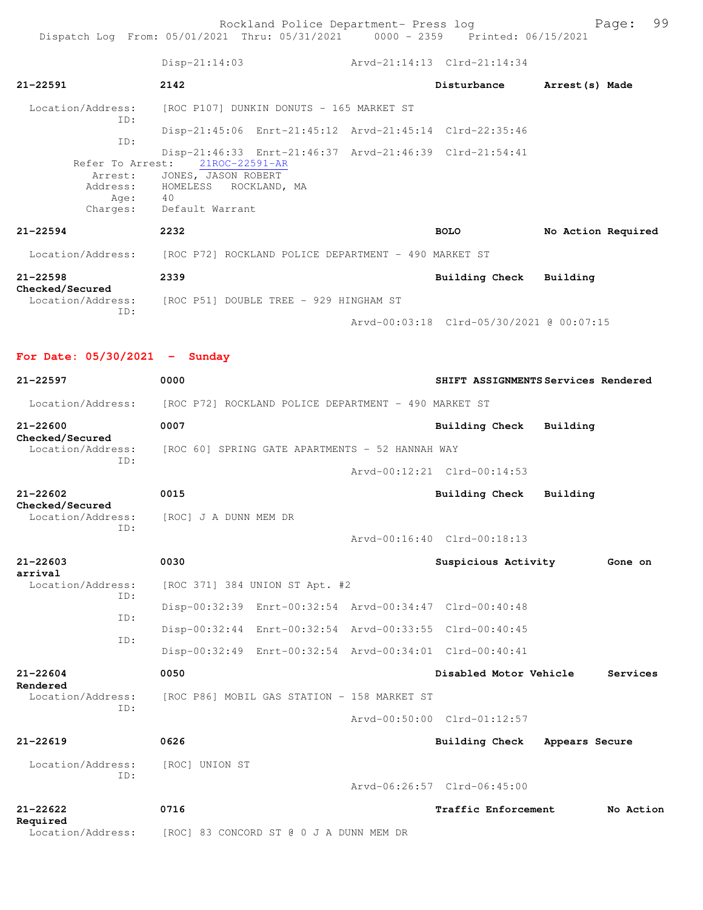Disp-21:14:03 Arvd-21:14:13 Clrd-21:14:34

**21-22591** **2142** **Disturbance** **Arrest(s) Made**

Location/Address: [ROC P107] DUNKIN DONUTS - 165 MARKET ST
ID:
Disp-21:45:06 Enrt-21:45:12 Arvd-21:45:14 Clrd-22:35:46
ID:
Disp-21:46:33 Enrt-21:46:37 Arvd-21:46:39 Clrd-21:54:41
Refer To Arrest: 21ROC-22591-AR
Arrest: JONES, JASON ROBERT
Address: HOMELESS ROCKLAND, MA
Age: 40
Charges: Default Warrant

**21-22594** **2232** **BOLO** **No Action Required**

Location/Address: [ROC P72] ROCKLAND POLICE DEPARTMENT - 490 MARKET ST

**21-22598** **2339** **Building Check** **Building Checked/Secured**

Location/Address: [ROC P51] DOUBLE TREE - 929 HINGHAM ST
ID:
Arvd-00:03:18 Clrd-05/30/2021 @ 00:07:15

## For Date: 05/30/2021 - Sunday

**21-22597** **0000** **SHIFT ASSIGNMENTS** **Services Rendered**

Location/Address: [ROC P72] ROCKLAND POLICE DEPARTMENT - 490 MARKET ST

**21-22600** **0007** **Building Check** **Building Checked/Secured**

Location/Address: [ROC 60] SPRING GATE APARTMENTS - 52 HANNAH WAY
ID:
Arvd-00:12:21 Clrd-00:14:53

**21-22602** **0015** **Building Check** **Building Checked/Secured**

Location/Address: [ROC] J A DUNN MEM DR
ID:
Arvd-00:16:40 Clrd-00:18:13

**21-22603** **0030** **Suspicious Activity** **Gone on arrival**

Location/Address: [ROC 371] 384 UNION ST Apt. #2
ID:
Disp-00:32:39 Enrt-00:32:54 Arvd-00:34:47 Clrd-00:40:48
ID:
Disp-00:32:44 Enrt-00:32:54 Arvd-00:33:55 Clrd-00:40:45
ID:
Disp-00:32:49 Enrt-00:32:54 Arvd-00:34:01 Clrd-00:40:41

**21-22604** **0050** **Disabled Motor Vehicle** **Services Rendered**

Location/Address: [ROC P86] MOBIL GAS STATION - 158 MARKET ST
ID:
Arvd-00:50:00 Clrd-01:12:57

**21-22619** **0626** **Building Check** **Appears Secure**

Location/Address: [ROC] UNION ST
ID:
Arvd-06:26:57 Clrd-06:45:00

**21-22622** **0716** **Traffic Enforcement** **No Action Required**

Location/Address: [ROC] 83 CONCORD ST @ 0 J A DUNN MEM DR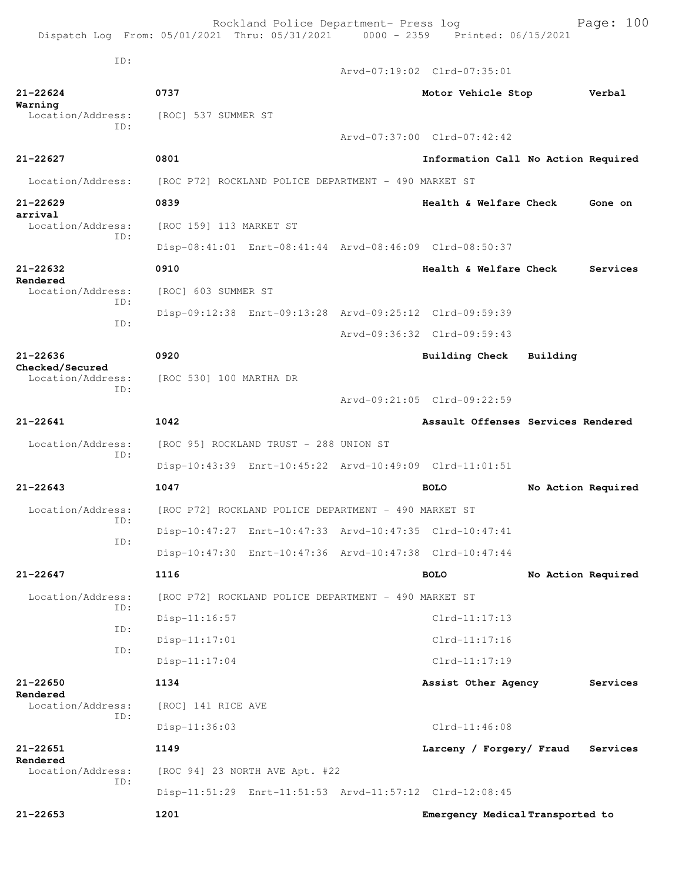ID:
Arvd-07:19:02 Clrd-07:35:01

**21-22624** 0737 **Motor Vehicle Stop** **Verbal Warning**
Location/Address: [ROC] 537 SUMMER ST
ID:
Arvd-07:37:00 Clrd-07:42:42

**21-22627** 0801 **Information Call No Action Required**
Location/Address: [ROC P72] ROCKLAND POLICE DEPARTMENT - 490 MARKET ST

**21-22629** 0839 **Health & Welfare Check** **Gone on arrival**
Location/Address: [ROC 159] 113 MARKET ST
ID:
Disp-08:41:01 Enrt-08:41:44 Arvd-08:46:09 Clrd-08:50:37

**21-22632** 0910 **Health & Welfare Check** **Services Rendered**
Location/Address: [ROC] 603 SUMMER ST
ID:
Disp-09:12:38 Enrt-09:13:28 Arvd-09:25:12 Clrd-09:59:39
ID:
Arvd-09:36:32 Clrd-09:59:43

**21-22636** 0920 **Building Check** **Building Checked/Secured**
Location/Address: [ROC 530] 100 MARTHA DR
ID:
Arvd-09:21:05 Clrd-09:22:59

**21-22641** 1042 **Assault Offenses Services Rendered**
Location/Address: [ROC 95] ROCKLAND TRUST - 288 UNION ST
ID:
Disp-10:43:39 Enrt-10:45:22 Arvd-10:49:09 Clrd-11:01:51

**21-22643** 1047 **BOLO** **No Action Required**
Location/Address: [ROC P72] ROCKLAND POLICE DEPARTMENT - 490 MARKET ST
ID:
Disp-10:47:27 Enrt-10:47:33 Arvd-10:47:35 Clrd-10:47:41
ID:
Disp-10:47:30 Enrt-10:47:36 Arvd-10:47:38 Clrd-10:47:44

**21-22647** 1116 **BOLO** **No Action Required**
Location/Address: [ROC P72] ROCKLAND POLICE DEPARTMENT - 490 MARKET ST
ID:
Disp-11:16:57 Clrd-11:17:13
ID:
Disp-11:17:01 Clrd-11:17:16
ID:
Disp-11:17:04 Clrd-11:17:19

**21-22650** 1134 **Assist Other Agency** **Services Rendered**
Location/Address: [ROC] 141 RICE AVE
ID:
Disp-11:36:03 Clrd-11:46:08

**21-22651** 1149 **Larceny / Forgery/ Fraud** **Services Rendered**
Location/Address: [ROC 94] 23 NORTH AVE Apt. #22
ID:
Disp-11:51:29 Enrt-11:51:53 Arvd-11:57:12 Clrd-12:08:45

**21-22653** 1201 **Emergency Medical Transported to**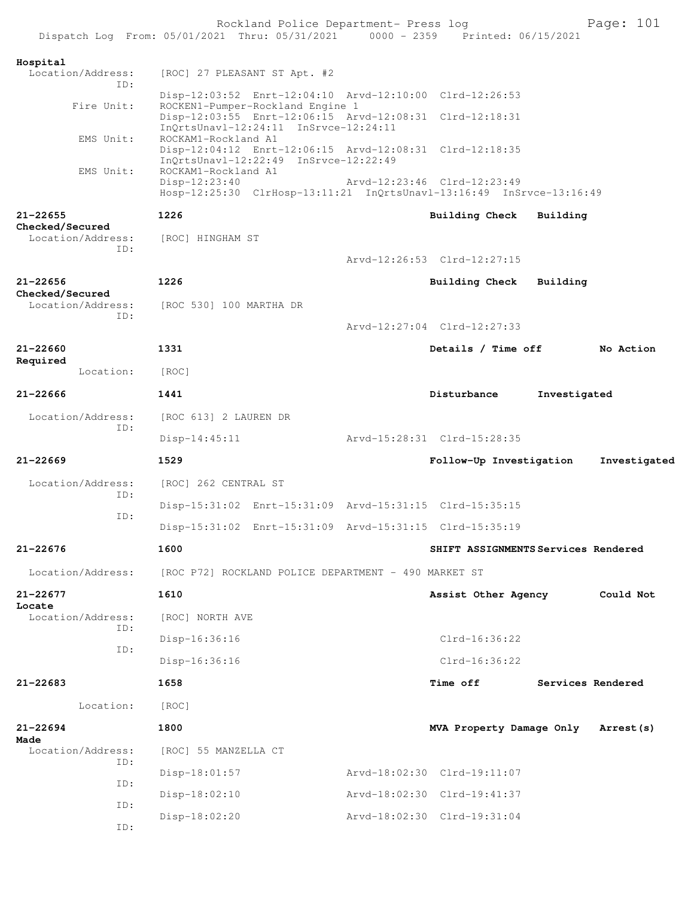**Hospital**

Location/Address: [ROC] 27 PLEASANT ST Apt. #2
ID:
Disp-12:03:52 Enrt-12:04:10 Arvd-12:10:00 Clrd-12:26:53
Fire Unit: ROCKEN1-Pumper-Rockland Engine 1
Disp-12:03:55 Enrt-12:06:15 Arvd-12:08:31 Clrd-12:18:31
InQrtsUnavl-12:24:11 InSrvce-12:24:11
EMS Unit: ROCKAM1-Rockland A1
Disp-12:04:12 Enrt-12:06:15 Arvd-12:08:31 Clrd-12:18:35
InQrtsUnavl-12:22:49 InSrvce-12:22:49
EMS Unit: ROCKAM1-Rockland A1
Disp-12:23:40 Arvd-12:23:46 Clrd-12:23:49
Hosp-12:25:30 ClrHosp-13:11:21 InQrtsUnavl-13:16:49 InSrvce-13:16:49

**21-22655** **1226** **Building Check** **Building Checked/Secured**
Location/Address: [ROC] HINGHAM ST
ID:
Arvd-12:26:53 Clrd-12:27:15

**21-22656** **1226** **Building Check** **Building Checked/Secured**
Location/Address: [ROC 530] 100 MARTHA DR
ID:
Arvd-12:27:04 Clrd-12:27:33

**21-22660** **1331** **Details / Time off** **No Action Required**
Location: [ROC]

**21-22666** **1441** **Disturbance** **Investigated**
Location/Address: [ROC 613] 2 LAUREN DR
ID:
Disp-14:45:11 Arvd-15:28:31 Clrd-15:28:35

**21-22669** **1529** **Follow-Up Investigation** **Investigated**
Location/Address: [ROC] 262 CENTRAL ST
ID:
Disp-15:31:02 Enrt-15:31:09 Arvd-15:31:15 Clrd-15:35:15
ID:
Disp-15:31:02 Enrt-15:31:09 Arvd-15:31:15 Clrd-15:35:19

**21-22676** **1600** **SHIFT ASSIGNMENTS** **Services Rendered**
Location/Address: [ROC P72] ROCKLAND POLICE DEPARTMENT - 490 MARKET ST

**21-22677** **1610** **Assist Other Agency** **Could Not Locate**
Location/Address: [ROC] NORTH AVE
ID:
Disp-16:36:16 Clrd-16:36:22
ID:
Disp-16:36:16 Clrd-16:36:22

**21-22683** **1658** **Time off** **Services Rendered**
Location: [ROC]

**21-22694** **1800** **MVA Property Damage Only** **Arrest(s) Made**
Location/Address: [ROC] 55 MANZELLA CT
ID:
Disp-18:01:57 Arvd-18:02:30 Clrd-19:11:07
ID:
Disp-18:02:10 Arvd-18:02:30 Clrd-19:41:37
ID:
Disp-18:02:20 Arvd-18:02:30 Clrd-19:31:04
ID: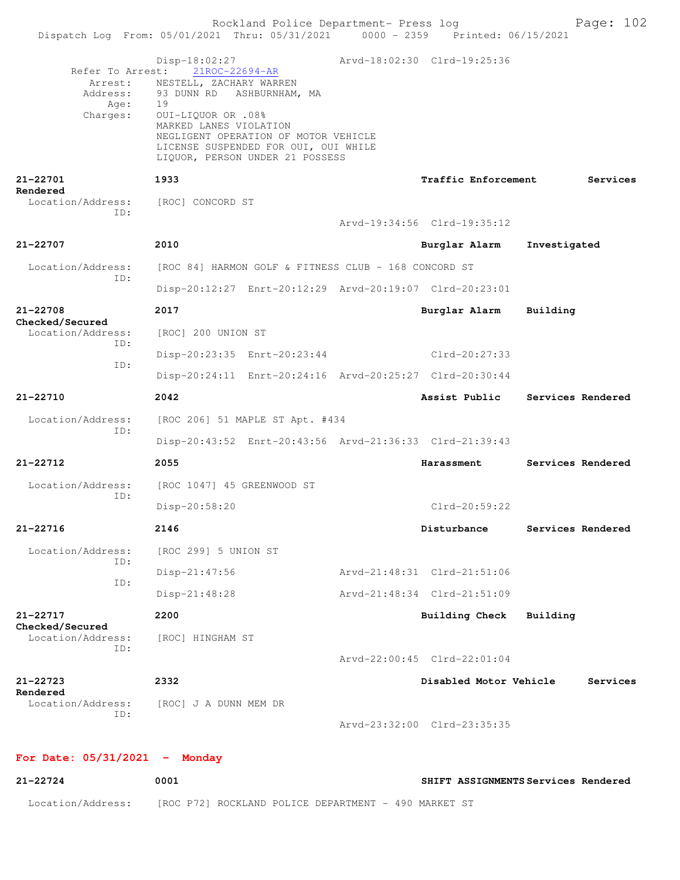Disp-18:02:27 Arvd-18:02:30 Clrd-19:25:36

Refer To Arrest: 21ROC-22694-AR

Arrest: NESTELL, ZACHARY WARREN
Address: 93 DUNN RD ASHBURNHAM, MA
Age: 19
Charges: OUI-LIQUOR OR .08%
MARKED LANES VIOLATION
NEGLIGENT OPERATION OF MOTOR VEHICLE
LICENSE SUSPENDED FOR OUI, OUI WHILE
LIQUOR, PERSON UNDER 21 POSSESS

**21-22701** **1933** **Traffic Enforcement** **Services Rendered**

Location/Address: [ROC] CONCORD ST
ID:
Arvd-19:34:56 Clrd-19:35:12

**21-22707** **2010** **Burglar Alarm** **Investigated**

Location/Address: [ROC 84] HARMON GOLF & FITNESS CLUB - 168 CONCORD ST
ID:
Disp-20:12:27 Enrt-20:12:29 Arvd-20:19:07 Clrd-20:23:01

**21-22708** **2017** **Burglar Alarm** **Building Checked/Secured**

Location/Address: [ROC] 200 UNION ST
ID:
Disp-20:23:35 Enrt-20:23:44 Clrd-20:27:33
ID:
Disp-20:24:11 Enrt-20:24:16 Arvd-20:25:27 Clrd-20:30:44

**21-22710** **2042** **Assist Public** **Services Rendered**

Location/Address: [ROC 206] 51 MAPLE ST Apt. #434
ID:
Disp-20:43:52 Enrt-20:43:56 Arvd-21:36:33 Clrd-21:39:43

**21-22712** **2055** **Harassment** **Services Rendered**

Location/Address: [ROC 1047] 45 GREENWOOD ST
ID:
Disp-20:58:20 Clrd-20:59:22

**21-22716** **2146** **Disturbance** **Services Rendered**

Location/Address: [ROC 299] 5 UNION ST
ID:
Disp-21:47:56 Arvd-21:48:31 Clrd-21:51:06
ID:
Disp-21:48:28 Arvd-21:48:34 Clrd-21:51:09

**21-22717** **2200** **Building Check** **Building Checked/Secured**

Location/Address: [ROC] HINGHAM ST
ID:
Arvd-22:00:45 Clrd-22:01:04

**21-22723** **2332** **Disabled Motor Vehicle** **Services Rendered**

Location/Address: [ROC] J A DUNN MEM DR
ID:
Arvd-23:32:00 Clrd-23:35:35

**For Date: 05/31/2021 - Monday**

**21-22724** **0001** **SHIFT ASSIGNMENTS** **Services Rendered**

Location/Address: [ROC P72] ROCKLAND POLICE DEPARTMENT - 490 MARKET ST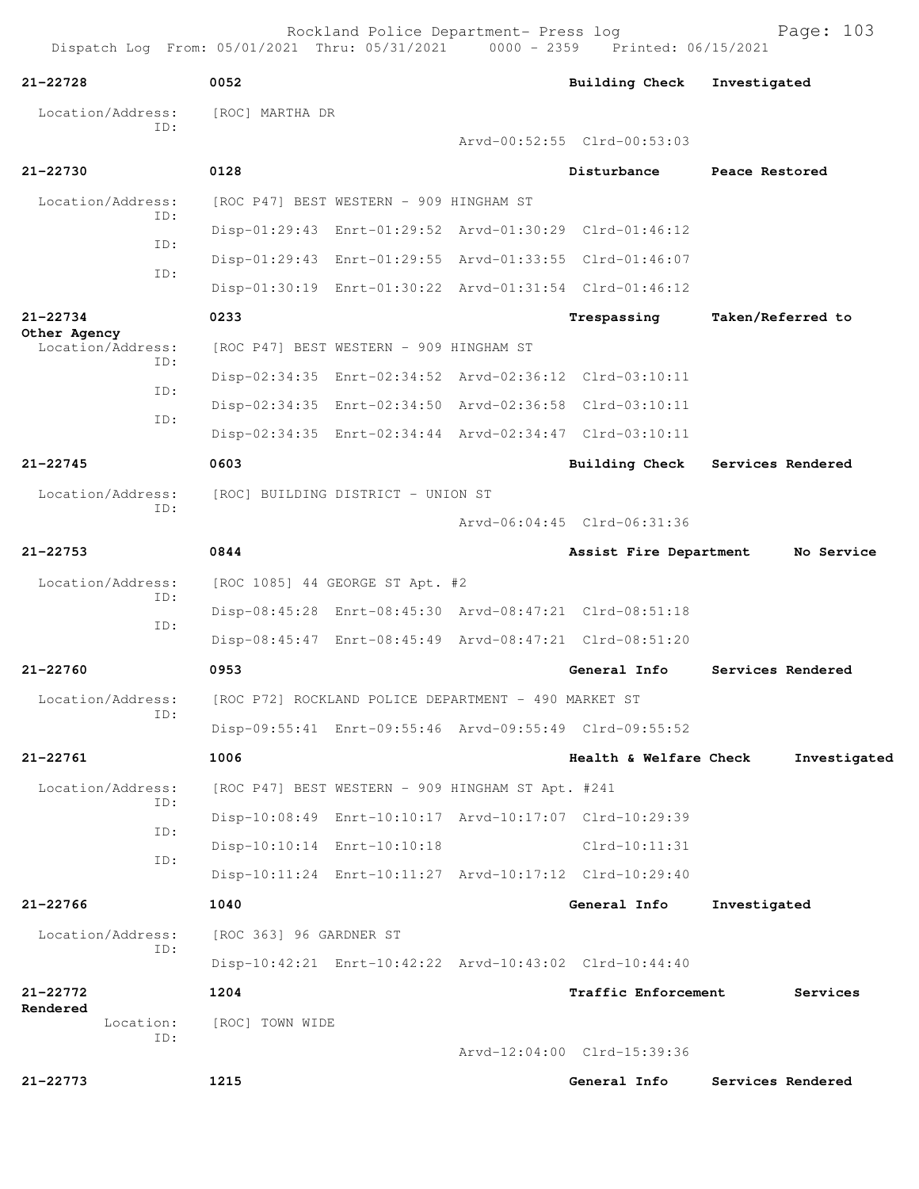Rockland Police Department- Press log
Dispatch Log From: 05/01/2021 Thru: 05/31/2021 0000 - 2359 Printed: 06/15/2021

**21-22728** 0052 Building Check Investigated

Location/Address: [ROC] MARTHA DR
ID:
Arvd-00:52:55 Clrd-00:53:03

**21-22730** 0128 Disturbance Peace Restored

Location/Address: [ROC P47] BEST WESTERN - 909 HINGHAM ST
ID:
Disp-01:29:43 Enrt-01:29:52 Arvd-01:30:29 Clrd-01:46:12
ID:
Disp-01:29:43 Enrt-01:29:55 Arvd-01:33:55 Clrd-01:46:07
ID:
Disp-01:30:19 Enrt-01:30:22 Arvd-01:31:54 Clrd-01:46:12

**21-22734** 0233 Trespassing Taken/Referred to Other Agency

Location/Address: [ROC P47] BEST WESTERN - 909 HINGHAM ST
ID:
Disp-02:34:35 Enrt-02:34:52 Arvd-02:36:12 Clrd-03:10:11
ID:
Disp-02:34:35 Enrt-02:34:50 Arvd-02:36:58 Clrd-03:10:11
ID:
Disp-02:34:35 Enrt-02:34:44 Arvd-02:34:47 Clrd-03:10:11

**21-22745** 0603 Building Check Services Rendered

Location/Address: [ROC] BUILDING DISTRICT - UNION ST
ID:
Arvd-06:04:45 Clrd-06:31:36

**21-22753** 0844 Assist Fire Department No Service

Location/Address: [ROC 1085] 44 GEORGE ST Apt. #2
ID:
Disp-08:45:28 Enrt-08:45:30 Arvd-08:47:21 Clrd-08:51:18
ID:
Disp-08:45:47 Enrt-08:45:49 Arvd-08:47:21 Clrd-08:51:20

**21-22760** 0953 General Info Services Rendered

Location/Address: [ROC P72] ROCKLAND POLICE DEPARTMENT - 490 MARKET ST
ID:
Disp-09:55:41 Enrt-09:55:46 Arvd-09:55:49 Clrd-09:55:52

**21-22761** 1006 Health & Welfare Check Investigated

Location/Address: [ROC P47] BEST WESTERN - 909 HINGHAM ST Apt. #241
ID:
Disp-10:08:49 Enrt-10:10:17 Arvd-10:17:07 Clrd-10:29:39
ID:
Disp-10:10:14 Enrt-10:10:18 Clrd-10:11:31
ID:
Disp-10:11:24 Enrt-10:11:27 Arvd-10:17:12 Clrd-10:29:40

**21-22766** 1040 General Info Investigated

Location/Address: [ROC 363] 96 GARDNER ST
ID:
Disp-10:42:21 Enrt-10:42:22 Arvd-10:43:02 Clrd-10:44:40

**21-22772** 1204 Traffic Enforcement Services Rendered

Location: [ROC] TOWN WIDE
ID:
Arvd-12:04:00 Clrd-15:39:36

**21-22773** 1215 General Info Services Rendered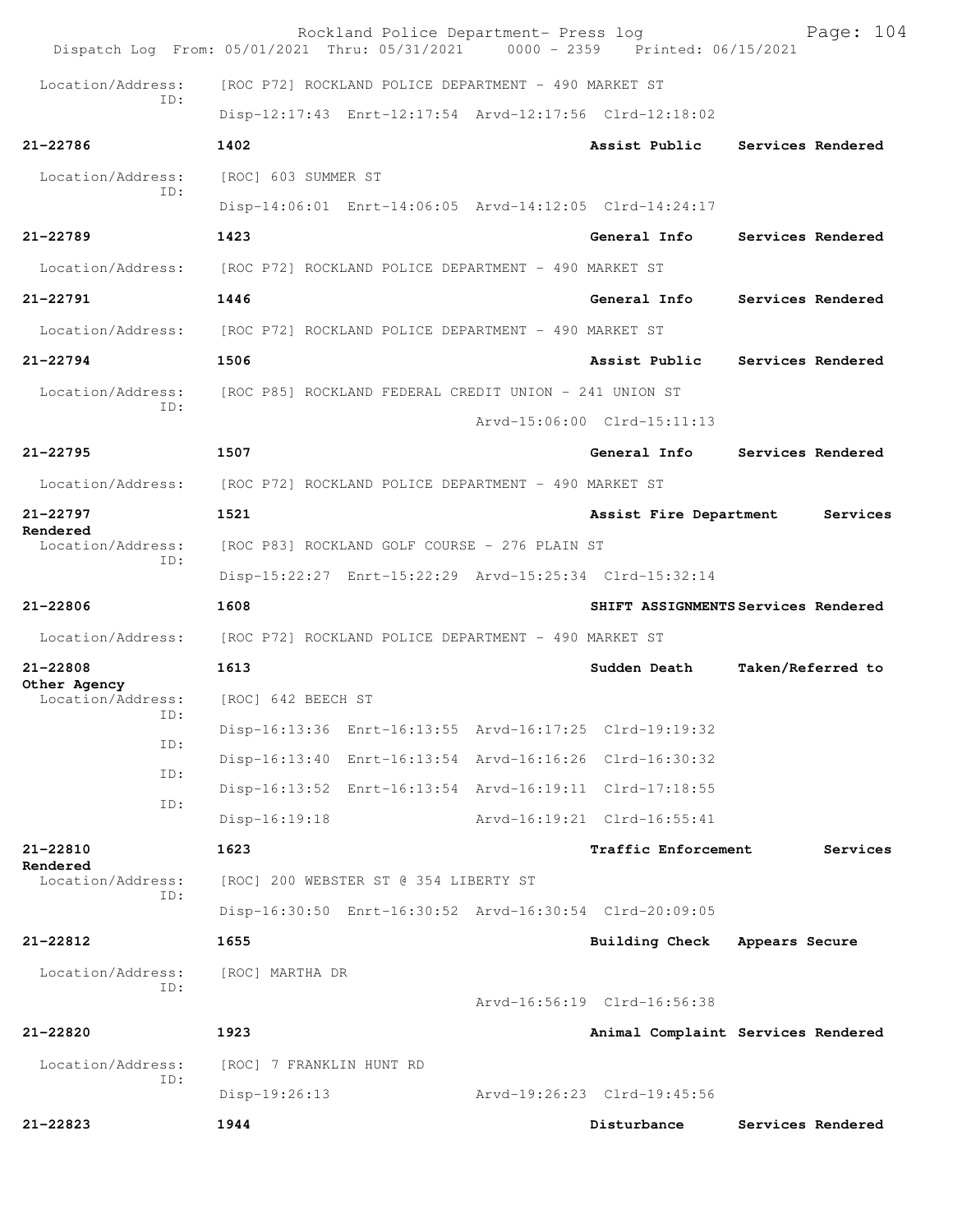Rockland Police Department- Press log
Dispatch Log From: 05/01/2021 Thru: 05/31/2021 0000 - 2359 Printed: 06/15/2021

Location/Address: [ROC P72] ROCKLAND POLICE DEPARTMENT - 490 MARKET ST
ID:
Disp-12:17:43 Enrt-12:17:54 Arvd-12:17:56 Clrd-12:18:02

**21-22786** **1402** **Assist Public** **Services Rendered**
Location/Address: [ROC] 603 SUMMER ST
ID:
Disp-14:06:01 Enrt-14:06:05 Arvd-14:12:05 Clrd-14:24:17

**21-22789** **1423** **General Info** **Services Rendered**
Location/Address: [ROC P72] ROCKLAND POLICE DEPARTMENT - 490 MARKET ST

**21-22791** **1446** **General Info** **Services Rendered**
Location/Address: [ROC P72] ROCKLAND POLICE DEPARTMENT - 490 MARKET ST

**21-22794** **1506** **Assist Public** **Services Rendered**
Location/Address: [ROC P85] ROCKLAND FEDERAL CREDIT UNION - 241 UNION ST
ID:
Arvd-15:06:00 Clrd-15:11:13

**21-22795** **1507** **General Info** **Services Rendered**
Location/Address: [ROC P72] ROCKLAND POLICE DEPARTMENT - 490 MARKET ST

**21-22797** **1521** **Assist Fire Department** **Services Rendered**
Location/Address: [ROC P83] ROCKLAND GOLF COURSE - 276 PLAIN ST
ID:
Disp-15:22:27 Enrt-15:22:29 Arvd-15:25:34 Clrd-15:32:14

**21-22806** **1608** **SHIFT ASSIGNMENTS** **Services Rendered**
Location/Address: [ROC P72] ROCKLAND POLICE DEPARTMENT - 490 MARKET ST

**21-22808** **1613** **Sudden Death** **Taken/Referred to Other Agency**
Location/Address: [ROC] 642 BEECH ST
ID:
Disp-16:13:36 Enrt-16:13:55 Arvd-16:17:25 Clrd-19:19:32
ID:
Disp-16:13:40 Enrt-16:13:54 Arvd-16:16:26 Clrd-16:30:32
ID:
Disp-16:13:52 Enrt-16:13:54 Arvd-16:19:11 Clrd-17:18:55
ID:
Disp-16:19:18 Arvd-16:19:21 Clrd-16:55:41

**21-22810** **1623** **Traffic Enforcement** **Services Rendered**
Location/Address: [ROC] 200 WEBSTER ST @ 354 LIBERTY ST
ID:
Disp-16:30:50 Enrt-16:30:52 Arvd-16:30:54 Clrd-20:09:05

**21-22812** **1655** **Building Check** **Appears Secure**
Location/Address: [ROC] MARTHA DR
ID:
Arvd-16:56:19 Clrd-16:56:38

**21-22820** **1923** **Animal Complaint** **Services Rendered**
Location/Address: [ROC] 7 FRANKLIN HUNT RD
ID:
Disp-19:26:13 Arvd-19:26:23 Clrd-19:45:56

**21-22823** **1944** **Disturbance** **Services Rendered**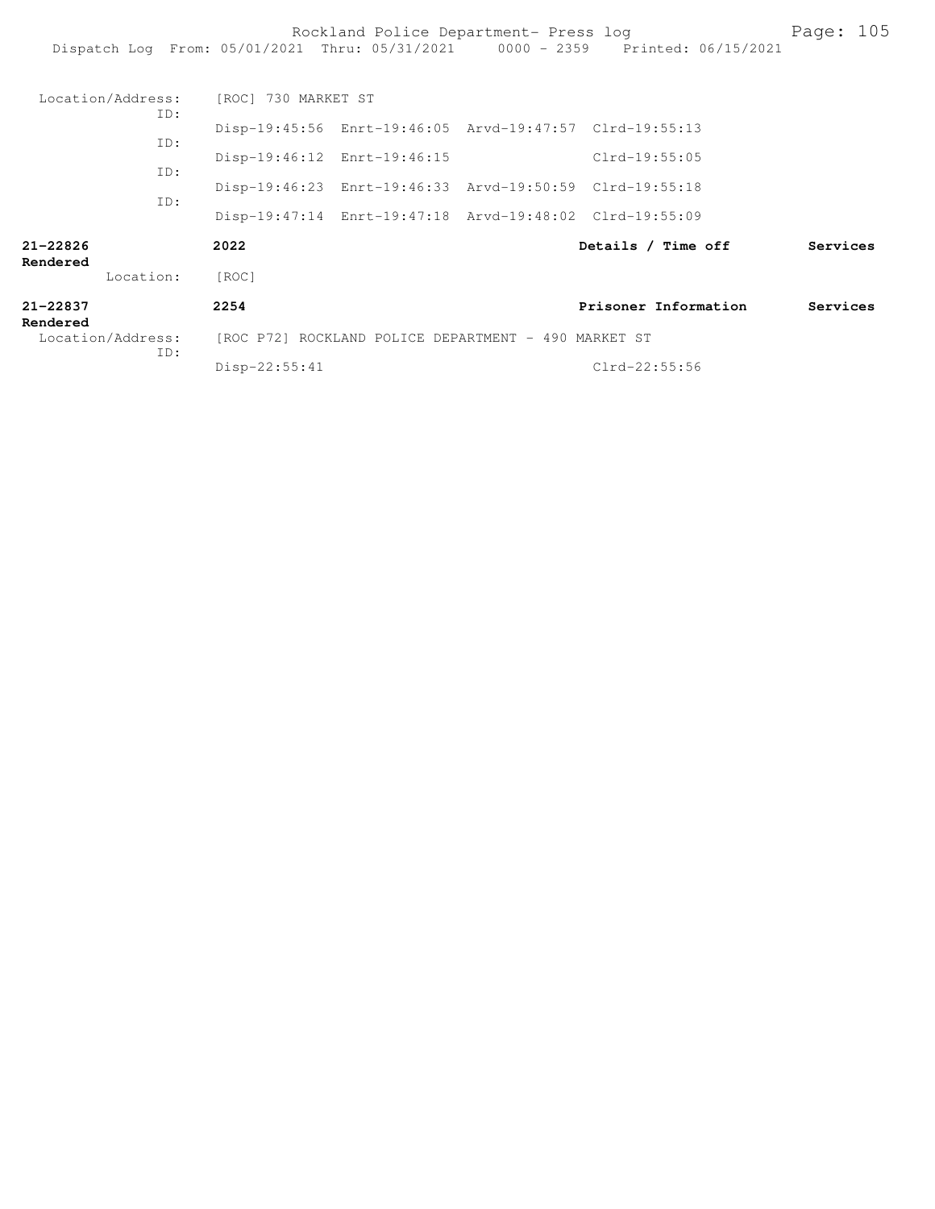Location/Address: [ROC] 730 MARKET ST

ID:
Disp-19:45:56 Enrt-19:46:05 Arvd-19:47:57 Clrd-19:55:13

ID:
Disp-19:46:12 Enrt-19:46:15 Clrd-19:55:05

ID:
Disp-19:46:23 Enrt-19:46:33 Arvd-19:50:59 Clrd-19:55:18

ID:
Disp-19:47:14 Enrt-19:47:18 Arvd-19:48:02 Clrd-19:55:09

**21-22826** **2022** **Details / Time off** **Services Rendered**

Location: [ROC]

**21-22837** **2254** **Prisoner Information** **Services Rendered**

Location/Address: [ROC P72] ROCKLAND POLICE DEPARTMENT - 490 MARKET ST

ID:
Disp-22:55:41 Clrd-22:55:56